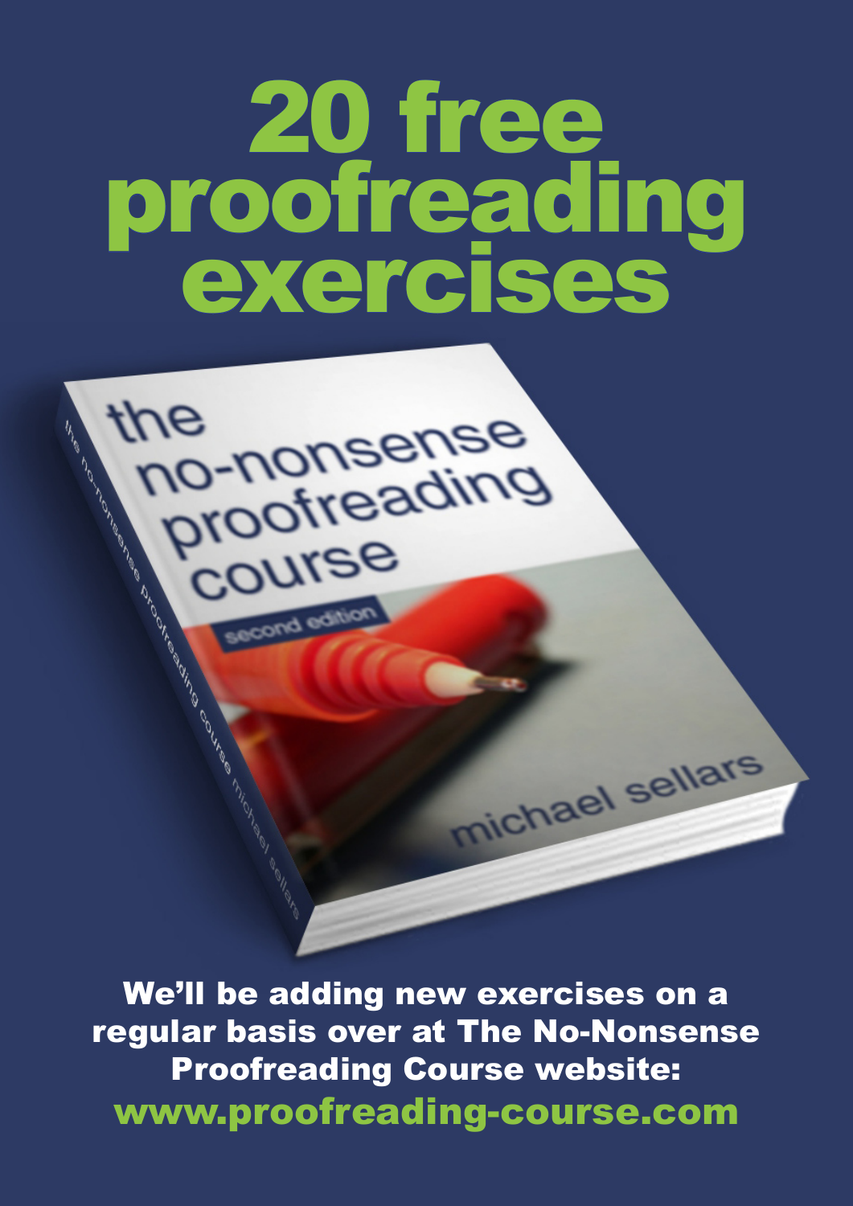# 20 free proofreading exercises

**We'll be adding new exercises on a regular basis over at The No-Nonsense Proofreading Course website:**

**www.proofreading-course.com**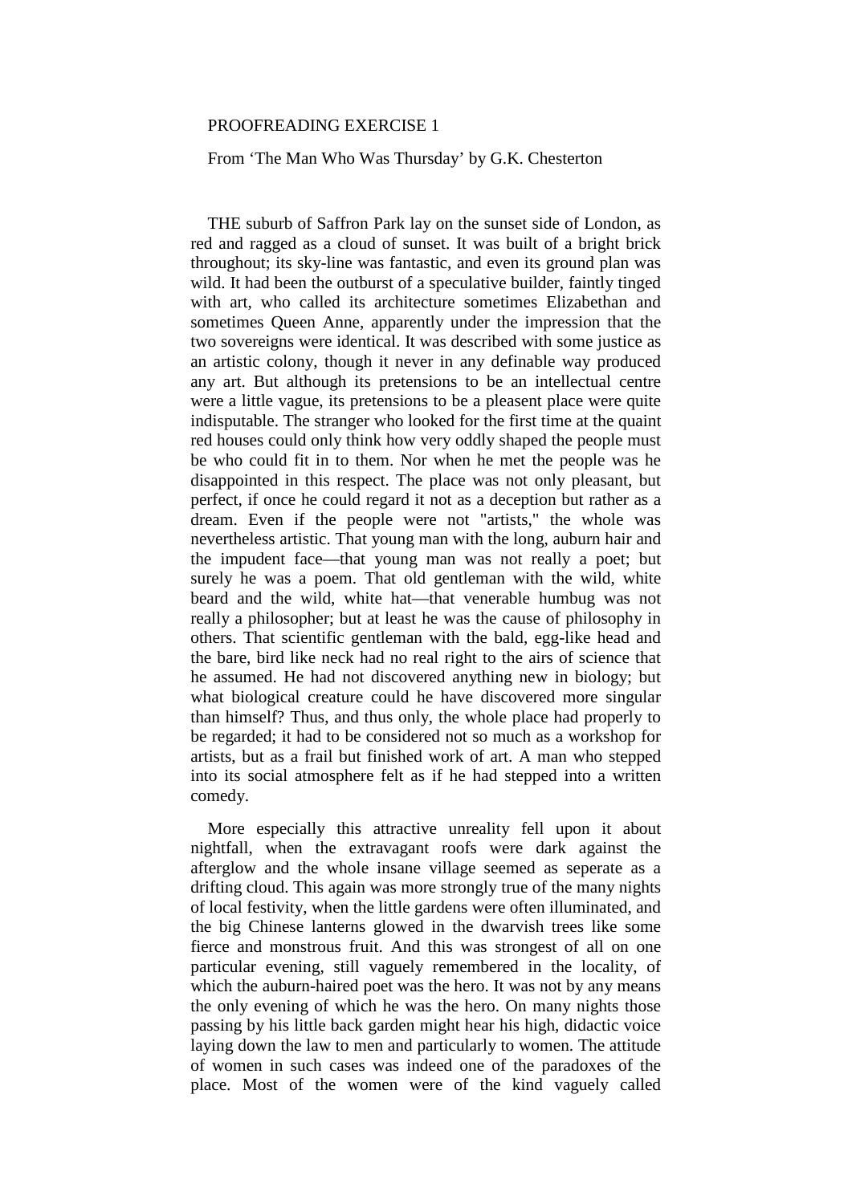PROOFREADING EXERCISE 1

From ‘The Man Who Was Thursday’ by G.K. Chesterton

THE suburb of Saffron Park lay on the sunset side of London, as red and ragged as a cloud of sunset. It was built of a bright brick throughout; its sky-line was fantastic, and even its ground plan was wild. It had been the outburst of a speculative builder, faintly tinged with art, who called its architecture sometimes Elizabethan and sometimes Queen Anne, apparently under the impression that the two sovereigns were identical. It was described with some justice as an artistic colony, though it never in any definable way produced any art. But although its pretensions to be an intellectual centre were a little vague, its pretensions to be a pleasent place were quite indisputable. The stranger who looked for the first time at the quaint red houses could only think how very oddly shaped the people must be who could fit in to them. Nor when he met the people was he disappointed in this respect. The place was not only pleasant, but perfect, if once he could regard it not as a deception but rather as a dream. Even if the people were not "artists," the whole was nevertheless artistic. That young man with the long, auburn hair and the impudent face—that young man was not really a poet; but surely he was a poem. That old gentleman with the wild, white beard and the wild, white hat—that venerable humbug was not really a philosopher; but at least he was the cause of philosophy in others. That scientific gentleman with the bald, egg-like head and the bare, bird like neck had no real right to the airs of science that he assumed. He had not discovered anything new in biology; but what biological creature could he have discovered more singular than himself? Thus, and thus only, the whole place had properly to be regarded; it had to be considered not so much as a workshop for artists, but as a frail but finished work of art. A man who stepped into its social atmosphere felt as if he had stepped into a written comedy.

More especially this attractive unreality fell upon it about nightfall, when the extravagant roofs were dark against the afterglow and the whole insane village seemed as seperate as a drifting cloud. This again was more strongly true of the many nights of local festivity, when the little gardens were often illuminated, and the big Chinese lanterns glowed in the dwarvish trees like some fierce and monstrous fruit. And this was strongest of all on one particular evening, still vaguely remembered in the locality, of which the auburn-haired poet was the hero. It was not by any means the only evening of which he was the hero. On many nights those passing by his little back garden might hear his high, didactic voice laying down the law to men and particularly to women. The attitude of women in such cases was indeed one of the paradoxes of the place. Most of the women were of the kind vaguely called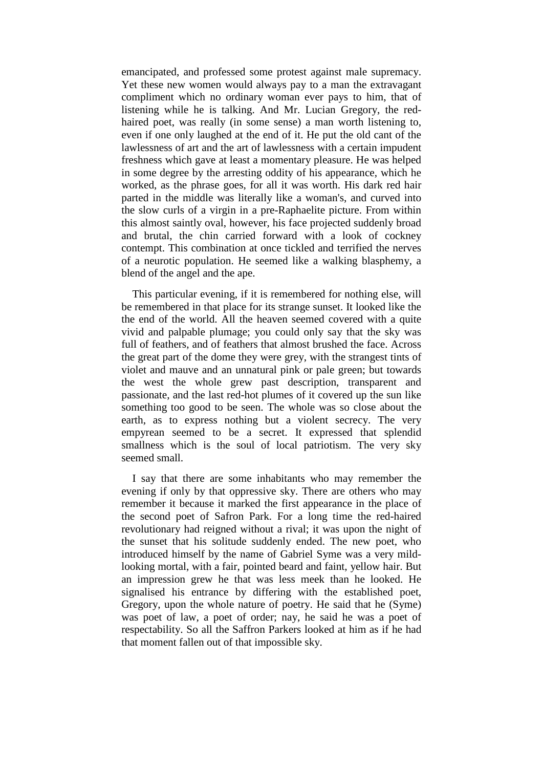emancipated, and professed some protest against male supremacy. Yet these new women would always pay to a man the extravagant compliment which no ordinary woman ever pays to him, that of listening while he is talking. And Mr. Lucian Gregory, the red-haired poet, was really (in some sense) a man worth listening to, even if one only laughed at the end of it. He put the old cant of the lawlessness of art and the art of lawlessness with a certain impudent freshness which gave at least a momentary pleasure. He was helped in some degree by the arresting oddity of his appearance, which he worked, as the phrase goes, for all it was worth. His dark red hair parted in the middle was literally like a woman's, and curved into the slow curls of a virgin in a pre-Raphaelite picture. From within this almost saintly oval, however, his face projected suddenly broad and brutal, the chin carried forward with a look of cockney contempt. This combination at once tickled and terrified the nerves of a neurotic population. He seemed like a walking blasphemy, a blend of the angel and the ape.

This particular evening, if it is remembered for nothing else, will be remembered in that place for its strange sunset. It looked like the the end of the world. All the heaven seemed covered with a quite vivid and palpable plumage; you could only say that the sky was full of feathers, and of feathers that almost brushed the face. Across the great part of the dome they were grey, with the strangest tints of violet and mauve and an unnatural pink or pale green; but towards the west the whole grew past description, transparent and passionate, and the last red-hot plumes of it covered up the sun like something too good to be seen. The whole was so close about the earth, as to express nothing but a violent secrecy. The very empyrean seemed to be a secret. It expressed that splendid smallness which is the soul of local patriotism. The very sky seemed small.

I say that there are some inhabitants who may remember the evening if only by that oppressive sky. There are others who may remember it because it marked the first appearance in the place of the second poet of Safron Park. For a long time the red-haired revolutionary had reigned without a rival; it was upon the night of the sunset that his solitude suddenly ended. The new poet, who introduced himself by the name of Gabriel Syme was a very mild-looking mortal, with a fair, pointed beard and faint, yellow hair. But an impression grew he that was less meek than he looked. He signalised his entrance by differing with the established poet, Gregory, upon the whole nature of poetry. He said that he (Syme) was poet of law, a poet of order; nay, he said he was a poet of respectability. So all the Saffron Parkers looked at him as if he had that moment fallen out of that impossible sky.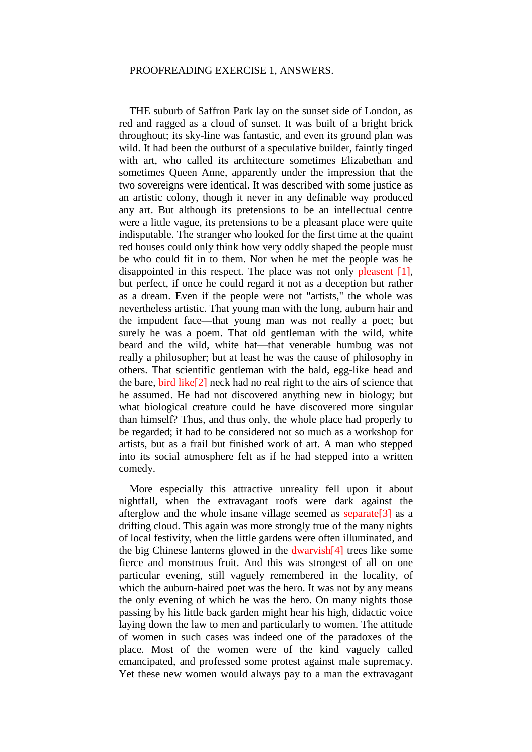PROOFREADING EXERCISE 1, ANSWERS.

THE suburb of Saffron Park lay on the sunset side of London, as red and ragged as a cloud of sunset. It was built of a bright brick throughout; its sky-line was fantastic, and even its ground plan was wild. It had been the outburst of a speculative builder, faintly tinged with art, who called its architecture sometimes Elizabethan and sometimes Queen Anne, apparently under the impression that the two sovereigns were identical. It was described with some justice as an artistic colony, though it never in any definable way produced any art. But although its pretensions to be an intellectual centre were a little vague, its pretensions to be a pleasant place were quite indisputable. The stranger who looked for the first time at the quaint red houses could only think how very oddly shaped the people must be who could fit in to them. Nor when he met the people was he disappointed in this respect. The place was not only pleasent [1], but perfect, if once he could regard it not as a deception but rather as a dream. Even if the people were not "artists," the whole was nevertheless artistic. That young man with the long, auburn hair and the impudent face—that young man was not really a poet; but surely he was a poem. That old gentleman with the wild, white beard and the wild, white hat—that venerable humbug was not really a philosopher; but at least he was the cause of philosophy in others. That scientific gentleman with the bald, egg-like head and the bare, bird like[2] neck had no real right to the airs of science that he assumed. He had not discovered anything new in biology; but what biological creature could he have discovered more singular than himself? Thus, and thus only, the whole place had properly to be regarded; it had to be considered not so much as a workshop for artists, but as a frail but finished work of art. A man who stepped into its social atmosphere felt as if he had stepped into a written comedy.

More especially this attractive unreality fell upon it about nightfall, when the extravagant roofs were dark against the afterglow and the whole insane village seemed as separate[3] as a drifting cloud. This again was more strongly true of the many nights of local festivity, when the little gardens were often illuminated, and the big Chinese lanterns glowed in the dwarvish[4] trees like some fierce and monstrous fruit. And this was strongest of all on one particular evening, still vaguely remembered in the locality, of which the auburn-haired poet was the hero. It was not by any means the only evening of which he was the hero. On many nights those passing by his little back garden might hear his high, didactic voice laying down the law to men and particularly to women. The attitude of women in such cases was indeed one of the paradoxes of the place. Most of the women were of the kind vaguely called emancipated, and professed some protest against male supremacy. Yet these new women would always pay to a man the extravagant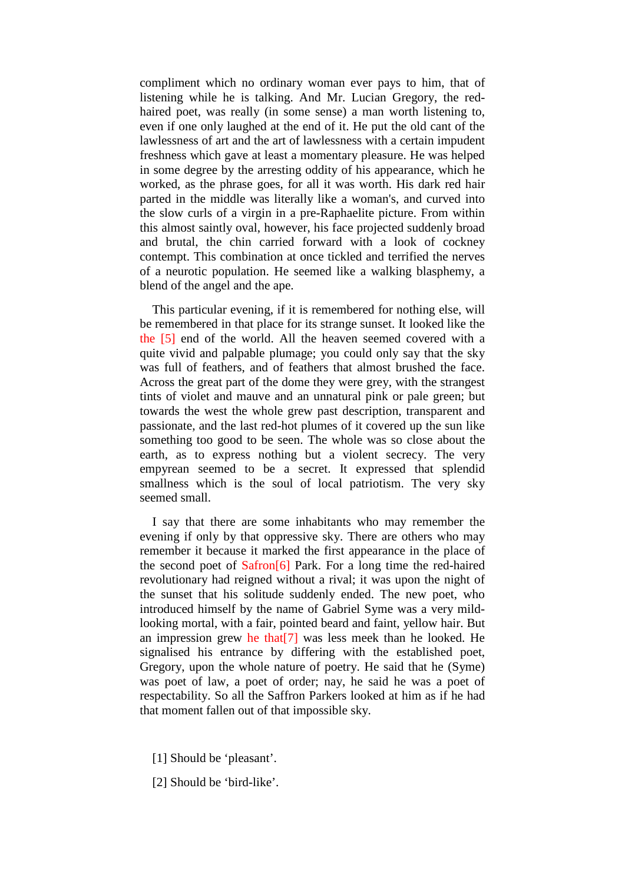compliment which no ordinary woman ever pays to him, that of listening while he is talking. And Mr. Lucian Gregory, the red-haired poet, was really (in some sense) a man worth listening to, even if one only laughed at the end of it. He put the old cant of the lawlessness of art and the art of lawlessness with a certain impudent freshness which gave at least a momentary pleasure. He was helped in some degree by the arresting oddity of his appearance, which he worked, as the phrase goes, for all it was worth. His dark red hair parted in the middle was literally like a woman's, and curved into the slow curls of a virgin in a pre-Raphaelite picture. From within this almost saintly oval, however, his face projected suddenly broad and brutal, the chin carried forward with a look of cockney contempt. This combination at once tickled and terrified the nerves of a neurotic population. He seemed like a walking blasphemy, a blend of the angel and the ape.

This particular evening, if it is remembered for nothing else, will be remembered in that place for its strange sunset. It looked like the the [5] end of the world. All the heaven seemed covered with a quite vivid and palpable plumage; you could only say that the sky was full of feathers, and of feathers that almost brushed the face. Across the great part of the dome they were grey, with the strangest tints of violet and mauve and an unnatural pink or pale green; but towards the west the whole grew past description, transparent and passionate, and the last red-hot plumes of it covered up the sun like something too good to be seen. The whole was so close about the earth, as to express nothing but a violent secrecy. The very empyrean seemed to be a secret. It expressed that splendid smallness which is the soul of local patriotism. The very sky seemed small.

I say that there are some inhabitants who may remember the evening if only by that oppressive sky. There are others who may remember it because it marked the first appearance in the place of the second poet of Safron[6] Park. For a long time the red-haired revolutionary had reigned without a rival; it was upon the night of the sunset that his solitude suddenly ended. The new poet, who introduced himself by the name of Gabriel Syme was a very mild-looking mortal, with a fair, pointed beard and faint, yellow hair. But an impression grew he that[7] was less meek than he looked. He signalised his entrance by differing with the established poet, Gregory, upon the whole nature of poetry. He said that he (Syme) was poet of law, a poet of order; nay, he said he was a poet of respectability. So all the Saffron Parkers looked at him as if he had that moment fallen out of that impossible sky.

[1] Should be ‘pleasant’.

[2] Should be ‘bird-like’.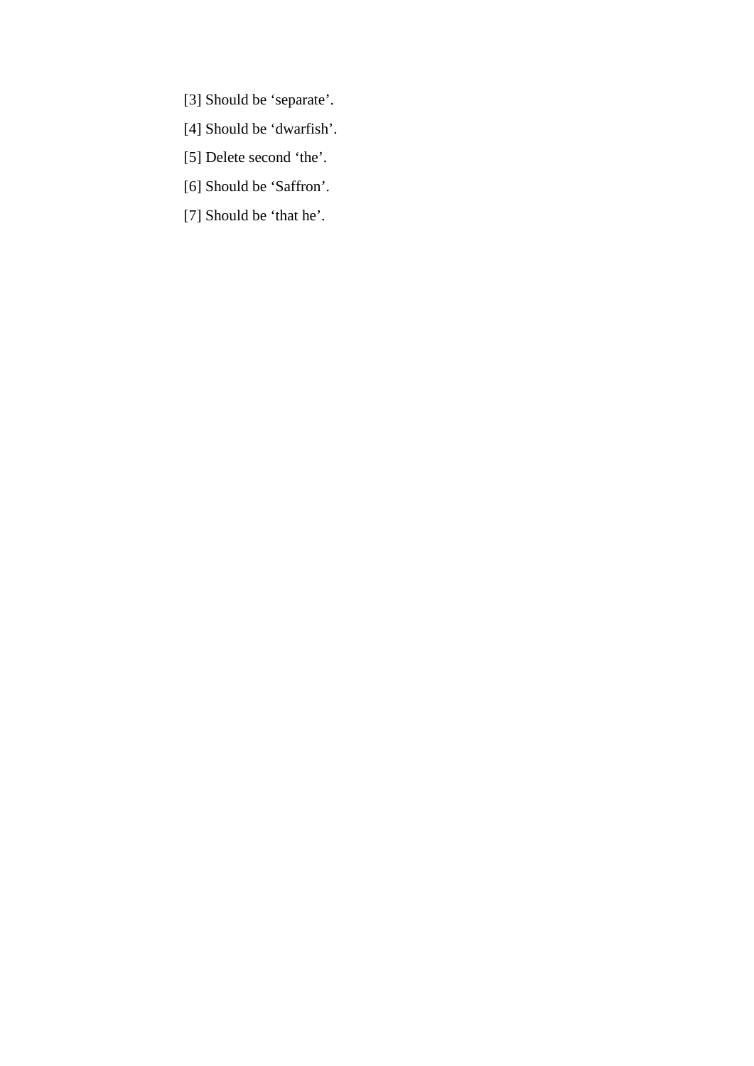[3] Should be ‘separate’.

[4] Should be ‘dwarfish’.

[5] Delete second ‘the’.

[6] Should be ‘Saffron’.

[7] Should be ‘that he’.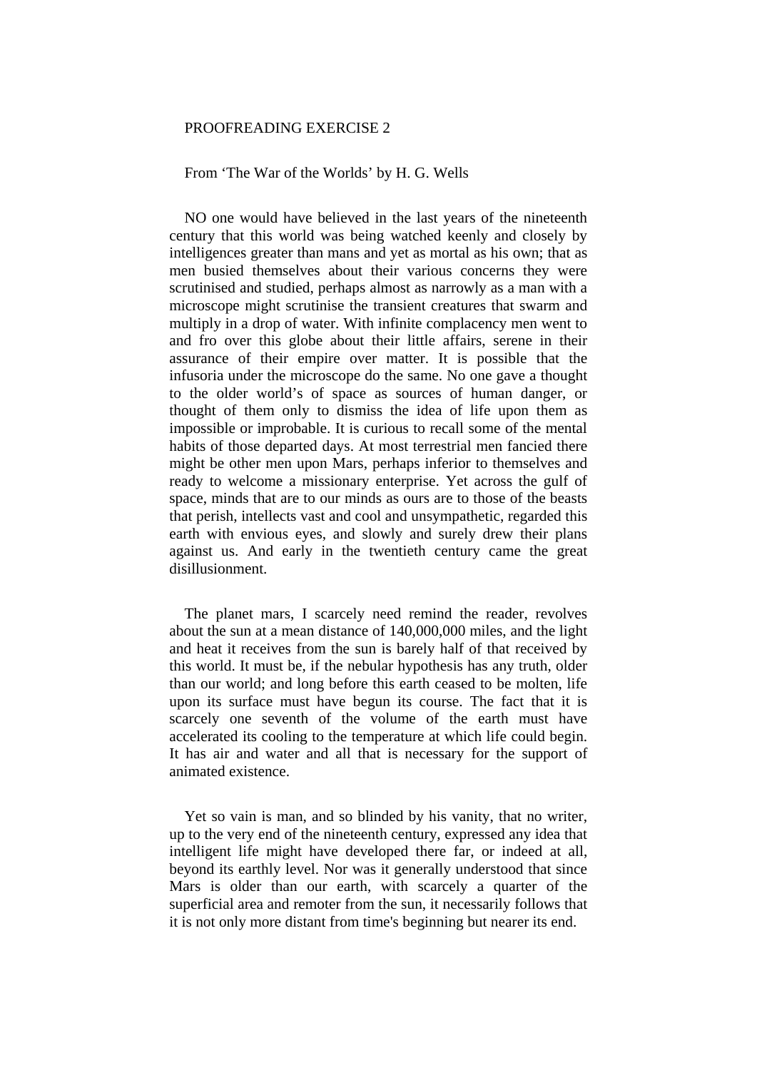PROOFREADING EXERCISE 2

From 'The War of the Worlds' by H. G. Wells

NO one would have believed in the last years of the nineteenth century that this world was being watched keenly and closely by intelligences greater than mans and yet as mortal as his own; that as men busied themselves about their various concerns they were scrutinised and studied, perhaps almost as narrowly as a man with a microscope might scrutinise the transient creatures that swarm and multiply in a drop of water. With infinite complacency men went to and fro over this globe about their little affairs, serene in their assurance of their empire over matter. It is possible that the infusoria under the microscope do the same. No one gave a thought to the older world's of space as sources of human danger, or thought of them only to dismiss the idea of life upon them as impossible or improbable. It is curious to recall some of the mental habits of those departed days. At most terrestrial men fancied there might be other men upon Mars, perhaps inferior to themselves and ready to welcome a missionary enterprise. Yet across the gulf of space, minds that are to our minds as ours are to those of the beasts that perish, intellects vast and cool and unsympathetic, regarded this earth with envious eyes, and slowly and surely drew their plans against us. And early in the twentieth century came the great disillusionment.

The planet mars, I scarcely need remind the reader, revolves about the sun at a mean distance of 140,000,000 miles, and the light and heat it receives from the sun is barely half of that received by this world. It must be, if the nebular hypothesis has any truth, older than our world; and long before this earth ceased to be molten, life upon its surface must have begun its course. The fact that it is scarcely one seventh of the volume of the earth must have accelerated its cooling to the temperature at which life could begin. It has air and water and all that is necessary for the support of animated existence.

Yet so vain is man, and so blinded by his vanity, that no writer, up to the very end of the nineteenth century, expressed any idea that intelligent life might have developed there far, or indeed at all, beyond its earthly level. Nor was it generally understood that since Mars is older than our earth, with scarcely a quarter of the superficial area and remoter from the sun, it necessarily follows that it is not only more distant from time's beginning but nearer its end.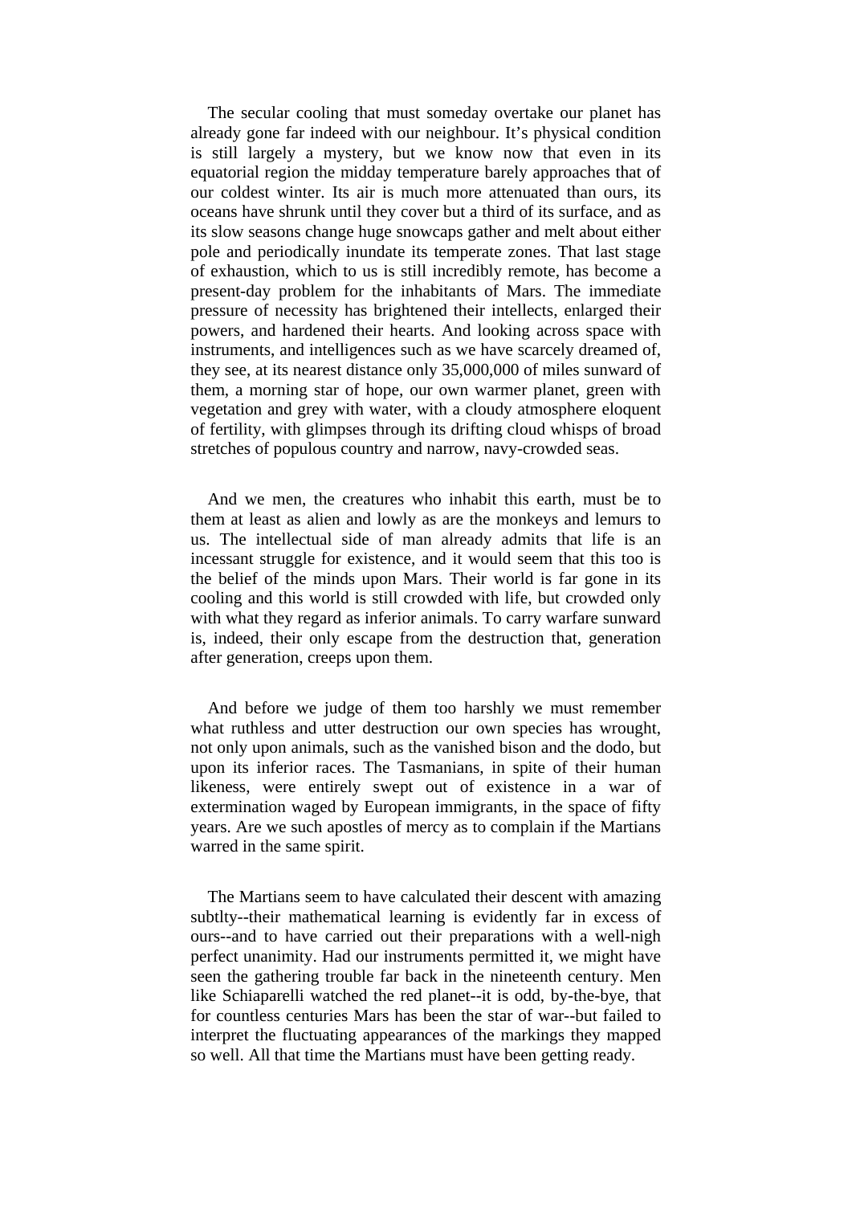The secular cooling that must someday overtake our planet has already gone far indeed with our neighbour. It’s physical condition is still largely a mystery, but we know now that even in its equatorial region the midday temperature barely approaches that of our coldest winter. Its air is much more attenuated than ours, its oceans have shrunk until they cover but a third of its surface, and as its slow seasons change huge snowcaps gather and melt about either pole and periodically inundate its temperate zones. That last stage of exhaustion, which to us is still incredibly remote, has become a present-day problem for the inhabitants of Mars. The immediate pressure of necessity has brightened their intellects, enlarged their powers, and hardened their hearts. And looking across space with instruments, and intelligences such as we have scarcely dreamed of, they see, at its nearest distance only 35,000,000 of miles sunward of them, a morning star of hope, our own warmer planet, green with vegetation and grey with water, with a cloudy atmosphere eloquent of fertility, with glimpses through its drifting cloud whisps of broad stretches of populous country and narrow, navy-crowded seas.

And we men, the creatures who inhabit this earth, must be to them at least as alien and lowly as are the monkeys and lemurs to us. The intellectual side of man already admits that life is an incessant struggle for existence, and it would seem that this too is the belief of the minds upon Mars. Their world is far gone in its cooling and this world is still crowded with life, but crowded only with what they regard as inferior animals. To carry warfare sunward is, indeed, their only escape from the destruction that, generation after generation, creeps upon them.

And before we judge of them too harshly we must remember what ruthless and utter destruction our own species has wrought, not only upon animals, such as the vanished bison and the dodo, but upon its inferior races. The Tasmanians, in spite of their human likeness, were entirely swept out of existence in a war of extermination waged by European immigrants, in the space of fifty years. Are we such apostles of mercy as to complain if the Martians warred in the same spirit.

The Martians seem to have calculated their descent with amazing subtlty--their mathematical learning is evidently far in excess of ours--and to have carried out their preparations with a well-nigh perfect unanimity. Had our instruments permitted it, we might have seen the gathering trouble far back in the nineteenth century. Men like Schiaparelli watched the red planet--it is odd, by-the-bye, that for countless centuries Mars has been the star of war--but failed to interpret the fluctuating appearances of the markings they mapped so well. All that time the Martians must have been getting ready.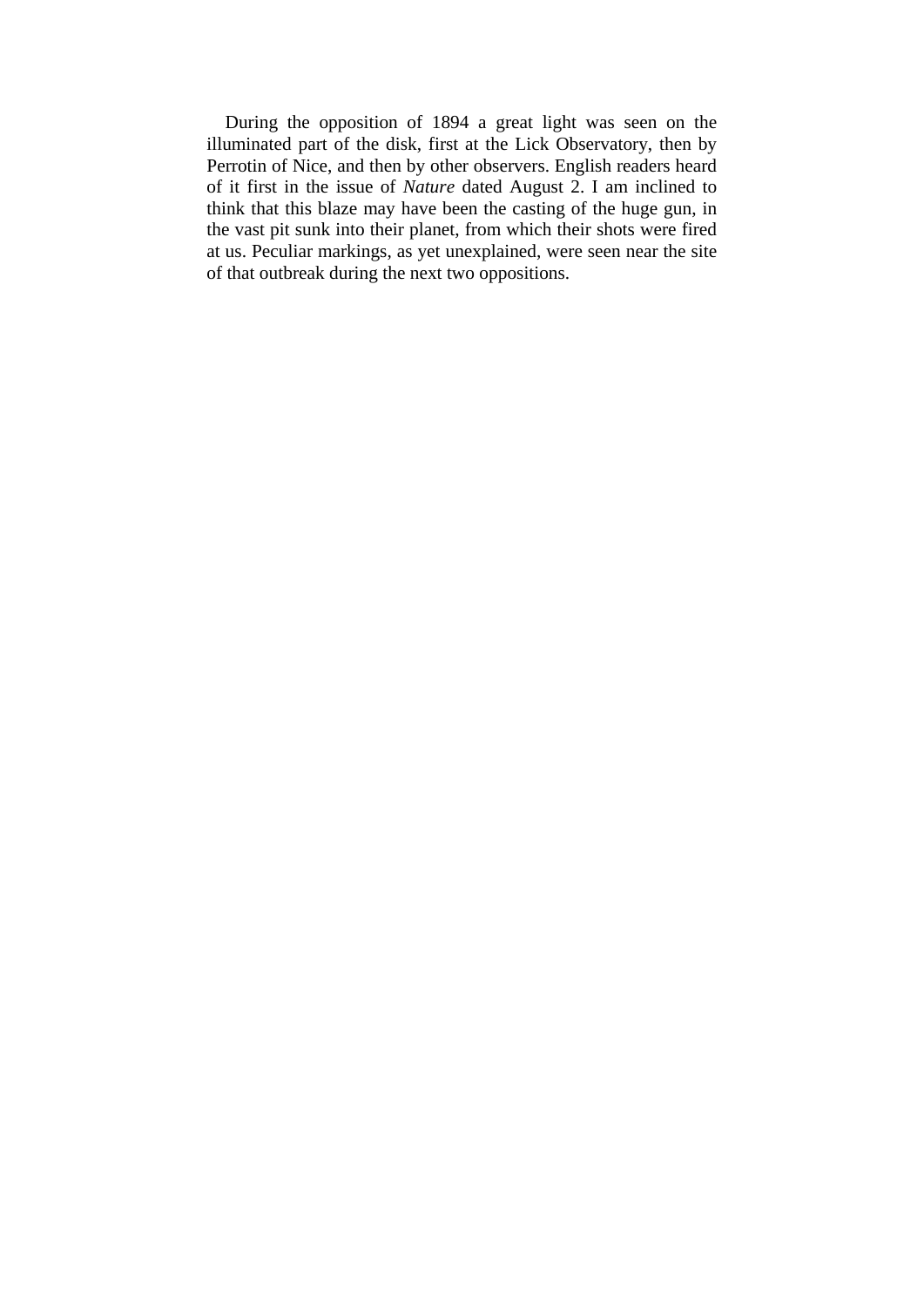During the opposition of 1894 a great light was seen on the illuminated part of the disk, first at the Lick Observatory, then by Perrotin of Nice, and then by other observers. English readers heard of it first in the issue of *Nature* dated August 2. I am inclined to think that this blaze may have been the casting of the huge gun, in the vast pit sunk into their planet, from which their shots were fired at us. Peculiar markings, as yet unexplained, were seen near the site of that outbreak during the next two oppositions.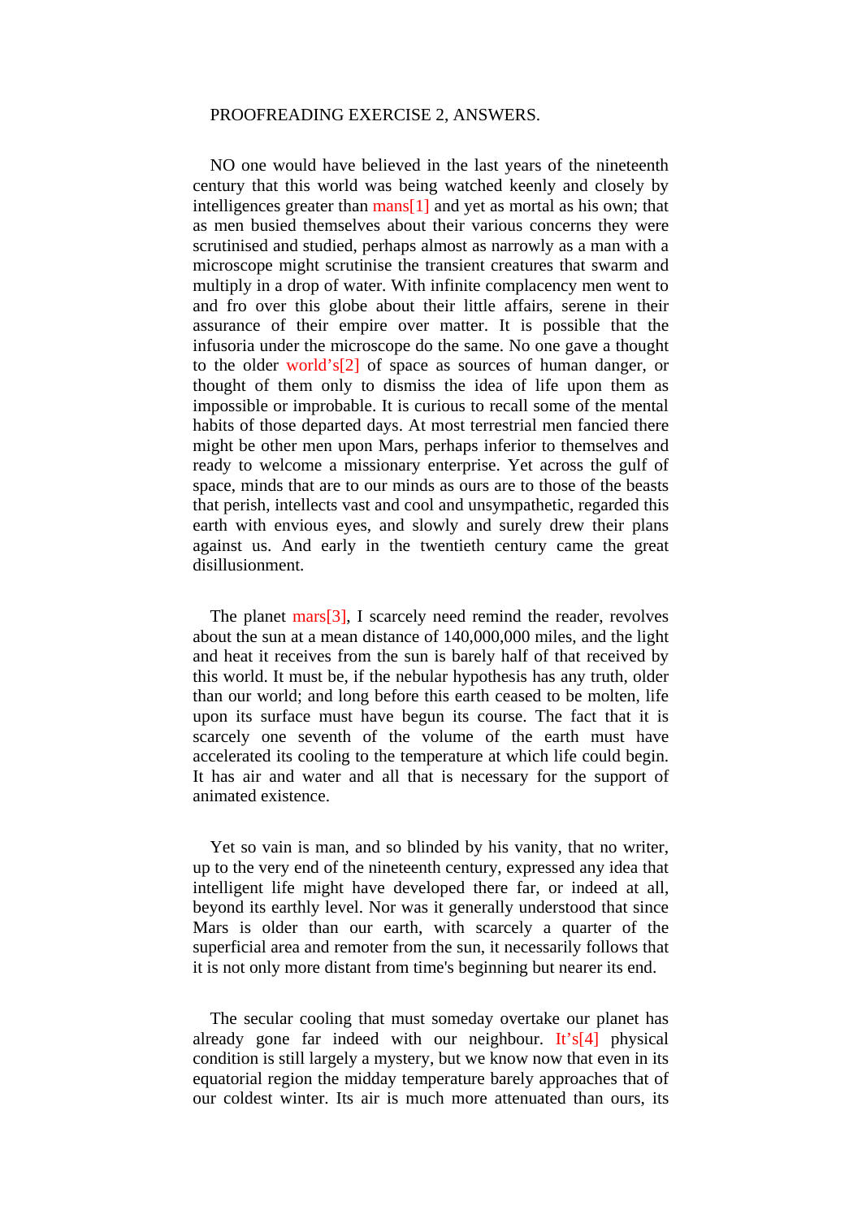PROOFREADING EXERCISE 2, ANSWERS.

NO one would have believed in the last years of the nineteenth century that this world was being watched keenly and closely by intelligences greater than mans[1] and yet as mortal as his own; that as men busied themselves about their various concerns they were scrutinised and studied, perhaps almost as narrowly as a man with a microscope might scrutinise the transient creatures that swarm and multiply in a drop of water. With infinite complacency men went to and fro over this globe about their little affairs, serene in their assurance of their empire over matter. It is possible that the infusoria under the microscope do the same. No one gave a thought to the older world's[2] of space as sources of human danger, or thought of them only to dismiss the idea of life upon them as impossible or improbable. It is curious to recall some of the mental habits of those departed days. At most terrestrial men fancied there might be other men upon Mars, perhaps inferior to themselves and ready to welcome a missionary enterprise. Yet across the gulf of space, minds that are to our minds as ours are to those of the beasts that perish, intellects vast and cool and unsympathetic, regarded this earth with envious eyes, and slowly and surely drew their plans against us. And early in the twentieth century came the great disillusionment.

The planet mars[3], I scarcely need remind the reader, revolves about the sun at a mean distance of 140,000,000 miles, and the light and heat it receives from the sun is barely half of that received by this world. It must be, if the nebular hypothesis has any truth, older than our world; and long before this earth ceased to be molten, life upon its surface must have begun its course. The fact that it is scarcely one seventh of the volume of the earth must have accelerated its cooling to the temperature at which life could begin. It has air and water and all that is necessary for the support of animated existence.

Yet so vain is man, and so blinded by his vanity, that no writer, up to the very end of the nineteenth century, expressed any idea that intelligent life might have developed there far, or indeed at all, beyond its earthly level. Nor was it generally understood that since Mars is older than our earth, with scarcely a quarter of the superficial area and remoter from the sun, it necessarily follows that it is not only more distant from time's beginning but nearer its end.

The secular cooling that must someday overtake our planet has already gone far indeed with our neighbour. It's[4] physical condition is still largely a mystery, but we know now that even in its equatorial region the midday temperature barely approaches that of our coldest winter. Its air is much more attenuated than ours, its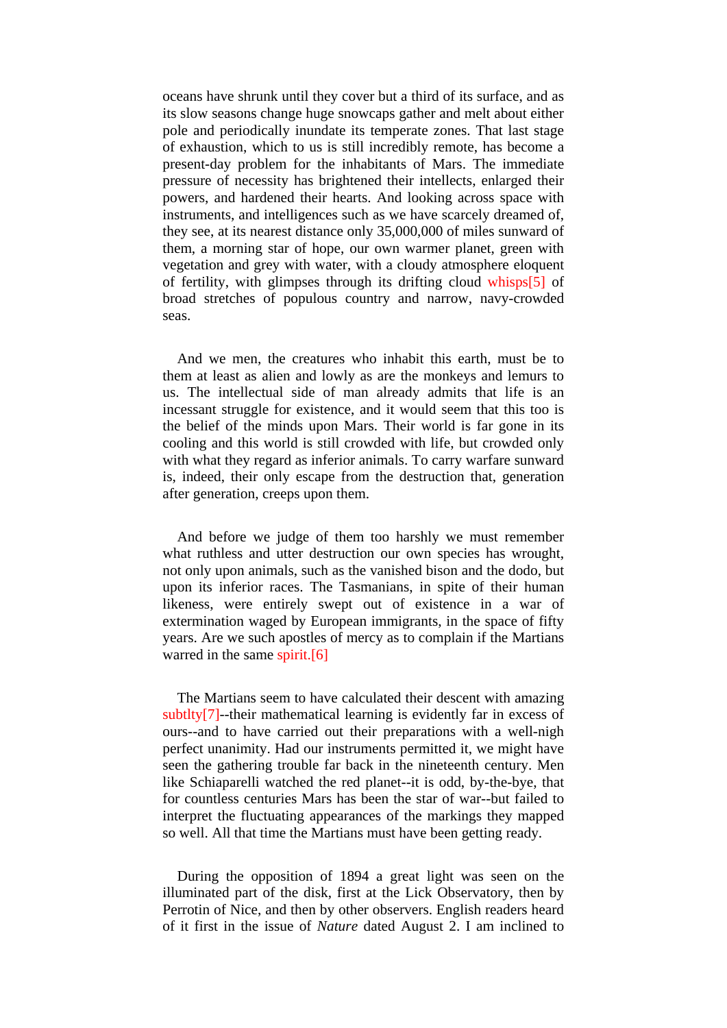oceans have shrunk until they cover but a third of its surface, and as its slow seasons change huge snowcaps gather and melt about either pole and periodically inundate its temperate zones. That last stage of exhaustion, which to us is still incredibly remote, has become a present-day problem for the inhabitants of Mars. The immediate pressure of necessity has brightened their intellects, enlarged their powers, and hardened their hearts. And looking across space with instruments, and intelligences such as we have scarcely dreamed of, they see, at its nearest distance only 35,000,000 of miles sunward of them, a morning star of hope, our own warmer planet, green with vegetation and grey with water, with a cloudy atmosphere eloquent of fertility, with glimpses through its drifting cloud whisps[5] of broad stretches of populous country and narrow, navy-crowded seas.

And we men, the creatures who inhabit this earth, must be to them at least as alien and lowly as are the monkeys and lemurs to us. The intellectual side of man already admits that life is an incessant struggle for existence, and it would seem that this too is the belief of the minds upon Mars. Their world is far gone in its cooling and this world is still crowded with life, but crowded only with what they regard as inferior animals. To carry warfare sunward is, indeed, their only escape from the destruction that, generation after generation, creeps upon them.

And before we judge of them too harshly we must remember what ruthless and utter destruction our own species has wrought, not only upon animals, such as the vanished bison and the dodo, but upon its inferior races. The Tasmanians, in spite of their human likeness, were entirely swept out of existence in a war of extermination waged by European immigrants, in the space of fifty years. Are we such apostles of mercy as to complain if the Martians warred in the same spirit.[6]

The Martians seem to have calculated their descent with amazing subtlty[7]--their mathematical learning is evidently far in excess of ours--and to have carried out their preparations with a well-nigh perfect unanimity. Had our instruments permitted it, we might have seen the gathering trouble far back in the nineteenth century. Men like Schiaparelli watched the red planet--it is odd, by-the-bye, that for countless centuries Mars has been the star of war--but failed to interpret the fluctuating appearances of the markings they mapped so well. All that time the Martians must have been getting ready.

During the opposition of 1894 a great light was seen on the illuminated part of the disk, first at the Lick Observatory, then by Perrotin of Nice, and then by other observers. English readers heard of it first in the issue of *Nature* dated August 2. I am inclined to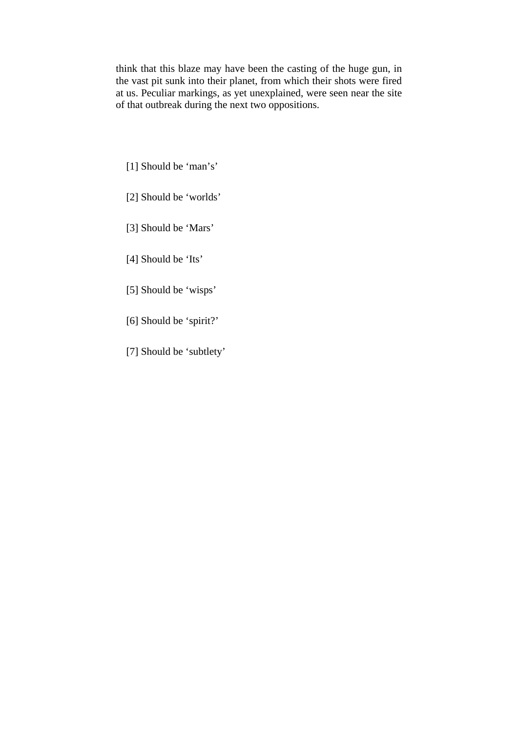think that this blaze may have been the casting of the huge gun, in the vast pit sunk into their planet, from which their shots were fired at us. Peculiar markings, as yet unexplained, were seen near the site of that outbreak during the next two oppositions.

[1] Should be ‘man’s’

[2] Should be ‘worlds’

[3] Should be ‘Mars’

[4] Should be ‘Its’

[5] Should be ‘wisps’

[6] Should be ‘spirit?’

[7] Should be ‘subtlety’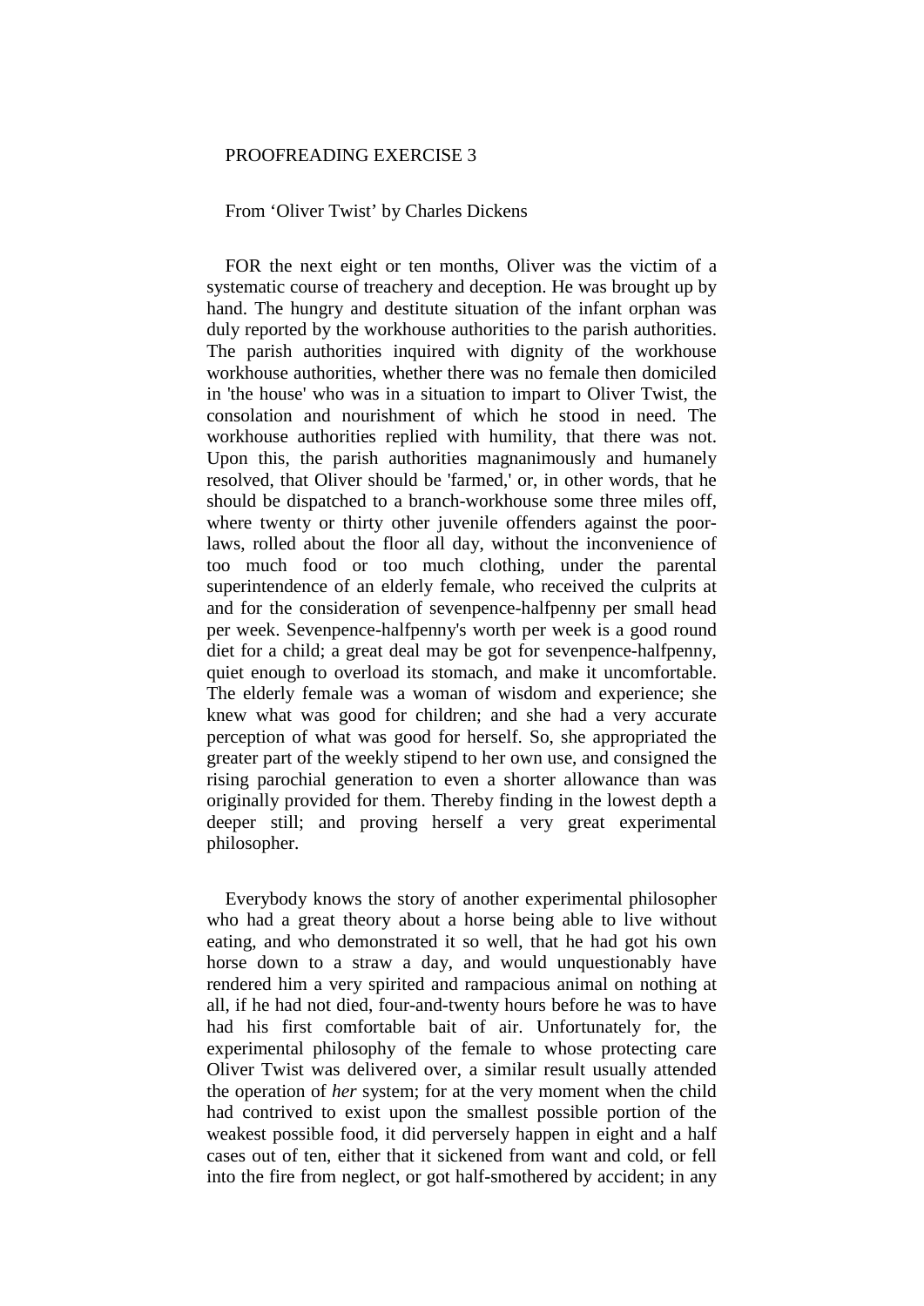PROOFREADING EXERCISE 3

From 'Oliver Twist' by Charles Dickens

FOR the next eight or ten months, Oliver was the victim of a systematic course of treachery and deception. He was brought up by hand. The hungry and destitute situation of the infant orphan was duly reported by the workhouse authorities to the parish authorities. The parish authorities inquired with dignity of the workhouse workhouse authorities, whether there was no female then domiciled in 'the house' who was in a situation to impart to Oliver Twist, the consolation and nourishment of which he stood in need. The workhouse authorities replied with humility, that there was not. Upon this, the parish authorities magnanimously and humanely resolved, that Oliver should be 'farmed,' or, in other words, that he should be dispatched to a branch-workhouse some three miles off, where twenty or thirty other juvenile offenders against the poor-laws, rolled about the floor all day, without the inconvenience of too much food or too much clothing, under the parental superintendence of an elderly female, who received the culprits at and for the consideration of sevenpence-halfpenny per small head per week. Sevenpence-halfpenny's worth per week is a good round diet for a child; a great deal may be got for sevenpence-halfpenny, quiet enough to overload its stomach, and make it uncomfortable. The elderly female was a woman of wisdom and experience; she knew what was good for children; and she had a very accurate perception of what was good for herself. So, she appropriated the greater part of the weekly stipend to her own use, and consigned the rising parochial generation to even a shorter allowance than was originally provided for them. Thereby finding in the lowest depth a deeper still; and proving herself a very great experimental philosopher.

Everybody knows the story of another experimental philosopher who had a great theory about a horse being able to live without eating, and who demonstrated it so well, that he had got his own horse down to a straw a day, and would unquestionably have rendered him a very spirited and rampacious animal on nothing at all, if he had not died, four-and-twenty hours before he was to have had his first comfortable bait of air. Unfortunately for, the experimental philosophy of the female to whose protecting care Oliver Twist was delivered over, a similar result usually attended the operation of *her* system; for at the very moment when the child had contrived to exist upon the smallest possible portion of the weakest possible food, it did perversely happen in eight and a half cases out of ten, either that it sickened from want and cold, or fell into the fire from neglect, or got half-smothered by accident; in any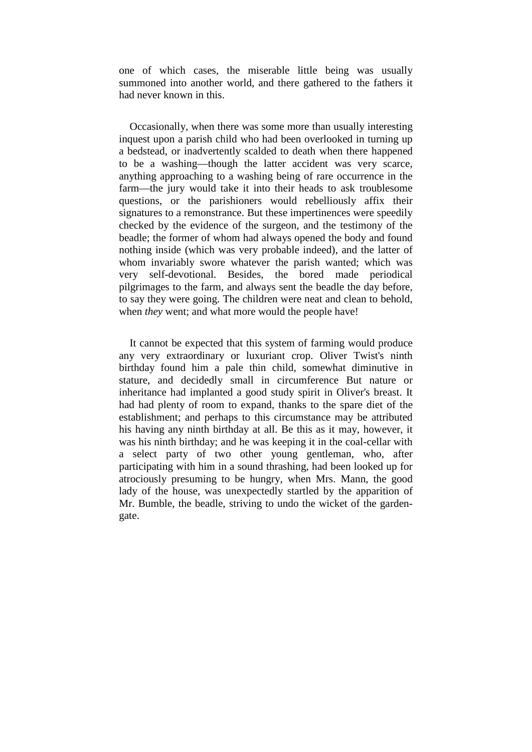one of which cases, the miserable little being was usually summoned into another world, and there gathered to the fathers it had never known in this.

Occasionally, when there was some more than usually interesting inquest upon a parish child who had been overlooked in turning up a bedstead, or inadvertently scalded to death when there happened to be a washing—though the latter accident was very scarce, anything approaching to a washing being of rare occurrence in the farm—the jury would take it into their heads to ask troublesome questions, or the parishioners would rebelliously affix their signatures to a remonstrance. But these impertinences were speedily checked by the evidence of the surgeon, and the testimony of the beadle; the former of whom had always opened the body and found nothing inside (which was very probable indeed), and the latter of whom invariably swore whatever the parish wanted; which was very self-devotional. Besides, the bored made periodical pilgrimages to the farm, and always sent the beadle the day before, to say they were going. The children were neat and clean to behold, when *they* went; and what more would the people have!

It cannot be expected that this system of farming would produce any very extraordinary or luxuriant crop. Oliver Twist's ninth birthday found him a pale thin child, somewhat diminutive in stature, and decidedly small in circumference But nature or inheritance had implanted a good study spirit in Oliver's breast. It had had plenty of room to expand, thanks to the spare diet of the establishment; and perhaps to this circumstance may be attributed his having any ninth birthday at all. Be this as it may, however, it was his ninth birthday; and he was keeping it in the coal-cellar with a select party of two other young gentleman, who, after participating with him in a sound thrashing, had been looked up for atrociously presuming to be hungry, when Mrs. Mann, the good lady of the house, was unexpectedly startled by the apparition of Mr. Bumble, the beadle, striving to undo the wicket of the garden-gate.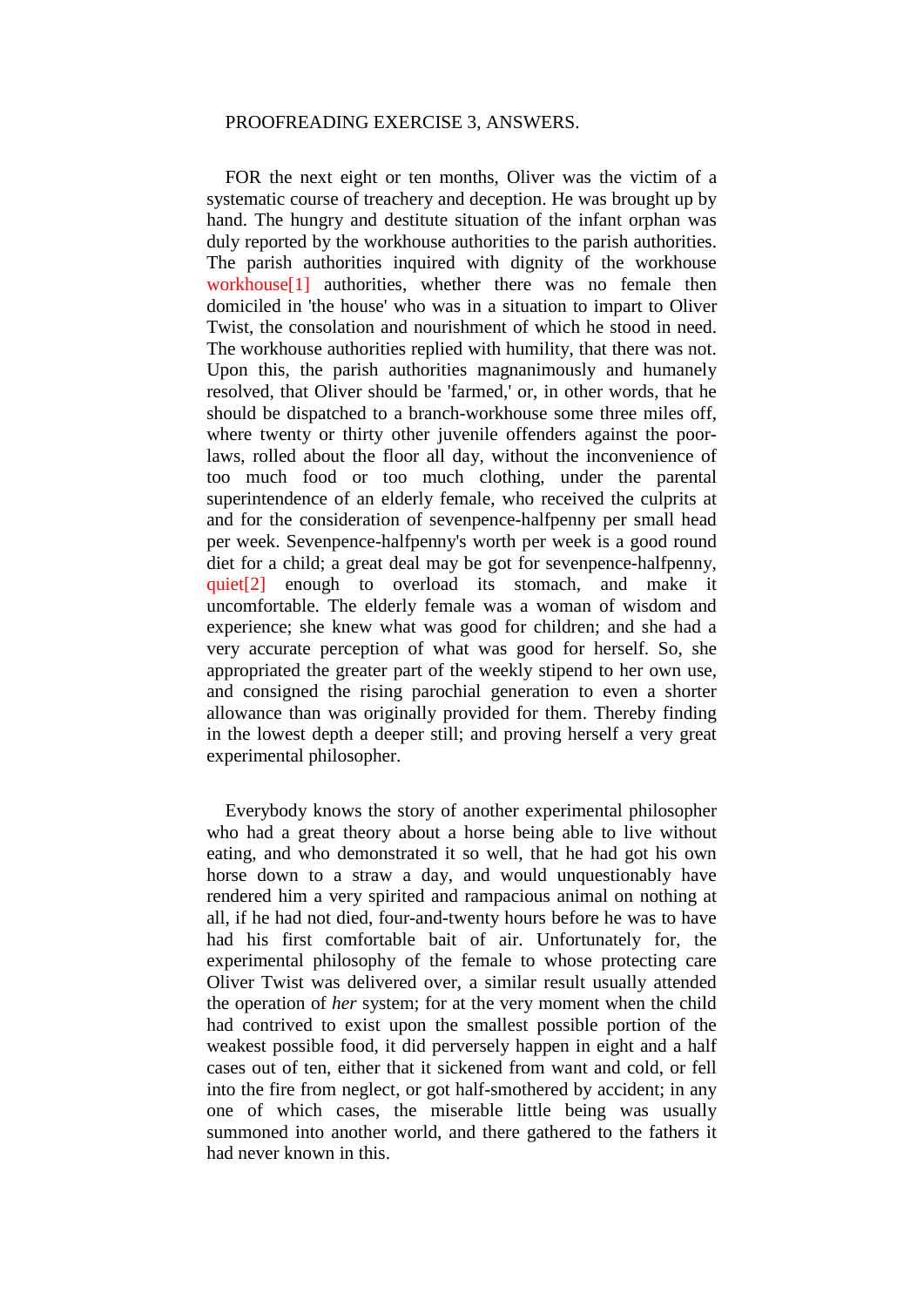PROOFREADING EXERCISE 3, ANSWERS.

FOR the next eight or ten months, Oliver was the victim of a systematic course of treachery and deception. He was brought up by hand. The hungry and destitute situation of the infant orphan was duly reported by the workhouse authorities to the parish authorities. The parish authorities inquired with dignity of the workhouse workhouse[1] authorities, whether there was no female then domiciled in 'the house' who was in a situation to impart to Oliver Twist, the consolation and nourishment of which he stood in need. The workhouse authorities replied with humility, that there was not. Upon this, the parish authorities magnanimously and humanely resolved, that Oliver should be 'farmed,' or, in other words, that he should be dispatched to a branch-workhouse some three miles off, where twenty or thirty other juvenile offenders against the poor-laws, rolled about the floor all day, without the inconvenience of too much food or too much clothing, under the parental superintendence of an elderly female, who received the culprits at and for the consideration of sevenpence-halfpenny per small head per week. Sevenpence-halfpenny's worth per week is a good round diet for a child; a great deal may be got for sevenpence-halfpenny, quiet[2] enough to overload its stomach, and make it uncomfortable. The elderly female was a woman of wisdom and experience; she knew what was good for children; and she had a very accurate perception of what was good for herself. So, she appropriated the greater part of the weekly stipend to her own use, and consigned the rising parochial generation to even a shorter allowance than was originally provided for them. Thereby finding in the lowest depth a deeper still; and proving herself a very great experimental philosopher.

Everybody knows the story of another experimental philosopher who had a great theory about a horse being able to live without eating, and who demonstrated it so well, that he had got his own horse down to a straw a day, and would unquestionably have rendered him a very spirited and rampacious animal on nothing at all, if he had not died, four-and-twenty hours before he was to have had his first comfortable bait of air. Unfortunately for, the experimental philosophy of the female to whose protecting care Oliver Twist was delivered over, a similar result usually attended the operation of *her* system; for at the very moment when the child had contrived to exist upon the smallest possible portion of the weakest possible food, it did perversely happen in eight and a half cases out of ten, either that it sickened from want and cold, or fell into the fire from neglect, or got half-smothered by accident; in any one of which cases, the miserable little being was usually summoned into another world, and there gathered to the fathers it had never known in this.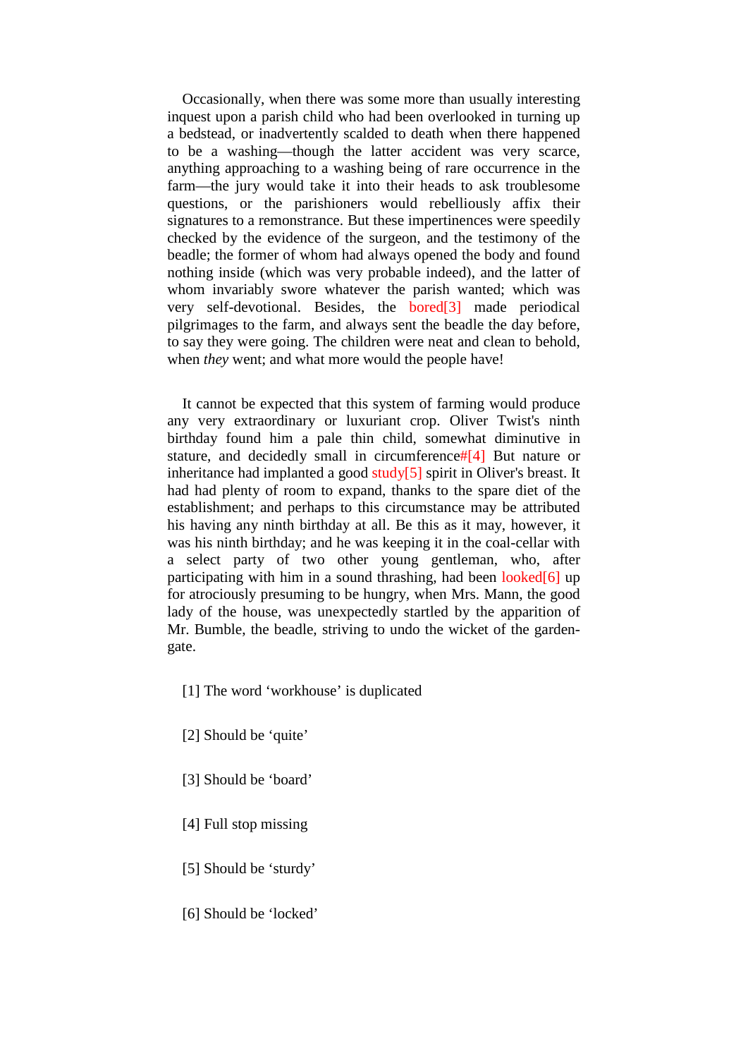Occasionally, when there was some more than usually interesting inquest upon a parish child who had been overlooked in turning up a bedstead, or inadvertently scalded to death when there happened to be a washing—though the latter accident was very scarce, anything approaching to a washing being of rare occurrence in the farm—the jury would take it into their heads to ask troublesome questions, or the parishioners would rebelliously affix their signatures to a remonstrance. But these impertinences were speedily checked by the evidence of the surgeon, and the testimony of the beadle; the former of whom had always opened the body and found nothing inside (which was very probable indeed), and the latter of whom invariably swore whatever the parish wanted; which was very self-devotional. Besides, the bored[3] made periodical pilgrimages to the farm, and always sent the beadle the day before, to say they were going. The children were neat and clean to behold, when *they* went; and what more would the people have!

It cannot be expected that this system of farming would produce any very extraordinary or luxuriant crop. Oliver Twist's ninth birthday found him a pale thin child, somewhat diminutive in stature, and decidedly small in circumference#[4] But nature or inheritance had implanted a good study[5] spirit in Oliver's breast. It had had plenty of room to expand, thanks to the spare diet of the establishment; and perhaps to this circumstance may be attributed his having any ninth birthday at all. Be this as it may, however, it was his ninth birthday; and he was keeping it in the coal-cellar with a select party of two other young gentleman, who, after participating with him in a sound thrashing, had been looked[6] up for atrociously presuming to be hungry, when Mrs. Mann, the good lady of the house, was unexpectedly startled by the apparition of Mr. Bumble, the beadle, striving to undo the wicket of the garden-gate.

[1] The word ‘workhouse’ is duplicated

[2] Should be ‘quite’

[3] Should be ‘board’

[4] Full stop missing

[5] Should be ‘sturdy’

[6] Should be ‘locked’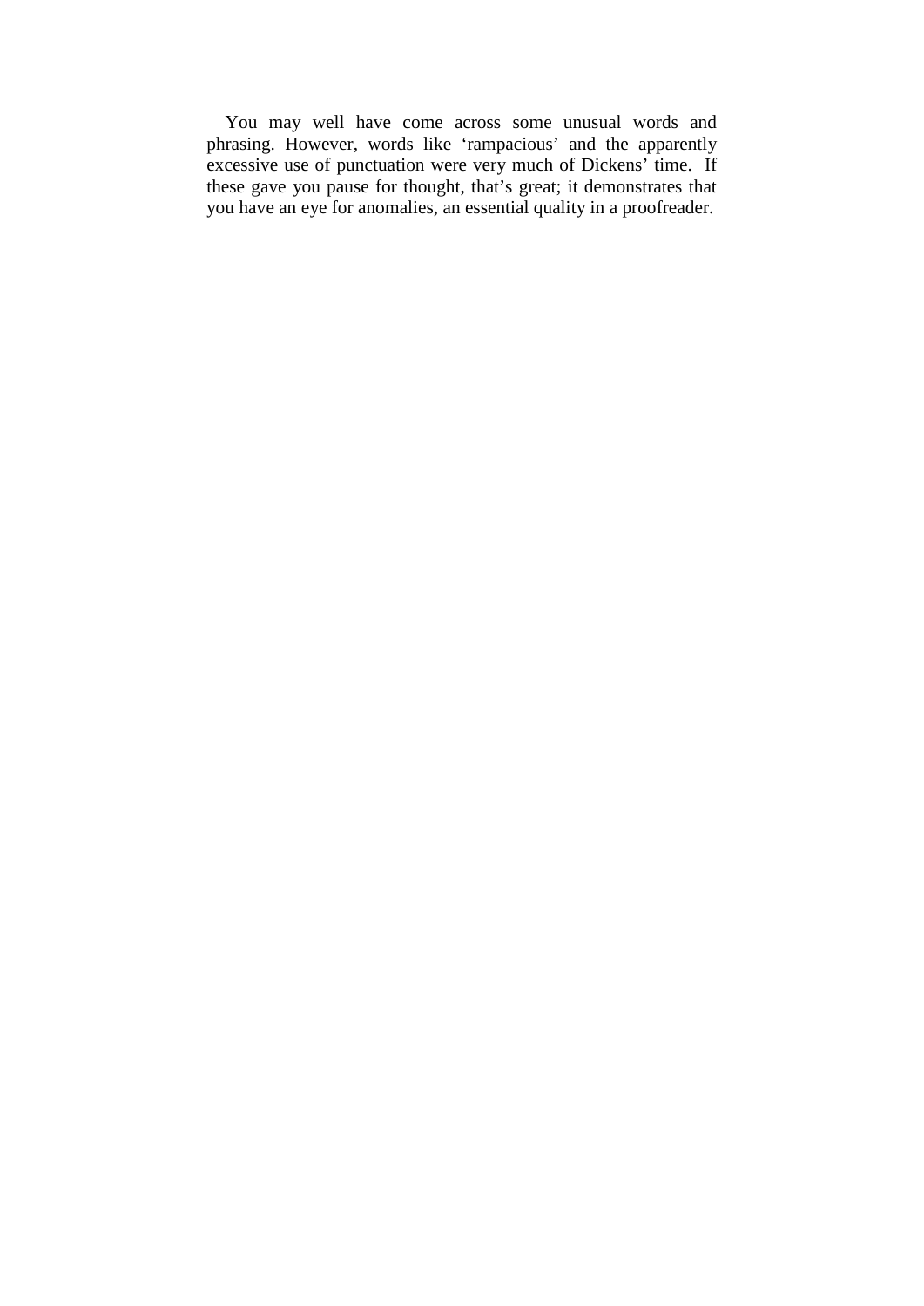You may well have come across some unusual words and phrasing. However, words like ‘rampacious’ and the apparently excessive use of punctuation were very much of Dickens’ time. If these gave you pause for thought, that’s great; it demonstrates that you have an eye for anomalies, an essential quality in a proofreader.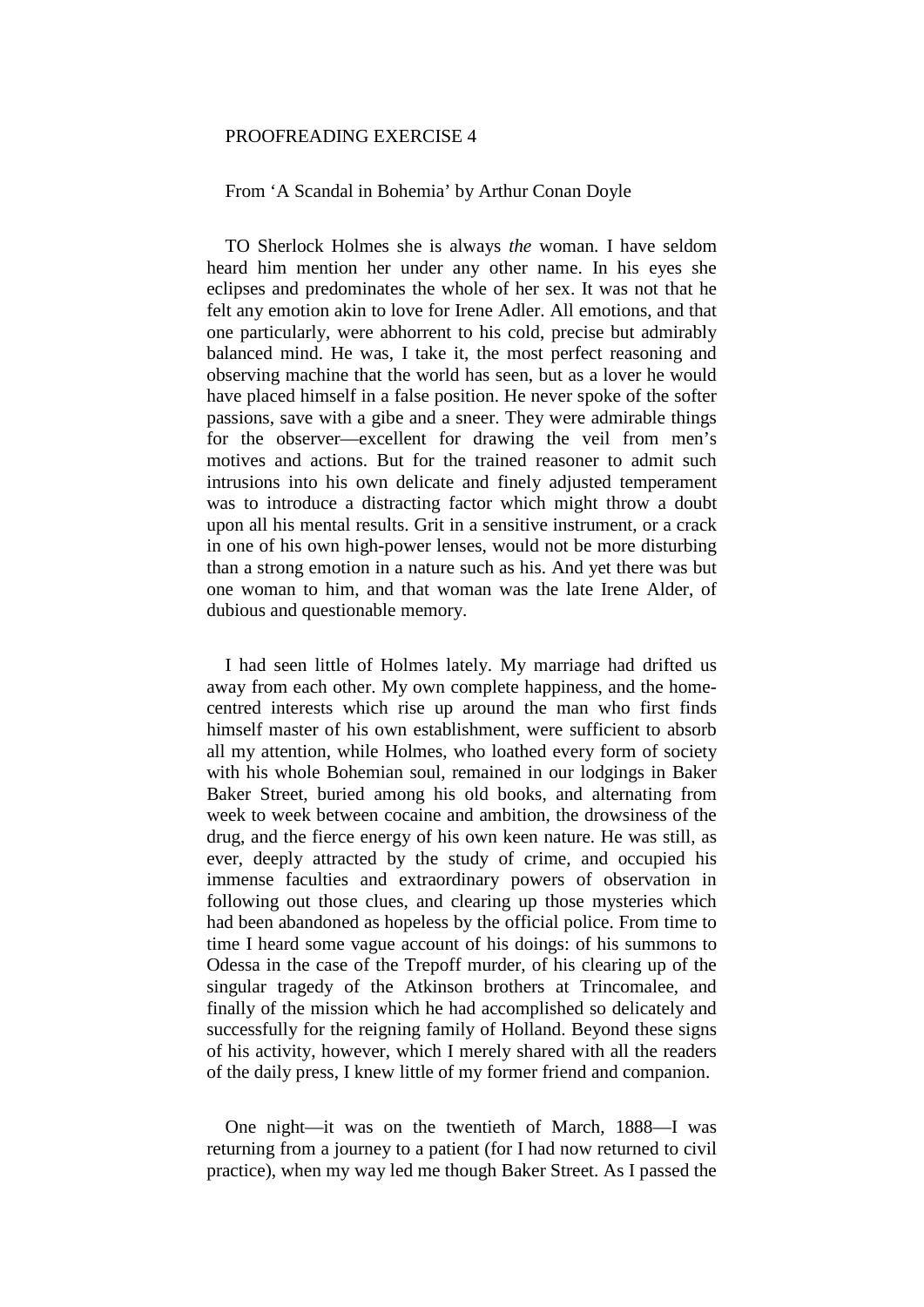PROOFREADING EXERCISE 4

From ‘A Scandal in Bohemia’ by Arthur Conan Doyle

TO Sherlock Holmes she is always *the* woman. I have seldom heard him mention her under any other name. In his eyes she eclipses and predominates the whole of her sex. It was not that he felt any emotion akin to love for Irene Adler. All emotions, and that one particularly, were abhorrent to his cold, precise but admirably balanced mind. He was, I take it, the most perfect reasoning and observing machine that the world has seen, but as a lover he would have placed himself in a false position. He never spoke of the softer passions, save with a gibe and a sneer. They were admirable things for the observer—excellent for drawing the veil from men’s motives and actions. But for the trained reasoner to admit such intrusions into his own delicate and finely adjusted temperament was to introduce a distracting factor which might throw a doubt upon all his mental results. Grit in a sensitive instrument, or a crack in one of his own high-power lenses, would not be more disturbing than a strong emotion in a nature such as his. And yet there was but one woman to him, and that woman was the late Irene Alder, of dubious and questionable memory.

I had seen little of Holmes lately. My marriage had drifted us away from each other. My own complete happiness, and the home-centred interests which rise up around the man who first finds himself master of his own establishment, were sufficient to absorb all my attention, while Holmes, who loathed every form of society with his whole Bohemian soul, remained in our lodgings in Baker Baker Street, buried among his old books, and alternating from week to week between cocaine and ambition, the drowsiness of the drug, and the fierce energy of his own keen nature. He was still, as ever, deeply attracted by the study of crime, and occupied his immense faculties and extraordinary powers of observation in following out those clues, and clearing up those mysteries which had been abandoned as hopeless by the official police. From time to time I heard some vague account of his doings: of his summons to Odessa in the case of the Trepoff murder, of his clearing up of the singular tragedy of the Atkinson brothers at Trincomalee, and finally of the mission which he had accomplished so delicately and successfully for the reigning family of Holland. Beyond these signs of his activity, however, which I merely shared with all the readers of the daily press, I knew little of my former friend and companion.

One night—it was on the twentieth of March, 1888—I was returning from a journey to a patient (for I had now returned to civil practice), when my way led me though Baker Street. As I passed the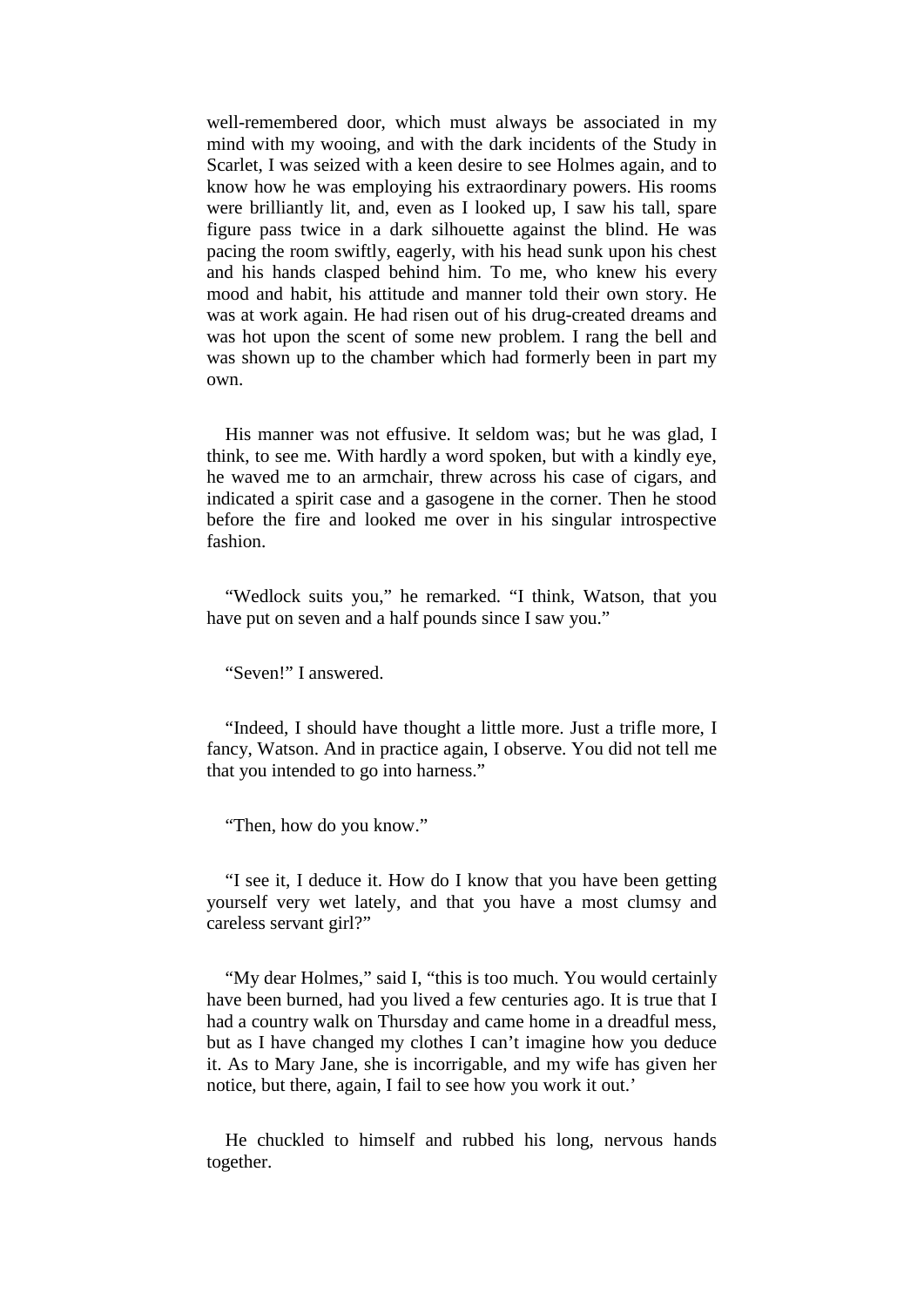well-remembered door, which must always be associated in my mind with my wooing, and with the dark incidents of the Study in Scarlet, I was seized with a keen desire to see Holmes again, and to know how he was employing his extraordinary powers. His rooms were brilliantly lit, and, even as I looked up, I saw his tall, spare figure pass twice in a dark silhouette against the blind. He was pacing the room swiftly, eagerly, with his head sunk upon his chest and his hands clasped behind him. To me, who knew his every mood and habit, his attitude and manner told their own story. He was at work again. He had risen out of his drug-created dreams and was hot upon the scent of some new problem. I rang the bell and was shown up to the chamber which had formerly been in part my own.

His manner was not effusive. It seldom was; but he was glad, I think, to see me. With hardly a word spoken, but with a kindly eye, he waved me to an armchair, threw across his case of cigars, and indicated a spirit case and a gasogene in the corner. Then he stood before the fire and looked me over in his singular introspective fashion.

"Wedlock suits you," he remarked. "I think, Watson, that you have put on seven and a half pounds since I saw you."

"Seven!" I answered.

"Indeed, I should have thought a little more. Just a trifle more, I fancy, Watson. And in practice again, I observe. You did not tell me that you intended to go into harness."

"Then, how do you know."

"I see it, I deduce it. How do I know that you have been getting yourself very wet lately, and that you have a most clumsy and careless servant girl?"

"My dear Holmes," said I, "this is too much. You would certainly have been burned, had you lived a few centuries ago. It is true that I had a country walk on Thursday and came home in a dreadful mess, but as I have changed my clothes I can't imagine how you deduce it. As to Mary Jane, she is incorrigible, and my wife has given her notice, but there, again, I fail to see how you work it out.'

He chuckled to himself and rubbed his long, nervous hands together.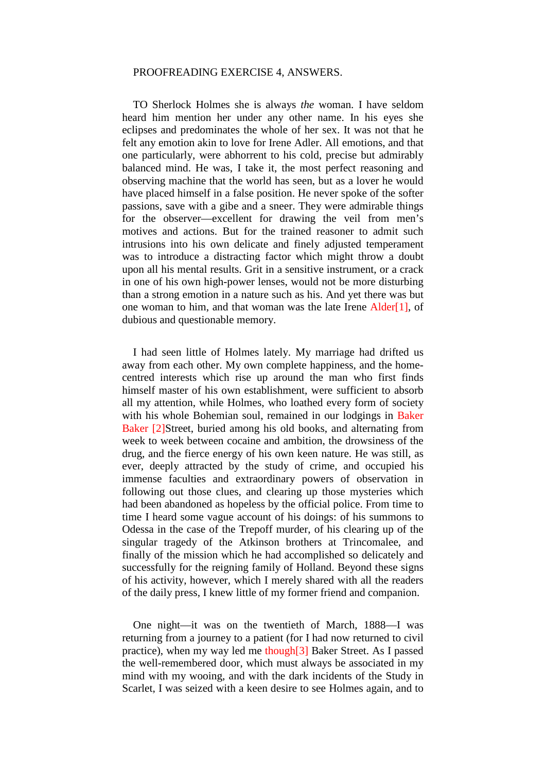PROOFREADING EXERCISE 4, ANSWERS.

TO Sherlock Holmes she is always *the* woman. I have seldom heard him mention her under any other name. In his eyes she eclipses and predominates the whole of her sex. It was not that he felt any emotion akin to love for Irene Adler. All emotions, and that one particularly, were abhorrent to his cold, precise but admirably balanced mind. He was, I take it, the most perfect reasoning and observing machine that the world has seen, but as a lover he would have placed himself in a false position. He never spoke of the softer passions, save with a gibe and a sneer. They were admirable things for the observer—excellent for drawing the veil from men's motives and actions. But for the trained reasoner to admit such intrusions into his own delicate and finely adjusted temperament was to introduce a distracting factor which might throw a doubt upon all his mental results. Grit in a sensitive instrument, or a crack in one of his own high-power lenses, would not be more disturbing than a strong emotion in a nature such as his. And yet there was but one woman to him, and that woman was the late Irene Alder[1], of dubious and questionable memory.

I had seen little of Holmes lately. My marriage had drifted us away from each other. My own complete happiness, and the home-centred interests which rise up around the man who first finds himself master of his own establishment, were sufficient to absorb all my attention, while Holmes, who loathed every form of society with his whole Bohemian soul, remained in our lodgings in Baker Baker [2]Street, buried among his old books, and alternating from week to week between cocaine and ambition, the drowsiness of the drug, and the fierce energy of his own keen nature. He was still, as ever, deeply attracted by the study of crime, and occupied his immense faculties and extraordinary powers of observation in following out those clues, and clearing up those mysteries which had been abandoned as hopeless by the official police. From time to time I heard some vague account of his doings: of his summons to Odessa in the case of the Trepoff murder, of his clearing up of the singular tragedy of the Atkinson brothers at Trincomalee, and finally of the mission which he had accomplished so delicately and successfully for the reigning family of Holland. Beyond these signs of his activity, however, which I merely shared with all the readers of the daily press, I knew little of my former friend and companion.

One night—it was on the twentieth of March, 1888—I was returning from a journey to a patient (for I had now returned to civil practice), when my way led me though[3] Baker Street. As I passed the well-remembered door, which must always be associated in my mind with my wooing, and with the dark incidents of the Study in Scarlet, I was seized with a keen desire to see Holmes again, and to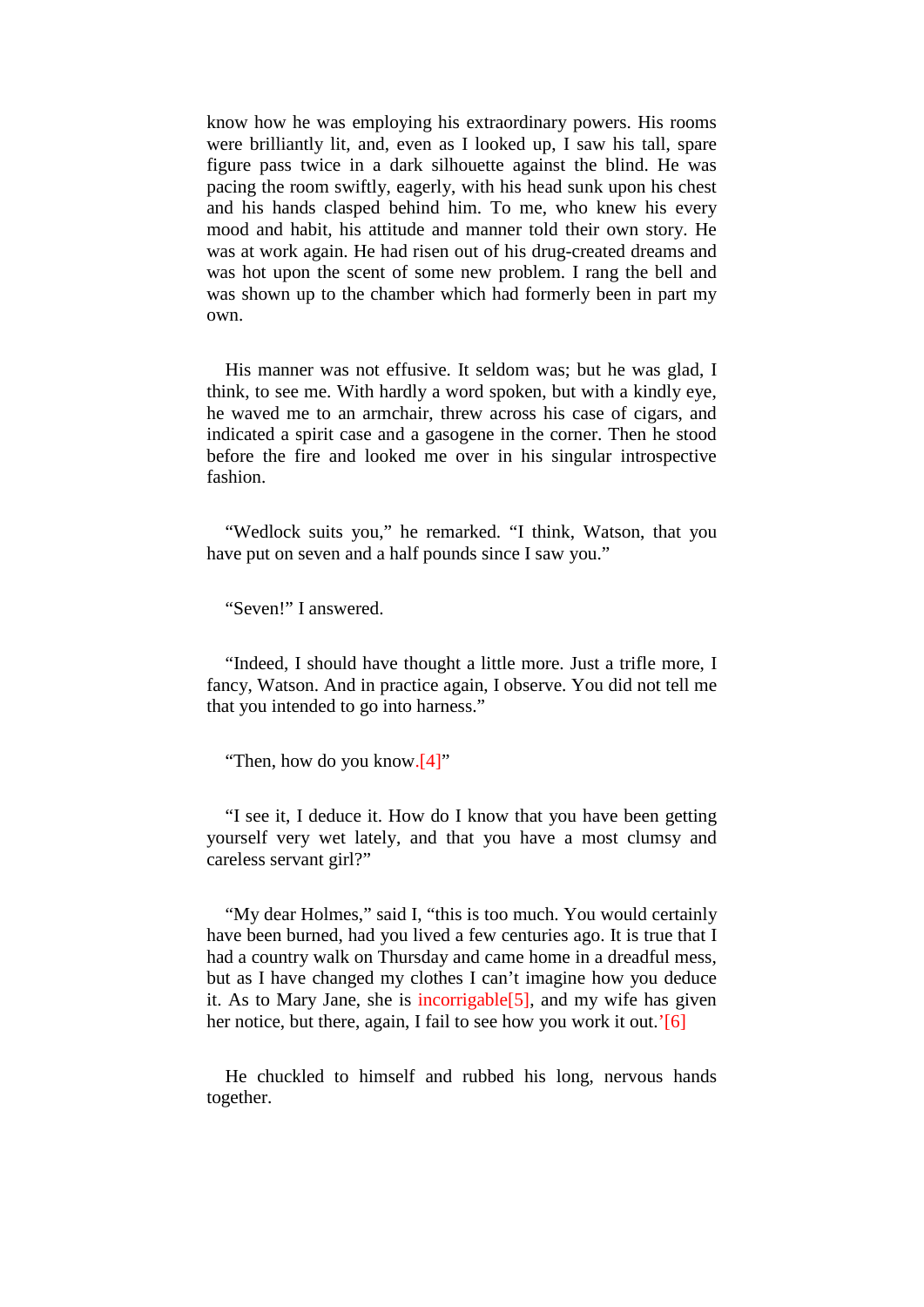know how he was employing his extraordinary powers. His rooms were brilliantly lit, and, even as I looked up, I saw his tall, spare figure pass twice in a dark silhouette against the blind. He was pacing the room swiftly, eagerly, with his head sunk upon his chest and his hands clasped behind him. To me, who knew his every mood and habit, his attitude and manner told their own story. He was at work again. He had risen out of his drug-created dreams and was hot upon the scent of some new problem. I rang the bell and was shown up to the chamber which had formerly been in part my own.

His manner was not effusive. It seldom was; but he was glad, I think, to see me. With hardly a word spoken, but with a kindly eye, he waved me to an armchair, threw across his case of cigars, and indicated a spirit case and a gasogene in the corner. Then he stood before the fire and looked me over in his singular introspective fashion.

"Wedlock suits you," he remarked. "I think, Watson, that you have put on seven and a half pounds since I saw you."

"Seven!" I answered.

"Indeed, I should have thought a little more. Just a trifle more, I fancy, Watson. And in practice again, I observe. You did not tell me that you intended to go into harness."

"Then, how do you know.[4]"

"I see it, I deduce it. How do I know that you have been getting yourself very wet lately, and that you have a most clumsy and careless servant girl?"

"My dear Holmes," said I, "this is too much. You would certainly have been burned, had you lived a few centuries ago. It is true that I had a country walk on Thursday and came home in a dreadful mess, but as I have changed my clothes I can't imagine how you deduce it. As to Mary Jane, she is incorrigible[5], and my wife has given her notice, but there, again, I fail to see how you work it out.'[6]

He chuckled to himself and rubbed his long, nervous hands together.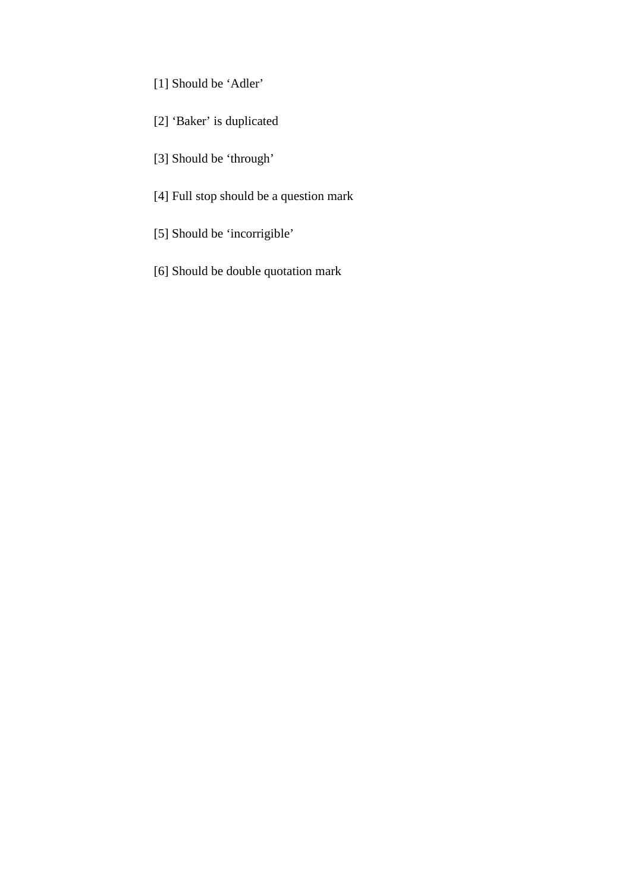[1] Should be ‘Adler’

[2] ‘Baker’ is duplicated

[3] Should be ‘through’

[4] Full stop should be a question mark

[5] Should be ‘incorrigible’

[6] Should be double quotation mark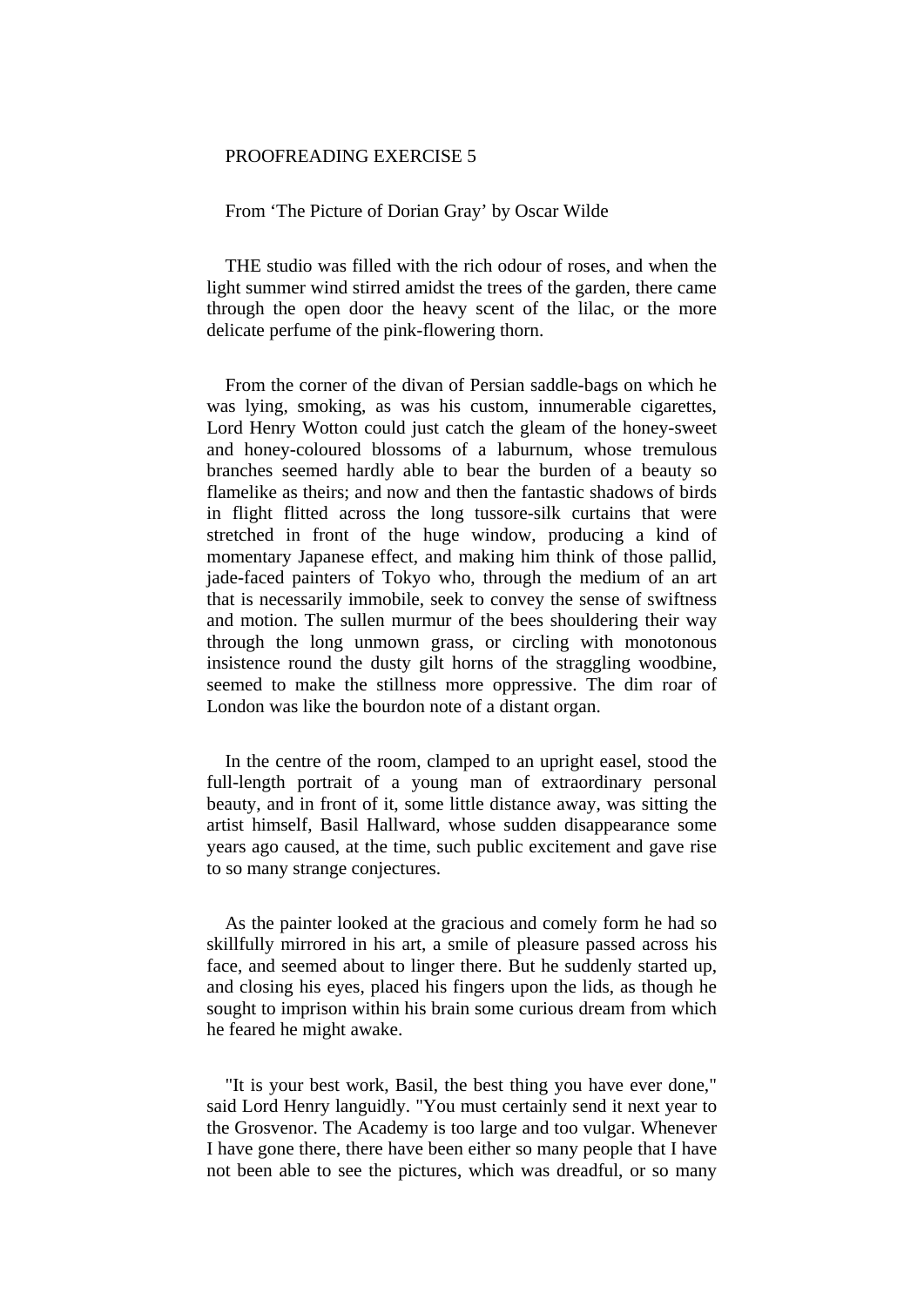PROOFREADING EXERCISE 5

From ‘The Picture of Dorian Gray’ by Oscar Wilde

THE studio was filled with the rich odour of roses, and when the light summer wind stirred amidst the trees of the garden, there came through the open door the heavy scent of the lilac, or the more delicate perfume of the pink-flowering thorn.

From the corner of the divan of Persian saddle-bags on which he was lying, smoking, as was his custom, innumerable cigarettes, Lord Henry Wotton could just catch the gleam of the honey-sweet and honey-coloured blossoms of a laburnum, whose tremulous branches seemed hardly able to bear the burden of a beauty so flamelike as theirs; and now and then the fantastic shadows of birds in flight flitted across the long tussore-silk curtains that were stretched in front of the huge window, producing a kind of momentary Japanese effect, and making him think of those pallid, jade-faced painters of Tokyo who, through the medium of an art that is necessarily immobile, seek to convey the sense of swiftness and motion. The sullen murmur of the bees shouldering their way through the long unmown grass, or circling with monotonous insistence round the dusty gilt horns of the straggling woodbine, seemed to make the stillness more oppressive. The dim roar of London was like the bourdon note of a distant organ.

In the centre of the room, clamped to an upright easel, stood the full-length portrait of a young man of extraordinary personal beauty, and in front of it, some little distance away, was sitting the artist himself, Basil Hallward, whose sudden disappearance some years ago caused, at the time, such public excitement and gave rise to so many strange conjectures.

As the painter looked at the gracious and comely form he had so skillfully mirrored in his art, a smile of pleasure passed across his face, and seemed about to linger there. But he suddenly started up, and closing his eyes, placed his fingers upon the lids, as though he sought to imprison within his brain some curious dream from which he feared he might awake.

"It is your best work, Basil, the best thing you have ever done," said Lord Henry languidly. "You must certainly send it next year to the Grosvenor. The Academy is too large and too vulgar. Whenever I have gone there, there have been either so many people that I have not been able to see the pictures, which was dreadful, or so many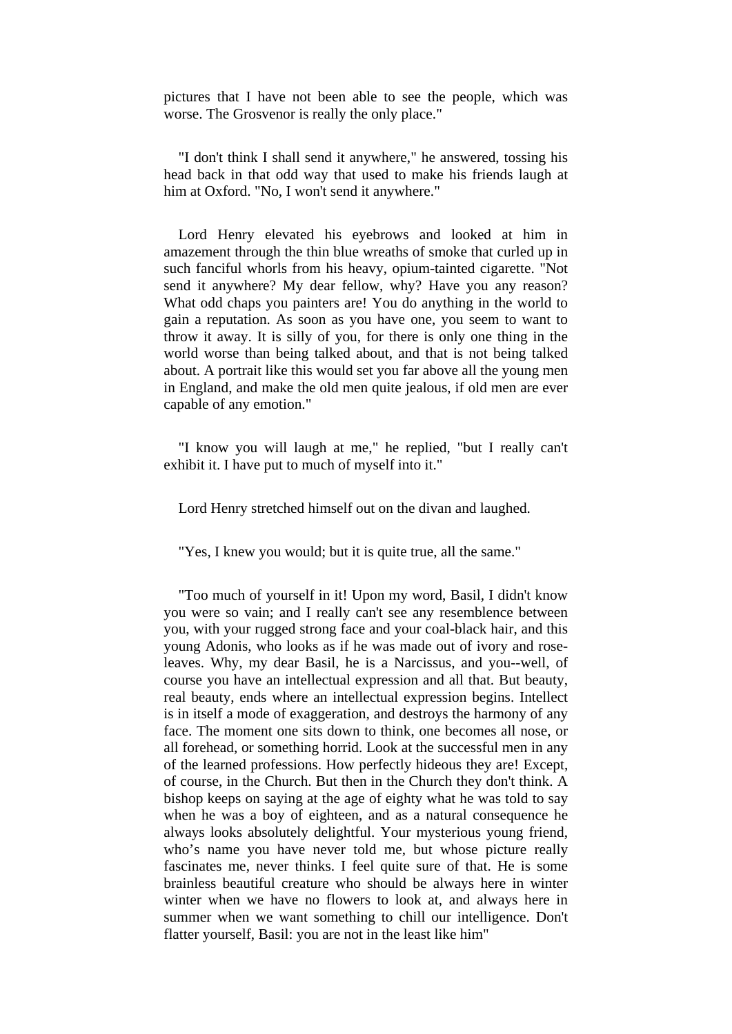pictures that I have not been able to see the people, which was worse. The Grosvenor is really the only place."

"I don't think I shall send it anywhere," he answered, tossing his head back in that odd way that used to make his friends laugh at him at Oxford. "No, I won't send it anywhere."

Lord Henry elevated his eyebrows and looked at him in amazement through the thin blue wreaths of smoke that curled up in such fanciful whorls from his heavy, opium-tainted cigarette. "Not send it anywhere? My dear fellow, why? Have you any reason? What odd chaps you painters are! You do anything in the world to gain a reputation. As soon as you have one, you seem to want to throw it away. It is silly of you, for there is only one thing in the world worse than being talked about, and that is not being talked about. A portrait like this would set you far above all the young men in England, and make the old men quite jealous, if old men are ever capable of any emotion."

"I know you will laugh at me," he replied, "but I really can't exhibit it. I have put to much of myself into it."

Lord Henry stretched himself out on the divan and laughed.

"Yes, I knew you would; but it is quite true, all the same."

"Too much of yourself in it! Upon my word, Basil, I didn't know you were so vain; and I really can't see any resemblence between you, with your rugged strong face and your coal-black hair, and this young Adonis, who looks as if he was made out of ivory and rose-leaves. Why, my dear Basil, he is a Narcissus, and you--well, of course you have an intellectual expression and all that. But beauty, real beauty, ends where an intellectual expression begins. Intellect is in itself a mode of exaggeration, and destroys the harmony of any face. The moment one sits down to think, one becomes all nose, or all forehead, or something horrid. Look at the successful men in any of the learned professions. How perfectly hideous they are! Except, of course, in the Church. But then in the Church they don't think. A bishop keeps on saying at the age of eighty what he was told to say when he was a boy of eighteen, and as a natural consequence he always looks absolutely delightful. Your mysterious young friend, who's name you have never told me, but whose picture really fascinates me, never thinks. I feel quite sure of that. He is some brainless beautiful creature who should be always here in winter winter when we have no flowers to look at, and always here in summer when we want something to chill our intelligence. Don't flatter yourself, Basil: you are not in the least like him"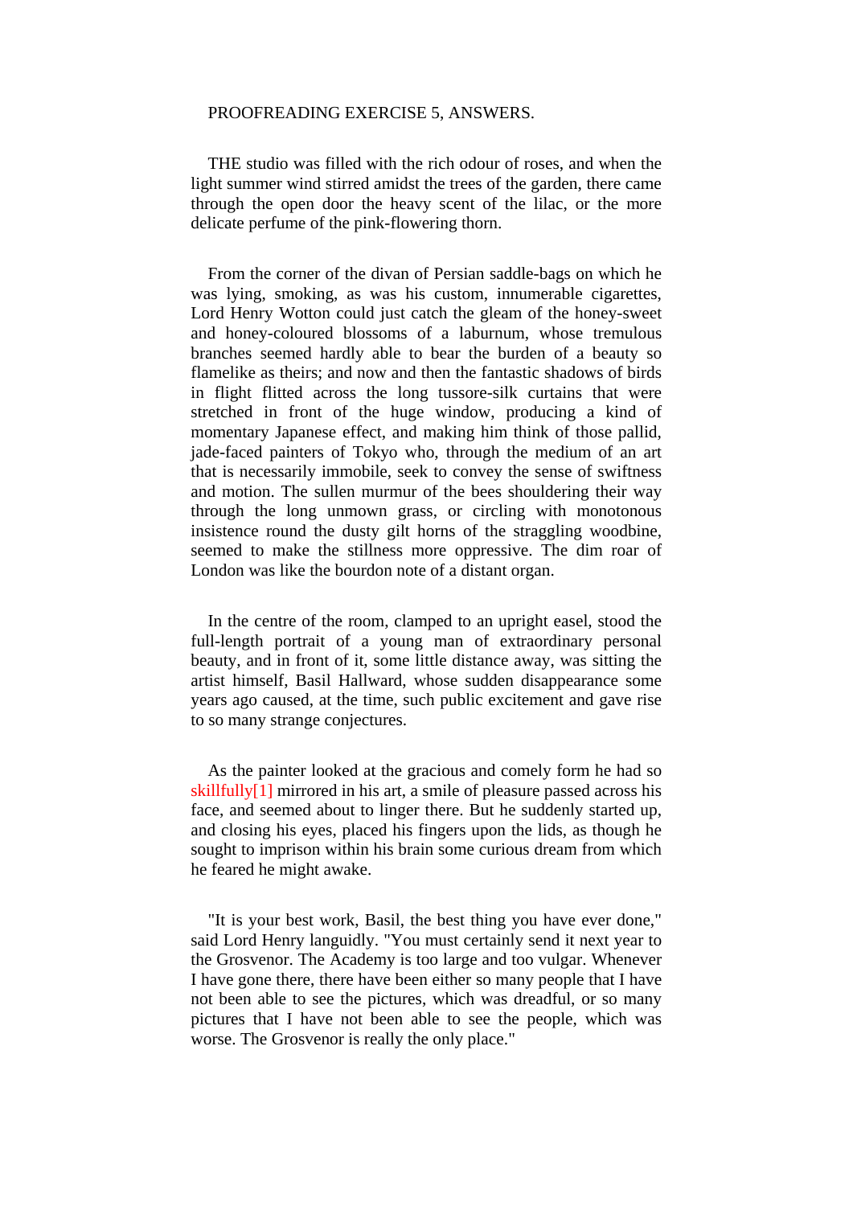PROOFREADING EXERCISE 5, ANSWERS.

THE studio was filled with the rich odour of roses, and when the light summer wind stirred amidst the trees of the garden, there came through the open door the heavy scent of the lilac, or the more delicate perfume of the pink-flowering thorn.

From the corner of the divan of Persian saddle-bags on which he was lying, smoking, as was his custom, innumerable cigarettes, Lord Henry Wotton could just catch the gleam of the honey-sweet and honey-coloured blossoms of a laburnum, whose tremulous branches seemed hardly able to bear the burden of a beauty so flamelike as theirs; and now and then the fantastic shadows of birds in flight flitted across the long tussore-silk curtains that were stretched in front of the huge window, producing a kind of momentary Japanese effect, and making him think of those pallid, jade-faced painters of Tokyo who, through the medium of an art that is necessarily immobile, seek to convey the sense of swiftness and motion. The sullen murmur of the bees shouldering their way through the long unmown grass, or circling with monotonous insistence round the dusty gilt horns of the straggling woodbine, seemed to make the stillness more oppressive. The dim roar of London was like the bourdon note of a distant organ.

In the centre of the room, clamped to an upright easel, stood the full-length portrait of a young man of extraordinary personal beauty, and in front of it, some little distance away, was sitting the artist himself, Basil Hallward, whose sudden disappearance some years ago caused, at the time, such public excitement and gave rise to so many strange conjectures.

As the painter looked at the gracious and comely form he had so skillfully[1] mirrored in his art, a smile of pleasure passed across his face, and seemed about to linger there. But he suddenly started up, and closing his eyes, placed his fingers upon the lids, as though he sought to imprison within his brain some curious dream from which he feared he might awake.

"It is your best work, Basil, the best thing you have ever done," said Lord Henry languidly. "You must certainly send it next year to the Grosvenor. The Academy is too large and too vulgar. Whenever I have gone there, there have been either so many people that I have not been able to see the pictures, which was dreadful, or so many pictures that I have not been able to see the people, which was worse. The Grosvenor is really the only place."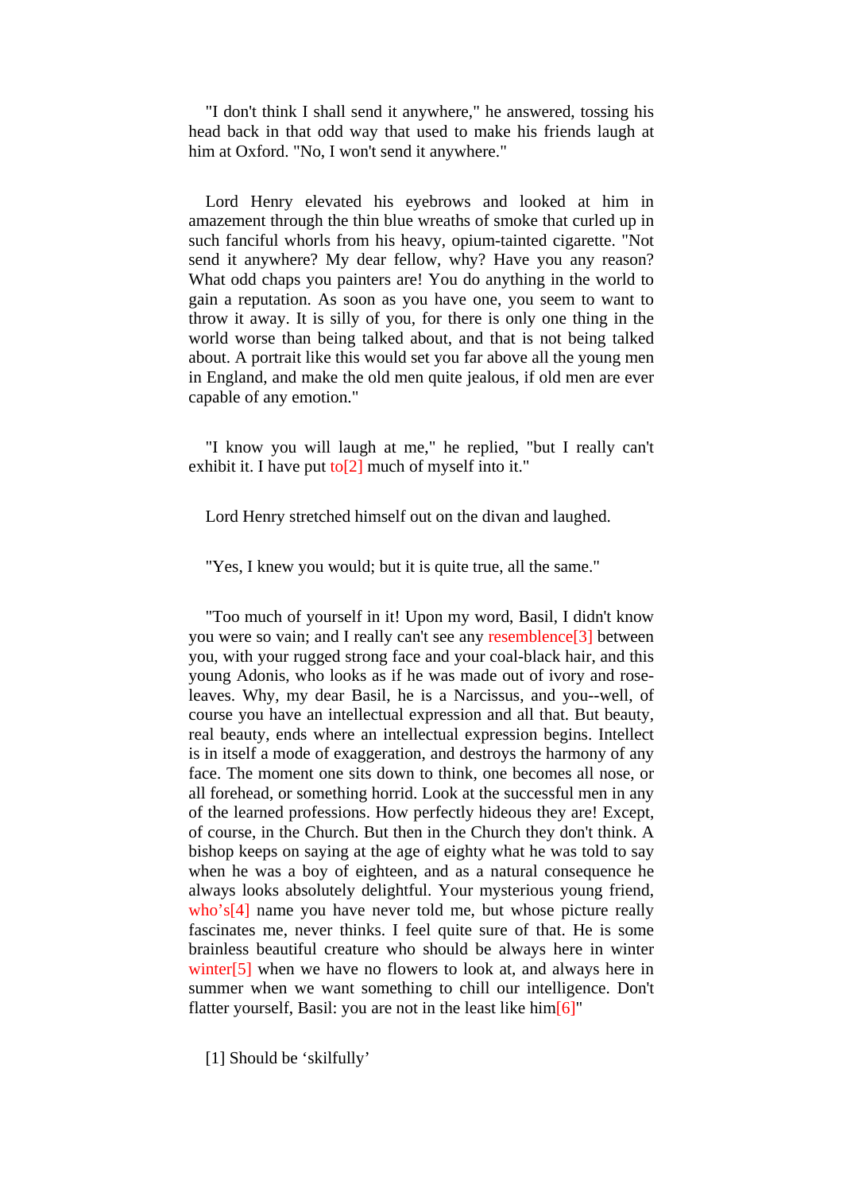"I don't think I shall send it anywhere," he answered, tossing his head back in that odd way that used to make his friends laugh at him at Oxford. "No, I won't send it anywhere."

Lord Henry elevated his eyebrows and looked at him in amazement through the thin blue wreaths of smoke that curled up in such fanciful whorls from his heavy, opium-tainted cigarette. "Not send it anywhere? My dear fellow, why? Have you any reason? What odd chaps you painters are! You do anything in the world to gain a reputation. As soon as you have one, you seem to want to throw it away. It is silly of you, for there is only one thing in the world worse than being talked about, and that is not being talked about. A portrait like this would set you far above all the young men in England, and make the old men quite jealous, if old men are ever capable of any emotion."

"I know you will laugh at me," he replied, "but I really can't exhibit it. I have put to[2] much of myself into it."

Lord Henry stretched himself out on the divan and laughed.

"Yes, I knew you would; but it is quite true, all the same."

"Too much of yourself in it! Upon my word, Basil, I didn't know you were so vain; and I really can't see any resemblence[3] between you, with your rugged strong face and your coal-black hair, and this young Adonis, who looks as if he was made out of ivory and rose-leaves. Why, my dear Basil, he is a Narcissus, and you--well, of course you have an intellectual expression and all that. But beauty, real beauty, ends where an intellectual expression begins. Intellect is in itself a mode of exaggeration, and destroys the harmony of any face. The moment one sits down to think, one becomes all nose, or all forehead, or something horrid. Look at the successful men in any of the learned professions. How perfectly hideous they are! Except, of course, in the Church. But then in the Church they don't think. A bishop keeps on saying at the age of eighty what he was told to say when he was a boy of eighteen, and as a natural consequence he always looks absolutely delightful. Your mysterious young friend, who's[4] name you have never told me, but whose picture really fascinates me, never thinks. I feel quite sure of that. He is some brainless beautiful creature who should be always here in winter winter[5] when we have no flowers to look at, and always here in summer when we want something to chill our intelligence. Don't flatter yourself, Basil: you are not in the least like him[6]"

[1] Should be 'skilfully'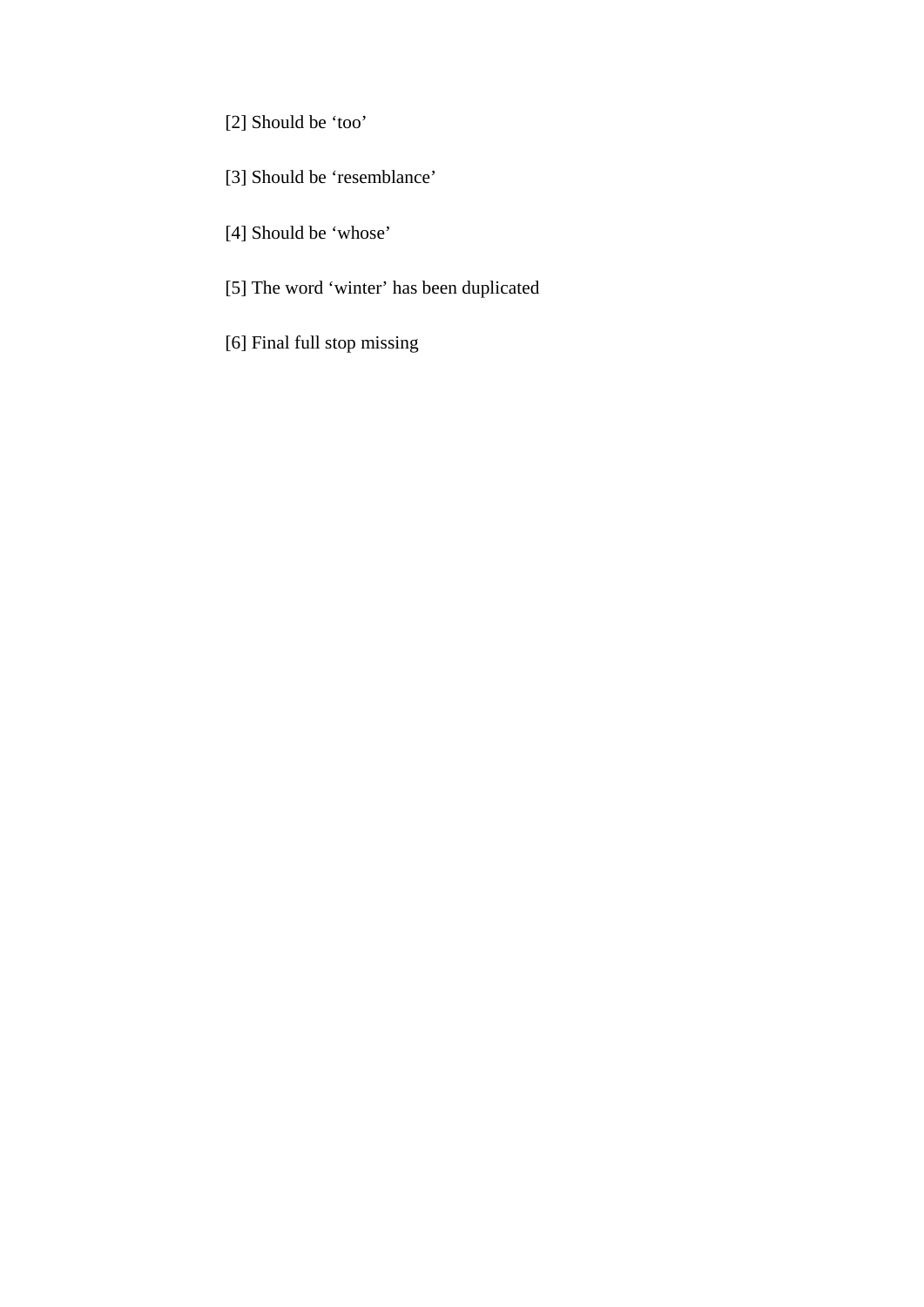[2] Should be ‘too’

[3] Should be ‘resemblance’

[4] Should be ‘whose’

[5] The word ‘winter’ has been duplicated

[6] Final full stop missing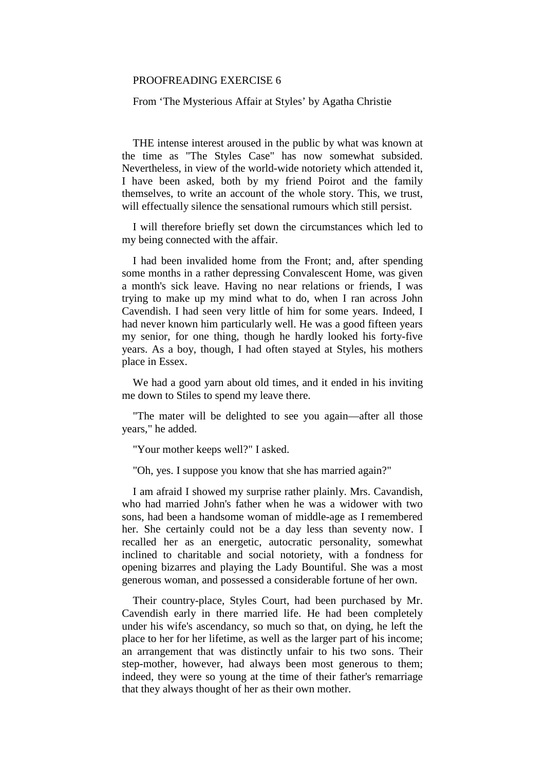PROOFREADING EXERCISE 6

From ‘The Mysterious Affair at Styles’ by Agatha Christie

THE intense interest aroused in the public by what was known at the time as "The Styles Case" has now somewhat subsided. Nevertheless, in view of the world-wide notoriety which attended it, I have been asked, both by my friend Poirot and the family themselves, to write an account of the whole story. This, we trust, will effectually silence the sensational rumours which still persist.

I will therefore briefly set down the circumstances which led to my being connected with the affair.

I had been invalided home from the Front; and, after spending some months in a rather depressing Convalescent Home, was given a month's sick leave. Having no near relations or friends, I was trying to make up my mind what to do, when I ran across John Cavendish. I had seen very little of him for some years. Indeed, I had never known him particularly well. He was a good fifteen years my senior, for one thing, though he hardly looked his forty-five years. As a boy, though, I had often stayed at Styles, his mothers place in Essex.

We had a good yarn about old times, and it ended in his inviting me down to Stiles to spend my leave there.

"The mater will be delighted to see you again—after all those years," he added.

"Your mother keeps well?" I asked.

"Oh, yes. I suppose you know that she has married again?"

I am afraid I showed my surprise rather plainly. Mrs. Cavandish, who had married John's father when he was a widower with two sons, had been a handsome woman of middle-age as I remembered her. She certainly could not be a day less than seventy now. I recalled her as an energetic, autocratic personality, somewhat inclined to charitable and social notoriety, with a fondness for opening bizarres and playing the Lady Bountiful. She was a most generous woman, and possessed a considerable fortune of her own.

Their country-place, Styles Court, had been purchased by Mr. Cavendish early in there married life. He had been completely under his wife's ascendancy, so much so that, on dying, he left the place to her for her lifetime, as well as the larger part of his income; an arrangement that was distinctly unfair to his two sons. Their step-mother, however, had always been most generous to them; indeed, they were so young at the time of their father's remarriage that they always thought of her as their own mother.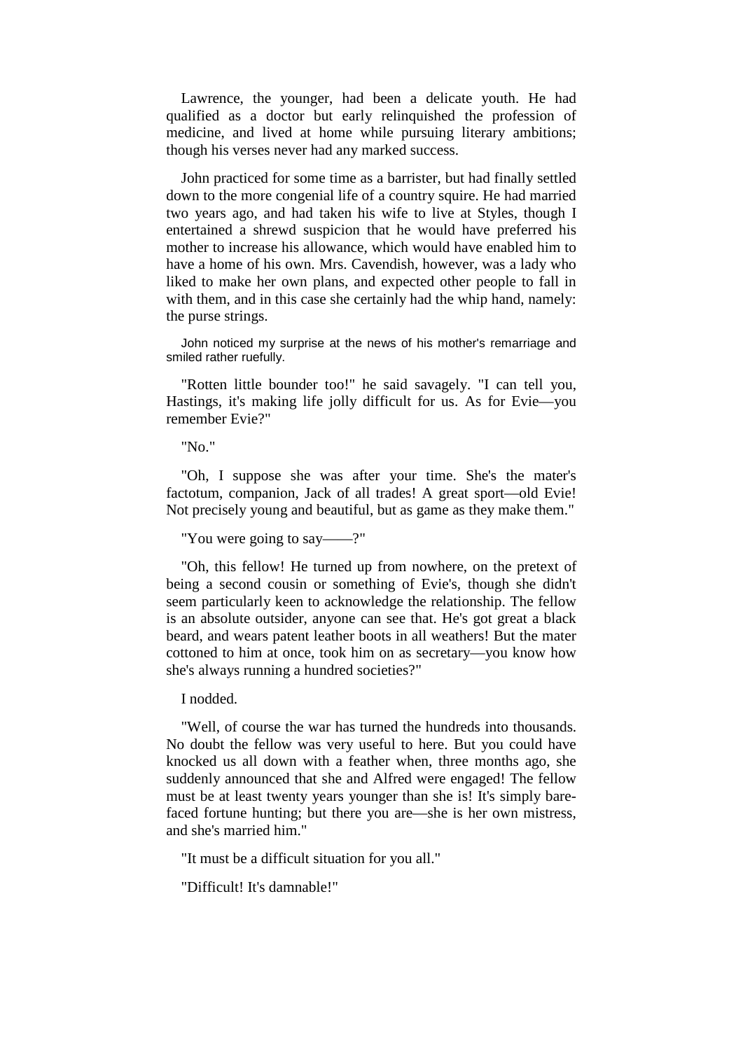Lawrence, the younger, had been a delicate youth. He had qualified as a doctor but early relinquished the profession of medicine, and lived at home while pursuing literary ambitions; though his verses never had any marked success.

John practiced for some time as a barrister, but had finally settled down to the more congenial life of a country squire. He had married two years ago, and had taken his wife to live at Styles, though I entertained a shrewd suspicion that he would have preferred his mother to increase his allowance, which would have enabled him to have a home of his own. Mrs. Cavendish, however, was a lady who liked to make her own plans, and expected other people to fall in with them, and in this case she certainly had the whip hand, namely: the purse strings.

John noticed my surprise at the news of his mother's remarriage and smiled rather ruefully.

"Rotten little bounder too!" he said savagely. "I can tell you, Hastings, it's making life jolly difficult for us. As for Evie—you remember Evie?"

"No."

"Oh, I suppose she was after your time. She's the mater's factotum, companion, Jack of all trades! A great sport—old Evie! Not precisely young and beautiful, but as game as they make them."

"You were going to say——?"

"Oh, this fellow! He turned up from nowhere, on the pretext of being a second cousin or something of Evie's, though she didn't seem particularly keen to acknowledge the relationship. The fellow is an absolute outsider, anyone can see that. He's got great a black beard, and wears patent leather boots in all weathers! But the mater cottoned to him at once, took him on as secretary—you know how she's always running a hundred societies?"

I nodded.

"Well, of course the war has turned the hundreds into thousands. No doubt the fellow was very useful to here. But you could have knocked us all down with a feather when, three months ago, she suddenly announced that she and Alfred were engaged! The fellow must be at least twenty years younger than she is! It's simply bare-faced fortune hunting; but there you are—she is her own mistress, and she's married him."

"It must be a difficult situation for you all."

"Difficult! It's damnable!"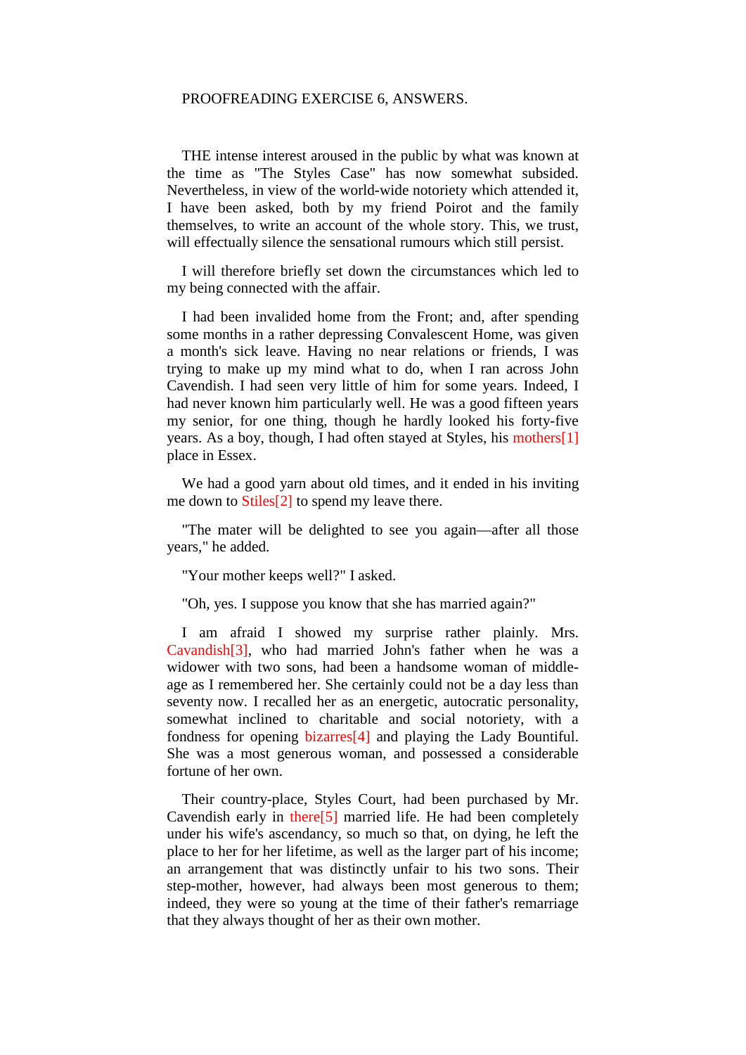PROOFREADING EXERCISE 6, ANSWERS.

THE intense interest aroused in the public by what was known at the time as "The Styles Case" has now somewhat subsided. Nevertheless, in view of the world-wide notoriety which attended it, I have been asked, both by my friend Poirot and the family themselves, to write an account of the whole story. This, we trust, will effectually silence the sensational rumours which still persist.

I will therefore briefly set down the circumstances which led to my being connected with the affair.

I had been invalided home from the Front; and, after spending some months in a rather depressing Convalescent Home, was given a month's sick leave. Having no near relations or friends, I was trying to make up my mind what to do, when I ran across John Cavendish. I had seen very little of him for some years. Indeed, I had never known him particularly well. He was a good fifteen years my senior, for one thing, though he hardly looked his forty-five years. As a boy, though, I had often stayed at Styles, his mothers[1] place in Essex.

We had a good yarn about old times, and it ended in his inviting me down to Stiles[2] to spend my leave there.

"The mater will be delighted to see you again—after all those years," he added.

"Your mother keeps well?" I asked.

"Oh, yes. I suppose you know that she has married again?"

I am afraid I showed my surprise rather plainly. Mrs. Cavandish[3], who had married John's father when he was a widower with two sons, had been a handsome woman of middle-age as I remembered her. She certainly could not be a day less than seventy now. I recalled her as an energetic, autocratic personality, somewhat inclined to charitable and social notoriety, with a fondness for opening bizarres[4] and playing the Lady Bountiful. She was a most generous woman, and possessed a considerable fortune of her own.

Their country-place, Styles Court, had been purchased by Mr. Cavendish early in there[5] married life. He had been completely under his wife's ascendancy, so much so that, on dying, he left the place to her for her lifetime, as well as the larger part of his income; an arrangement that was distinctly unfair to his two sons. Their step-mother, however, had always been most generous to them; indeed, they were so young at the time of their father's remarriage that they always thought of her as their own mother.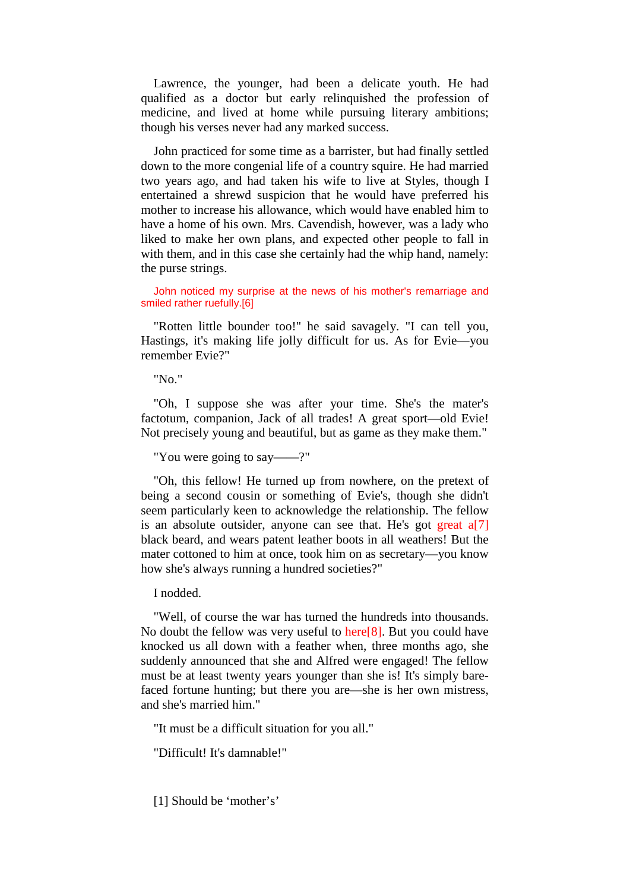Lawrence, the younger, had been a delicate youth. He had qualified as a doctor but early relinquished the profession of medicine, and lived at home while pursuing literary ambitions; though his verses never had any marked success.

John practiced for some time as a barrister, but had finally settled down to the more congenial life of a country squire. He had married two years ago, and had taken his wife to live at Styles, though I entertained a shrewd suspicion that he would have preferred his mother to increase his allowance, which would have enabled him to have a home of his own. Mrs. Cavendish, however, was a lady who liked to make her own plans, and expected other people to fall in with them, and in this case she certainly had the whip hand, namely: the purse strings.

John noticed my surprise at the news of his mother's remarriage and smiled rather ruefully.[6]

"Rotten little bounder too!" he said savagely. "I can tell you, Hastings, it's making life jolly difficult for us. As for Evie—you remember Evie?"

"No."

"Oh, I suppose she was after your time. She's the mater's factotum, companion, Jack of all trades! A great sport—old Evie! Not precisely young and beautiful, but as game as they make them."

"You were going to say——?"

"Oh, this fellow! He turned up from nowhere, on the pretext of being a second cousin or something of Evie's, though she didn't seem particularly keen to acknowledge the relationship. The fellow is an absolute outsider, anyone can see that. He's got great a[7] black beard, and wears patent leather boots in all weathers! But the mater cottoned to him at once, took him on as secretary—you know how she's always running a hundred societies?"

I nodded.

"Well, of course the war has turned the hundreds into thousands. No doubt the fellow was very useful to here[8]. But you could have knocked us all down with a feather when, three months ago, she suddenly announced that she and Alfred were engaged! The fellow must be at least twenty years younger than she is! It's simply bare-faced fortune hunting; but there you are—she is her own mistress, and she's married him."

"It must be a difficult situation for you all."

"Difficult! It's damnable!"

[1] Should be 'mother's'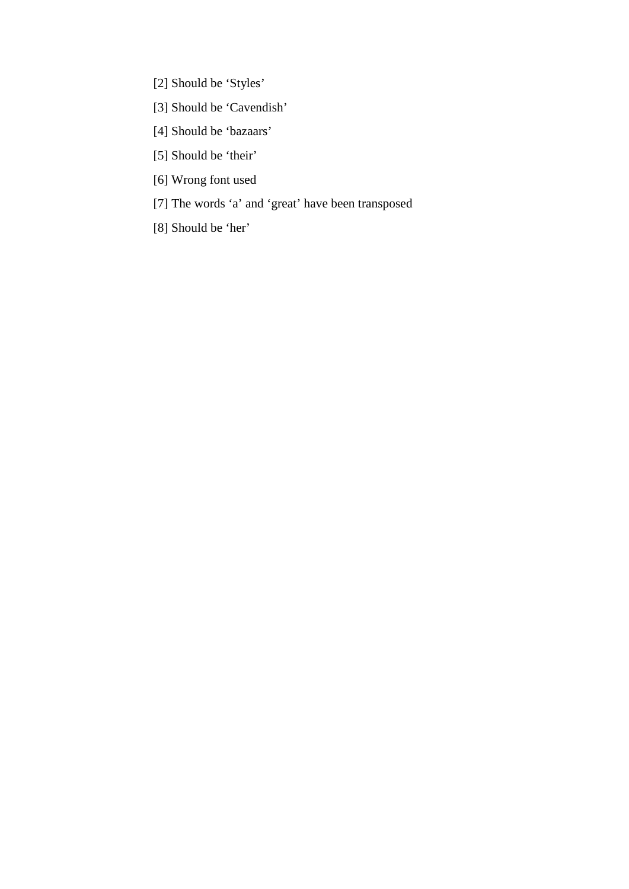[2] Should be ‘Styles’

[3] Should be ‘Cavendish’

[4] Should be ‘bazaars’

[5] Should be ‘their’

[6] Wrong font used

[7] The words ‘a’ and ‘great’ have been transposed

[8] Should be ‘her’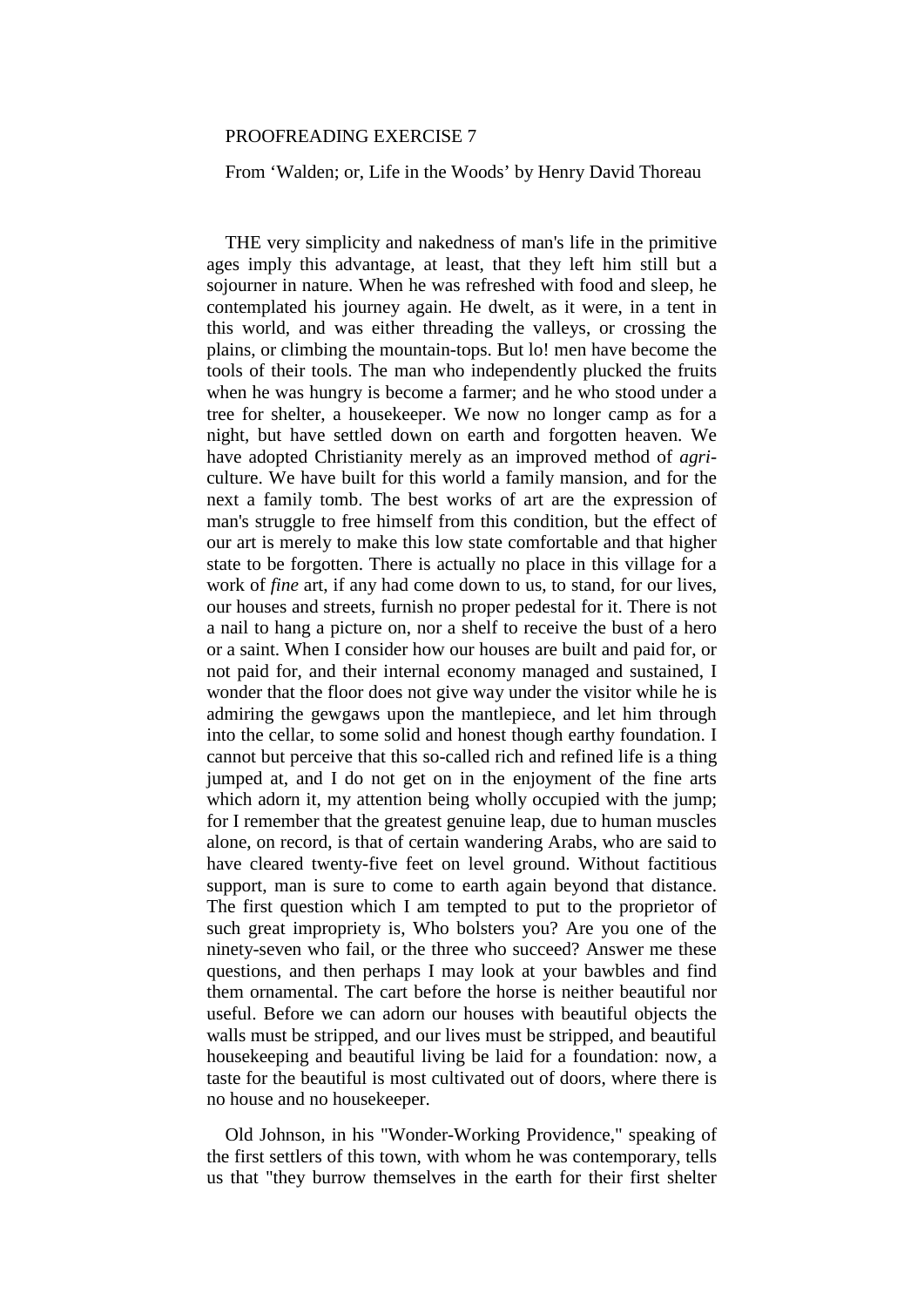PROOFREADING EXERCISE 7

From 'Walden; or, Life in the Woods' by Henry David Thoreau

THE very simplicity and nakedness of man's life in the primitive ages imply this advantage, at least, that they left him still but a sojourner in nature. When he was refreshed with food and sleep, he contemplated his journey again. He dwelt, as it were, in a tent in this world, and was either threading the valleys, or crossing the plains, or climbing the mountain-tops. But lo! men have become the tools of their tools. The man who independently plucked the fruits when he was hungry is become a farmer; and he who stood under a tree for shelter, a housekeeper. We now no longer camp as for a night, but have settled down on earth and forgotten heaven. We have adopted Christianity merely as an improved method of *agri*-culture. We have built for this world a family mansion, and for the next a family tomb. The best works of art are the expression of man's struggle to free himself from this condition, but the effect of our art is merely to make this low state comfortable and that higher state to be forgotten. There is actually no place in this village for a work of *fine* art, if any had come down to us, to stand, for our lives, our houses and streets, furnish no proper pedestal for it. There is not a nail to hang a picture on, nor a shelf to receive the bust of a hero or a saint. When I consider how our houses are built and paid for, or not paid for, and their internal economy managed and sustained, I wonder that the floor does not give way under the visitor while he is admiring the gewgaws upon the mantlepiece, and let him through into the cellar, to some solid and honest though earthy foundation. I cannot but perceive that this so-called rich and refined life is a thing jumped at, and I do not get on in the enjoyment of the fine arts which adorn it, my attention being wholly occupied with the jump; for I remember that the greatest genuine leap, due to human muscles alone, on record, is that of certain wandering Arabs, who are said to have cleared twenty-five feet on level ground. Without factitious support, man is sure to come to earth again beyond that distance. The first question which I am tempted to put to the proprietor of such great impropriety is, Who bolsters you? Are you one of the ninety-seven who fail, or the three who succeed? Answer me these questions, and then perhaps I may look at your bawbles and find them ornamental. The cart before the horse is neither beautiful nor useful. Before we can adorn our houses with beautiful objects the walls must be stripped, and our lives must be stripped, and beautiful housekeeping and beautiful living be laid for a foundation: now, a taste for the beautiful is most cultivated out of doors, where there is no house and no housekeeper.

Old Johnson, in his "Wonder-Working Providence," speaking of the first settlers of this town, with whom he was contemporary, tells us that "they burrow themselves in the earth for their first shelter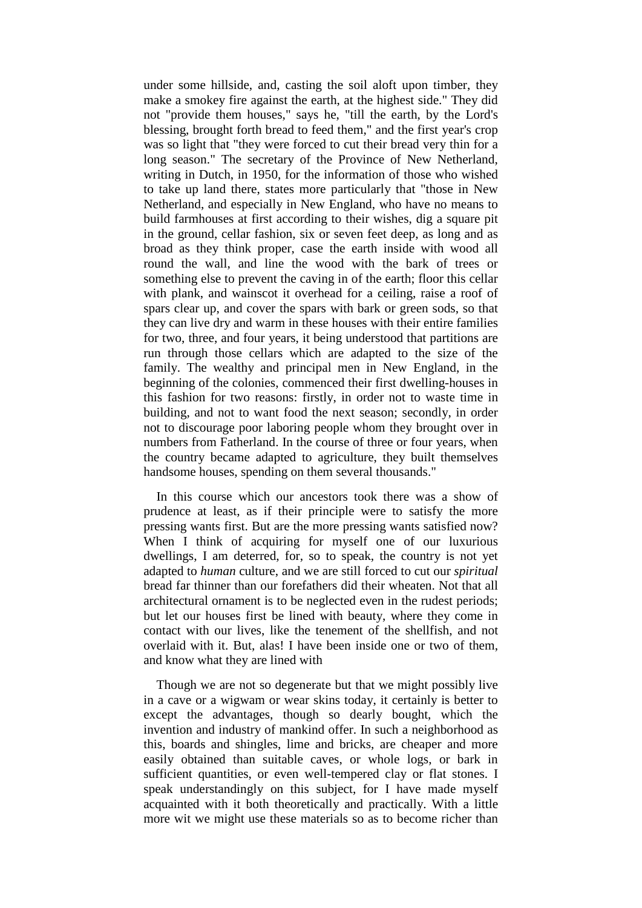under some hillside, and, casting the soil aloft upon timber, they make a smokey fire against the earth, at the highest side." They did not "provide them houses," says he, "till the earth, by the Lord's blessing, brought forth bread to feed them," and the first year's crop was so light that "they were forced to cut their bread very thin for a long season." The secretary of the Province of New Netherland, writing in Dutch, in 1950, for the information of those who wished to take up land there, states more particularly that "those in New Netherland, and especially in New England, who have no means to build farmhouses at first according to their wishes, dig a square pit in the ground, cellar fashion, six or seven feet deep, as long and as broad as they think proper, case the earth inside with wood all round the wall, and line the wood with the bark of trees or something else to prevent the caving in of the earth; floor this cellar with plank, and wainscot it overhead for a ceiling, raise a roof of spars clear up, and cover the spars with bark or green sods, so that they can live dry and warm in these houses with their entire families for two, three, and four years, it being understood that partitions are run through those cellars which are adapted to the size of the family. The wealthy and principal men in New England, in the beginning of the colonies, commenced their first dwelling-houses in this fashion for two reasons: firstly, in order not to waste time in building, and not to want food the next season; secondly, in order not to discourage poor laboring people whom they brought over in numbers from Fatherland. In the course of three or four years, when the country became adapted to agriculture, they built themselves handsome houses, spending on them several thousands."

In this course which our ancestors took there was a show of prudence at least, as if their principle were to satisfy the more pressing wants first. But are the more pressing wants satisfied now? When I think of acquiring for myself one of our luxurious dwellings, I am deterred, for, so to speak, the country is not yet adapted to *human* culture, and we are still forced to cut our *spiritual* bread far thinner than our forefathers did their wheaten. Not that all architectural ornament is to be neglected even in the rudest periods; but let our houses first be lined with beauty, where they come in contact with our lives, like the tenement of the shellfish, and not overlaid with it. But, alas! I have been inside one or two of them, and know what they are lined with

Though we are not so degenerate but that we might possibly live in a cave or a wigwam or wear skins today, it certainly is better to except the advantages, though so dearly bought, which the invention and industry of mankind offer. In such a neighborhood as this, boards and shingles, lime and bricks, are cheaper and more easily obtained than suitable caves, or whole logs, or bark in sufficient quantities, or even well-tempered clay or flat stones. I speak understandingly on this subject, for I have made myself acquainted with it both theoretically and practically. With a little more wit we might use these materials so as to become richer than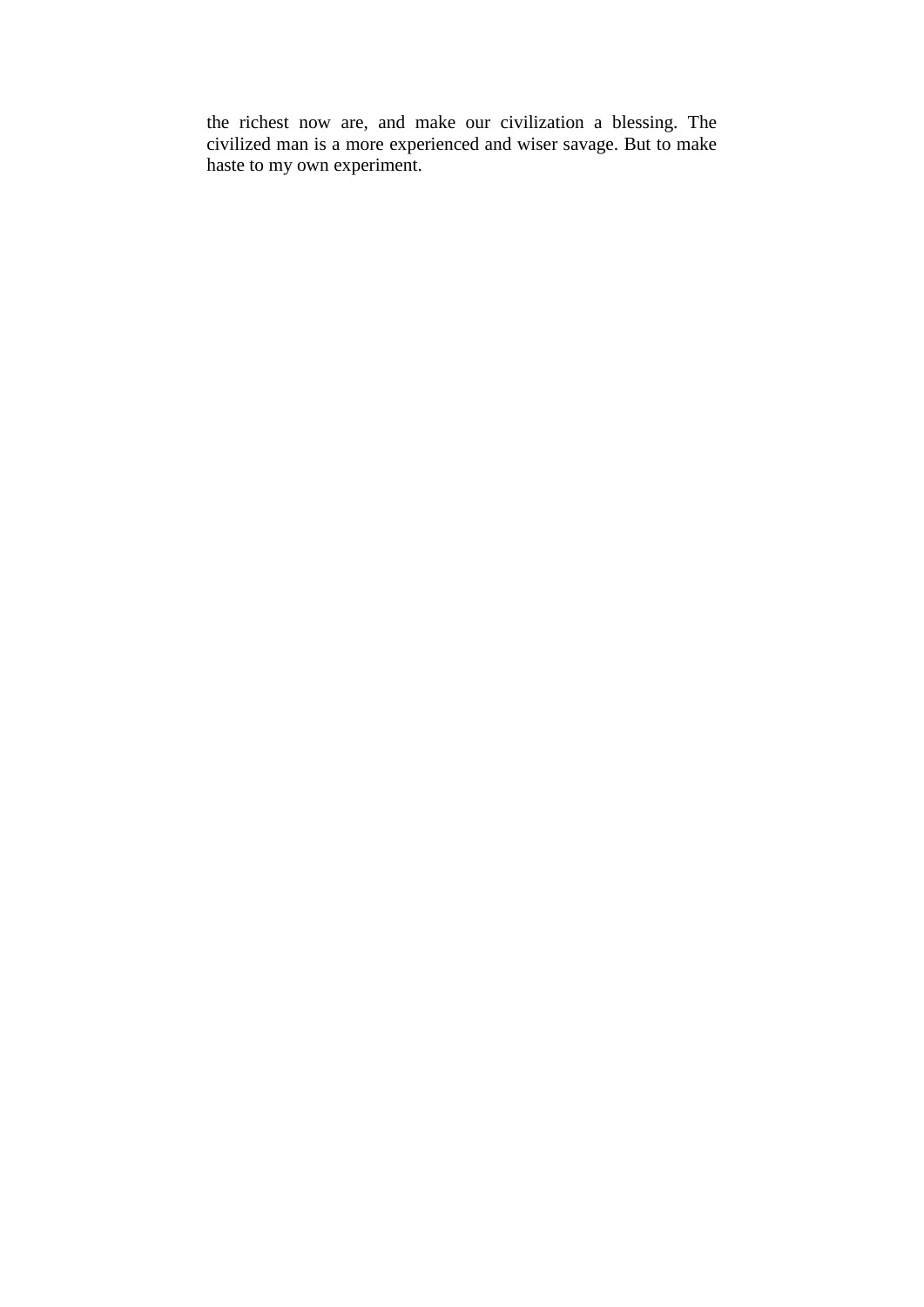the richest now are, and make our civilization a blessing. The civilized man is a more experienced and wiser savage. But to make haste to my own experiment.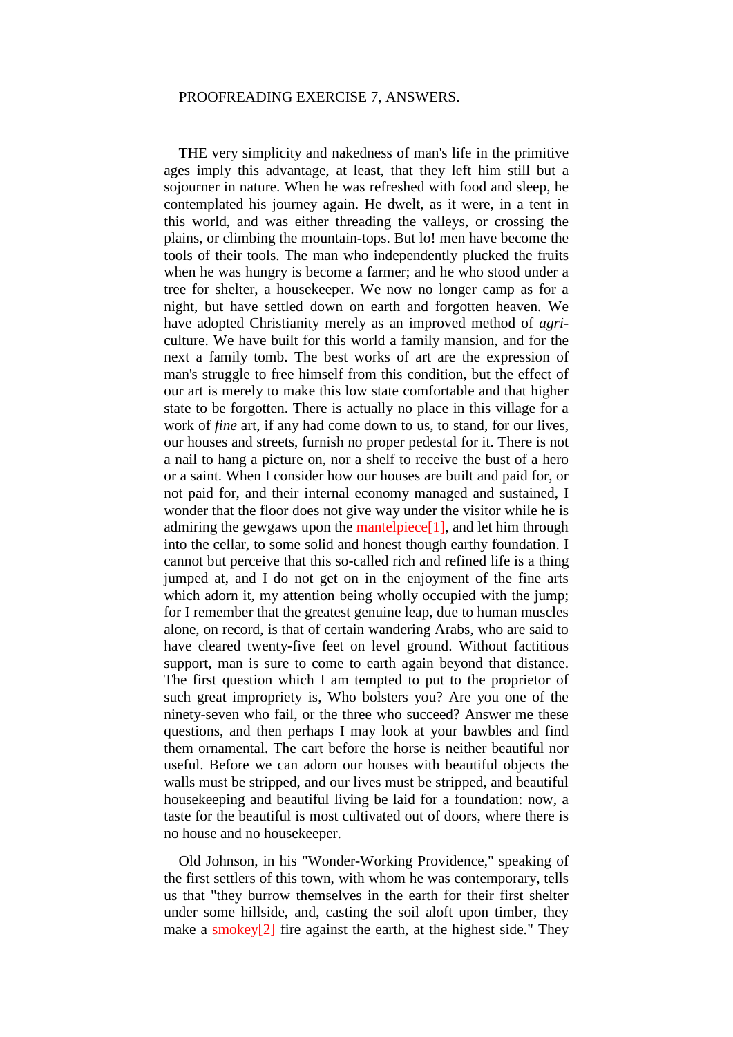PROOFREADING EXERCISE 7, ANSWERS.

THE very simplicity and nakedness of man's life in the primitive ages imply this advantage, at least, that they left him still but a sojourner in nature. When he was refreshed with food and sleep, he contemplated his journey again. He dwelt, as it were, in a tent in this world, and was either threading the valleys, or crossing the plains, or climbing the mountain-tops. But lo! men have become the tools of their tools. The man who independently plucked the fruits when he was hungry is become a farmer; and he who stood under a tree for shelter, a housekeeper. We now no longer camp as for a night, but have settled down on earth and forgotten heaven. We have adopted Christianity merely as an improved method of *agri*-culture. We have built for this world a family mansion, and for the next a family tomb. The best works of art are the expression of man's struggle to free himself from this condition, but the effect of our art is merely to make this low state comfortable and that higher state to be forgotten. There is actually no place in this village for a work of *fine* art, if any had come down to us, to stand, for our lives, our houses and streets, furnish no proper pedestal for it. There is not a nail to hang a picture on, nor a shelf to receive the bust of a hero or a saint. When I consider how our houses are built and paid for, or not paid for, and their internal economy managed and sustained, I wonder that the floor does not give way under the visitor while he is admiring the gewgaws upon the mantelpiece[1], and let him through into the cellar, to some solid and honest though earthy foundation. I cannot but perceive that this so-called rich and refined life is a thing jumped at, and I do not get on in the enjoyment of the fine arts which adorn it, my attention being wholly occupied with the jump; for I remember that the greatest genuine leap, due to human muscles alone, on record, is that of certain wandering Arabs, who are said to have cleared twenty-five feet on level ground. Without factitious support, man is sure to come to earth again beyond that distance. The first question which I am tempted to put to the proprietor of such great impropriety is, Who bolsters you? Are you one of the ninety-seven who fail, or the three who succeed? Answer me these questions, and then perhaps I may look at your bawbles and find them ornamental. The cart before the horse is neither beautiful nor useful. Before we can adorn our houses with beautiful objects the walls must be stripped, and our lives must be stripped, and beautiful housekeeping and beautiful living be laid for a foundation: now, a taste for the beautiful is most cultivated out of doors, where there is no house and no housekeeper.

Old Johnson, in his "Wonder-Working Providence," speaking of the first settlers of this town, with whom he was contemporary, tells us that "they burrow themselves in the earth for their first shelter under some hillside, and, casting the soil aloft upon timber, they make a smokey[2] fire against the earth, at the highest side." They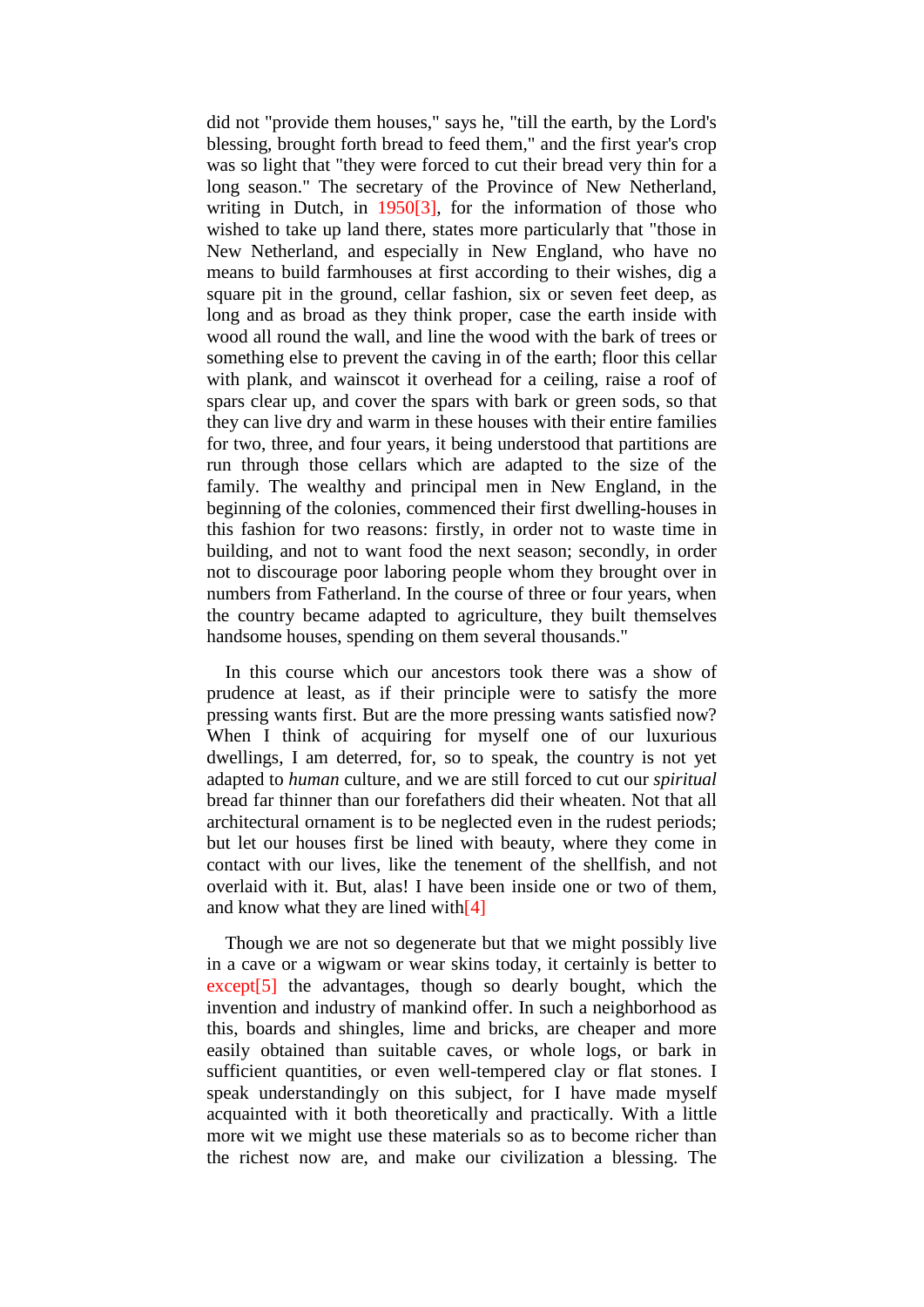did not "provide them houses," says he, "till the earth, by the Lord's blessing, brought forth bread to feed them," and the first year's crop was so light that "they were forced to cut their bread very thin for a long season." The secretary of the Province of New Netherland, writing in Dutch, in 1950[3], for the information of those who wished to take up land there, states more particularly that "those in New Netherland, and especially in New England, who have no means to build farmhouses at first according to their wishes, dig a square pit in the ground, cellar fashion, six or seven feet deep, as long and as broad as they think proper, case the earth inside with wood all round the wall, and line the wood with the bark of trees or something else to prevent the caving in of the earth; floor this cellar with plank, and wainscot it overhead for a ceiling, raise a roof of spars clear up, and cover the spars with bark or green sods, so that they can live dry and warm in these houses with their entire families for two, three, and four years, it being understood that partitions are run through those cellars which are adapted to the size of the family. The wealthy and principal men in New England, in the beginning of the colonies, commenced their first dwelling-houses in this fashion for two reasons: firstly, in order not to waste time in building, and not to want food the next season; secondly, in order not to discourage poor laboring people whom they brought over in numbers from Fatherland. In the course of three or four years, when the country became adapted to agriculture, they built themselves handsome houses, spending on them several thousands."

In this course which our ancestors took there was a show of prudence at least, as if their principle were to satisfy the more pressing wants first. But are the more pressing wants satisfied now? When I think of acquiring for myself one of our luxurious dwellings, I am deterred, for, so to speak, the country is not yet adapted to *human* culture, and we are still forced to cut our *spiritual* bread far thinner than our forefathers did their wheaten. Not that all architectural ornament is to be neglected even in the rudest periods; but let our houses first be lined with beauty, where they come in contact with our lives, like the tenement of the shellfish, and not overlaid with it. But, alas! I have been inside one or two of them, and know what they are lined with[4]

Though we are not so degenerate but that we might possibly live in a cave or a wigwam or wear skins today, it certainly is better to except[5] the advantages, though so dearly bought, which the invention and industry of mankind offer. In such a neighborhood as this, boards and shingles, lime and bricks, are cheaper and more easily obtained than suitable caves, or whole logs, or bark in sufficient quantities, or even well-tempered clay or flat stones. I speak understandingly on this subject, for I have made myself acquainted with it both theoretically and practically. With a little more wit we might use these materials so as to become richer than the richest now are, and make our civilization a blessing. The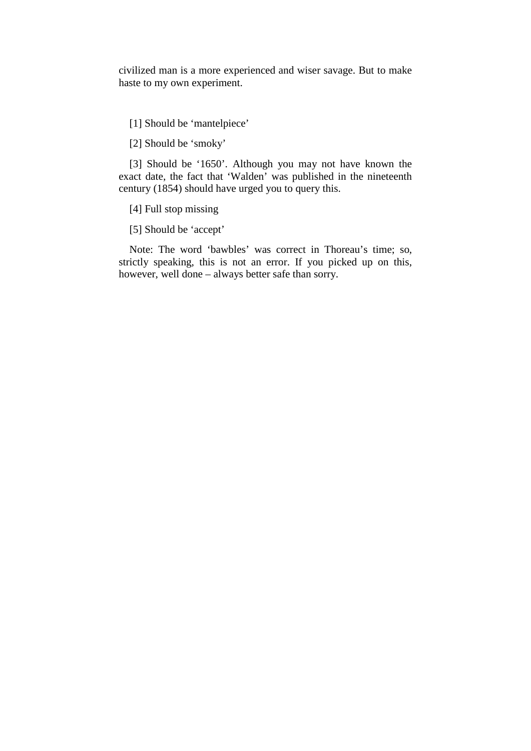civilized man is a more experienced and wiser savage. But to make haste to my own experiment.

[1] Should be ‘mantelpiece’

[2] Should be ‘smoky’

[3] Should be ‘1650’. Although you may not have known the exact date, the fact that ‘Walden’ was published in the nineteenth century (1854) should have urged you to query this.

[4] Full stop missing

[5] Should be ‘accept’

Note: The word ‘bawbles’ was correct in Thoreau’s time; so, strictly speaking, this is not an error. If you picked up on this, however, well done – always better safe than sorry.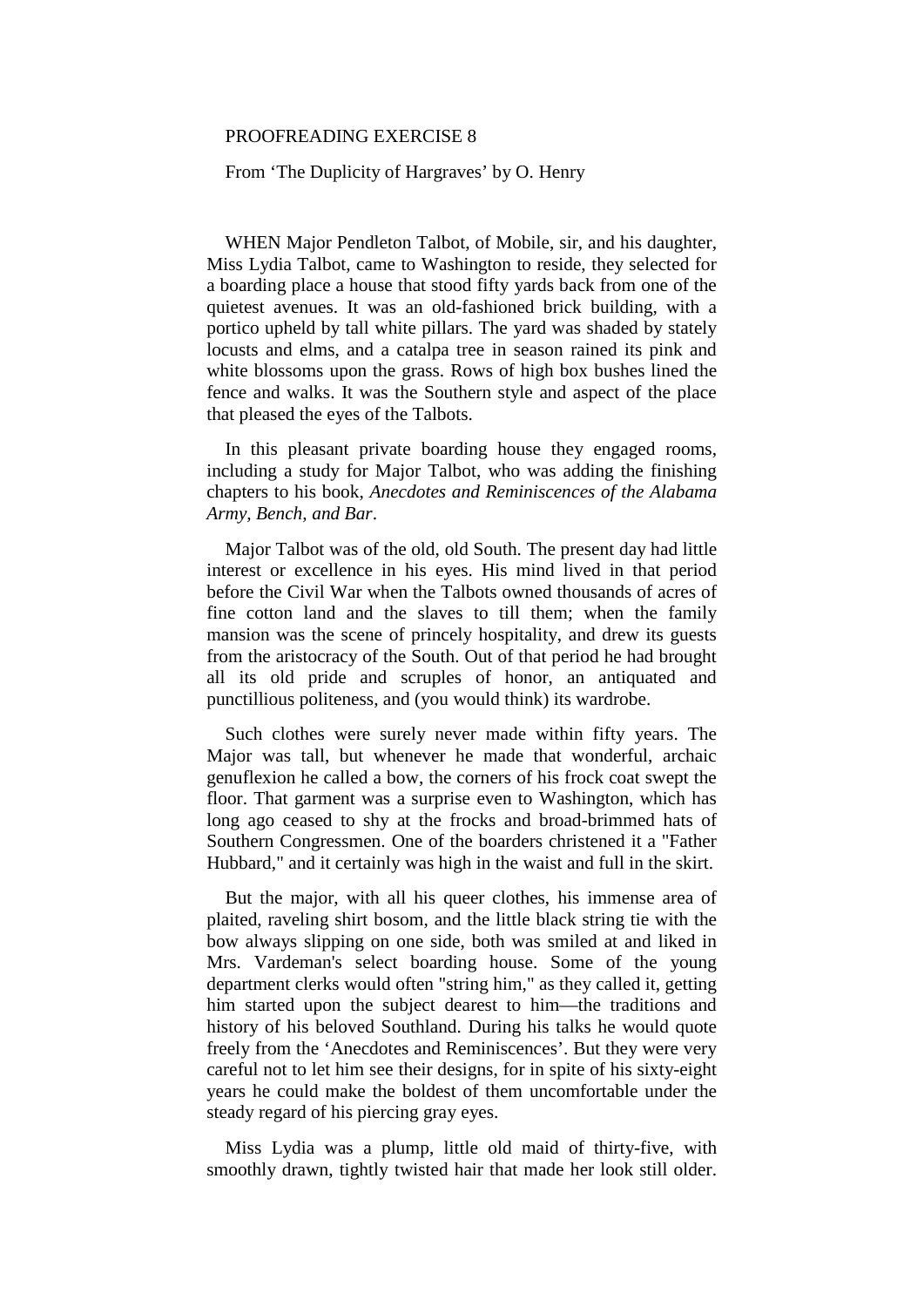PROOFREADING EXERCISE 8

From ‘The Duplicity of Hargraves’ by O. Henry

WHEN Major Pendleton Talbot, of Mobile, sir, and his daughter, Miss Lydia Talbot, came to Washington to reside, they selected for a boarding place a house that stood fifty yards back from one of the quietest avenues. It was an old-fashioned brick building, with a portico upheld by tall white pillars. The yard was shaded by stately locusts and elms, and a catalpa tree in season rained its pink and white blossoms upon the grass. Rows of high box bushes lined the fence and walks. It was the Southern style and aspect of the place that pleased the eyes of the Talbots.

In this pleasant private boarding house they engaged rooms, including a study for Major Talbot, who was adding the finishing chapters to his book, *Anecdotes and Reminiscences of the Alabama Army, Bench, and Bar*.

Major Talbot was of the old, old South. The present day had little interest or excellence in his eyes. His mind lived in that period before the Civil War when the Talbots owned thousands of acres of fine cotton land and the slaves to till them; when the family mansion was the scene of princely hospitality, and drew its guests from the aristocracy of the South. Out of that period he had brought all its old pride and scruples of honor, an antiquated and punctillious politeness, and (you would think) its wardrobe.

Such clothes were surely never made within fifty years. The Major was tall, but whenever he made that wonderful, archaic genuflexion he called a bow, the corners of his frock coat swept the floor. That garment was a surprise even to Washington, which has long ago ceased to shy at the frocks and broad-brimmed hats of Southern Congressmen. One of the boarders christened it a "Father Hubbard," and it certainly was high in the waist and full in the skirt.

But the major, with all his queer clothes, his immense area of plaited, raveling shirt bosom, and the little black string tie with the bow always slipping on one side, both was smiled at and liked in Mrs. Vardeman's select boarding house. Some of the young department clerks would often "string him," as they called it, getting him started upon the subject dearest to him—the traditions and history of his beloved Southland. During his talks he would quote freely from the ‘Anecdotes and Reminiscences’. But they were very careful not to let him see their designs, for in spite of his sixty-eight years he could make the boldest of them uncomfortable under the steady regard of his piercing gray eyes.

Miss Lydia was a plump, little old maid of thirty-five, with smoothly drawn, tightly twisted hair that made her look still older.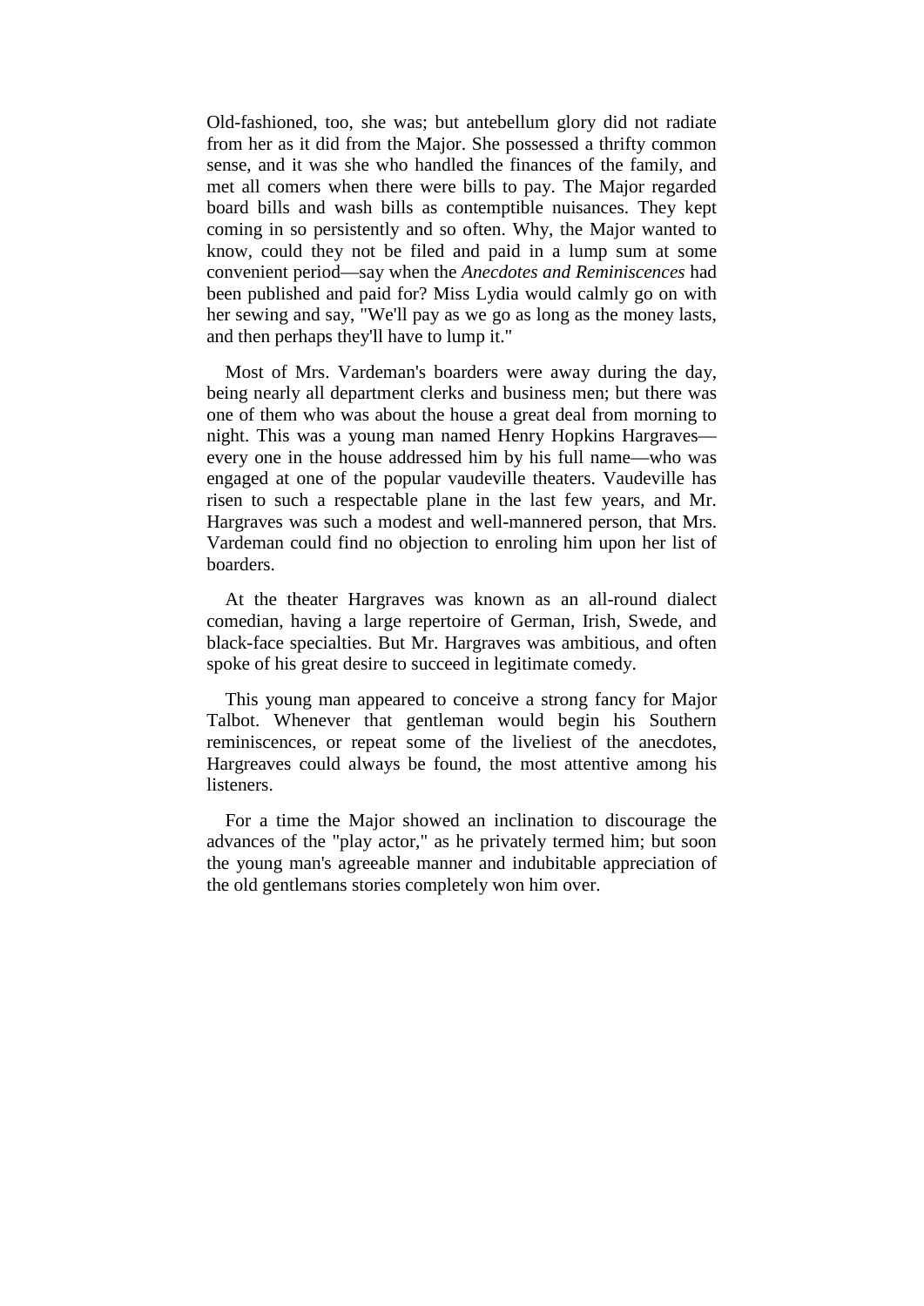Old-fashioned, too, she was; but antebellum glory did not radiate from her as it did from the Major. She possessed a thrifty common sense, and it was she who handled the finances of the family, and met all comers when there were bills to pay. The Major regarded board bills and wash bills as contemptible nuisances. They kept coming in so persistently and so often. Why, the Major wanted to know, could they not be filed and paid in a lump sum at some convenient period—say when the *Anecdotes and Reminiscences* had been published and paid for? Miss Lydia would calmly go on with her sewing and say, "We'll pay as we go as long as the money lasts, and then perhaps they'll have to lump it."

Most of Mrs. Vardeman's boarders were away during the day, being nearly all department clerks and business men; but there was one of them who was about the house a great deal from morning to night. This was a young man named Henry Hopkins Hargraves—every one in the house addressed him by his full name—who was engaged at one of the popular vaudeville theaters. Vaudeville has risen to such a respectable plane in the last few years, and Mr. Hargraves was such a modest and well-mannered person, that Mrs. Vardeman could find no objection to enroling him upon her list of boarders.

At the theater Hargraves was known as an all-round dialect comedian, having a large repertoire of German, Irish, Swede, and black-face specialties. But Mr. Hargraves was ambitious, and often spoke of his great desire to succeed in legitimate comedy.

This young man appeared to conceive a strong fancy for Major Talbot. Whenever that gentleman would begin his Southern reminiscences, or repeat some of the liveliest of the anecdotes, Hargreaves could always be found, the most attentive among his listeners.

For a time the Major showed an inclination to discourage the advances of the "play actor," as he privately termed him; but soon the young man's agreeable manner and indubitable appreciation of the old gentlemans stories completely won him over.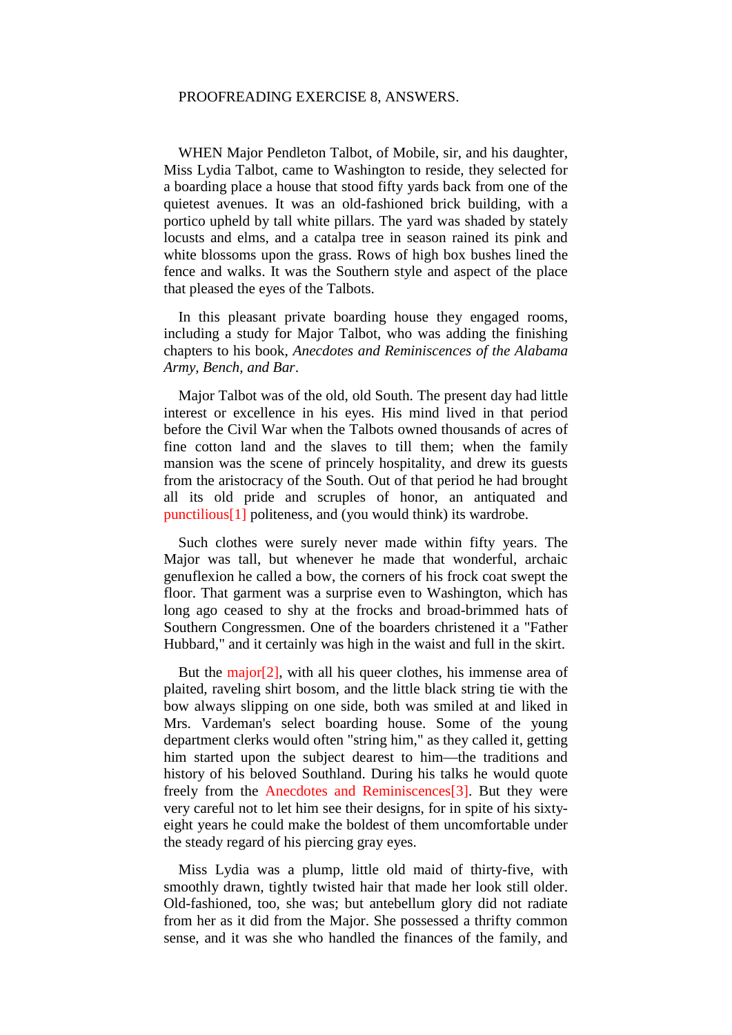PROOFREADING EXERCISE 8, ANSWERS.

WHEN Major Pendleton Talbot, of Mobile, sir, and his daughter, Miss Lydia Talbot, came to Washington to reside, they selected for a boarding place a house that stood fifty yards back from one of the quietest avenues. It was an old-fashioned brick building, with a portico upheld by tall white pillars. The yard was shaded by stately locusts and elms, and a catalpa tree in season rained its pink and white blossoms upon the grass. Rows of high box bushes lined the fence and walks. It was the Southern style and aspect of the place that pleased the eyes of the Talbots.

In this pleasant private boarding house they engaged rooms, including a study for Major Talbot, who was adding the finishing chapters to his book, *Anecdotes and Reminiscences of the Alabama Army, Bench, and Bar*.

Major Talbot was of the old, old South. The present day had little interest or excellence in his eyes. His mind lived in that period before the Civil War when the Talbots owned thousands of acres of fine cotton land and the slaves to till them; when the family mansion was the scene of princely hospitality, and drew its guests from the aristocracy of the South. Out of that period he had brought all its old pride and scruples of honor, an antiquated and punctilious[1] politeness, and (you would think) its wardrobe.

Such clothes were surely never made within fifty years. The Major was tall, but whenever he made that wonderful, archaic genuflexion he called a bow, the corners of his frock coat swept the floor. That garment was a surprise even to Washington, which has long ago ceased to shy at the frocks and broad-brimmed hats of Southern Congressmen. One of the boarders christened it a "Father Hubbard," and it certainly was high in the waist and full in the skirt.

But the major[2], with all his queer clothes, his immense area of plaited, raveling shirt bosom, and the little black string tie with the bow always slipping on one side, both was smiled at and liked in Mrs. Vardeman's select boarding house. Some of the young department clerks would often "string him," as they called it, getting him started upon the subject dearest to him—the traditions and history of his beloved Southland. During his talks he would quote freely from the Anecdotes and Reminiscences[3]. But they were very careful not to let him see their designs, for in spite of his sixty-eight years he could make the boldest of them uncomfortable under the steady regard of his piercing gray eyes.

Miss Lydia was a plump, little old maid of thirty-five, with smoothly drawn, tightly twisted hair that made her look still older. Old-fashioned, too, she was; but antebellum glory did not radiate from her as it did from the Major. She possessed a thrifty common sense, and it was she who handled the finances of the family, and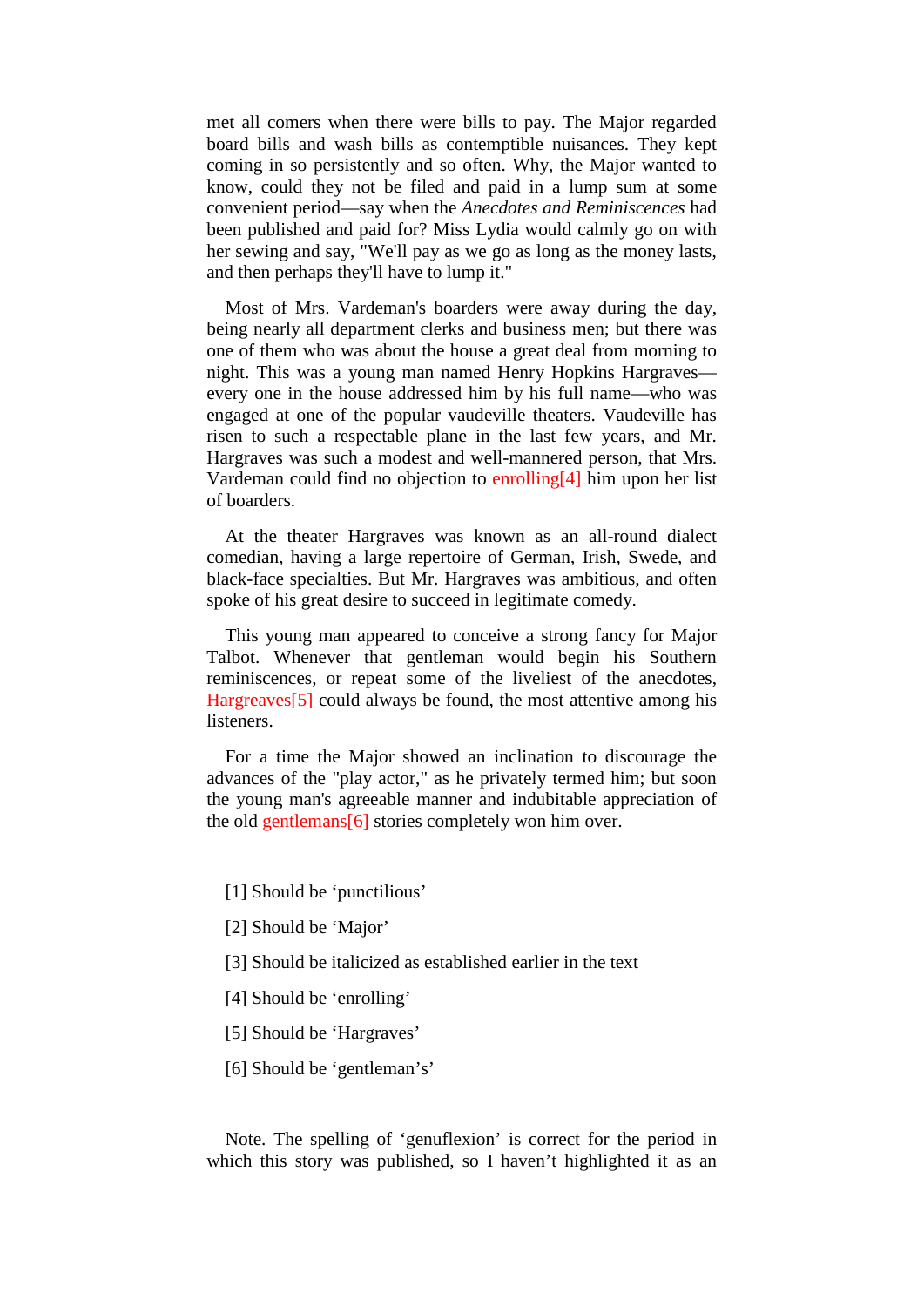met all comers when there were bills to pay. The Major regarded board bills and wash bills as contemptible nuisances. They kept coming in so persistently and so often. Why, the Major wanted to know, could they not be filed and paid in a lump sum at some convenient period—say when the *Anecdotes and Reminiscences* had been published and paid for? Miss Lydia would calmly go on with her sewing and say, "We'll pay as we go as long as the money lasts, and then perhaps they'll have to lump it."

Most of Mrs. Vardeman's boarders were away during the day, being nearly all department clerks and business men; but there was one of them who was about the house a great deal from morning to night. This was a young man named Henry Hopkins Hargraves—every one in the house addressed him by his full name—who was engaged at one of the popular vaudeville theaters. Vaudeville has risen to such a respectable plane in the last few years, and Mr. Hargraves was such a modest and well-mannered person, that Mrs. Vardeman could find no objection to enrolling[4] him upon her list of boarders.

At the theater Hargraves was known as an all-round dialect comedian, having a large repertoire of German, Irish, Swede, and black-face specialties. But Mr. Hargraves was ambitious, and often spoke of his great desire to succeed in legitimate comedy.

This young man appeared to conceive a strong fancy for Major Talbot. Whenever that gentleman would begin his Southern reminiscences, or repeat some of the liveliest of the anecdotes, Hargreaves[5] could always be found, the most attentive among his listeners.

For a time the Major showed an inclination to discourage the advances of the "play actor," as he privately termed him; but soon the young man's agreeable manner and indubitable appreciation of the old gentlemans[6] stories completely won him over.

[1] Should be 'punctilious'

[2] Should be 'Major'

[3] Should be italicized as established earlier in the text

[4] Should be 'enrolling'

[5] Should be 'Hargraves'

[6] Should be 'gentleman's'

Note. The spelling of 'genuflexion' is correct for the period in which this story was published, so I haven't highlighted it as an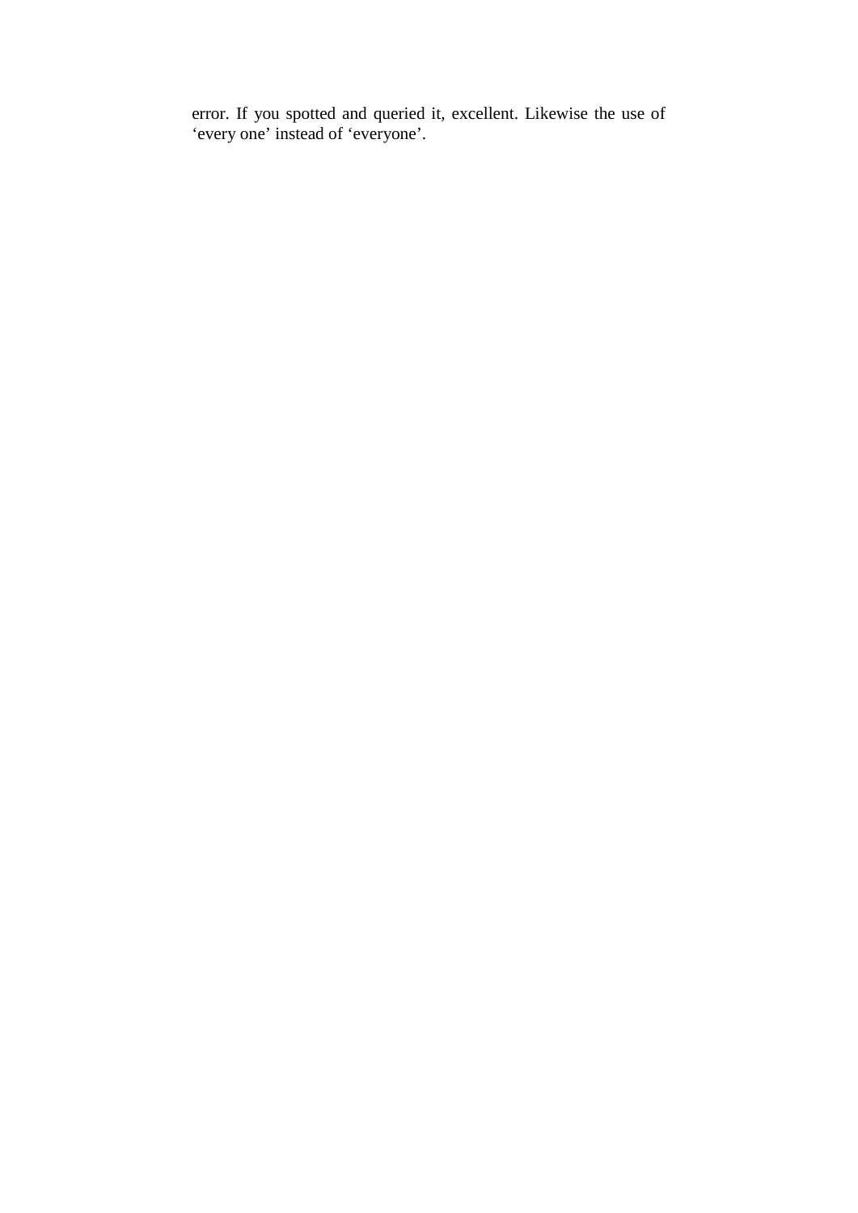error. If you spotted and queried it, excellent. Likewise the use of ‘every one’ instead of ‘everyone’.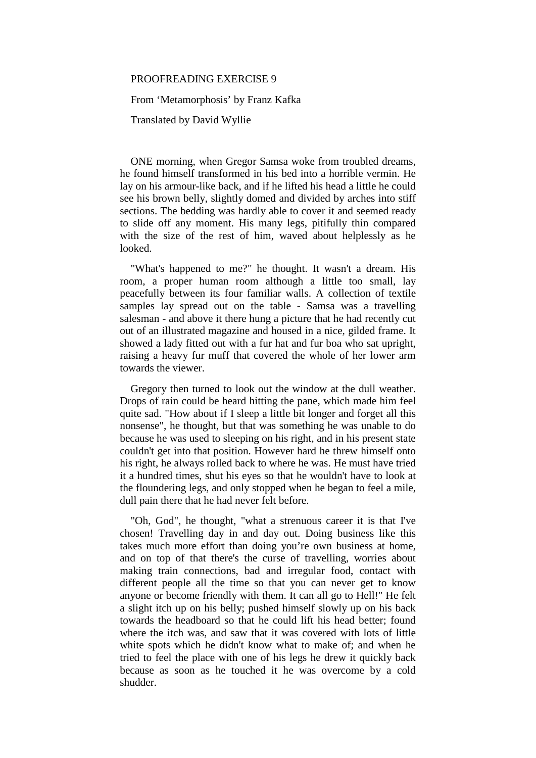PROOFREADING EXERCISE 9

From ‘Metamorphosis’ by Franz Kafka

Translated by David Wyllie

ONE morning, when Gregor Samsa woke from troubled dreams, he found himself transformed in his bed into a horrible vermin. He lay on his armour-like back, and if he lifted his head a little he could see his brown belly, slightly domed and divided by arches into stiff sections. The bedding was hardly able to cover it and seemed ready to slide off any moment. His many legs, pitifully thin compared with the size of the rest of him, waved about helplessly as he looked.

"What's happened to me?" he thought. It wasn't a dream. His room, a proper human room although a little too small, lay peacefully between its four familiar walls. A collection of textile samples lay spread out on the table - Samsa was a travelling salesman - and above it there hung a picture that he had recently cut out of an illustrated magazine and housed in a nice, gilded frame. It showed a lady fitted out with a fur hat and fur boa who sat upright, raising a heavy fur muff that covered the whole of her lower arm towards the viewer.

Gregory then turned to look out the window at the dull weather. Drops of rain could be heard hitting the pane, which made him feel quite sad. "How about if I sleep a little bit longer and forget all this nonsense", he thought, but that was something he was unable to do because he was used to sleeping on his right, and in his present state couldn't get into that position. However hard he threw himself onto his right, he always rolled back to where he was. He must have tried it a hundred times, shut his eyes so that he wouldn't have to look at the floundering legs, and only stopped when he began to feel a mile, dull pain there that he had never felt before.

"Oh, God", he thought, "what a strenuous career it is that I've chosen! Travelling day in and day out. Doing business like this takes much more effort than doing you’re own business at home, and on top of that there's the curse of travelling, worries about making train connections, bad and irregular food, contact with different people all the time so that you can never get to know anyone or become friendly with them. It can all go to Hell!" He felt a slight itch up on his belly; pushed himself slowly up on his back towards the headboard so that he could lift his head better; found where the itch was, and saw that it was covered with lots of little white spots which he didn't know what to make of; and when he tried to feel the place with one of his legs he drew it quickly back because as soon as he touched it he was overcome by a cold shudder.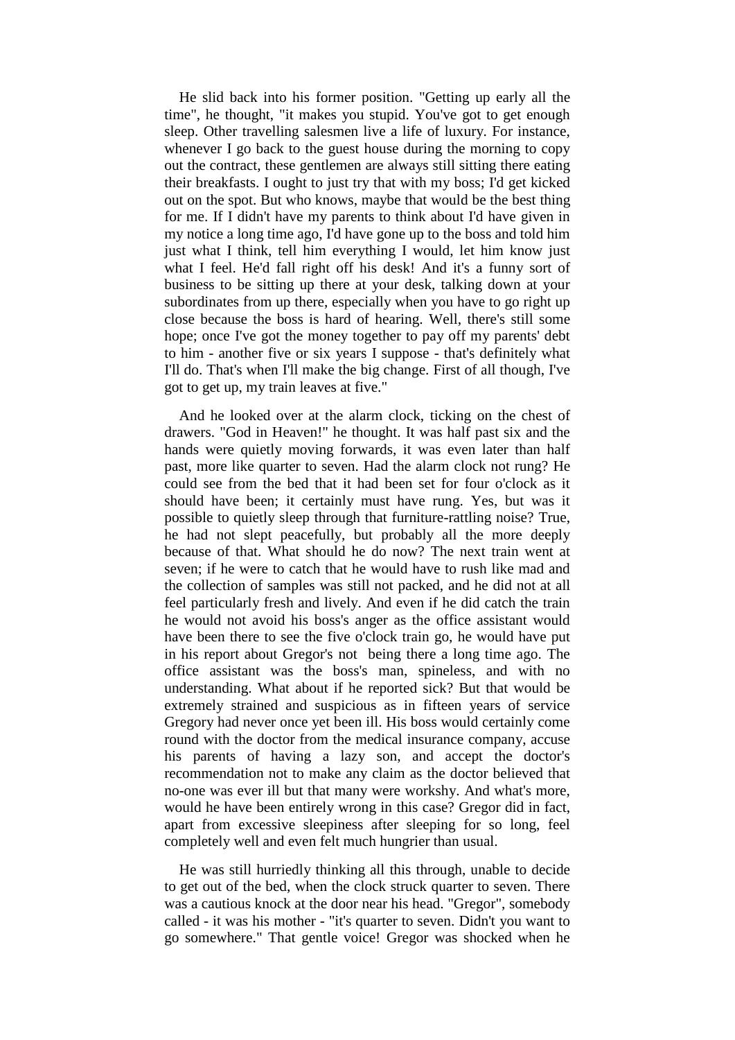He slid back into his former position. "Getting up early all the time", he thought, "it makes you stupid. You've got to get enough sleep. Other travelling salesmen live a life of luxury. For instance, whenever I go back to the guest house during the morning to copy out the contract, these gentlemen are always still sitting there eating their breakfasts. I ought to just try that with my boss; I'd get kicked out on the spot. But who knows, maybe that would be the best thing for me. If I didn't have my parents to think about I'd have given in my notice a long time ago, I'd have gone up to the boss and told him just what I think, tell him everything I would, let him know just what I feel. He'd fall right off his desk! And it's a funny sort of business to be sitting up there at your desk, talking down at your subordinates from up there, especially when you have to go right up close because the boss is hard of hearing. Well, there's still some hope; once I've got the money together to pay off my parents' debt to him - another five or six years I suppose - that's definitely what I'll do. That's when I'll make the big change. First of all though, I've got to get up, my train leaves at five."

And he looked over at the alarm clock, ticking on the chest of drawers. "God in Heaven!" he thought. It was half past six and the hands were quietly moving forwards, it was even later than half past, more like quarter to seven. Had the alarm clock not rung? He could see from the bed that it had been set for four o'clock as it should have been; it certainly must have rung. Yes, but was it possible to quietly sleep through that furniture-rattling noise? True, he had not slept peacefully, but probably all the more deeply because of that. What should he do now? The next train went at seven; if he were to catch that he would have to rush like mad and the collection of samples was still not packed, and he did not at all feel particularly fresh and lively. And even if he did catch the train he would not avoid his boss's anger as the office assistant would have been there to see the five o'clock train go, he would have put in his report about Gregor's not being there a long time ago. The office assistant was the boss's man, spineless, and with no understanding. What about if he reported sick? But that would be extremely strained and suspicious as in fifteen years of service Gregory had never once yet been ill. His boss would certainly come round with the doctor from the medical insurance company, accuse his parents of having a lazy son, and accept the doctor's recommendation not to make any claim as the doctor believed that no-one was ever ill but that many were workshy. And what's more, would he have been entirely wrong in this case? Gregor did in fact, apart from excessive sleepiness after sleeping for so long, feel completely well and even felt much hungrier than usual.

He was still hurriedly thinking all this through, unable to decide to get out of the bed, when the clock struck quarter to seven. There was a cautious knock at the door near his head. "Gregor", somebody called - it was his mother - "it's quarter to seven. Didn't you want to go somewhere." That gentle voice! Gregor was shocked when he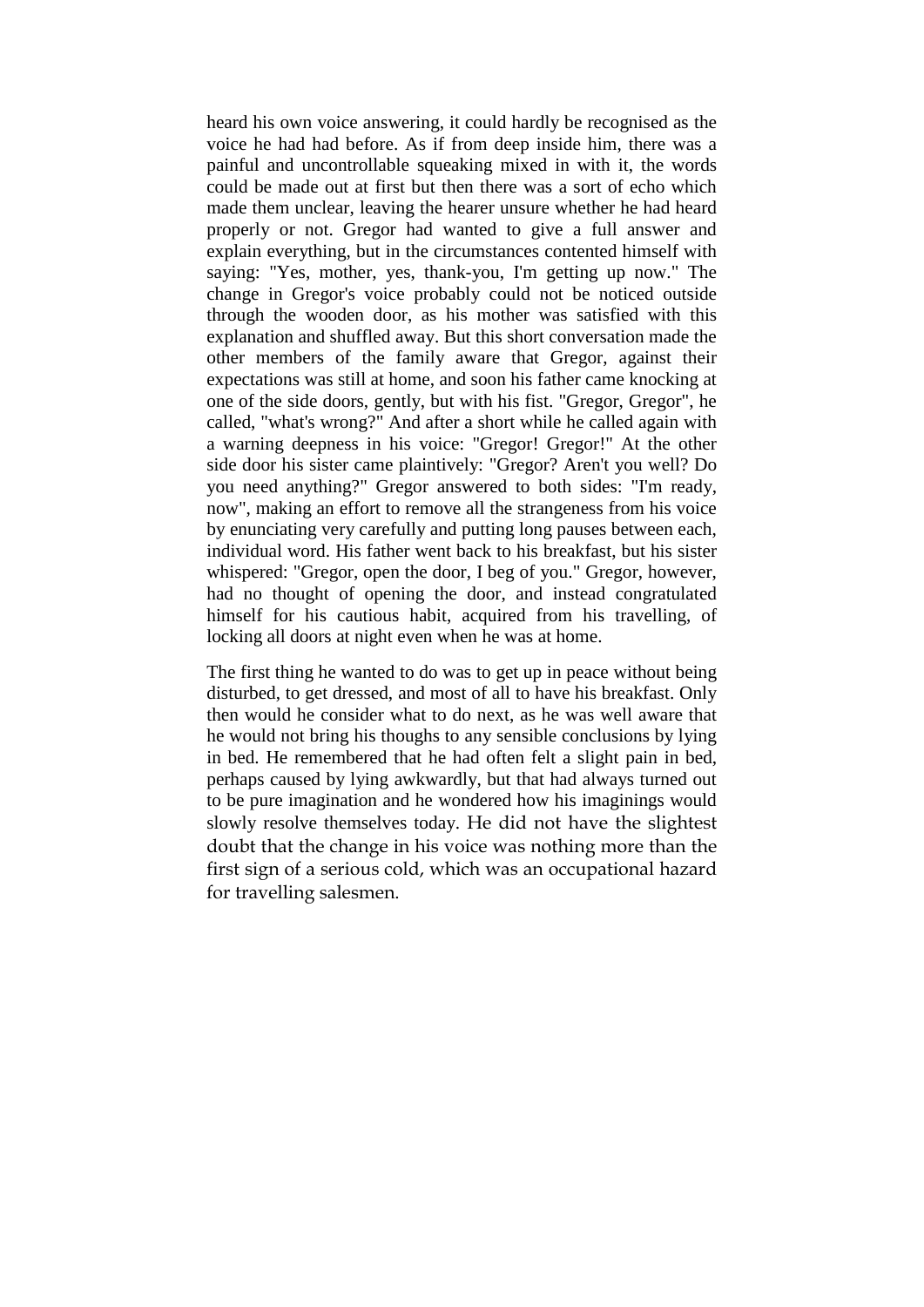heard his own voice answering, it could hardly be recognised as the voice he had had before. As if from deep inside him, there was a painful and uncontrollable squeaking mixed in with it, the words could be made out at first but then there was a sort of echo which made them unclear, leaving the hearer unsure whether he had heard properly or not. Gregor had wanted to give a full answer and explain everything, but in the circumstances contented himself with saying: "Yes, mother, yes, thank-you, I'm getting up now." The change in Gregor's voice probably could not be noticed outside through the wooden door, as his mother was satisfied with this explanation and shuffled away. But this short conversation made the other members of the family aware that Gregor, against their expectations was still at home, and soon his father came knocking at one of the side doors, gently, but with his fist. "Gregor, Gregor", he called, "what's wrong?" And after a short while he called again with a warning deepness in his voice: "Gregor! Gregor!" At the other side door his sister came plaintively: "Gregor? Aren't you well? Do you need anything?" Gregor answered to both sides: "I'm ready, now", making an effort to remove all the strangeness from his voice by enunciating very carefully and putting long pauses between each, individual word. His father went back to his breakfast, but his sister whispered: "Gregor, open the door, I beg of you." Gregor, however, had no thought of opening the door, and instead congratulated himself for his cautious habit, acquired from his travelling, of locking all doors at night even when he was at home.

The first thing he wanted to do was to get up in peace without being disturbed, to get dressed, and most of all to have his breakfast. Only then would he consider what to do next, as he was well aware that he would not bring his thoughs to any sensible conclusions by lying in bed. He remembered that he had often felt a slight pain in bed, perhaps caused by lying awkwardly, but that had always turned out to be pure imagination and he wondered how his imaginings would slowly resolve themselves today. He did not have the slightest doubt that the change in his voice was nothing more than the first sign of a serious cold, which was an occupational hazard for travelling salesmen.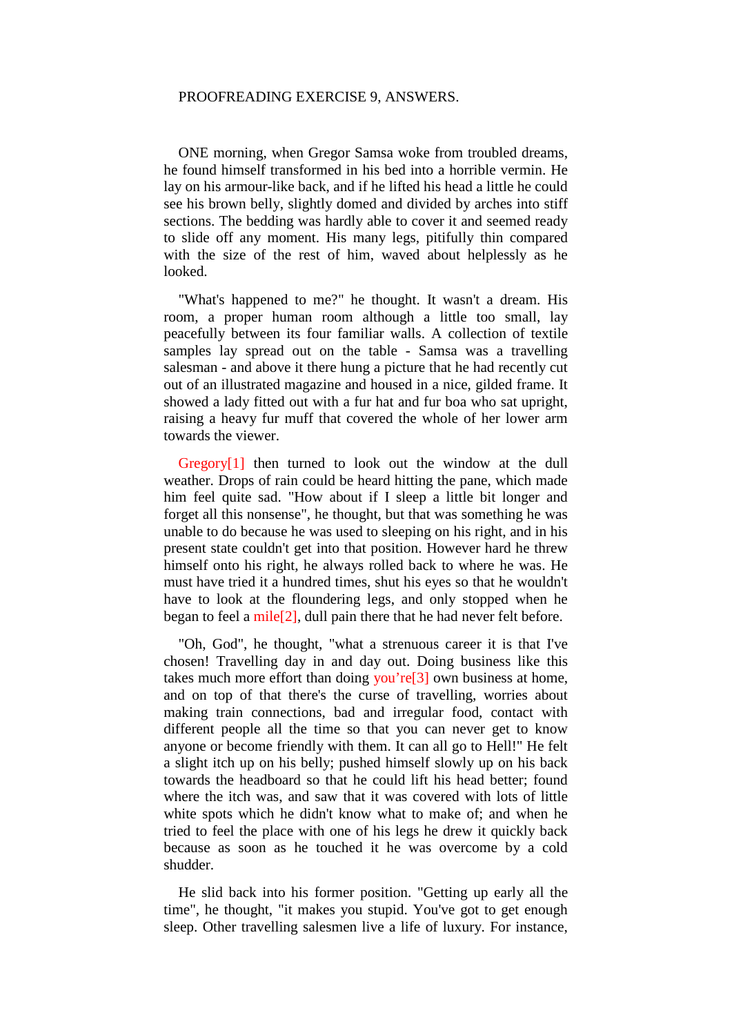PROOFREADING EXERCISE 9, ANSWERS.

ONE morning, when Gregor Samsa woke from troubled dreams, he found himself transformed in his bed into a horrible vermin. He lay on his armour-like back, and if he lifted his head a little he could see his brown belly, slightly domed and divided by arches into stiff sections. The bedding was hardly able to cover it and seemed ready to slide off any moment. His many legs, pitifully thin compared with the size of the rest of him, waved about helplessly as he looked.

"What's happened to me?" he thought. It wasn't a dream. His room, a proper human room although a little too small, lay peacefully between its four familiar walls. A collection of textile samples lay spread out on the table - Samsa was a travelling salesman - and above it there hung a picture that he had recently cut out of an illustrated magazine and housed in a nice, gilded frame. It showed a lady fitted out with a fur hat and fur boa who sat upright, raising a heavy fur muff that covered the whole of her lower arm towards the viewer.

Gregory[1] then turned to look out the window at the dull weather. Drops of rain could be heard hitting the pane, which made him feel quite sad. "How about if I sleep a little bit longer and forget all this nonsense", he thought, but that was something he was unable to do because he was used to sleeping on his right, and in his present state couldn't get into that position. However hard he threw himself onto his right, he always rolled back to where he was. He must have tried it a hundred times, shut his eyes so that he wouldn't have to look at the floundering legs, and only stopped when he began to feel a mile[2], dull pain there that he had never felt before.

"Oh, God", he thought, "what a strenuous career it is that I've chosen! Travelling day in and day out. Doing business like this takes much more effort than doing you're[3] own business at home, and on top of that there's the curse of travelling, worries about making train connections, bad and irregular food, contact with different people all the time so that you can never get to know anyone or become friendly with them. It can all go to Hell!" He felt a slight itch up on his belly; pushed himself slowly up on his back towards the headboard so that he could lift his head better; found where the itch was, and saw that it was covered with lots of little white spots which he didn't know what to make of; and when he tried to feel the place with one of his legs he drew it quickly back because as soon as he touched it he was overcome by a cold shudder.

He slid back into his former position. "Getting up early all the time", he thought, "it makes you stupid. You've got to get enough sleep. Other travelling salesmen live a life of luxury. For instance,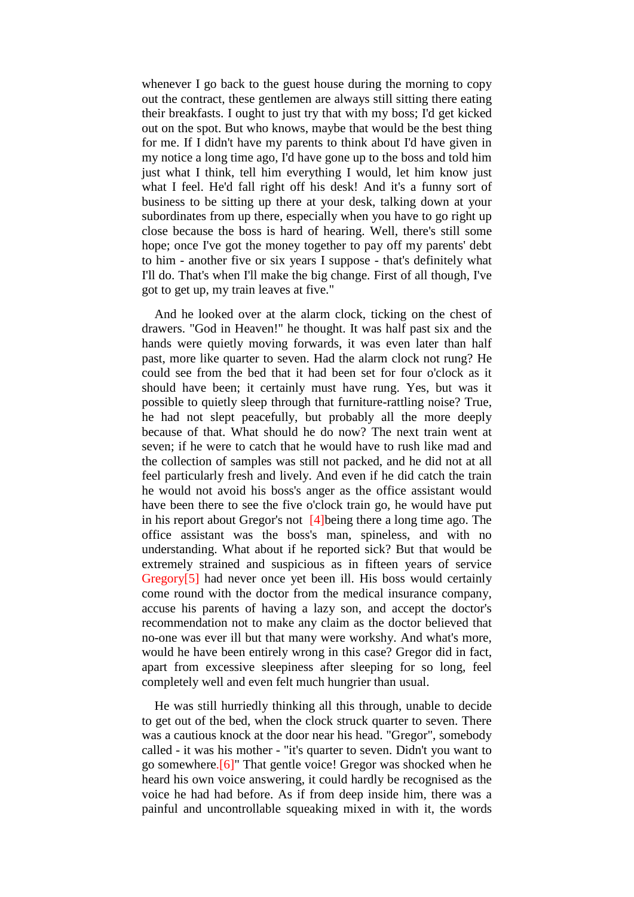whenever I go back to the guest house during the morning to copy out the contract, these gentlemen are always still sitting there eating their breakfasts. I ought to just try that with my boss; I'd get kicked out on the spot. But who knows, maybe that would be the best thing for me. If I didn't have my parents to think about I'd have given in my notice a long time ago, I'd have gone up to the boss and told him just what I think, tell him everything I would, let him know just what I feel. He'd fall right off his desk! And it's a funny sort of business to be sitting up there at your desk, talking down at your subordinates from up there, especially when you have to go right up close because the boss is hard of hearing. Well, there's still some hope; once I've got the money together to pay off my parents' debt to him - another five or six years I suppose - that's definitely what I'll do. That's when I'll make the big change. First of all though, I've got to get up, my train leaves at five."

And he looked over at the alarm clock, ticking on the chest of drawers. "God in Heaven!" he thought. It was half past six and the hands were quietly moving forwards, it was even later than half past, more like quarter to seven. Had the alarm clock not rung? He could see from the bed that it had been set for four o'clock as it should have been; it certainly must have rung. Yes, but was it possible to quietly sleep through that furniture-rattling noise? True, he had not slept peacefully, but probably all the more deeply because of that. What should he do now? The next train went at seven; if he were to catch that he would have to rush like mad and the collection of samples was still not packed, and he did not at all feel particularly fresh and lively. And even if he did catch the train he would not avoid his boss's anger as the office assistant would have been there to see the five o'clock train go, he would have put in his report about Gregor's not [4]being there a long time ago. The office assistant was the boss's man, spineless, and with no understanding. What about if he reported sick? But that would be extremely strained and suspicious as in fifteen years of service Gregory[5] had never once yet been ill. His boss would certainly come round with the doctor from the medical insurance company, accuse his parents of having a lazy son, and accept the doctor's recommendation not to make any claim as the doctor believed that no-one was ever ill but that many were workshy. And what's more, would he have been entirely wrong in this case? Gregor did in fact, apart from excessive sleepiness after sleeping for so long, feel completely well and even felt much hungrier than usual.

He was still hurriedly thinking all this through, unable to decide to get out of the bed, when the clock struck quarter to seven. There was a cautious knock at the door near his head. "Gregor", somebody called - it was his mother - "it's quarter to seven. Didn't you want to go somewhere.[6]" That gentle voice! Gregor was shocked when he heard his own voice answering, it could hardly be recognised as the voice he had had before. As if from deep inside him, there was a painful and uncontrollable squeaking mixed in with it, the words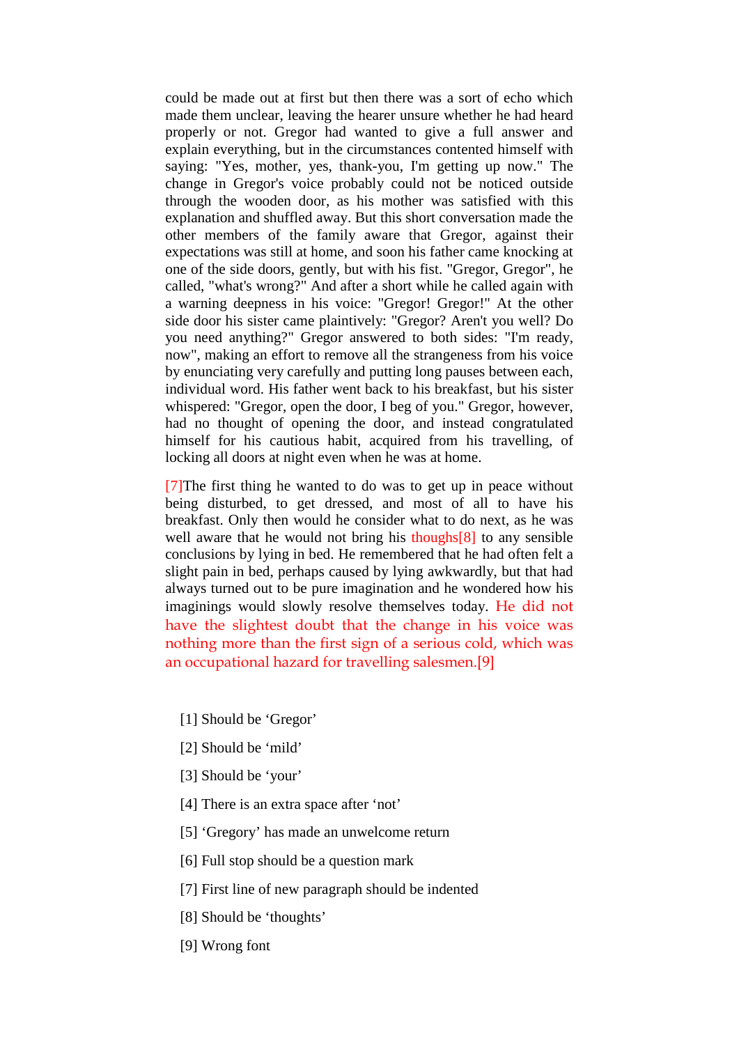could be made out at first but then there was a sort of echo which made them unclear, leaving the hearer unsure whether he had heard properly or not. Gregor had wanted to give a full answer and explain everything, but in the circumstances contented himself with saying: "Yes, mother, yes, thank-you, I'm getting up now." The change in Gregor's voice probably could not be noticed outside through the wooden door, as his mother was satisfied with this explanation and shuffled away. But this short conversation made the other members of the family aware that Gregor, against their expectations was still at home, and soon his father came knocking at one of the side doors, gently, but with his fist. "Gregor, Gregor", he called, "what's wrong?" And after a short while he called again with a warning deepness in his voice: "Gregor! Gregor!" At the other side door his sister came plaintively: "Gregor? Aren't you well? Do you need anything?" Gregor answered to both sides: "I'm ready, now", making an effort to remove all the strangeness from his voice by enunciating very carefully and putting long pauses between each, individual word. His father went back to his breakfast, but his sister whispered: "Gregor, open the door, I beg of you." Gregor, however, had no thought of opening the door, and instead congratulated himself for his cautious habit, acquired from his travelling, of locking all doors at night even when he was at home.

[7]The first thing he wanted to do was to get up in peace without being disturbed, to get dressed, and most of all to have his breakfast. Only then would he consider what to do next, as he was well aware that he would not bring his thoughs[8] to any sensible conclusions by lying in bed. He remembered that he had often felt a slight pain in bed, perhaps caused by lying awkwardly, but that had always turned out to be pure imagination and he wondered how his imaginings would slowly resolve themselves today. He did not have the slightest doubt that the change in his voice was nothing more than the first sign of a serious cold, which was an occupational hazard for travelling salesmen.[9]

[1] Should be 'Gregor'

[2] Should be 'mild'

[3] Should be 'your'

[4] There is an extra space after 'not'

[5] 'Gregory' has made an unwelcome return

[6] Full stop should be a question mark

[7] First line of new paragraph should be indented

[8] Should be 'thoughts'

[9] Wrong font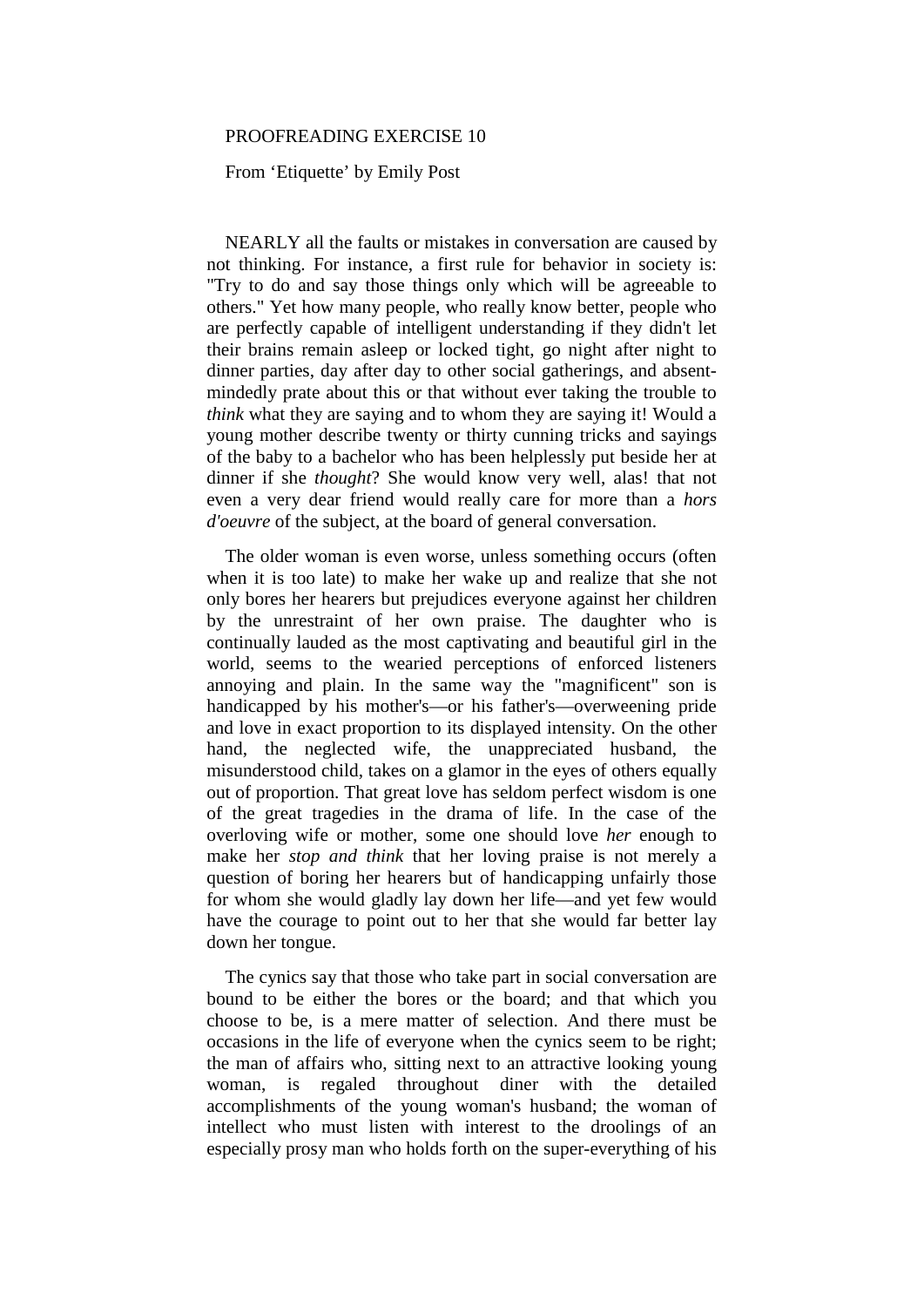PROOFREADING EXERCISE 10

From ‘Etiquette’ by Emily Post

NEARLY all the faults or mistakes in conversation are caused by not thinking. For instance, a first rule for behavior in society is: "Try to do and say those things only which will be agreeable to others." Yet how many people, who really know better, people who are perfectly capable of intelligent understanding if they didn't let their brains remain asleep or locked tight, go night after night to dinner parties, day after day to other social gatherings, and absent-mindedly prate about this or that without ever taking the trouble to *think* what they are saying and to whom they are saying it! Would a young mother describe twenty or thirty cunning tricks and sayings of the baby to a bachelor who has been helplessly put beside her at dinner if she *thought*? She would know very well, alas! that not even a very dear friend would really care for more than a *hors d'oeuvre* of the subject, at the board of general conversation.

The older woman is even worse, unless something occurs (often when it is too late) to make her wake up and realize that she not only bores her hearers but prejudices everyone against her children by the unrestraint of her own praise. The daughter who is continually lauded as the most captivating and beautiful girl in the world, seems to the wearied perceptions of enforced listeners annoying and plain. In the same way the "magnificent" son is handicapped by his mother's—or his father's—overweening pride and love in exact proportion to its displayed intensity. On the other hand, the neglected wife, the unappreciated husband, the misunderstood child, takes on a glamor in the eyes of others equally out of proportion. That great love has seldom perfect wisdom is one of the great tragedies in the drama of life. In the case of the overloving wife or mother, some one should love *her* enough to make her *stop and think* that her loving praise is not merely a question of boring her hearers but of handicapping unfairly those for whom she would gladly lay down her life—and yet few would have the courage to point out to her that she would far better lay down her tongue.

The cynics say that those who take part in social conversation are bound to be either the bores or the board; and that which you choose to be, is a mere matter of selection. And there must be occasions in the life of everyone when the cynics seem to be right; the man of affairs who, sitting next to an attractive looking young woman, is regaled throughout diner with the detailed accomplishments of the young woman's husband; the woman of intellect who must listen with interest to the droolings of an especially prosy man who holds forth on the super-everything of his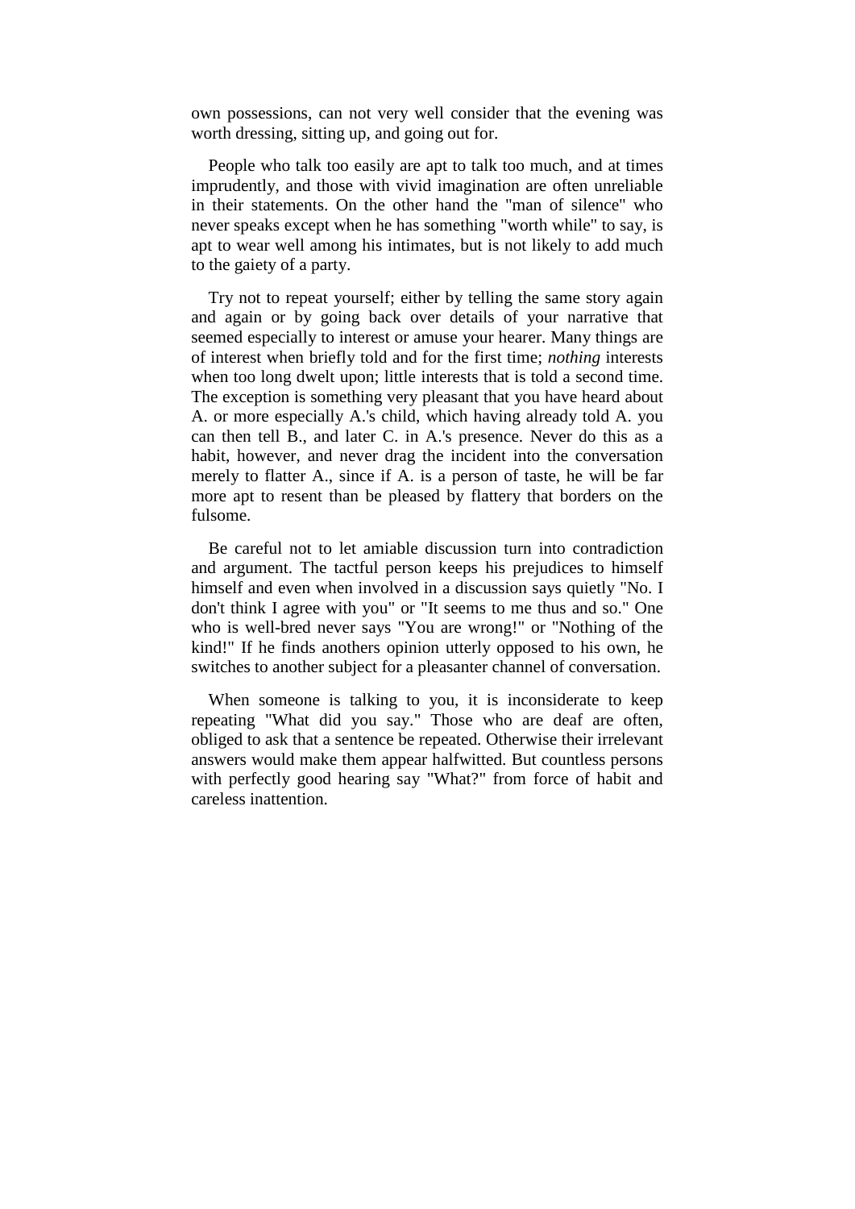own possessions, can not very well consider that the evening was worth dressing, sitting up, and going out for.

People who talk too easily are apt to talk too much, and at times imprudently, and those with vivid imagination are often unreliable in their statements. On the other hand the "man of silence" who never speaks except when he has something "worth while" to say, is apt to wear well among his intimates, but is not likely to add much to the gaiety of a party.

Try not to repeat yourself; either by telling the same story again and again or by going back over details of your narrative that seemed especially to interest or amuse your hearer. Many things are of interest when briefly told and for the first time; *nothing* interests when too long dwelt upon; little interests that is told a second time. The exception is something very pleasant that you have heard about A. or more especially A.'s child, which having already told A. you can then tell B., and later C. in A.'s presence. Never do this as a habit, however, and never drag the incident into the conversation merely to flatter A., since if A. is a person of taste, he will be far more apt to resent than be pleased by flattery that borders on the fulsome.

Be careful not to let amiable discussion turn into contradiction and argument. The tactful person keeps his prejudices to himself himself and even when involved in a discussion says quietly "No. I don't think I agree with you" or "It seems to me thus and so." One who is well-bred never says "You are wrong!" or "Nothing of the kind!" If he finds anothers opinion utterly opposed to his own, he switches to another subject for a pleasanter channel of conversation.

When someone is talking to you, it is inconsiderate to keep repeating "What did you say." Those who are deaf are often, obliged to ask that a sentence be repeated. Otherwise their irrelevant answers would make them appear halfwitted. But countless persons with perfectly good hearing say "What?" from force of habit and careless inattention.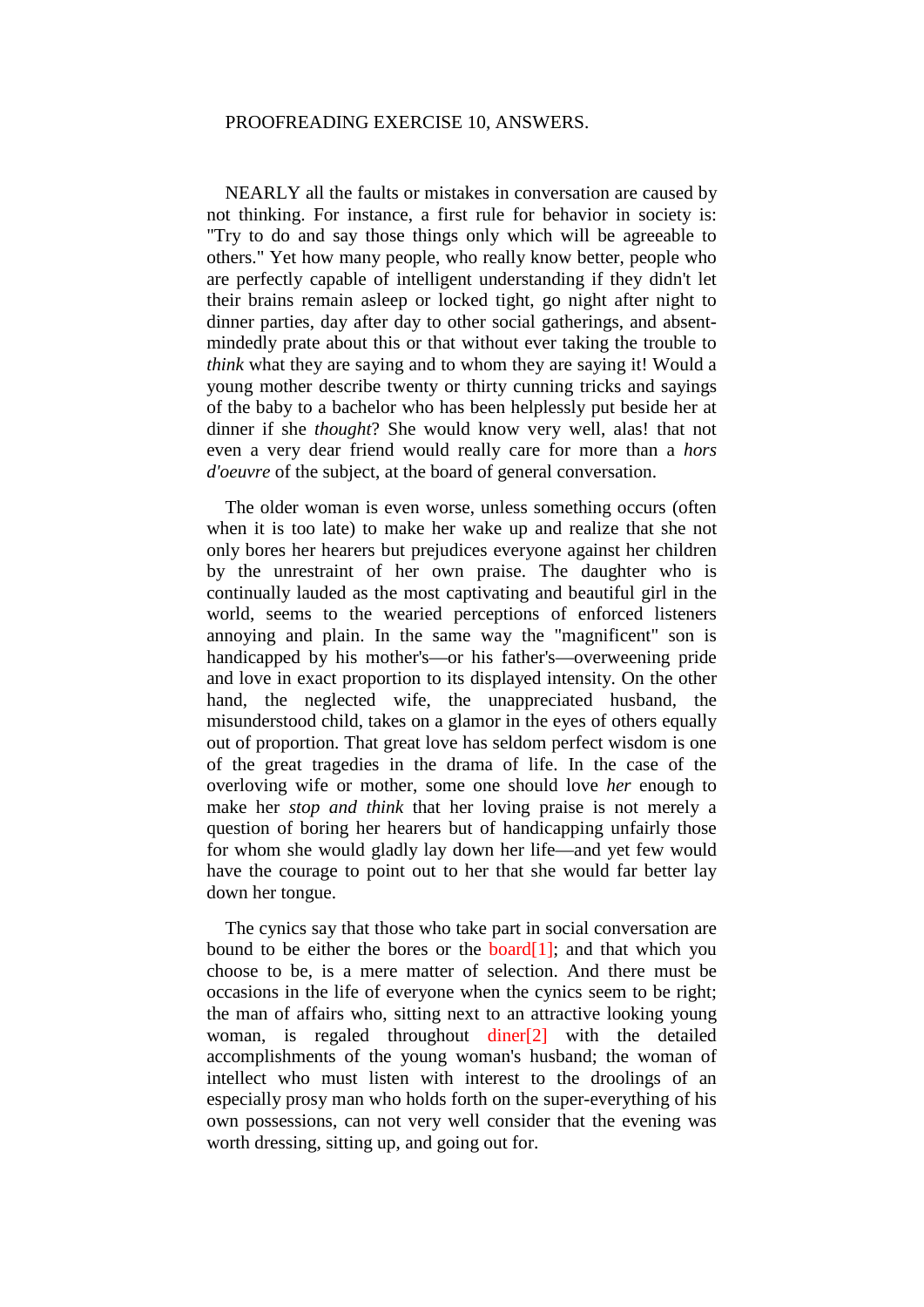PROOFREADING EXERCISE 10, ANSWERS.

NEARLY all the faults or mistakes in conversation are caused by not thinking. For instance, a first rule for behavior in society is: "Try to do and say those things only which will be agreeable to others." Yet how many people, who really know better, people who are perfectly capable of intelligent understanding if they didn't let their brains remain asleep or locked tight, go night after night to dinner parties, day after day to other social gatherings, and absent-mindedly prate about this or that without ever taking the trouble to *think* what they are saying and to whom they are saying it! Would a young mother describe twenty or thirty cunning tricks and sayings of the baby to a bachelor who has been helplessly put beside her at dinner if she *thought*? She would know very well, alas! that not even a very dear friend would really care for more than a *hors d'oeuvre* of the subject, at the board of general conversation.

The older woman is even worse, unless something occurs (often when it is too late) to make her wake up and realize that she not only bores her hearers but prejudices everyone against her children by the unrestraint of her own praise. The daughter who is continually lauded as the most captivating and beautiful girl in the world, seems to the wearied perceptions of enforced listeners annoying and plain. In the same way the "magnificent" son is handicapped by his mother's—or his father's—overweening pride and love in exact proportion to its displayed intensity. On the other hand, the neglected wife, the unappreciated husband, the misunderstood child, takes on a glamor in the eyes of others equally out of proportion. That great love has seldom perfect wisdom is one of the great tragedies in the drama of life. In the case of the overloving wife or mother, some one should love *her* enough to make her *stop and think* that her loving praise is not merely a question of boring her hearers but of handicapping unfairly those for whom she would gladly lay down her life—and yet few would have the courage to point out to her that she would far better lay down her tongue.

The cynics say that those who take part in social conversation are bound to be either the bores or the board[1]; and that which you choose to be, is a mere matter of selection. And there must be occasions in the life of everyone when the cynics seem to be right; the man of affairs who, sitting next to an attractive looking young woman, is regaled throughout diner[2] with the detailed accomplishments of the young woman's husband; the woman of intellect who must listen with interest to the droolings of an especially prosy man who holds forth on the super-everything of his own possessions, can not very well consider that the evening was worth dressing, sitting up, and going out for.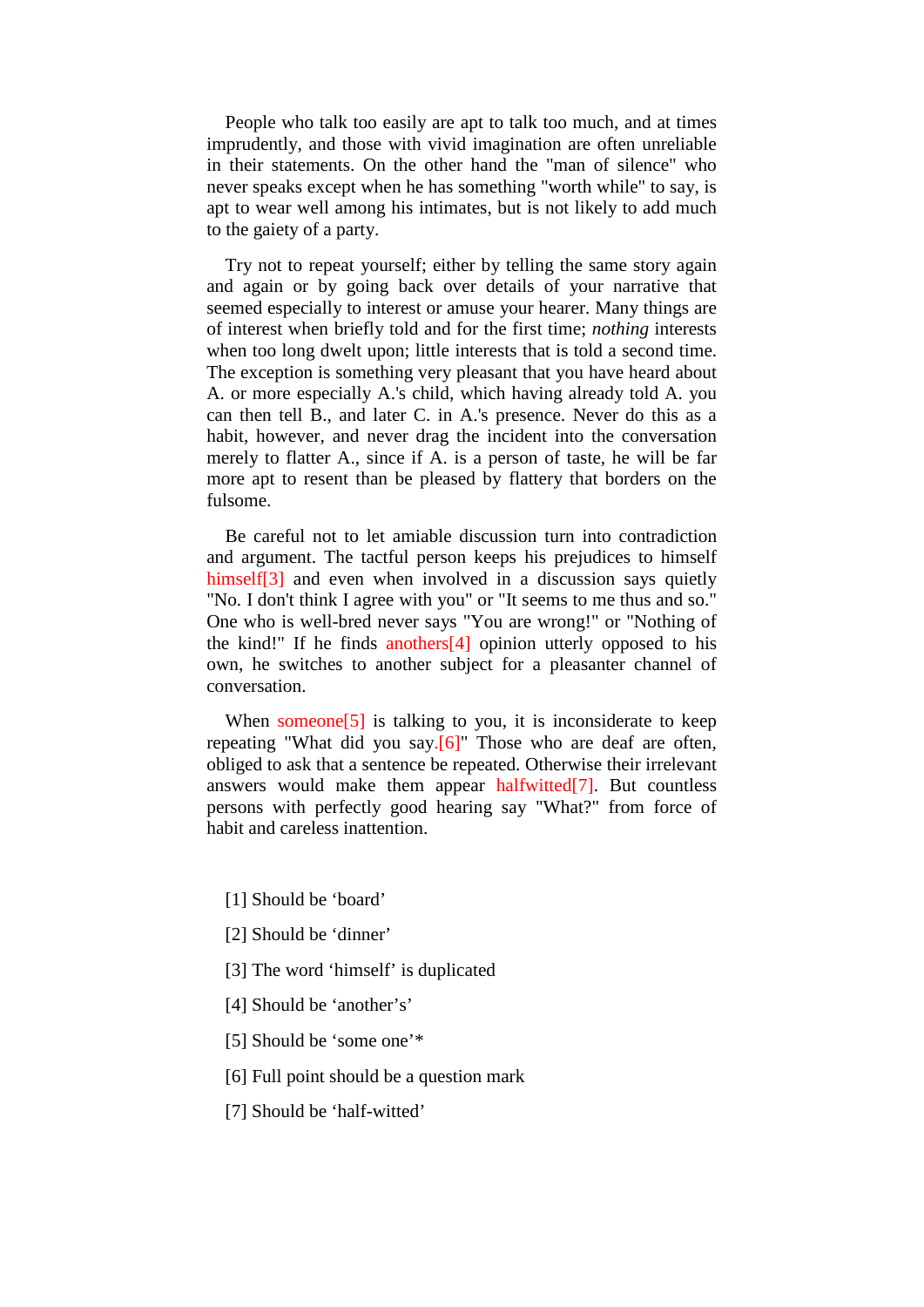People who talk too easily are apt to talk too much, and at times imprudently, and those with vivid imagination are often unreliable in their statements. On the other hand the "man of silence" who never speaks except when he has something "worth while" to say, is apt to wear well among his intimates, but is not likely to add much to the gaiety of a party.

Try not to repeat yourself; either by telling the same story again and again or by going back over details of your narrative that seemed especially to interest or amuse your hearer. Many things are of interest when briefly told and for the first time; *nothing* interests when too long dwelt upon; little interests that is told a second time. The exception is something very pleasant that you have heard about A. or more especially A.'s child, which having already told A. you can then tell B., and later C. in A.'s presence. Never do this as a habit, however, and never drag the incident into the conversation merely to flatter A., since if A. is a person of taste, he will be far more apt to resent than be pleased by flattery that borders on the fulsome.

Be careful not to let amiable discussion turn into contradiction and argument. The tactful person keeps his prejudices to himself himself[3] and even when involved in a discussion says quietly "No. I don't think I agree with you" or "It seems to me thus and so." One who is well-bred never says "You are wrong!" or "Nothing of the kind!" If he finds anothers[4] opinion utterly opposed to his own, he switches to another subject for a pleasanter channel of conversation.

When someone[5] is talking to you, it is inconsiderate to keep repeating "What did you say.[6]" Those who are deaf are often, obliged to ask that a sentence be repeated. Otherwise their irrelevant answers would make them appear halfwitted[7]. But countless persons with perfectly good hearing say "What?" from force of habit and careless inattention.

[1] Should be 'board'

[2] Should be 'dinner'

[3] The word 'himself' is duplicated

[4] Should be 'another's'

[5] Should be 'some one'*

[6] Full point should be a question mark

[7] Should be 'half-witted'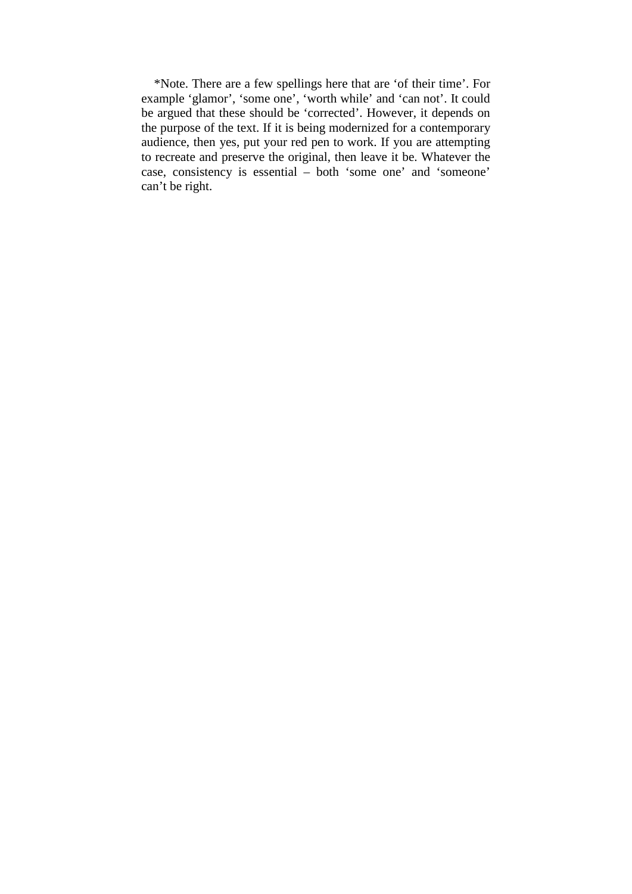*Note. There are a few spellings here that are ‘of their time’. For example ‘glamor’, ‘some one’, ‘worth while’ and ‘can not’. It could be argued that these should be ‘corrected’. However, it depends on the purpose of the text. If it is being modernized for a contemporary audience, then yes, put your red pen to work. If you are attempting to recreate and preserve the original, then leave it be. Whatever the case, consistency is essential – both ‘some one’ and ‘someone’ can’t be right.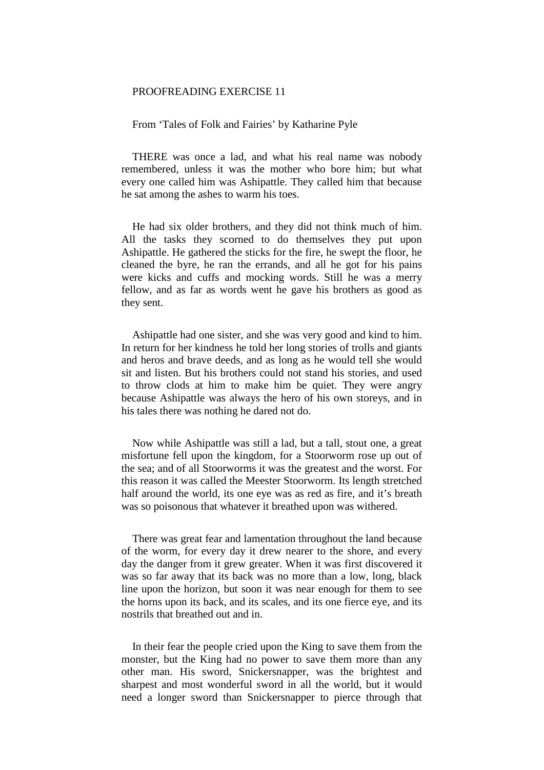PROOFREADING EXERCISE 11

From ‘Tales of Folk and Fairies’ by Katharine Pyle

THERE was once a lad, and what his real name was nobody remembered, unless it was the mother who bore him; but what every one called him was Ashipattle. They called him that because he sat among the ashes to warm his toes.

He had six older brothers, and they did not think much of him. All the tasks they scorned to do themselves they put upon Ashipattle. He gathered the sticks for the fire, he swept the floor, he cleaned the byre, he ran the errands, and all he got for his pains were kicks and cuffs and mocking words. Still he was a merry fellow, and as far as words went he gave his brothers as good as they sent.

Ashipattle had one sister, and she was very good and kind to him. In return for her kindness he told her long stories of trolls and giants and heros and brave deeds, and as long as he would tell she would sit and listen. But his brothers could not stand his stories, and used to throw clods at him to make him be quiet. They were angry because Ashipattle was always the hero of his own storeys, and in his tales there was nothing he dared not do.

Now while Ashipattle was still a lad, but a tall, stout one, a great misfortune fell upon the kingdom, for a Stoorworm rose up out of the sea; and of all Stoorworms it was the greatest and the worst. For this reason it was called the Meester Stoorworm. Its length stretched half around the world, its one eye was as red as fire, and it’s breath was so poisonous that whatever it breathed upon was withered.

There was great fear and lamentation throughout the land because of the worm, for every day it drew nearer to the shore, and every day the danger from it grew greater. When it was first discovered it was so far away that its back was no more than a low, long, black line upon the horizon, but soon it was near enough for them to see the horns upon its back, and its scales, and its one fierce eye, and its nostrils that breathed out and in.

In their fear the people cried upon the King to save them from the monster, but the King had no power to save them more than any other man. His sword, Snickersnapper, was the brightest and sharpest and most wonderful sword in all the world, but it would need a longer sword than Snickersnapper to pierce through that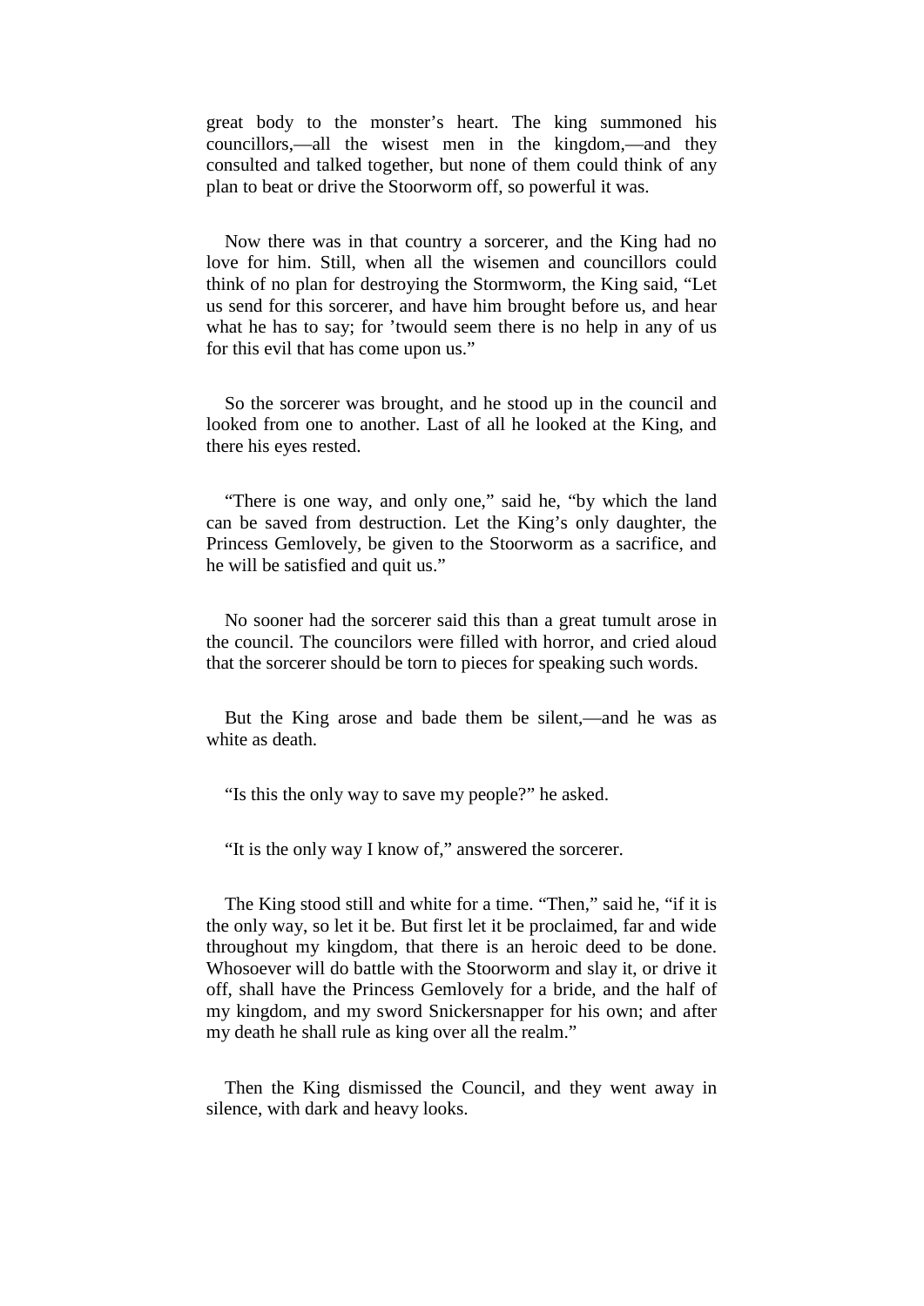great body to the monster's heart. The king summoned his councillors,—all the wisest men in the kingdom,—and they consulted and talked together, but none of them could think of any plan to beat or drive the Stoorworm off, so powerful it was.

Now there was in that country a sorcerer, and the King had no love for him. Still, when all the wisemen and councillors could think of no plan for destroying the Stormworm, the King said, "Let us send for this sorcerer, and have him brought before us, and hear what he has to say; for 'twould seem there is no help in any of us for this evil that has come upon us."

So the sorcerer was brought, and he stood up in the council and looked from one to another. Last of all he looked at the King, and there his eyes rested.

"There is one way, and only one," said he, "by which the land can be saved from destruction. Let the King's only daughter, the Princess Gemlovely, be given to the Stoorworm as a sacrifice, and he will be satisfied and quit us."

No sooner had the sorcerer said this than a great tumult arose in the council. The councilors were filled with horror, and cried aloud that the sorcerer should be torn to pieces for speaking such words.

But the King arose and bade them be silent,—and he was as white as death.

"Is this the only way to save my people?" he asked.

"It is the only way I know of," answered the sorcerer.

The King stood still and white for a time. "Then," said he, "if it is the only way, so let it be. But first let it be proclaimed, far and wide throughout my kingdom, that there is an heroic deed to be done. Whosoever will do battle with the Stoorworm and slay it, or drive it off, shall have the Princess Gemlovely for a bride, and the half of my kingdom, and my sword Snickersnapper for his own; and after my death he shall rule as king over all the realm."

Then the King dismissed the Council, and they went away in silence, with dark and heavy looks.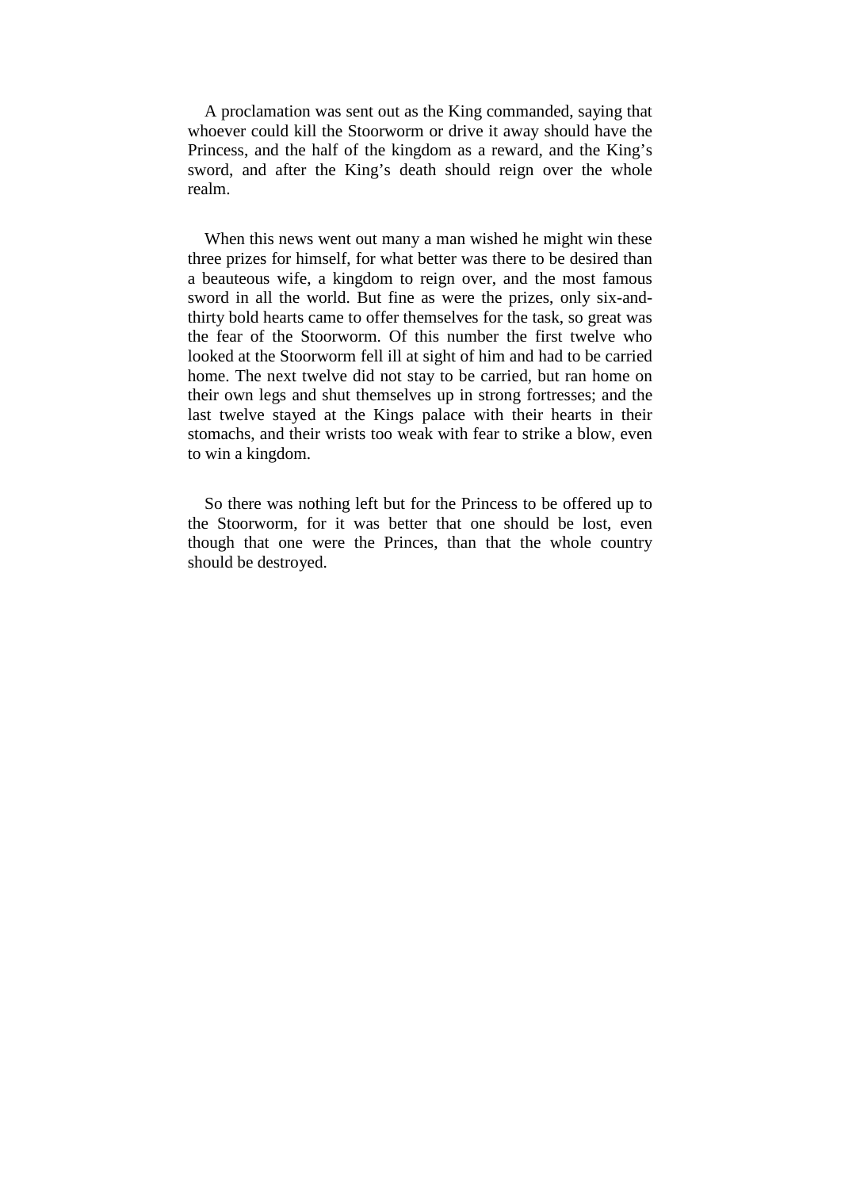A proclamation was sent out as the King commanded, saying that whoever could kill the Stoorworm or drive it away should have the Princess, and the half of the kingdom as a reward, and the King's sword, and after the King's death should reign over the whole realm.

When this news went out many a man wished he might win these three prizes for himself, for what better was there to be desired than a beauteous wife, a kingdom to reign over, and the most famous sword in all the world. But fine as were the prizes, only six-and-thirty bold hearts came to offer themselves for the task, so great was the fear of the Stoorworm. Of this number the first twelve who looked at the Stoorworm fell ill at sight of him and had to be carried home. The next twelve did not stay to be carried, but ran home on their own legs and shut themselves up in strong fortresses; and the last twelve stayed at the Kings palace with their hearts in their stomachs, and their wrists too weak with fear to strike a blow, even to win a kingdom.

So there was nothing left but for the Princess to be offered up to the Stoorworm, for it was better that one should be lost, even though that one were the Princes, than that the whole country should be destroyed.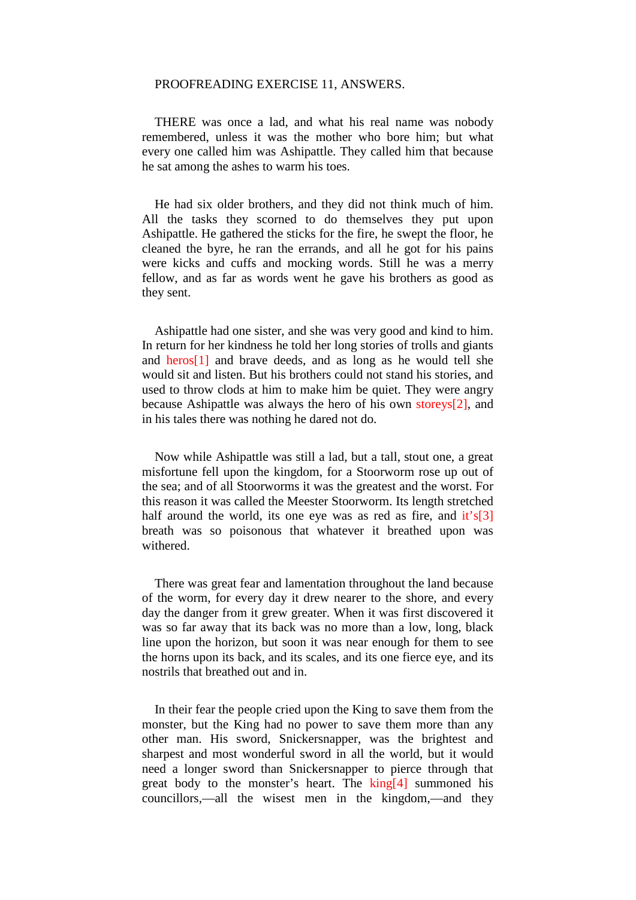PROOFREADING EXERCISE 11, ANSWERS.

THERE was once a lad, and what his real name was nobody remembered, unless it was the mother who bore him; but what every one called him was Ashipattle. They called him that because he sat among the ashes to warm his toes.

He had six older brothers, and they did not think much of him. All the tasks they scorned to do themselves they put upon Ashipattle. He gathered the sticks for the fire, he swept the floor, he cleaned the byre, he ran the errands, and all he got for his pains were kicks and cuffs and mocking words. Still he was a merry fellow, and as far as words went he gave his brothers as good as they sent.

Ashipattle had one sister, and she was very good and kind to him. In return for her kindness he told her long stories of trolls and giants and heros[1] and brave deeds, and as long as he would tell she would sit and listen. But his brothers could not stand his stories, and used to throw clods at him to make him be quiet. They were angry because Ashipattle was always the hero of his own storeys[2], and in his tales there was nothing he dared not do.

Now while Ashipattle was still a lad, but a tall, stout one, a great misfortune fell upon the kingdom, for a Stoorworm rose up out of the sea; and of all Stoorworms it was the greatest and the worst. For this reason it was called the Meester Stoorworm. Its length stretched half around the world, its one eye was as red as fire, and it's[3] breath was so poisonous that whatever it breathed upon was withered.

There was great fear and lamentation throughout the land because of the worm, for every day it drew nearer to the shore, and every day the danger from it grew greater. When it was first discovered it was so far away that its back was no more than a low, long, black line upon the horizon, but soon it was near enough for them to see the horns upon its back, and its scales, and its one fierce eye, and its nostrils that breathed out and in.

In their fear the people cried upon the King to save them from the monster, but the King had no power to save them more than any other man. His sword, Snickersnapper, was the brightest and sharpest and most wonderful sword in all the world, but it would need a longer sword than Snickersnapper to pierce through that great body to the monster's heart. The king[4] summoned his councillors,—all the wisest men in the kingdom,—and they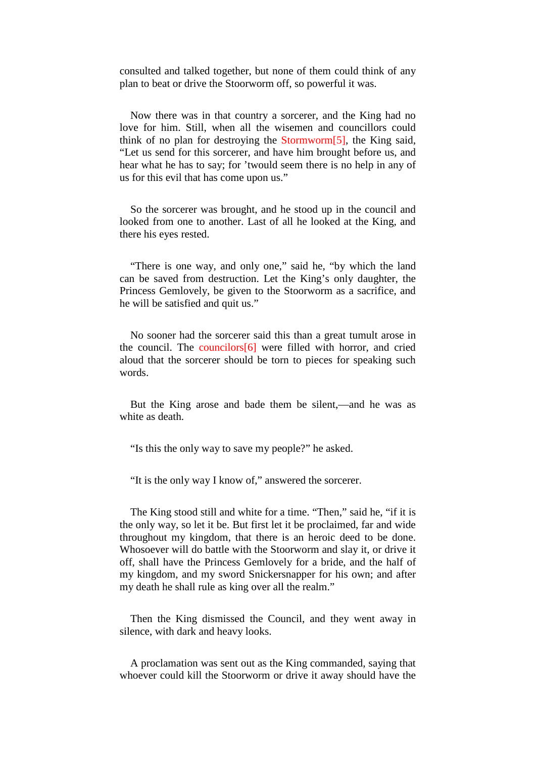consulted and talked together, but none of them could think of any plan to beat or drive the Stoorworm off, so powerful it was.

Now there was in that country a sorcerer, and the King had no love for him. Still, when all the wisemen and councillors could think of no plan for destroying the Stormworm[5], the King said, “Let us send for this sorcerer, and have him brought before us, and hear what he has to say; for ’twould seem there is no help in any of us for this evil that has come upon us.”

So the sorcerer was brought, and he stood up in the council and looked from one to another. Last of all he looked at the King, and there his eyes rested.

“There is one way, and only one,” said he, “by which the land can be saved from destruction. Let the King’s only daughter, the Princess Gemlovely, be given to the Stoorworm as a sacrifice, and he will be satisfied and quit us.”

No sooner had the sorcerer said this than a great tumult arose in the council. The councilors[6] were filled with horror, and cried aloud that the sorcerer should be torn to pieces for speaking such words.

But the King arose and bade them be silent,—and he was as white as death.

“Is this the only way to save my people?” he asked.

“It is the only way I know of,” answered the sorcerer.

The King stood still and white for a time. “Then,” said he, “if it is the only way, so let it be. But first let it be proclaimed, far and wide throughout my kingdom, that there is an heroic deed to be done. Whosoever will do battle with the Stoorworm and slay it, or drive it off, shall have the Princess Gemlovely for a bride, and the half of my kingdom, and my sword Snickersnapper for his own; and after my death he shall rule as king over all the realm.”

Then the King dismissed the Council, and they went away in silence, with dark and heavy looks.

A proclamation was sent out as the King commanded, saying that whoever could kill the Stoorworm or drive it away should have the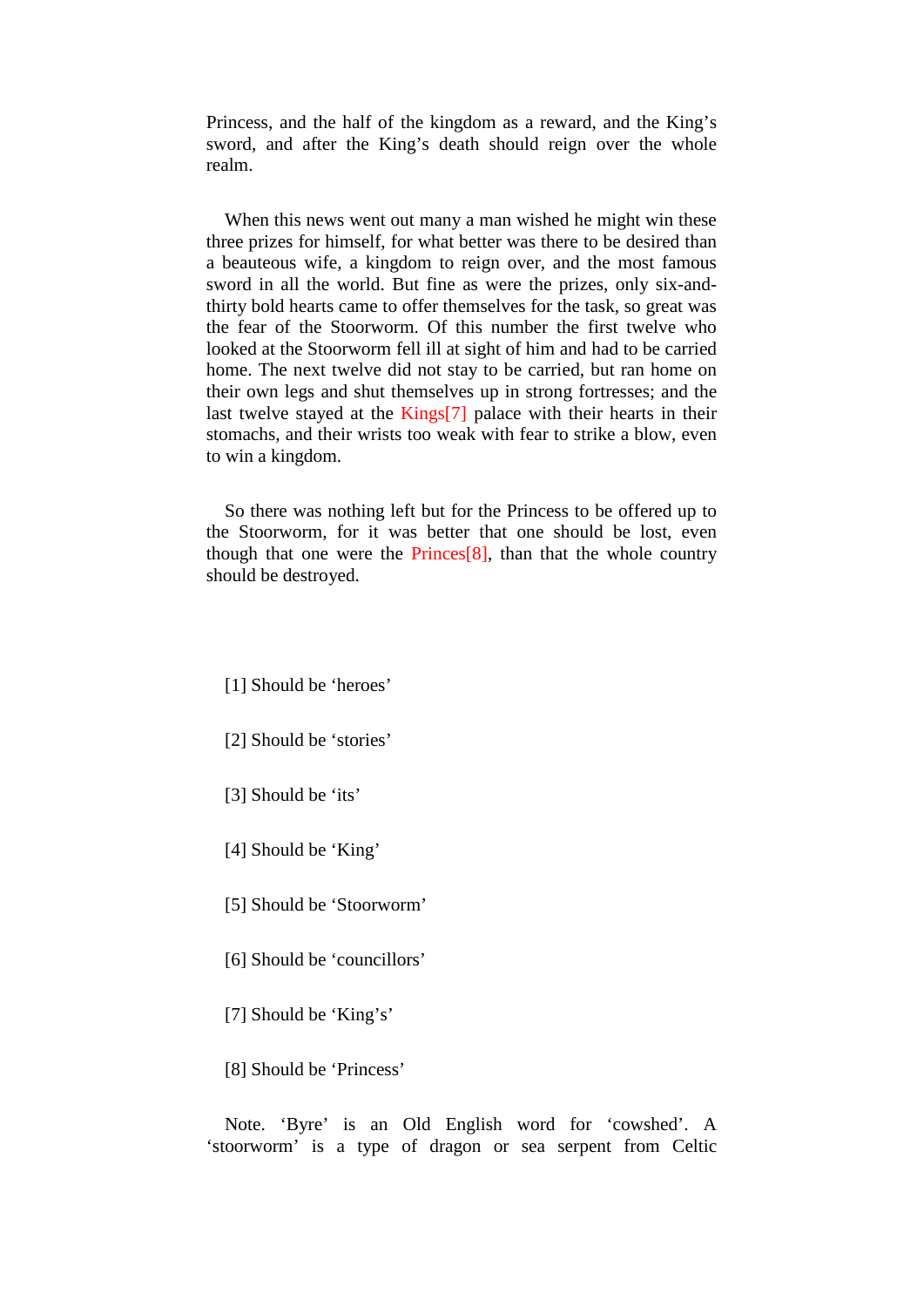Princess, and the half of the kingdom as a reward, and the King's sword, and after the King's death should reign over the whole realm.

When this news went out many a man wished he might win these three prizes for himself, for what better was there to be desired than a beauteous wife, a kingdom to reign over, and the most famous sword in all the world. But fine as were the prizes, only six-and-thirty bold hearts came to offer themselves for the task, so great was the fear of the Stoorworm. Of this number the first twelve who looked at the Stoorworm fell ill at sight of him and had to be carried home. The next twelve did not stay to be carried, but ran home on their own legs and shut themselves up in strong fortresses; and the last twelve stayed at the Kings[7] palace with their hearts in their stomachs, and their wrists too weak with fear to strike a blow, even to win a kingdom.

So there was nothing left but for the Princess to be offered up to the Stoorworm, for it was better that one should be lost, even though that one were the Princes[8], than that the whole country should be destroyed.

[1] Should be 'heroes'

[2] Should be 'stories'

[3] Should be 'its'

[4] Should be 'King'

[5] Should be 'Stoorworm'

[6] Should be 'councillors'

[7] Should be 'King's'

[8] Should be 'Princess'

Note. 'Byre' is an Old English word for 'cowshed'. A 'stoorworm' is a type of dragon or sea serpent from Celtic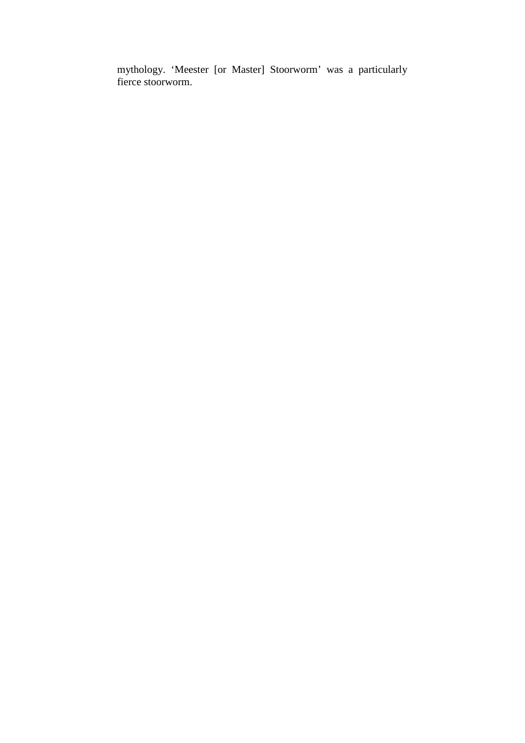mythology. ‘Meester [or Master] Stoorworm’ was a particularly fierce stoorworm.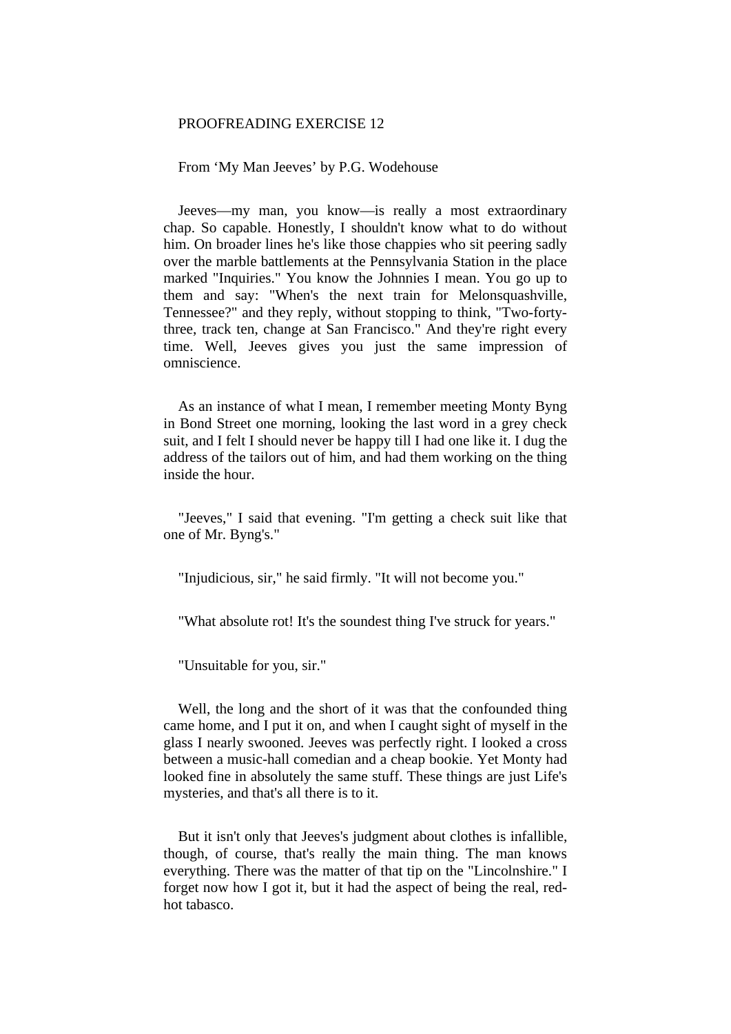PROOFREADING EXERCISE 12

From ‘My Man Jeeves’ by P.G. Wodehouse

Jeeves—my man, you know—is really a most extraordinary chap. So capable. Honestly, I shouldn't know what to do without him. On broader lines he's like those chappies who sit peering sadly over the marble battlements at the Pennsylvania Station in the place marked "Inquiries." You know the Johnnies I mean. You go up to them and say: "When's the next train for Melonsquashville, Tennessee?" and they reply, without stopping to think, "Two-forty-three, track ten, change at San Francisco." And they're right every time. Well, Jeeves gives you just the same impression of omniscience.

As an instance of what I mean, I remember meeting Monty Byng in Bond Street one morning, looking the last word in a grey check suit, and I felt I should never be happy till I had one like it. I dug the address of the tailors out of him, and had them working on the thing inside the hour.

"Jeeves," I said that evening. "I'm getting a check suit like that one of Mr. Byng's."

"Injudicious, sir," he said firmly. "It will not become you."

"What absolute rot! It's the soundest thing I've struck for years."

"Unsuitable for you, sir."

Well, the long and the short of it was that the confounded thing came home, and I put it on, and when I caught sight of myself in the glass I nearly swooned. Jeeves was perfectly right. I looked a cross between a music-hall comedian and a cheap bookie. Yet Monty had looked fine in absolutely the same stuff. These things are just Life's mysteries, and that's all there is to it.

But it isn't only that Jeeves's judgment about clothes is infallible, though, of course, that's really the main thing. The man knows everything. There was the matter of that tip on the "Lincolnshire." I forget now how I got it, but it had the aspect of being the real, red-hot tabasco.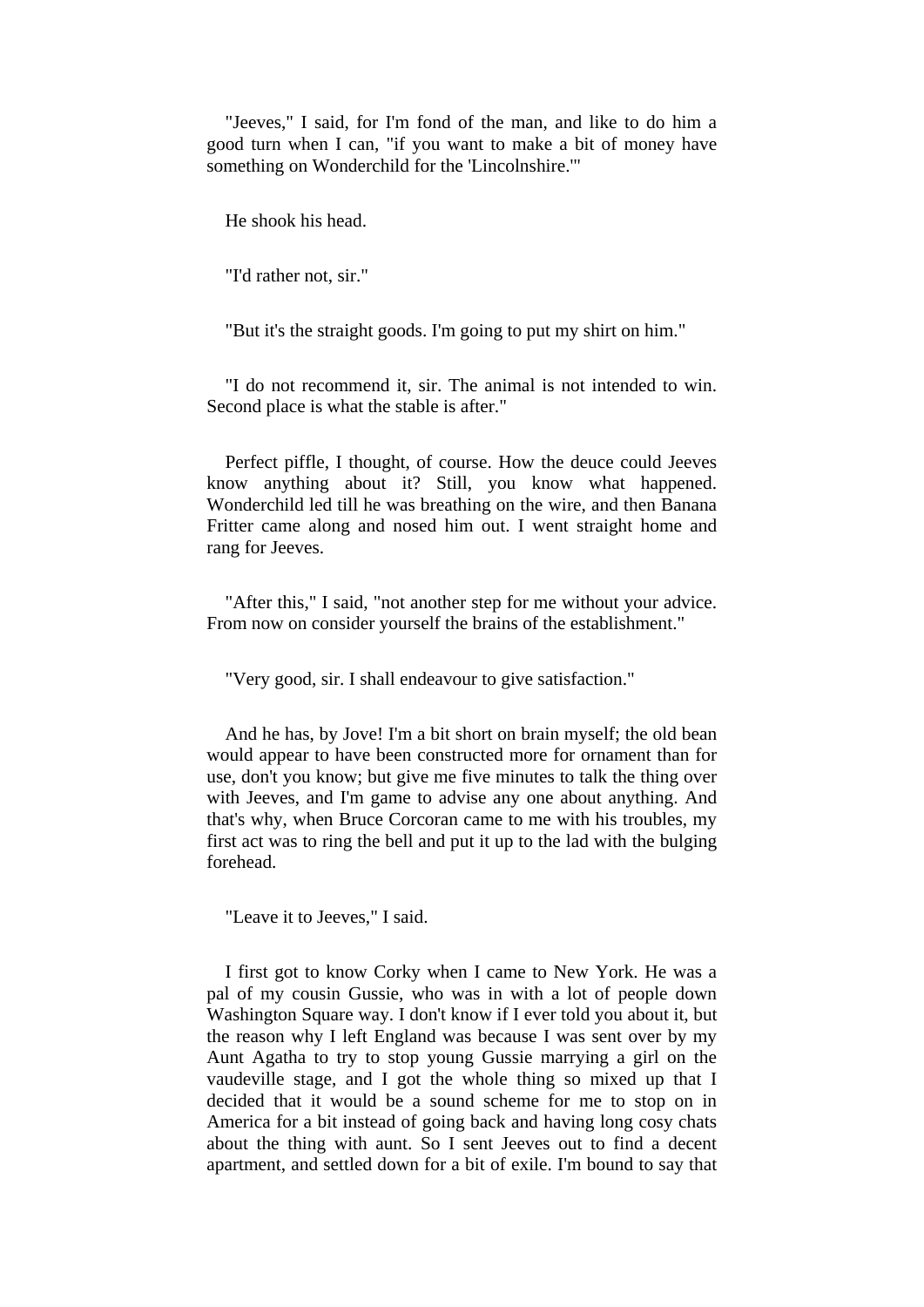"Jeeves," I said, for I'm fond of the man, and like to do him a good turn when I can, "if you want to make a bit of money have something on Wonderchild for the 'Lincolnshire.'"

He shook his head.

"I'd rather not, sir."

"But it's the straight goods. I'm going to put my shirt on him."

"I do not recommend it, sir. The animal is not intended to win. Second place is what the stable is after."

Perfect piffle, I thought, of course. How the deuce could Jeeves know anything about it? Still, you know what happened. Wonderchild led till he was breathing on the wire, and then Banana Fritter came along and nosed him out. I went straight home and rang for Jeeves.

"After this," I said, "not another step for me without your advice. From now on consider yourself the brains of the establishment."

"Very good, sir. I shall endeavour to give satisfaction."

And he has, by Jove! I'm a bit short on brain myself; the old bean would appear to have been constructed more for ornament than for use, don't you know; but give me five minutes to talk the thing over with Jeeves, and I'm game to advise any one about anything. And that's why, when Bruce Corcoran came to me with his troubles, my first act was to ring the bell and put it up to the lad with the bulging forehead.

"Leave it to Jeeves," I said.

I first got to know Corky when I came to New York. He was a pal of my cousin Gussie, who was in with a lot of people down Washington Square way. I don't know if I ever told you about it, but the reason why I left England was because I was sent over by my Aunt Agatha to try to stop young Gussie marrying a girl on the vaudeville stage, and I got the whole thing so mixed up that I decided that it would be a sound scheme for me to stop on in America for a bit instead of going back and having long cosy chats about the thing with aunt. So I sent Jeeves out to find a decent apartment, and settled down for a bit of exile. I'm bound to say that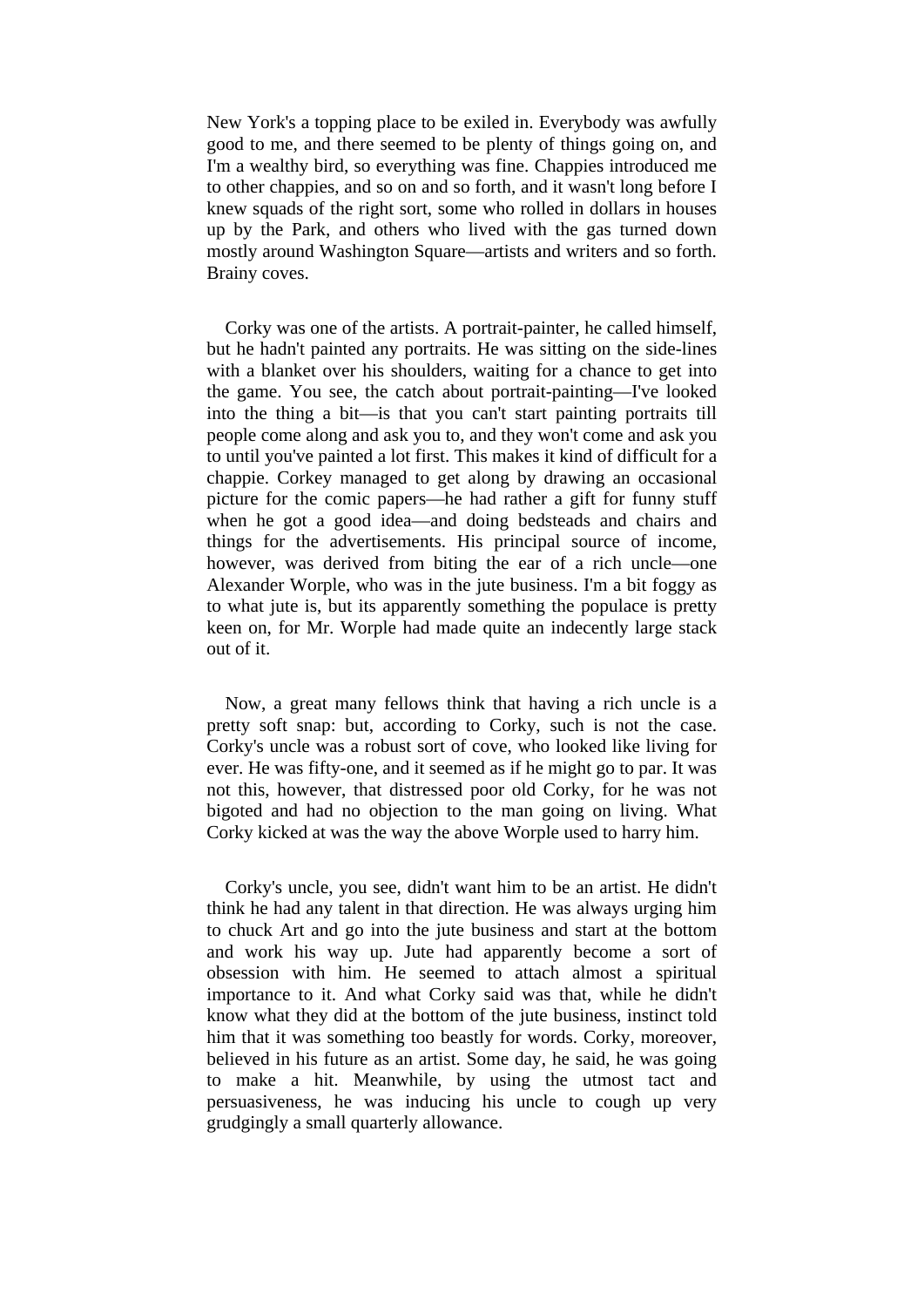New York's a topping place to be exiled in. Everybody was awfully good to me, and there seemed to be plenty of things going on, and I'm a wealthy bird, so everything was fine. Chappies introduced me to other chappies, and so on and so forth, and it wasn't long before I knew squads of the right sort, some who rolled in dollars in houses up by the Park, and others who lived with the gas turned down mostly around Washington Square—artists and writers and so forth. Brainy coves.

Corky was one of the artists. A portrait-painter, he called himself, but he hadn't painted any portraits. He was sitting on the side-lines with a blanket over his shoulders, waiting for a chance to get into the game. You see, the catch about portrait-painting—I've looked into the thing a bit—is that you can't start painting portraits till people come along and ask you to, and they won't come and ask you to until you've painted a lot first. This makes it kind of difficult for a chappie. Corkey managed to get along by drawing an occasional picture for the comic papers—he had rather a gift for funny stuff when he got a good idea—and doing bedsteads and chairs and things for the advertisements. His principal source of income, however, was derived from biting the ear of a rich uncle—one Alexander Worple, who was in the jute business. I'm a bit foggy as to what jute is, but its apparently something the populace is pretty keen on, for Mr. Worple had made quite an indecently large stack out of it.

Now, a great many fellows think that having a rich uncle is a pretty soft snap: but, according to Corky, such is not the case. Corky's uncle was a robust sort of cove, who looked like living for ever. He was fifty-one, and it seemed as if he might go to par. It was not this, however, that distressed poor old Corky, for he was not bigoted and had no objection to the man going on living. What Corky kicked at was the way the above Worple used to harry him.

Corky's uncle, you see, didn't want him to be an artist. He didn't think he had any talent in that direction. He was always urging him to chuck Art and go into the jute business and start at the bottom and work his way up. Jute had apparently become a sort of obsession with him. He seemed to attach almost a spiritual importance to it. And what Corky said was that, while he didn't know what they did at the bottom of the jute business, instinct told him that it was something too beastly for words. Corky, moreover, believed in his future as an artist. Some day, he said, he was going to make a hit. Meanwhile, by using the utmost tact and persuasiveness, he was inducing his uncle to cough up very grudgingly a small quarterly allowance.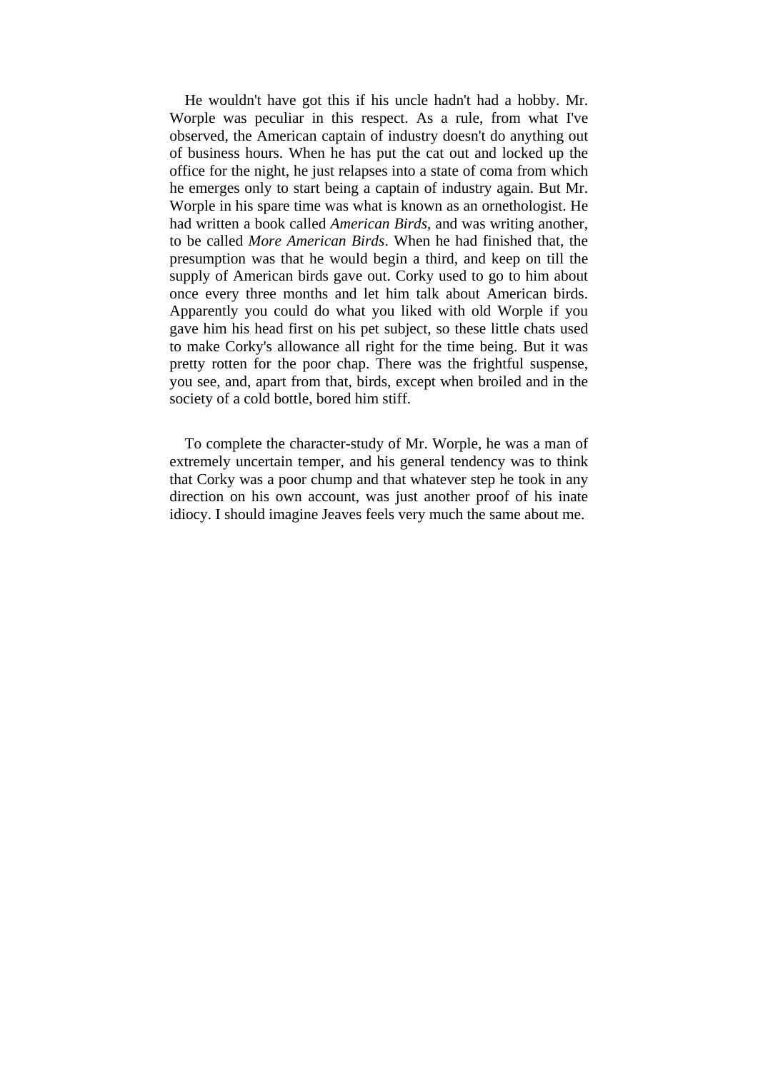He wouldn't have got this if his uncle hadn't had a hobby. Mr. Worple was peculiar in this respect. As a rule, from what I've observed, the American captain of industry doesn't do anything out of business hours. When he has put the cat out and locked up the office for the night, he just relapses into a state of coma from which he emerges only to start being a captain of industry again. But Mr. Worple in his spare time was what is known as an ornethologist. He had written a book called *American Birds*, and was writing another, to be called *More American Birds*. When he had finished that, the presumption was that he would begin a third, and keep on till the supply of American birds gave out. Corky used to go to him about once every three months and let him talk about American birds. Apparently you could do what you liked with old Worple if you gave him his head first on his pet subject, so these little chats used to make Corky's allowance all right for the time being. But it was pretty rotten for the poor chap. There was the frightful suspense, you see, and, apart from that, birds, except when broiled and in the society of a cold bottle, bored him stiff.

To complete the character-study of Mr. Worple, he was a man of extremely uncertain temper, and his general tendency was to think that Corky was a poor chump and that whatever step he took in any direction on his own account, was just another proof of his inate idiocy. I should imagine Jeaves feels very much the same about me.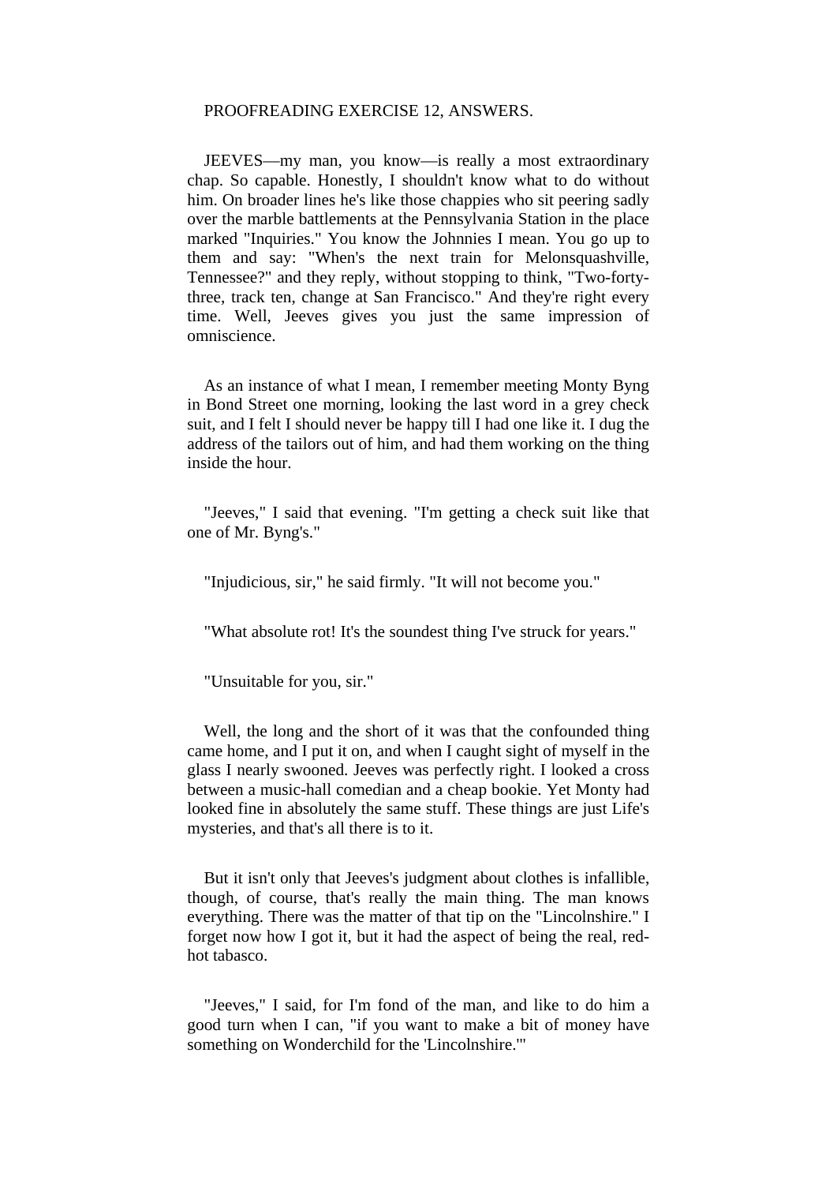PROOFREADING EXERCISE 12, ANSWERS.

JEEVES—my man, you know—is really a most extraordinary chap. So capable. Honestly, I shouldn't know what to do without him. On broader lines he's like those chappies who sit peering sadly over the marble battlements at the Pennsylvania Station in the place marked "Inquiries." You know the Johnnies I mean. You go up to them and say: "When's the next train for Melonsquashville, Tennessee?" and they reply, without stopping to think, "Two-forty-three, track ten, change at San Francisco." And they're right every time. Well, Jeeves gives you just the same impression of omniscience.

As an instance of what I mean, I remember meeting Monty Byng in Bond Street one morning, looking the last word in a grey check suit, and I felt I should never be happy till I had one like it. I dug the address of the tailors out of him, and had them working on the thing inside the hour.

"Jeeves," I said that evening. "I'm getting a check suit like that one of Mr. Byng's."

"Injudicious, sir," he said firmly. "It will not become you."

"What absolute rot! It's the soundest thing I've struck for years."

"Unsuitable for you, sir."

Well, the long and the short of it was that the confounded thing came home, and I put it on, and when I caught sight of myself in the glass I nearly swooned. Jeeves was perfectly right. I looked a cross between a music-hall comedian and a cheap bookie. Yet Monty had looked fine in absolutely the same stuff. These things are just Life's mysteries, and that's all there is to it.

But it isn't only that Jeeves's judgment about clothes is infallible, though, of course, that's really the main thing. The man knows everything. There was the matter of that tip on the "Lincolnshire." I forget now how I got it, but it had the aspect of being the real, red-hot tabasco.

"Jeeves," I said, for I'm fond of the man, and like to do him a good turn when I can, "if you want to make a bit of money have something on Wonderchild for the 'Lincolnshire.'"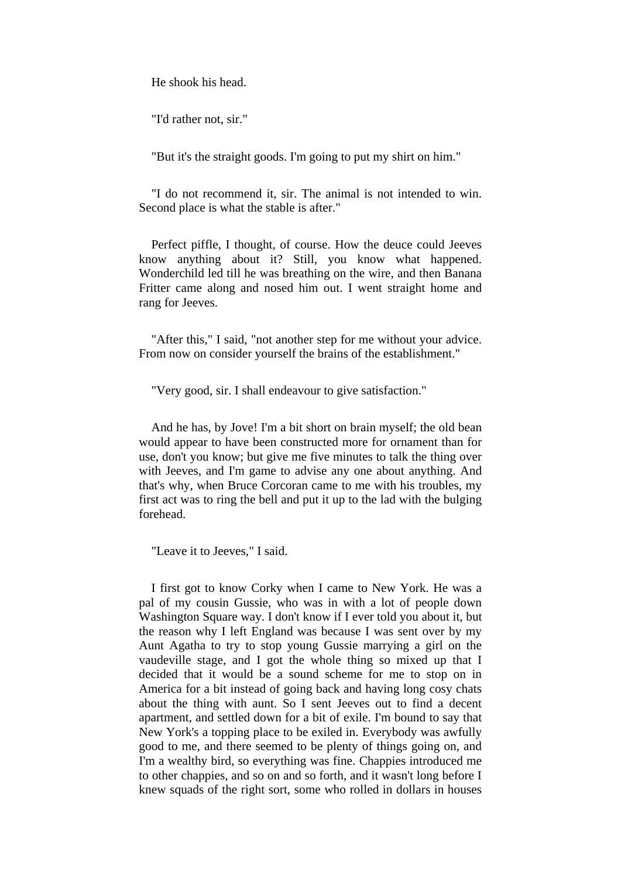He shook his head.

"I'd rather not, sir."

"But it's the straight goods. I'm going to put my shirt on him."

"I do not recommend it, sir. The animal is not intended to win. Second place is what the stable is after."

Perfect piffle, I thought, of course. How the deuce could Jeeves know anything about it? Still, you know what happened. Wonderchild led till he was breathing on the wire, and then Banana Fritter came along and nosed him out. I went straight home and rang for Jeeves.

"After this," I said, "not another step for me without your advice. From now on consider yourself the brains of the establishment."

"Very good, sir. I shall endeavour to give satisfaction."

And he has, by Jove! I'm a bit short on brain myself; the old bean would appear to have been constructed more for ornament than for use, don't you know; but give me five minutes to talk the thing over with Jeeves, and I'm game to advise any one about anything. And that's why, when Bruce Corcoran came to me with his troubles, my first act was to ring the bell and put it up to the lad with the bulging forehead.

"Leave it to Jeeves," I said.

I first got to know Corky when I came to New York. He was a pal of my cousin Gussie, who was in with a lot of people down Washington Square way. I don't know if I ever told you about it, but the reason why I left England was because I was sent over by my Aunt Agatha to try to stop young Gussie marrying a girl on the vaudeville stage, and I got the whole thing so mixed up that I decided that it would be a sound scheme for me to stop on in America for a bit instead of going back and having long cosy chats about the thing with aunt. So I sent Jeeves out to find a decent apartment, and settled down for a bit of exile. I'm bound to say that New York's a topping place to be exiled in. Everybody was awfully good to me, and there seemed to be plenty of things going on, and I'm a wealthy bird, so everything was fine. Chappies introduced me to other chappies, and so on and so forth, and it wasn't long before I knew squads of the right sort, some who rolled in dollars in houses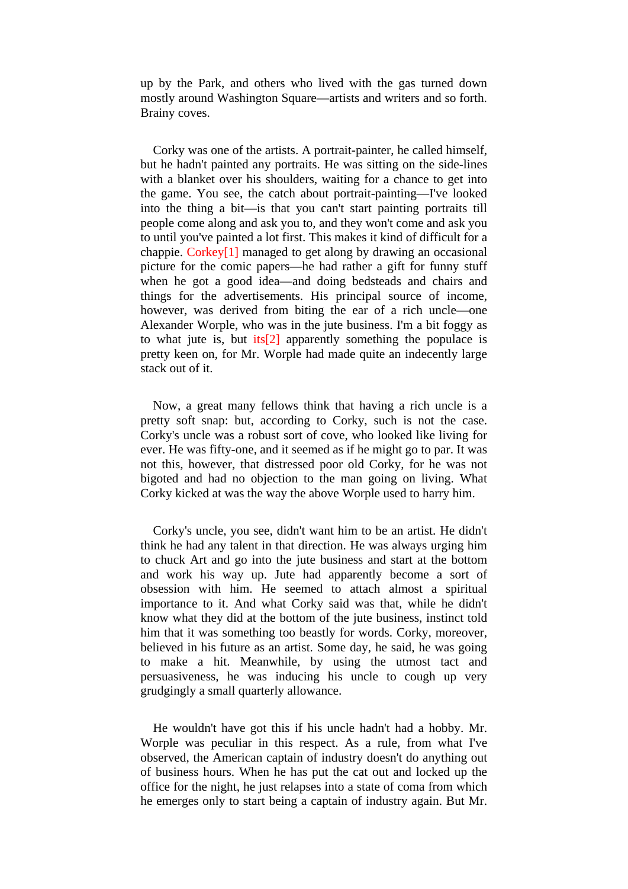up by the Park, and others who lived with the gas turned down mostly around Washington Square—artists and writers and so forth. Brainy coves.

Corky was one of the artists. A portrait-painter, he called himself, but he hadn't painted any portraits. He was sitting on the side-lines with a blanket over his shoulders, waiting for a chance to get into the game. You see, the catch about portrait-painting—I've looked into the thing a bit—is that you can't start painting portraits till people come along and ask you to, and they won't come and ask you to until you've painted a lot first. This makes it kind of difficult for a chappie. Corkey[1] managed to get along by drawing an occasional picture for the comic papers—he had rather a gift for funny stuff when he got a good idea—and doing bedsteads and chairs and things for the advertisements. His principal source of income, however, was derived from biting the ear of a rich uncle—one Alexander Worple, who was in the jute business. I'm a bit foggy as to what jute is, but its[2] apparently something the populace is pretty keen on, for Mr. Worple had made quite an indecently large stack out of it.

Now, a great many fellows think that having a rich uncle is a pretty soft snap: but, according to Corky, such is not the case. Corky's uncle was a robust sort of cove, who looked like living for ever. He was fifty-one, and it seemed as if he might go to par. It was not this, however, that distressed poor old Corky, for he was not bigoted and had no objection to the man going on living. What Corky kicked at was the way the above Worple used to harry him.

Corky's uncle, you see, didn't want him to be an artist. He didn't think he had any talent in that direction. He was always urging him to chuck Art and go into the jute business and start at the bottom and work his way up. Jute had apparently become a sort of obsession with him. He seemed to attach almost a spiritual importance to it. And what Corky said was that, while he didn't know what they did at the bottom of the jute business, instinct told him that it was something too beastly for words. Corky, moreover, believed in his future as an artist. Some day, he said, he was going to make a hit. Meanwhile, by using the utmost tact and persuasiveness, he was inducing his uncle to cough up very grudgingly a small quarterly allowance.

He wouldn't have got this if his uncle hadn't had a hobby. Mr. Worple was peculiar in this respect. As a rule, from what I've observed, the American captain of industry doesn't do anything out of business hours. When he has put the cat out and locked up the office for the night, he just relapses into a state of coma from which he emerges only to start being a captain of industry again. But Mr.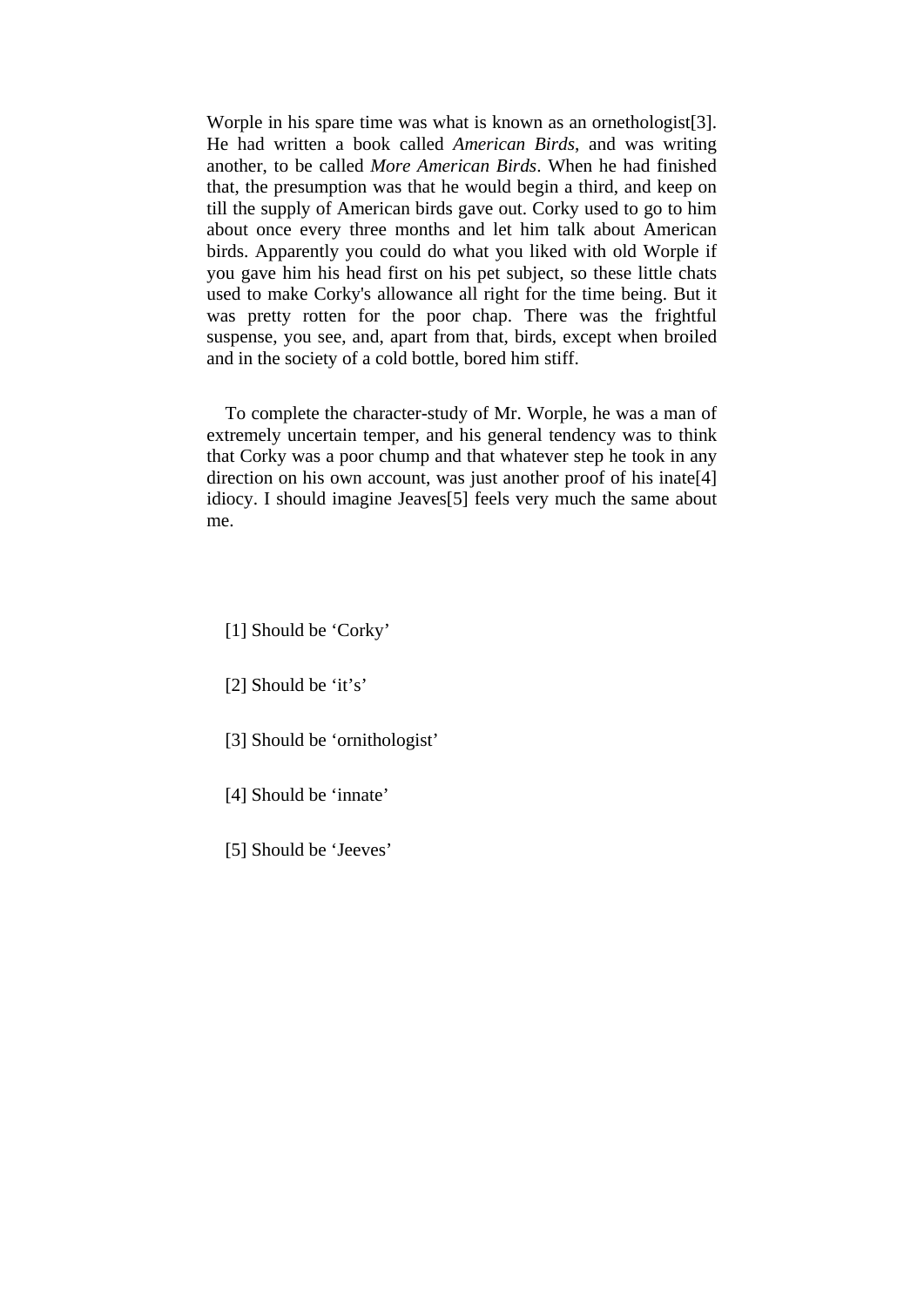Worple in his spare time was what is known as an ornethologist[3]. He had written a book called *American Birds*, and was writing another, to be called *More American Birds*. When he had finished that, the presumption was that he would begin a third, and keep on till the supply of American birds gave out. Corky used to go to him about once every three months and let him talk about American birds. Apparently you could do what you liked with old Worple if you gave him his head first on his pet subject, so these little chats used to make Corky's allowance all right for the time being. But it was pretty rotten for the poor chap. There was the frightful suspense, you see, and, apart from that, birds, except when broiled and in the society of a cold bottle, bored him stiff.

To complete the character-study of Mr. Worple, he was a man of extremely uncertain temper, and his general tendency was to think that Corky was a poor chump and that whatever step he took in any direction on his own account, was just another proof of his inate[4] idiocy. I should imagine Jeaves[5] feels very much the same about me.

[1] Should be ‘Corky’

[2] Should be ‘it’s’

[3] Should be ‘ornithologist’

[4] Should be ‘innate’

[5] Should be ‘Jeeves’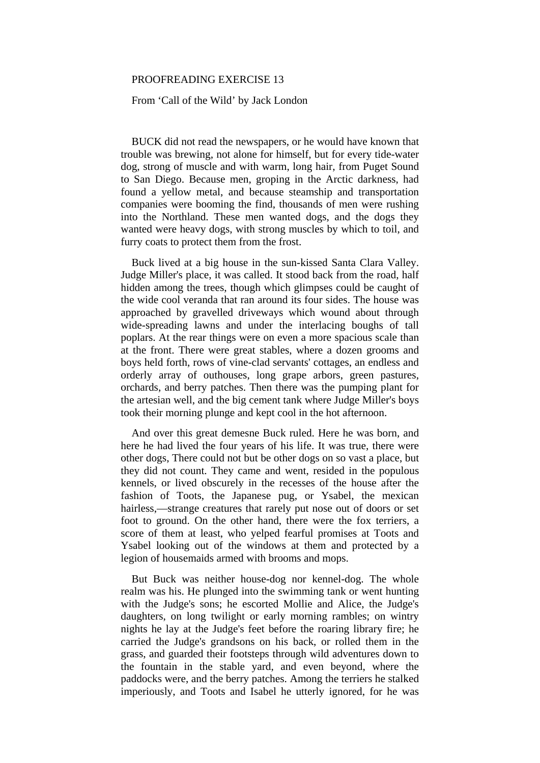PROOFREADING EXERCISE 13

From ‘Call of the Wild’ by Jack London

BUCK did not read the newspapers, or he would have known that trouble was brewing, not alone for himself, but for every tide-water dog, strong of muscle and with warm, long hair, from Puget Sound to San Diego. Because men, groping in the Arctic darkness, had found a yellow metal, and because steamship and transportation companies were booming the find, thousands of men were rushing into the Northland. These men wanted dogs, and the dogs they wanted were heavy dogs, with strong muscles by which to toil, and furry coats to protect them from the frost.

Buck lived at a big house in the sun-kissed Santa Clara Valley. Judge Miller's place, it was called. It stood back from the road, half hidden among the trees, though which glimpses could be caught of the wide cool veranda that ran around its four sides. The house was approached by gravelled driveways which wound about through wide-spreading lawns and under the interlacing boughs of tall poplars. At the rear things were on even a more spacious scale than at the front. There were great stables, where a dozen grooms and boys held forth, rows of vine-clad servants' cottages, an endless and orderly array of outhouses, long grape arbors, green pastures, orchards, and berry patches. Then there was the pumping plant for the artesian well, and the big cement tank where Judge Miller's boys took their morning plunge and kept cool in the hot afternoon.

And over this great demesne Buck ruled. Here he was born, and here he had lived the four years of his life. It was true, there were other dogs, There could not but be other dogs on so vast a place, but they did not count. They came and went, resided in the populous kennels, or lived obscurely in the recesses of the house after the fashion of Toots, the Japanese pug, or Ysabel, the mexican hairless,—strange creatures that rarely put nose out of doors or set foot to ground. On the other hand, there were the fox terriers, a score of them at least, who yelped fearful promises at Toots and Ysabel looking out of the windows at them and protected by a legion of housemaids armed with brooms and mops.

But Buck was neither house-dog nor kennel-dog. The whole realm was his. He plunged into the swimming tank or went hunting with the Judge's sons; he escorted Mollie and Alice, the Judge's daughters, on long twilight or early morning rambles; on wintry nights he lay at the Judge's feet before the roaring library fire; he carried the Judge's grandsons on his back, or rolled them in the grass, and guarded their footsteps through wild adventures down to the fountain in the stable yard, and even beyond, where the paddocks were, and the berry patches. Among the terriers he stalked imperiously, and Toots and Isabel he utterly ignored, for he was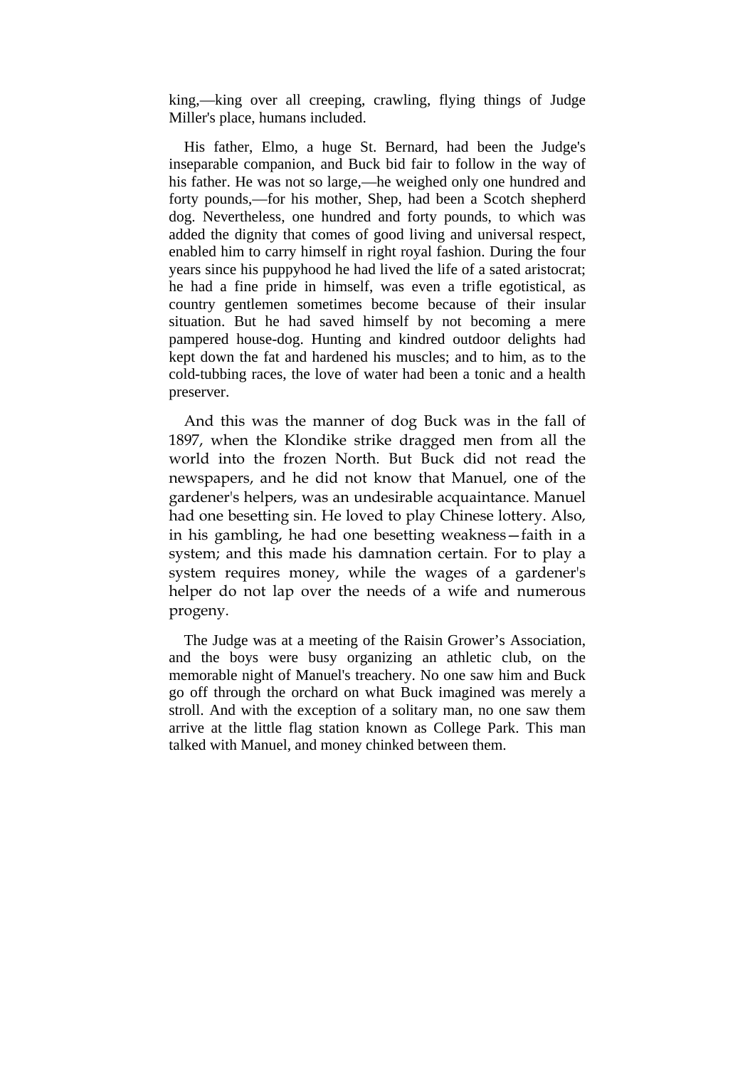king,—king over all creeping, crawling, flying things of Judge Miller's place, humans included.

His father, Elmo, a huge St. Bernard, had been the Judge's inseparable companion, and Buck bid fair to follow in the way of his father. He was not so large,—he weighed only one hundred and forty pounds,—for his mother, Shep, had been a Scotch shepherd dog. Nevertheless, one hundred and forty pounds, to which was added the dignity that comes of good living and universal respect, enabled him to carry himself in right royal fashion. During the four years since his puppyhood he had lived the life of a sated aristocrat; he had a fine pride in himself, was even a trifle egotistical, as country gentlemen sometimes become because of their insular situation. But he had saved himself by not becoming a mere pampered house-dog. Hunting and kindred outdoor delights had kept down the fat and hardened his muscles; and to him, as to the cold-tubbing races, the love of water had been a tonic and a health preserver.

And this was the manner of dog Buck was in the fall of 1897, when the Klondike strike dragged men from all the world into the frozen North. But Buck did not read the newspapers, and he did not know that Manuel, one of the gardener's helpers, was an undesirable acquaintance. Manuel had one besetting sin. He loved to play Chinese lottery. Also, in his gambling, he had one besetting weakness—faith in a system; and this made his damnation certain. For to play a system requires money, while the wages of a gardener's helper do not lap over the needs of a wife and numerous progeny.

The Judge was at a meeting of the Raisin Grower's Association, and the boys were busy organizing an athletic club, on the memorable night of Manuel's treachery. No one saw him and Buck go off through the orchard on what Buck imagined was merely a stroll. And with the exception of a solitary man, no one saw them arrive at the little flag station known as College Park. This man talked with Manuel, and money chinked between them.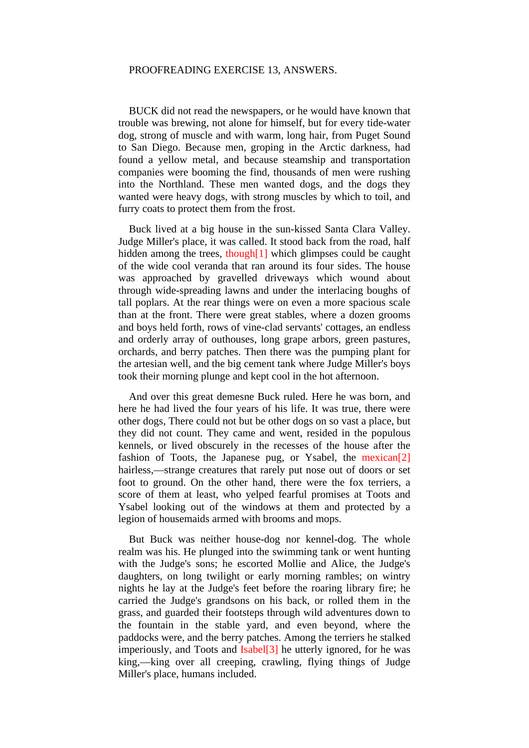PROOFREADING EXERCISE 13, ANSWERS.

BUCK did not read the newspapers, or he would have known that trouble was brewing, not alone for himself, but for every tide-water dog, strong of muscle and with warm, long hair, from Puget Sound to San Diego. Because men, groping in the Arctic darkness, had found a yellow metal, and because steamship and transportation companies were booming the find, thousands of men were rushing into the Northland. These men wanted dogs, and the dogs they wanted were heavy dogs, with strong muscles by which to toil, and furry coats to protect them from the frost.

Buck lived at a big house in the sun-kissed Santa Clara Valley. Judge Miller's place, it was called. It stood back from the road, half hidden among the trees, though[1] which glimpses could be caught of the wide cool veranda that ran around its four sides. The house was approached by gravelled driveways which wound about through wide-spreading lawns and under the interlacing boughs of tall poplars. At the rear things were on even a more spacious scale than at the front. There were great stables, where a dozen grooms and boys held forth, rows of vine-clad servants' cottages, an endless and orderly array of outhouses, long grape arbors, green pastures, orchards, and berry patches. Then there was the pumping plant for the artesian well, and the big cement tank where Judge Miller's boys took their morning plunge and kept cool in the hot afternoon.

And over this great demesne Buck ruled. Here he was born, and here he had lived the four years of his life. It was true, there were other dogs, There could not but be other dogs on so vast a place, but they did not count. They came and went, resided in the populous kennels, or lived obscurely in the recesses of the house after the fashion of Toots, the Japanese pug, or Ysabel, the mexican[2] hairless,—strange creatures that rarely put nose out of doors or set foot to ground. On the other hand, there were the fox terriers, a score of them at least, who yelped fearful promises at Toots and Ysabel looking out of the windows at them and protected by a legion of housemaids armed with brooms and mops.

But Buck was neither house-dog nor kennel-dog. The whole realm was his. He plunged into the swimming tank or went hunting with the Judge's sons; he escorted Mollie and Alice, the Judge's daughters, on long twilight or early morning rambles; on wintry nights he lay at the Judge's feet before the roaring library fire; he carried the Judge's grandsons on his back, or rolled them in the grass, and guarded their footsteps through wild adventures down to the fountain in the stable yard, and even beyond, where the paddocks were, and the berry patches. Among the terriers he stalked imperiously, and Toots and Isabel[3] he utterly ignored, for he was king,—king over all creeping, crawling, flying things of Judge Miller's place, humans included.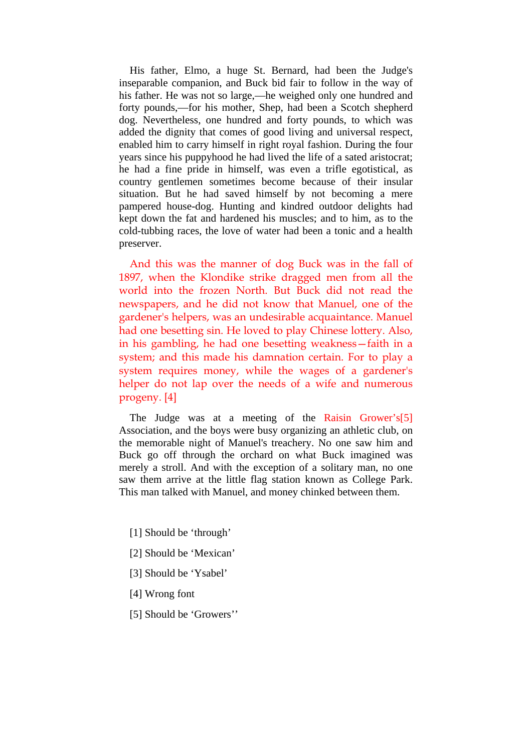His father, Elmo, a huge St. Bernard, had been the Judge's inseparable companion, and Buck bid fair to follow in the way of his father. He was not so large,—he weighed only one hundred and forty pounds,—for his mother, Shep, had been a Scotch shepherd dog. Nevertheless, one hundred and forty pounds, to which was added the dignity that comes of good living and universal respect, enabled him to carry himself in right royal fashion. During the four years since his puppyhood he had lived the life of a sated aristocrat; he had a fine pride in himself, was even a trifle egotistical, as country gentlemen sometimes become because of their insular situation. But he had saved himself by not becoming a mere pampered house-dog. Hunting and kindred outdoor delights had kept down the fat and hardened his muscles; and to him, as to the cold-tubbing races, the love of water had been a tonic and a health preserver.

And this was the manner of dog Buck was in the fall of 1897, when the Klondike strike dragged men from all the world into the frozen North. But Buck did not read the newspapers, and he did not know that Manuel, one of the gardener's helpers, was an undesirable acquaintance. Manuel had one besetting sin. He loved to play Chinese lottery. Also, in his gambling, he had one besetting weakness—faith in a system; and this made his damnation certain. For to play a system requires money, while the wages of a gardener's helper do not lap over the needs of a wife and numerous progeny. [4]

The Judge was at a meeting of the Raisin Grower's[5] Association, and the boys were busy organizing an athletic club, on the memorable night of Manuel's treachery. No one saw him and Buck go off through the orchard on what Buck imagined was merely a stroll. And with the exception of a solitary man, no one saw them arrive at the little flag station known as College Park. This man talked with Manuel, and money chinked between them.

[1] Should be 'through'

[2] Should be 'Mexican'

[3] Should be 'Ysabel'

[4] Wrong font

[5] Should be 'Growers''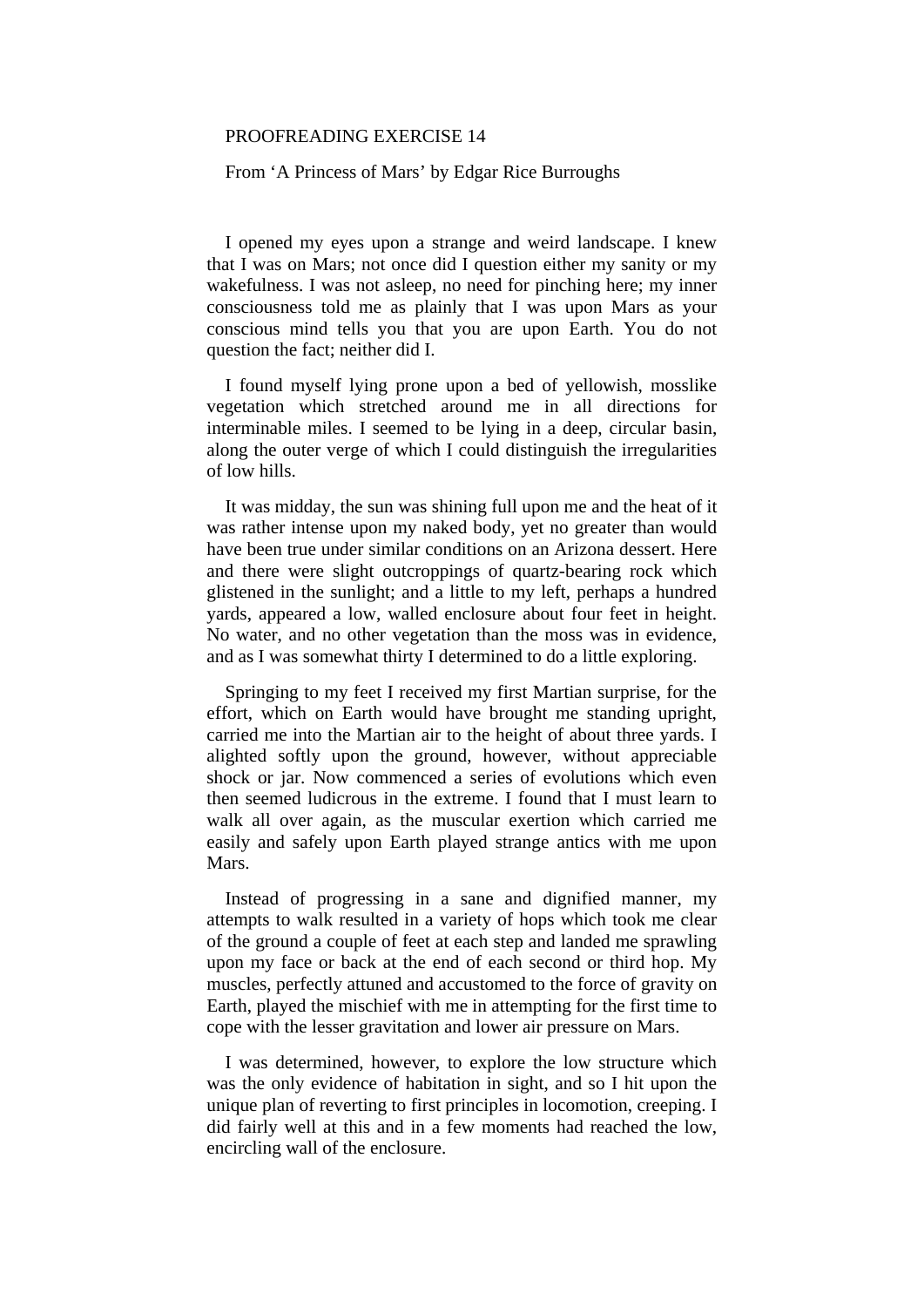PROOFREADING EXERCISE 14

From ‘A Princess of Mars’ by Edgar Rice Burroughs

I opened my eyes upon a strange and weird landscape. I knew that I was on Mars; not once did I question either my sanity or my wakefulness. I was not asleep, no need for pinching here; my inner consciousness told me as plainly that I was upon Mars as your conscious mind tells you that you are upon Earth. You do not question the fact; neither did I.

I found myself lying prone upon a bed of yellowish, mosslike vegetation which stretched around me in all directions for interminable miles. I seemed to be lying in a deep, circular basin, along the outer verge of which I could distinguish the irregularities of low hills.

It was midday, the sun was shining full upon me and the heat of it was rather intense upon my naked body, yet no greater than would have been true under similar conditions on an Arizona dessert. Here and there were slight outcroppings of quartz-bearing rock which glistened in the sunlight; and a little to my left, perhaps a hundred yards, appeared a low, walled enclosure about four feet in height. No water, and no other vegetation than the moss was in evidence, and as I was somewhat thirty I determined to do a little exploring.

Springing to my feet I received my first Martian surprise, for the effort, which on Earth would have brought me standing upright, carried me into the Martian air to the height of about three yards. I alighted softly upon the ground, however, without appreciable shock or jar. Now commenced a series of evolutions which even then seemed ludicrous in the extreme. I found that I must learn to walk all over again, as the muscular exertion which carried me easily and safely upon Earth played strange antics with me upon Mars.

Instead of progressing in a sane and dignified manner, my attempts to walk resulted in a variety of hops which took me clear of the ground a couple of feet at each step and landed me sprawling upon my face or back at the end of each second or third hop. My muscles, perfectly attuned and accustomed to the force of gravity on Earth, played the mischief with me in attempting for the first time to cope with the lesser gravitation and lower air pressure on Mars.

I was determined, however, to explore the low structure which was the only evidence of habitation in sight, and so I hit upon the unique plan of reverting to first principles in locomotion, creeping. I did fairly well at this and in a few moments had reached the low, encircling wall of the enclosure.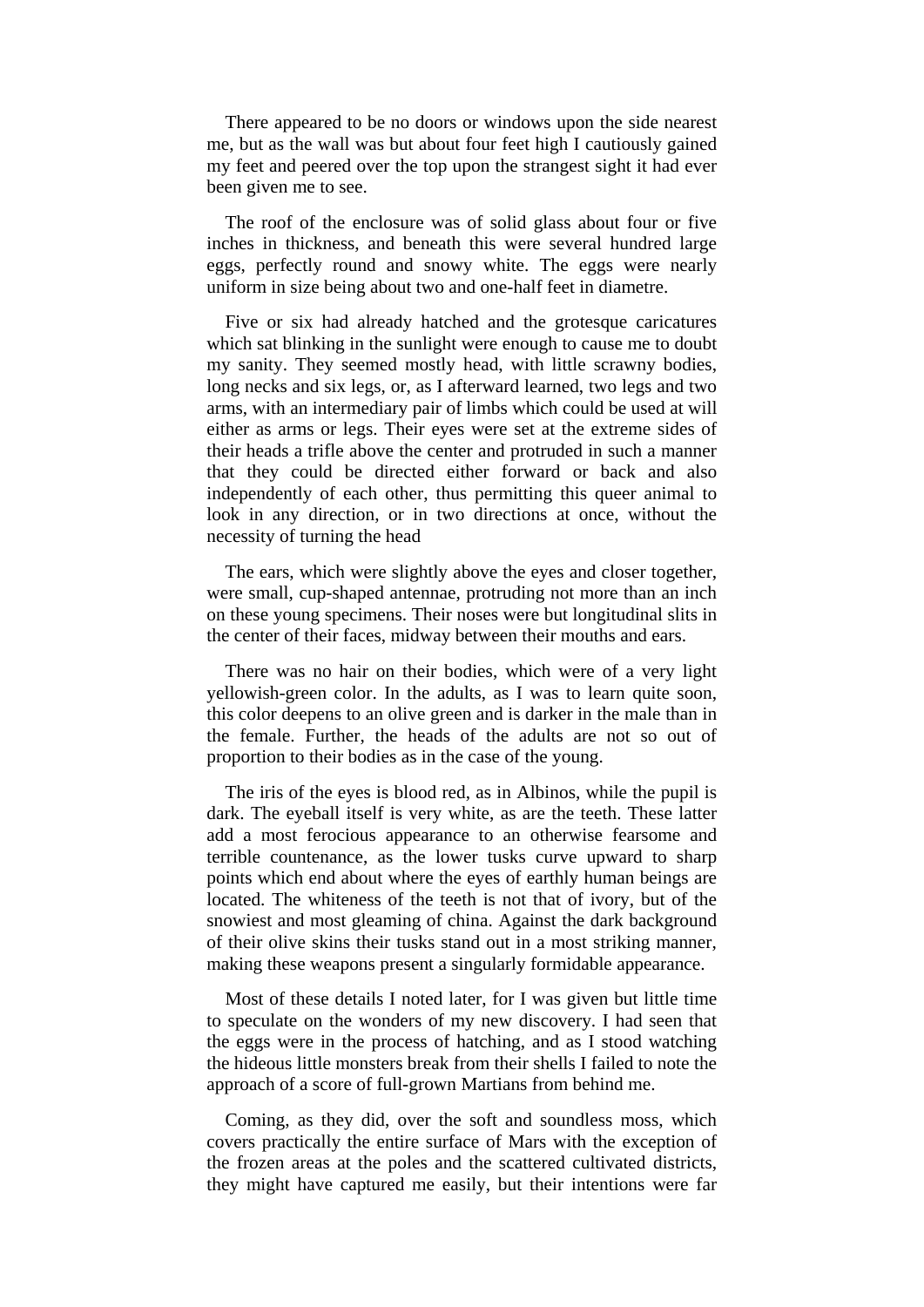There appeared to be no doors or windows upon the side nearest me, but as the wall was but about four feet high I cautiously gained my feet and peered over the top upon the strangest sight it had ever been given me to see.

The roof of the enclosure was of solid glass about four or five inches in thickness, and beneath this were several hundred large eggs, perfectly round and snowy white. The eggs were nearly uniform in size being about two and one-half feet in diametre.

Five or six had already hatched and the grotesque caricatures which sat blinking in the sunlight were enough to cause me to doubt my sanity. They seemed mostly head, with little scrawny bodies, long necks and six legs, or, as I afterward learned, two legs and two arms, with an intermediary pair of limbs which could be used at will either as arms or legs. Their eyes were set at the extreme sides of their heads a trifle above the center and protruded in such a manner that they could be directed either forward or back and also independently of each other, thus permitting this queer animal to look in any direction, or in two directions at once, without the necessity of turning the head

The ears, which were slightly above the eyes and closer together, were small, cup-shaped antennae, protruding not more than an inch on these young specimens. Their noses were but longitudinal slits in the center of their faces, midway between their mouths and ears.

There was no hair on their bodies, which were of a very light yellowish-green color. In the adults, as I was to learn quite soon, this color deepens to an olive green and is darker in the male than in the female. Further, the heads of the adults are not so out of proportion to their bodies as in the case of the young.

The iris of the eyes is blood red, as in Albinos, while the pupil is dark. The eyeball itself is very white, as are the teeth. These latter add a most ferocious appearance to an otherwise fearsome and terrible countenance, as the lower tusks curve upward to sharp points which end about where the eyes of earthly human beings are located. The whiteness of the teeth is not that of ivory, but of the snowiest and most gleaming of china. Against the dark background of their olive skins their tusks stand out in a most striking manner, making these weapons present a singularly formidable appearance.

Most of these details I noted later, for I was given but little time to speculate on the wonders of my new discovery. I had seen that the eggs were in the process of hatching, and as I stood watching the hideous little monsters break from their shells I failed to note the approach of a score of full-grown Martians from behind me.

Coming, as they did, over the soft and soundless moss, which covers practically the entire surface of Mars with the exception of the frozen areas at the poles and the scattered cultivated districts, they might have captured me easily, but their intentions were far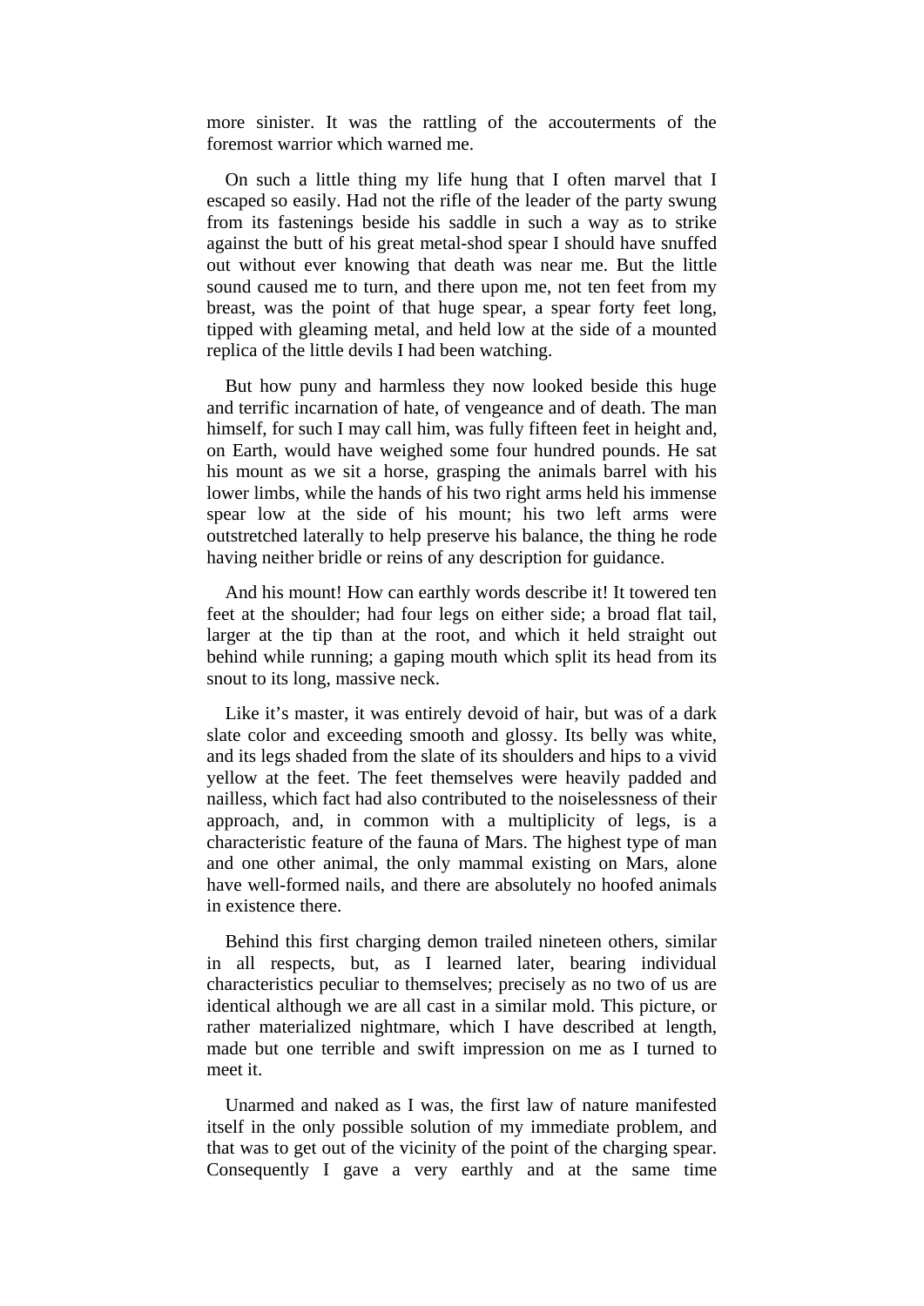more sinister. It was the rattling of the accouterments of the foremost warrior which warned me.

On such a little thing my life hung that I often marvel that I escaped so easily. Had not the rifle of the leader of the party swung from its fastenings beside his saddle in such a way as to strike against the butt of his great metal-shod spear I should have snuffed out without ever knowing that death was near me. But the little sound caused me to turn, and there upon me, not ten feet from my breast, was the point of that huge spear, a spear forty feet long, tipped with gleaming metal, and held low at the side of a mounted replica of the little devils I had been watching.

But how puny and harmless they now looked beside this huge and terrific incarnation of hate, of vengeance and of death. The man himself, for such I may call him, was fully fifteen feet in height and, on Earth, would have weighed some four hundred pounds. He sat his mount as we sit a horse, grasping the animals barrel with his lower limbs, while the hands of his two right arms held his immense spear low at the side of his mount; his two left arms were outstretched laterally to help preserve his balance, the thing he rode having neither bridle or reins of any description for guidance.

And his mount! How can earthly words describe it! It towered ten feet at the shoulder; had four legs on either side; a broad flat tail, larger at the tip than at the root, and which it held straight out behind while running; a gaping mouth which split its head from its snout to its long, massive neck.

Like it's master, it was entirely devoid of hair, but was of a dark slate color and exceeding smooth and glossy. Its belly was white, and its legs shaded from the slate of its shoulders and hips to a vivid yellow at the feet. The feet themselves were heavily padded and nailless, which fact had also contributed to the noiselessness of their approach, and, in common with a multiplicity of legs, is a characteristic feature of the fauna of Mars. The highest type of man and one other animal, the only mammal existing on Mars, alone have well-formed nails, and there are absolutely no hoofed animals in existence there.

Behind this first charging demon trailed nineteen others, similar in all respects, but, as I learned later, bearing individual characteristics peculiar to themselves; precisely as no two of us are identical although we are all cast in a similar mold. This picture, or rather materialized nightmare, which I have described at length, made but one terrible and swift impression on me as I turned to meet it.

Unarmed and naked as I was, the first law of nature manifested itself in the only possible solution of my immediate problem, and that was to get out of the vicinity of the point of the charging spear. Consequently I gave a very earthly and at the same time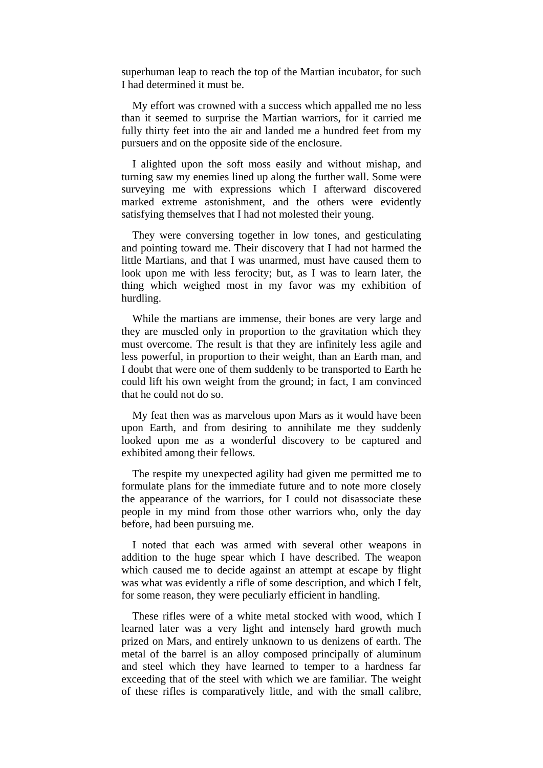superhuman leap to reach the top of the Martian incubator, for such I had determined it must be.

My effort was crowned with a success which appalled me no less than it seemed to surprise the Martian warriors, for it carried me fully thirty feet into the air and landed me a hundred feet from my pursuers and on the opposite side of the enclosure.

I alighted upon the soft moss easily and without mishap, and turning saw my enemies lined up along the further wall. Some were surveying me with expressions which I afterward discovered marked extreme astonishment, and the others were evidently satisfying themselves that I had not molested their young.

They were conversing together in low tones, and gesticulating and pointing toward me. Their discovery that I had not harmed the little Martians, and that I was unarmed, must have caused them to look upon me with less ferocity; but, as I was to learn later, the thing which weighed most in my favor was my exhibition of hurdling.

While the martians are immense, their bones are very large and they are muscled only in proportion to the gravitation which they must overcome. The result is that they are infinitely less agile and less powerful, in proportion to their weight, than an Earth man, and I doubt that were one of them suddenly to be transported to Earth he could lift his own weight from the ground; in fact, I am convinced that he could not do so.

My feat then was as marvelous upon Mars as it would have been upon Earth, and from desiring to annihilate me they suddenly looked upon me as a wonderful discovery to be captured and exhibited among their fellows.

The respite my unexpected agility had given me permitted me to formulate plans for the immediate future and to note more closely the appearance of the warriors, for I could not disassociate these people in my mind from those other warriors who, only the day before, had been pursuing me.

I noted that each was armed with several other weapons in addition to the huge spear which I have described. The weapon which caused me to decide against an attempt at escape by flight was what was evidently a rifle of some description, and which I felt, for some reason, they were peculiarly efficient in handling.

These rifles were of a white metal stocked with wood, which I learned later was a very light and intensely hard growth much prized on Mars, and entirely unknown to us denizens of earth. The metal of the barrel is an alloy composed principally of aluminum and steel which they have learned to temper to a hardness far exceeding that of the steel with which we are familiar. The weight of these rifles is comparatively little, and with the small calibre,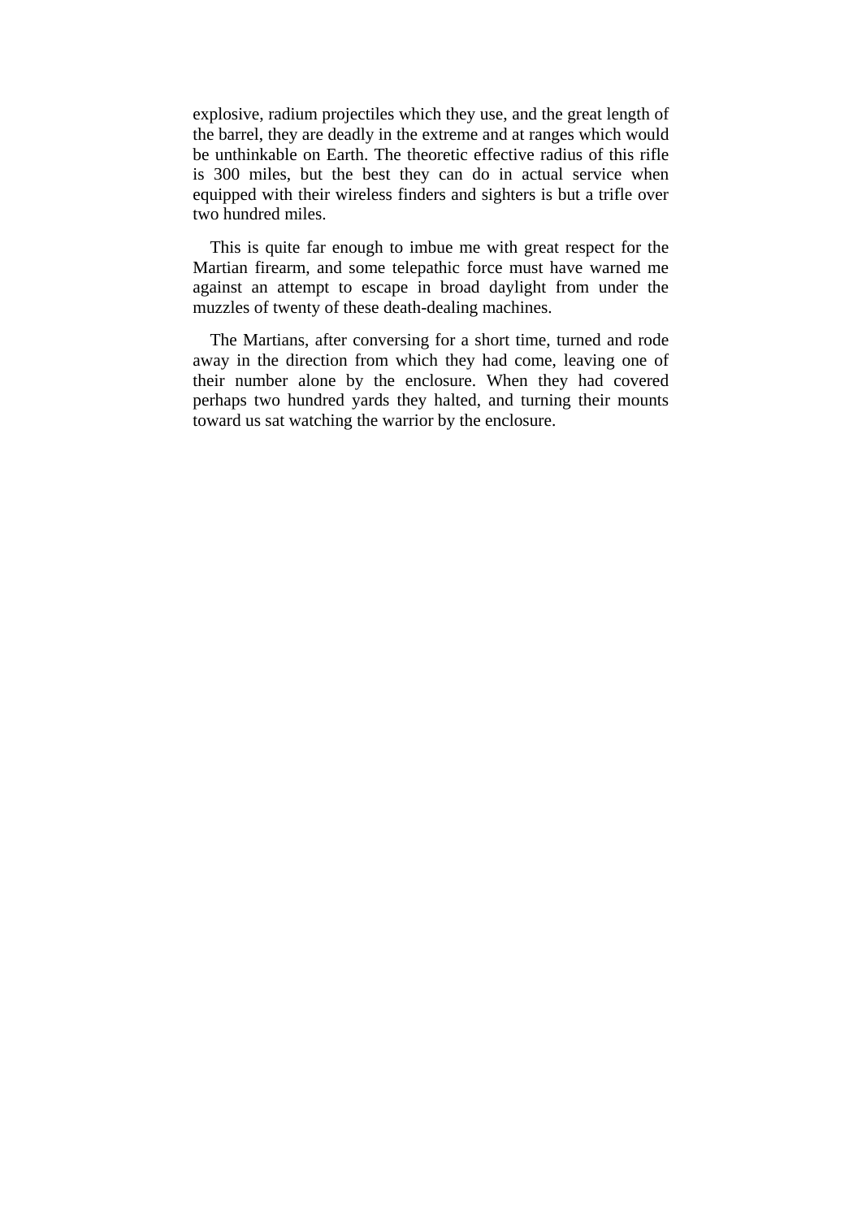explosive, radium projectiles which they use, and the great length of the barrel, they are deadly in the extreme and at ranges which would be unthinkable on Earth. The theoretic effective radius of this rifle is 300 miles, but the best they can do in actual service when equipped with their wireless finders and sighters is but a trifle over two hundred miles.

This is quite far enough to imbue me with great respect for the Martian firearm, and some telepathic force must have warned me against an attempt to escape in broad daylight from under the muzzles of twenty of these death-dealing machines.

The Martians, after conversing for a short time, turned and rode away in the direction from which they had come, leaving one of their number alone by the enclosure. When they had covered perhaps two hundred yards they halted, and turning their mounts toward us sat watching the warrior by the enclosure.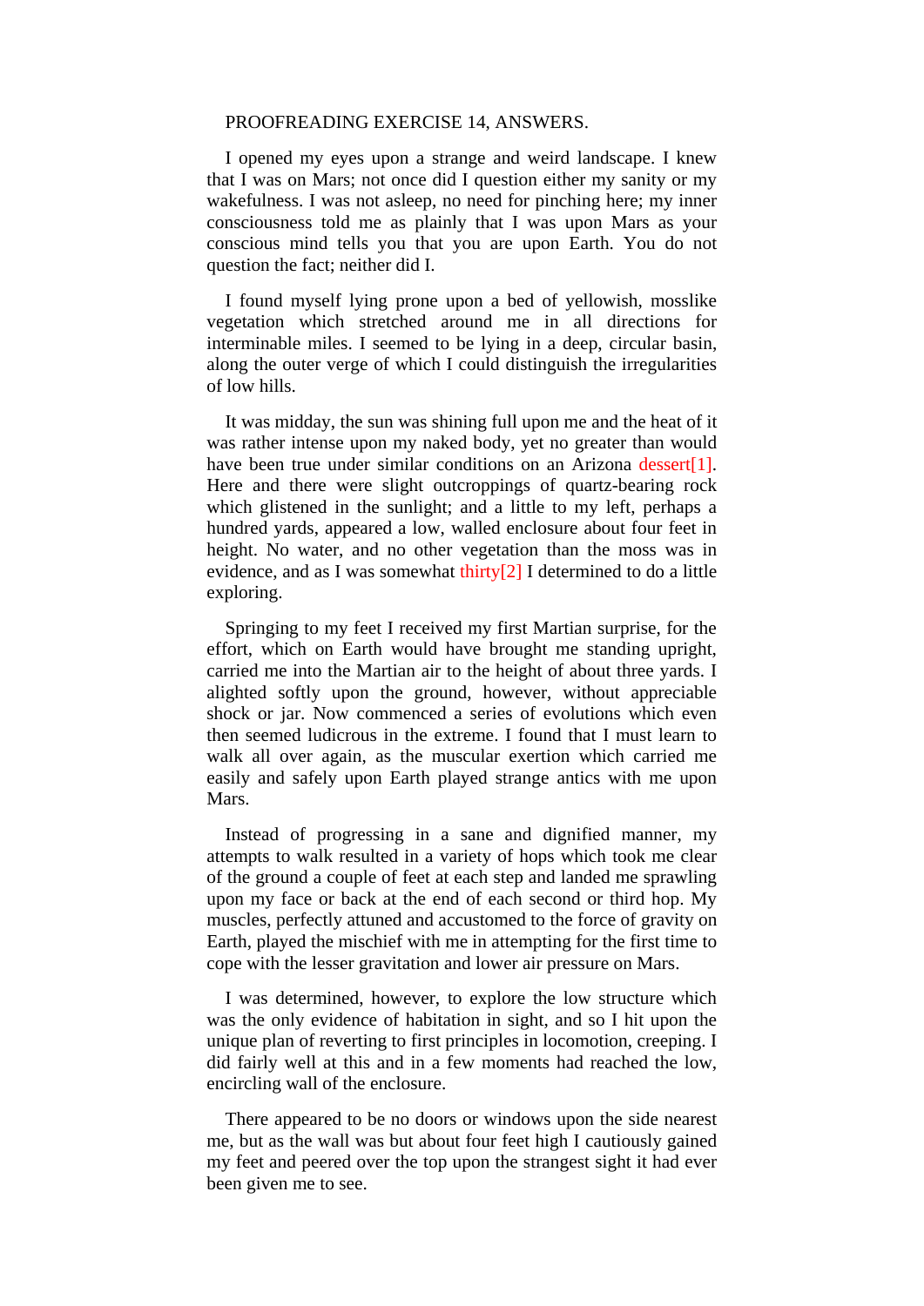PROOFREADING EXERCISE 14, ANSWERS.

I opened my eyes upon a strange and weird landscape. I knew that I was on Mars; not once did I question either my sanity or my wakefulness. I was not asleep, no need for pinching here; my inner consciousness told me as plainly that I was upon Mars as your conscious mind tells you that you are upon Earth. You do not question the fact; neither did I.

I found myself lying prone upon a bed of yellowish, mosslike vegetation which stretched around me in all directions for interminable miles. I seemed to be lying in a deep, circular basin, along the outer verge of which I could distinguish the irregularities of low hills.

It was midday, the sun was shining full upon me and the heat of it was rather intense upon my naked body, yet no greater than would have been true under similar conditions on an Arizona dessert[1]. Here and there were slight outcroppings of quartz-bearing rock which glistened in the sunlight; and a little to my left, perhaps a hundred yards, appeared a low, walled enclosure about four feet in height. No water, and no other vegetation than the moss was in evidence, and as I was somewhat thirty[2] I determined to do a little exploring.

Springing to my feet I received my first Martian surprise, for the effort, which on Earth would have brought me standing upright, carried me into the Martian air to the height of about three yards. I alighted softly upon the ground, however, without appreciable shock or jar. Now commenced a series of evolutions which even then seemed ludicrous in the extreme. I found that I must learn to walk all over again, as the muscular exertion which carried me easily and safely upon Earth played strange antics with me upon Mars.

Instead of progressing in a sane and dignified manner, my attempts to walk resulted in a variety of hops which took me clear of the ground a couple of feet at each step and landed me sprawling upon my face or back at the end of each second or third hop. My muscles, perfectly attuned and accustomed to the force of gravity on Earth, played the mischief with me in attempting for the first time to cope with the lesser gravitation and lower air pressure on Mars.

I was determined, however, to explore the low structure which was the only evidence of habitation in sight, and so I hit upon the unique plan of reverting to first principles in locomotion, creeping. I did fairly well at this and in a few moments had reached the low, encircling wall of the enclosure.

There appeared to be no doors or windows upon the side nearest me, but as the wall was but about four feet high I cautiously gained my feet and peered over the top upon the strangest sight it had ever been given me to see.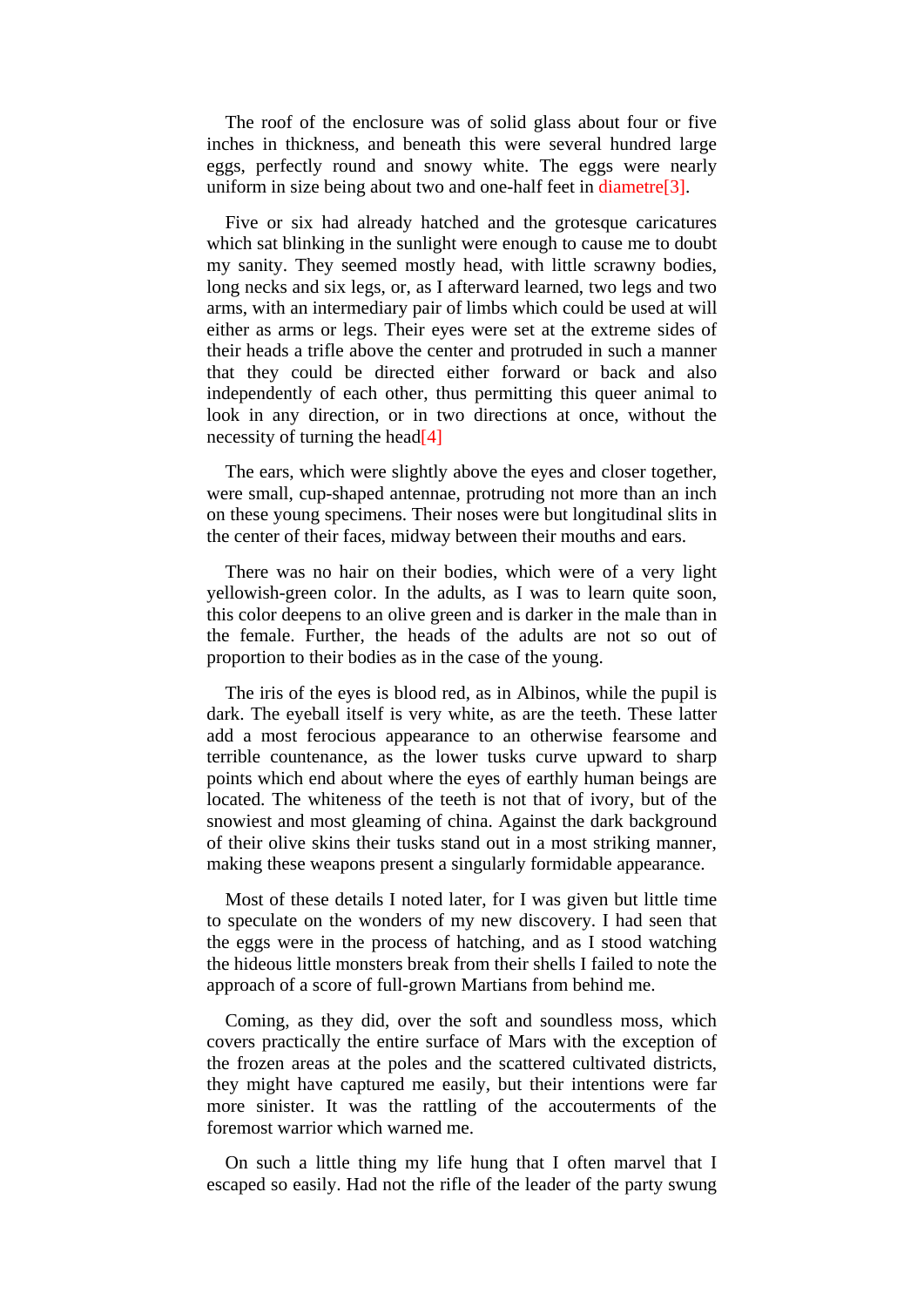The roof of the enclosure was of solid glass about four or five inches in thickness, and beneath this were several hundred large eggs, perfectly round and snowy white. The eggs were nearly uniform in size being about two and one-half feet in diametre[3].

Five or six had already hatched and the grotesque caricatures which sat blinking in the sunlight were enough to cause me to doubt my sanity. They seemed mostly head, with little scrawny bodies, long necks and six legs, or, as I afterward learned, two legs and two arms, with an intermediary pair of limbs which could be used at will either as arms or legs. Their eyes were set at the extreme sides of their heads a trifle above the center and protruded in such a manner that they could be directed either forward or back and also independently of each other, thus permitting this queer animal to look in any direction, or in two directions at once, without the necessity of turning the head[4]

The ears, which were slightly above the eyes and closer together, were small, cup-shaped antennae, protruding not more than an inch on these young specimens. Their noses were but longitudinal slits in the center of their faces, midway between their mouths and ears.

There was no hair on their bodies, which were of a very light yellowish-green color. In the adults, as I was to learn quite soon, this color deepens to an olive green and is darker in the male than in the female. Further, the heads of the adults are not so out of proportion to their bodies as in the case of the young.

The iris of the eyes is blood red, as in Albinos, while the pupil is dark. The eyeball itself is very white, as are the teeth. These latter add a most ferocious appearance to an otherwise fearsome and terrible countenance, as the lower tusks curve upward to sharp points which end about where the eyes of earthly human beings are located. The whiteness of the teeth is not that of ivory, but of the snowiest and most gleaming of china. Against the dark background of their olive skins their tusks stand out in a most striking manner, making these weapons present a singularly formidable appearance.

Most of these details I noted later, for I was given but little time to speculate on the wonders of my new discovery. I had seen that the eggs were in the process of hatching, and as I stood watching the hideous little monsters break from their shells I failed to note the approach of a score of full-grown Martians from behind me.

Coming, as they did, over the soft and soundless moss, which covers practically the entire surface of Mars with the exception of the frozen areas at the poles and the scattered cultivated districts, they might have captured me easily, but their intentions were far more sinister. It was the rattling of the accouterments of the foremost warrior which warned me.

On such a little thing my life hung that I often marvel that I escaped so easily. Had not the rifle of the leader of the party swung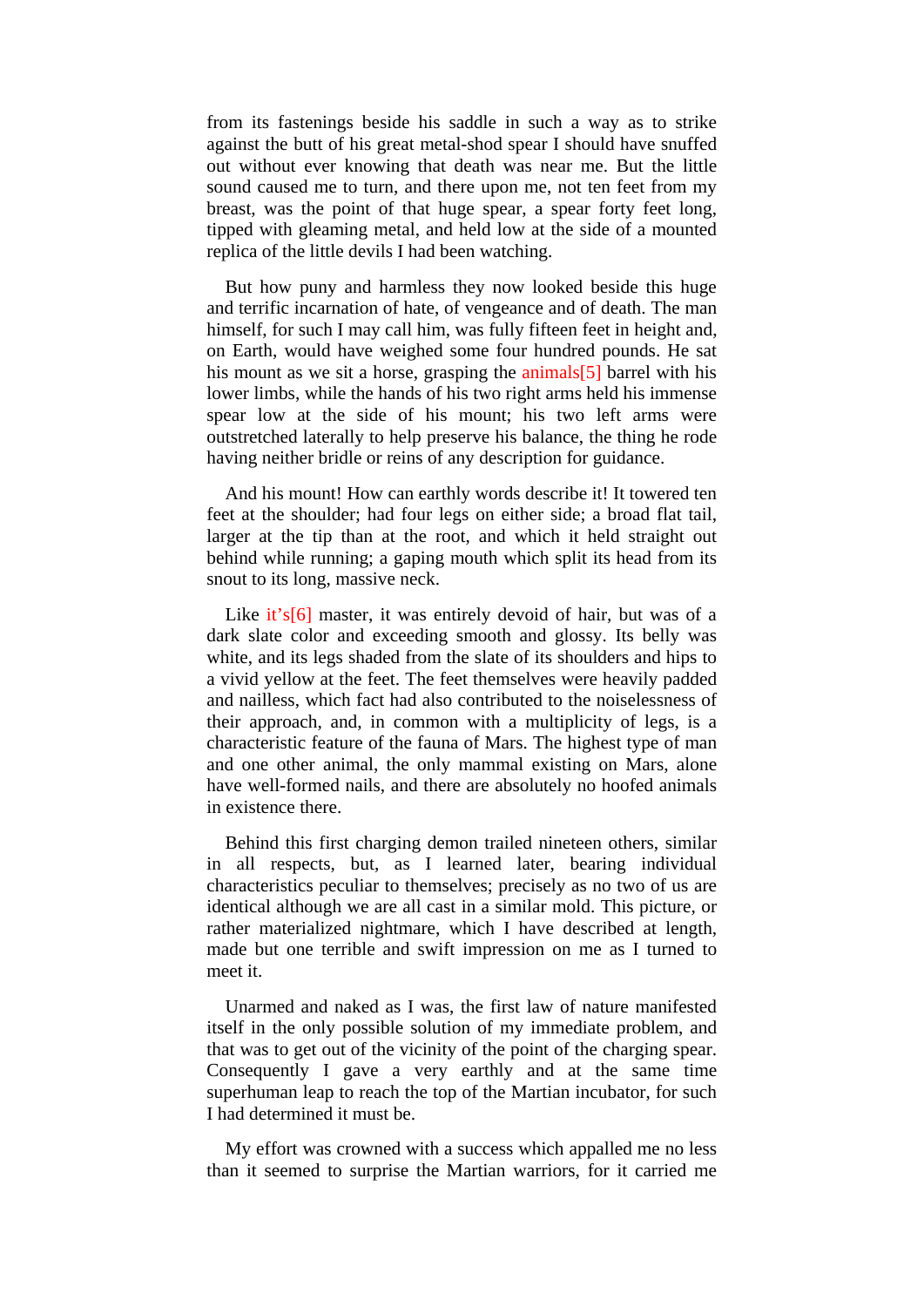from its fastenings beside his saddle in such a way as to strike against the butt of his great metal-shod spear I should have snuffed out without ever knowing that death was near me. But the little sound caused me to turn, and there upon me, not ten feet from my breast, was the point of that huge spear, a spear forty feet long, tipped with gleaming metal, and held low at the side of a mounted replica of the little devils I had been watching.

But how puny and harmless they now looked beside this huge and terrific incarnation of hate, of vengeance and of death. The man himself, for such I may call him, was fully fifteen feet in height and, on Earth, would have weighed some four hundred pounds. He sat his mount as we sit a horse, grasping the animals[5] barrel with his lower limbs, while the hands of his two right arms held his immense spear low at the side of his mount; his two left arms were outstretched laterally to help preserve his balance, the thing he rode having neither bridle or reins of any description for guidance.

And his mount! How can earthly words describe it! It towered ten feet at the shoulder; had four legs on either side; a broad flat tail, larger at the tip than at the root, and which it held straight out behind while running; a gaping mouth which split its head from its snout to its long, massive neck.

Like it's[6] master, it was entirely devoid of hair, but was of a dark slate color and exceeding smooth and glossy. Its belly was white, and its legs shaded from the slate of its shoulders and hips to a vivid yellow at the feet. The feet themselves were heavily padded and nailless, which fact had also contributed to the noiselessness of their approach, and, in common with a multiplicity of legs, is a characteristic feature of the fauna of Mars. The highest type of man and one other animal, the only mammal existing on Mars, alone have well-formed nails, and there are absolutely no hoofed animals in existence there.

Behind this first charging demon trailed nineteen others, similar in all respects, but, as I learned later, bearing individual characteristics peculiar to themselves; precisely as no two of us are identical although we are all cast in a similar mold. This picture, or rather materialized nightmare, which I have described at length, made but one terrible and swift impression on me as I turned to meet it.

Unarmed and naked as I was, the first law of nature manifested itself in the only possible solution of my immediate problem, and that was to get out of the vicinity of the point of the charging spear. Consequently I gave a very earthly and at the same time superhuman leap to reach the top of the Martian incubator, for such I had determined it must be.

My effort was crowned with a success which appalled me no less than it seemed to surprise the Martian warriors, for it carried me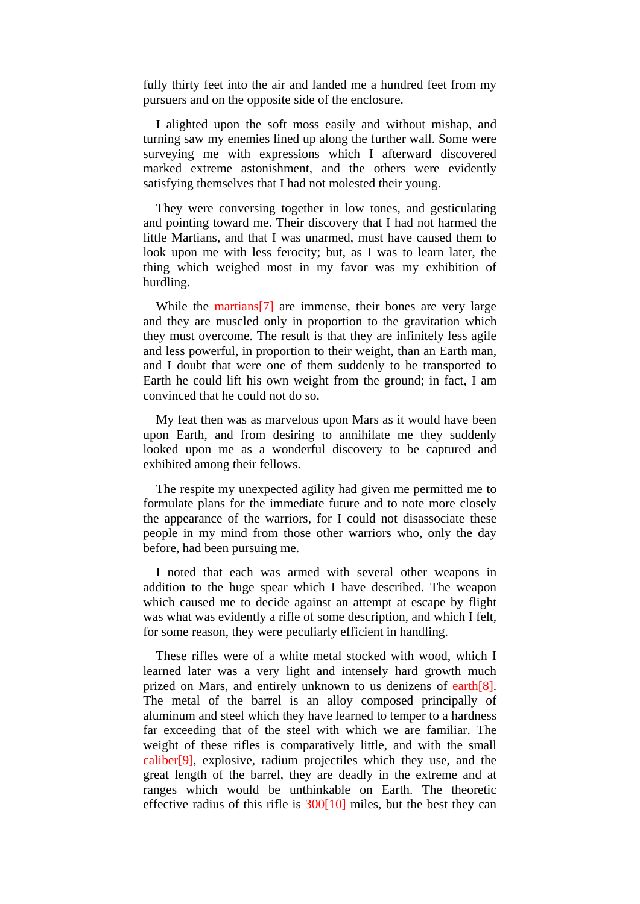fully thirty feet into the air and landed me a hundred feet from my pursuers and on the opposite side of the enclosure.

I alighted upon the soft moss easily and without mishap, and turning saw my enemies lined up along the further wall. Some were surveying me with expressions which I afterward discovered marked extreme astonishment, and the others were evidently satisfying themselves that I had not molested their young.

They were conversing together in low tones, and gesticulating and pointing toward me. Their discovery that I had not harmed the little Martians, and that I was unarmed, must have caused them to look upon me with less ferocity; but, as I was to learn later, the thing which weighed most in my favor was my exhibition of hurdling.

While the martians[7] are immense, their bones are very large and they are muscled only in proportion to the gravitation which they must overcome. The result is that they are infinitely less agile and less powerful, in proportion to their weight, than an Earth man, and I doubt that were one of them suddenly to be transported to Earth he could lift his own weight from the ground; in fact, I am convinced that he could not do so.

My feat then was as marvelous upon Mars as it would have been upon Earth, and from desiring to annihilate me they suddenly looked upon me as a wonderful discovery to be captured and exhibited among their fellows.

The respite my unexpected agility had given me permitted me to formulate plans for the immediate future and to note more closely the appearance of the warriors, for I could not disassociate these people in my mind from those other warriors who, only the day before, had been pursuing me.

I noted that each was armed with several other weapons in addition to the huge spear which I have described. The weapon which caused me to decide against an attempt at escape by flight was what was evidently a rifle of some description, and which I felt, for some reason, they were peculiarly efficient in handling.

These rifles were of a white metal stocked with wood, which I learned later was a very light and intensely hard growth much prized on Mars, and entirely unknown to us denizens of earth[8]. The metal of the barrel is an alloy composed principally of aluminum and steel which they have learned to temper to a hardness far exceeding that of the steel with which we are familiar. The weight of these rifles is comparatively little, and with the small caliber[9], explosive, radium projectiles which they use, and the great length of the barrel, they are deadly in the extreme and at ranges which would be unthinkable on Earth. The theoretic effective radius of this rifle is 300[10] miles, but the best they can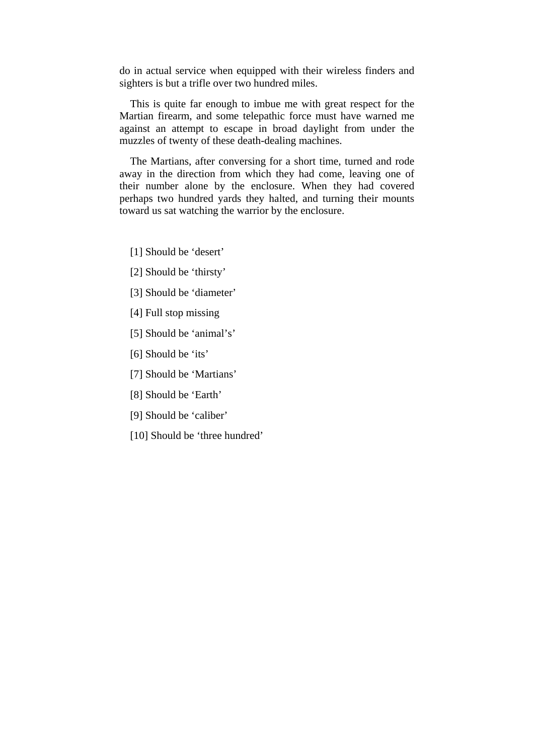do in actual service when equipped with their wireless finders and sighters is but a trifle over two hundred miles.

This is quite far enough to imbue me with great respect for the Martian firearm, and some telepathic force must have warned me against an attempt to escape in broad daylight from under the muzzles of twenty of these death-dealing machines.

The Martians, after conversing for a short time, turned and rode away in the direction from which they had come, leaving one of their number alone by the enclosure. When they had covered perhaps two hundred yards they halted, and turning their mounts toward us sat watching the warrior by the enclosure.

[1] Should be 'desert'

[2] Should be 'thirsty'

[3] Should be 'diameter'

[4] Full stop missing

[5] Should be 'animal's'

[6] Should be 'its'

[7] Should be 'Martians'

[8] Should be 'Earth'

[9] Should be 'caliber'

[10] Should be 'three hundred'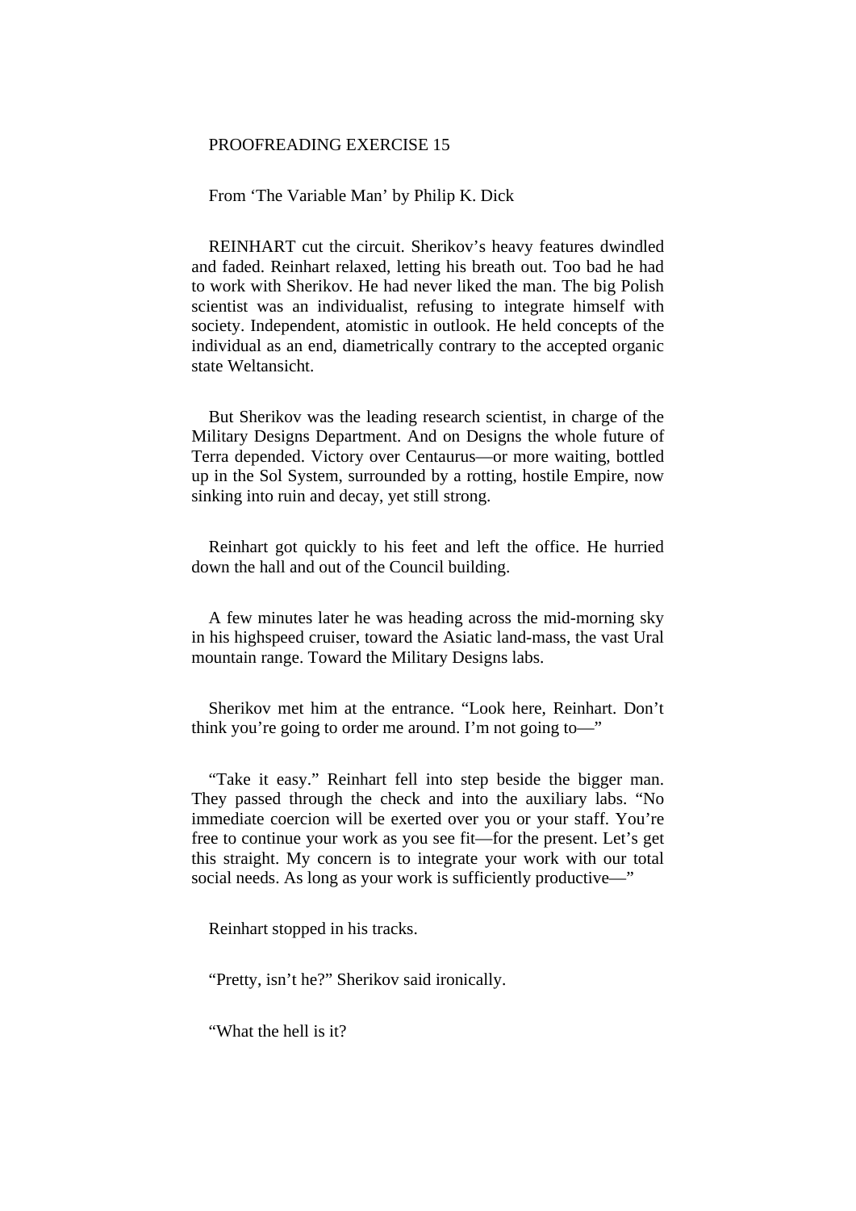PROOFREADING EXERCISE 15

From ‘The Variable Man’ by Philip K. Dick

REINHART cut the circuit. Sherikov’s heavy features dwindled and faded. Reinhart relaxed, letting his breath out. Too bad he had to work with Sherikov. He had never liked the man. The big Polish scientist was an individualist, refusing to integrate himself with society. Independent, atomistic in outlook. He held concepts of the individual as an end, diametrically contrary to the accepted organic state Weltansicht.

But Sherikov was the leading research scientist, in charge of the Military Designs Department. And on Designs the whole future of Terra depended. Victory over Centaurus—or more waiting, bottled up in the Sol System, surrounded by a rotting, hostile Empire, now sinking into ruin and decay, yet still strong.

Reinhart got quickly to his feet and left the office. He hurried down the hall and out of the Council building.

A few minutes later he was heading across the mid-morning sky in his highspeed cruiser, toward the Asiatic land-mass, the vast Ural mountain range. Toward the Military Designs labs.

Sherikov met him at the entrance. “Look here, Reinhart. Don’t think you’re going to order me around. I’m not going to—”

“Take it easy.” Reinhart fell into step beside the bigger man. They passed through the check and into the auxiliary labs. “No immediate coercion will be exerted over you or your staff. You’re free to continue your work as you see fit—for the present. Let’s get this straight. My concern is to integrate your work with our total social needs. As long as your work is sufficiently productive—”

Reinhart stopped in his tracks.

“Pretty, isn’t he?” Sherikov said ironically.

“What the hell is it?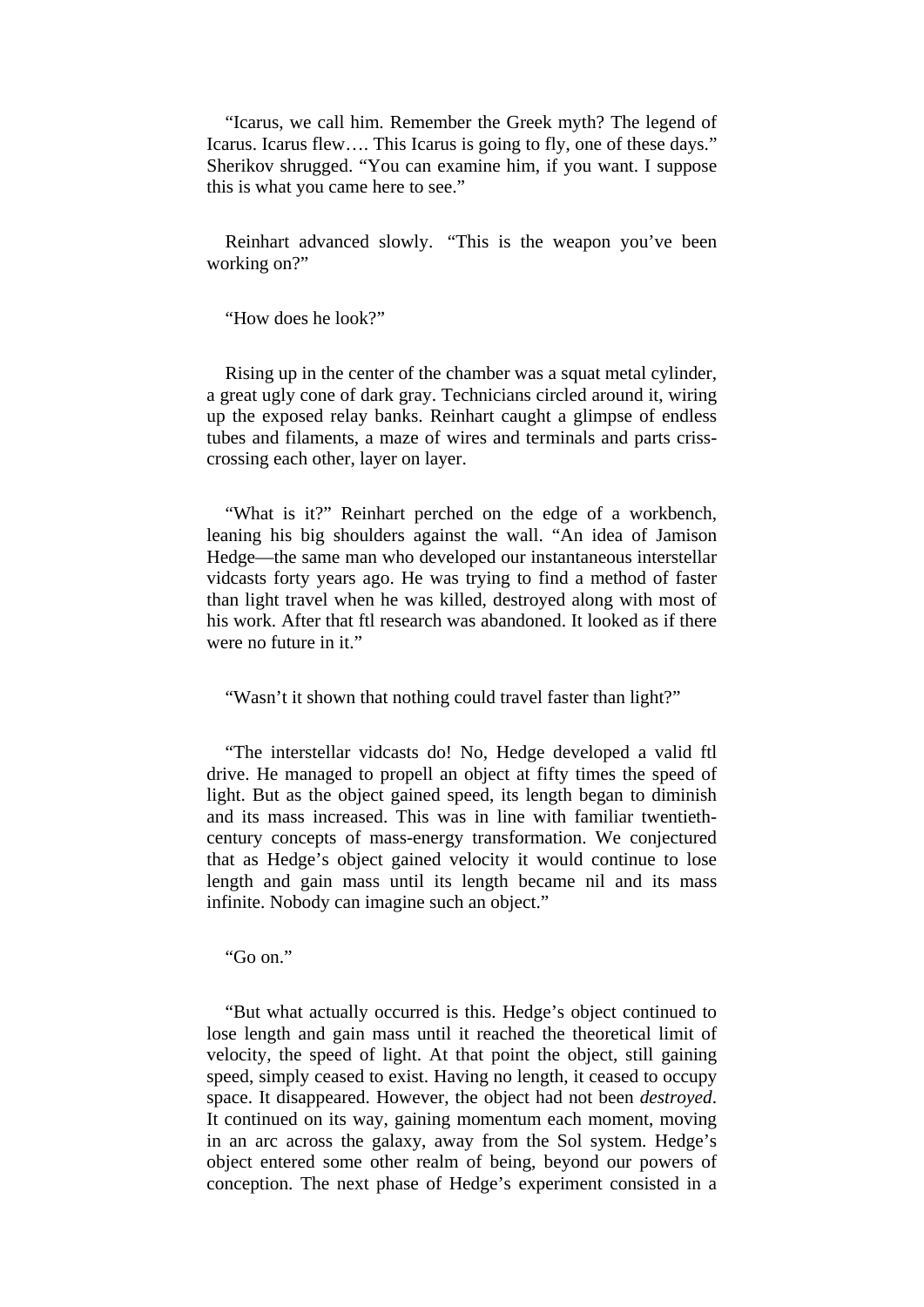"Icarus, we call him. Remember the Greek myth? The legend of Icarus. Icarus flew…. This Icarus is going to fly, one of these days." Sherikov shrugged. "You can examine him, if you want. I suppose this is what you came here to see."

Reinhart advanced slowly. "This is the weapon you've been working on?"

"How does he look?"

Rising up in the center of the chamber was a squat metal cylinder, a great ugly cone of dark gray. Technicians circled around it, wiring up the exposed relay banks. Reinhart caught a glimpse of endless tubes and filaments, a maze of wires and terminals and parts criss-crossing each other, layer on layer.

"What is it?" Reinhart perched on the edge of a workbench, leaning his big shoulders against the wall. "An idea of Jamison Hedge—the same man who developed our instantaneous interstellar vidcasts forty years ago. He was trying to find a method of faster than light travel when he was killed, destroyed along with most of his work. After that ftl research was abandoned. It looked as if there were no future in it."

"Wasn't it shown that nothing could travel faster than light?"

"The interstellar vidcasts do! No, Hedge developed a valid ftl drive. He managed to propell an object at fifty times the speed of light. But as the object gained speed, its length began to diminish and its mass increased. This was in line with familiar twentieth-century concepts of mass-energy transformation. We conjectured that as Hedge's object gained velocity it would continue to lose length and gain mass until its length became nil and its mass infinite. Nobody can imagine such an object."

"Go on."

"But what actually occurred is this. Hedge's object continued to lose length and gain mass until it reached the theoretical limit of velocity, the speed of light. At that point the object, still gaining speed, simply ceased to exist. Having no length, it ceased to occupy space. It disappeared. However, the object had not been *destroyed*. It continued on its way, gaining momentum each moment, moving in an arc across the galaxy, away from the Sol system. Hedge's object entered some other realm of being, beyond our powers of conception. The next phase of Hedge's experiment consisted in a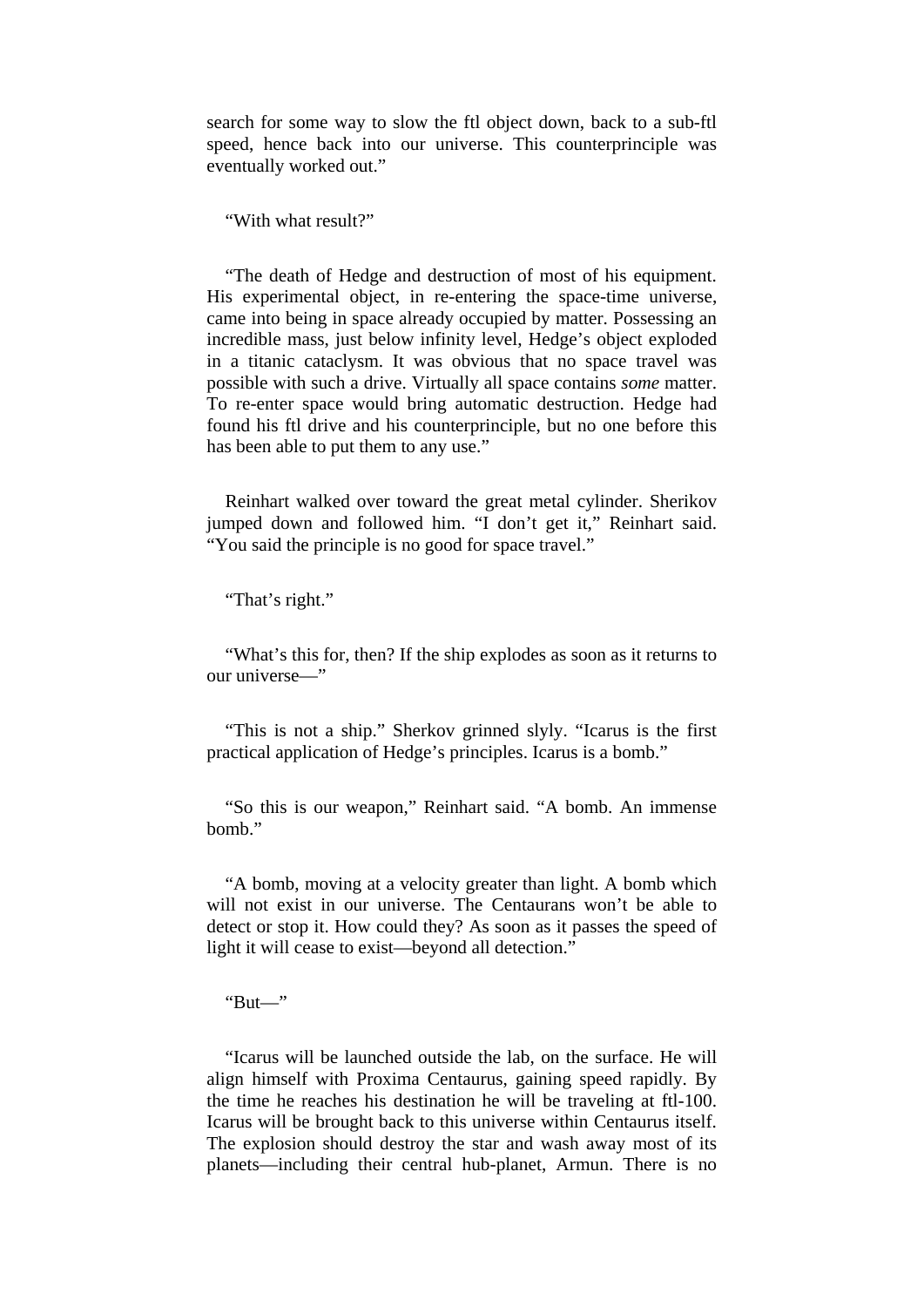search for some way to slow the ftl object down, back to a sub-ftl speed, hence back into our universe. This counterprinciple was eventually worked out."

"With what result?"

"The death of Hedge and destruction of most of his equipment. His experimental object, in re-entering the space-time universe, came into being in space already occupied by matter. Possessing an incredible mass, just below infinity level, Hedge's object exploded in a titanic cataclysm. It was obvious that no space travel was possible with such a drive. Virtually all space contains *some* matter. To re-enter space would bring automatic destruction. Hedge had found his ftl drive and his counterprinciple, but no one before this has been able to put them to any use."

Reinhart walked over toward the great metal cylinder. Sherikov jumped down and followed him. "I don't get it," Reinhart said. "You said the principle is no good for space travel."

"That's right."

"What's this for, then? If the ship explodes as soon as it returns to our universe—"

"This is not a ship." Sherkov grinned slyly. "Icarus is the first practical application of Hedge's principles. Icarus is a bomb."

"So this is our weapon," Reinhart said. "A bomb. An immense bomb."

"A bomb, moving at a velocity greater than light. A bomb which will not exist in our universe. The Centaurans won't be able to detect or stop it. How could they? As soon as it passes the speed of light it will cease to exist—beyond all detection."

"But—"

"Icarus will be launched outside the lab, on the surface. He will align himself with Proxima Centaurus, gaining speed rapidly. By the time he reaches his destination he will be traveling at ftl-100. Icarus will be brought back to this universe within Centaurus itself. The explosion should destroy the star and wash away most of its planets—including their central hub-planet, Armun. There is no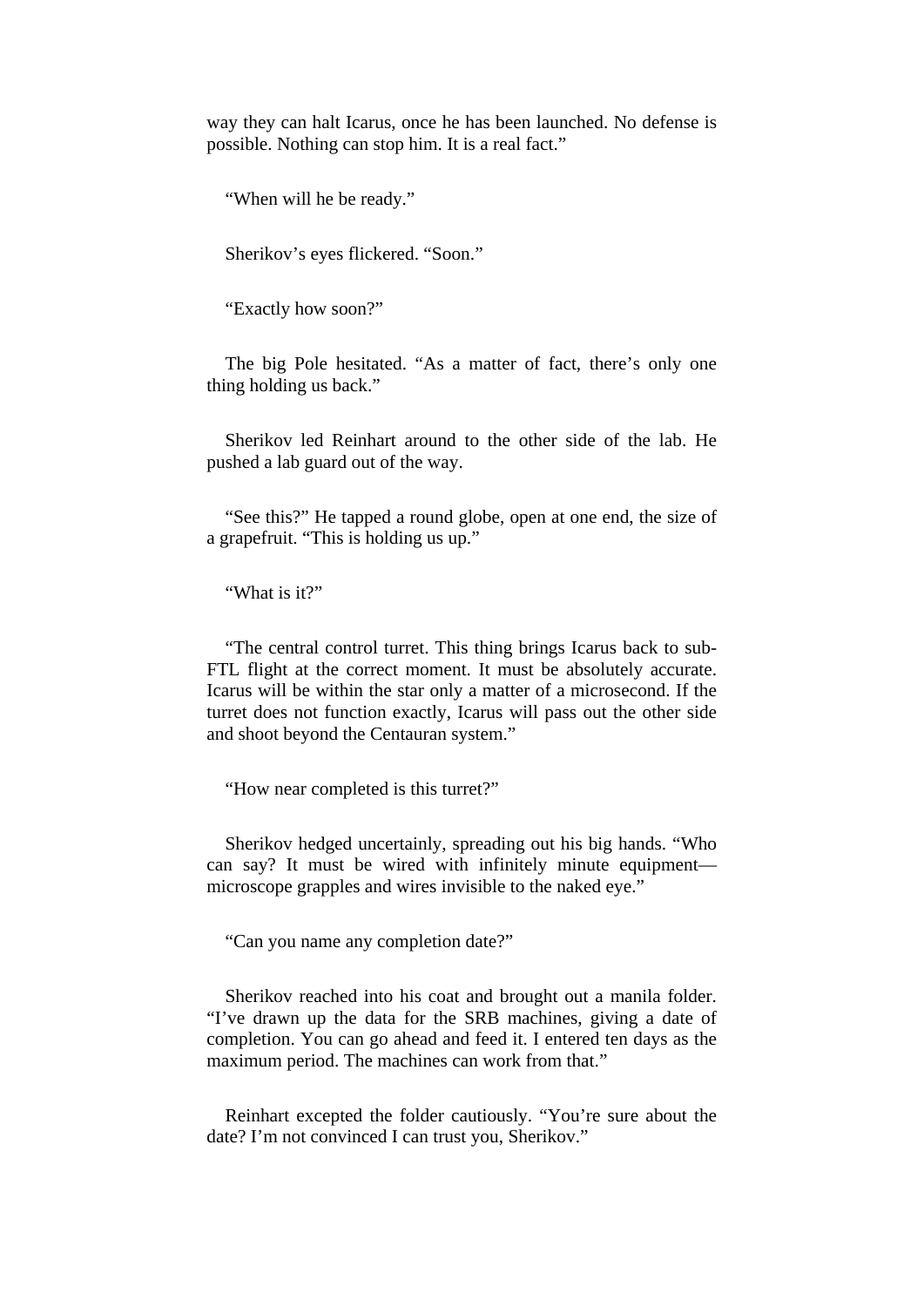way they can halt Icarus, once he has been launched. No defense is possible. Nothing can stop him. It is a real fact."

"When will he be ready."

Sherikov's eyes flickered. "Soon."

"Exactly how soon?"

The big Pole hesitated. "As a matter of fact, there's only one thing holding us back."

Sherikov led Reinhart around to the other side of the lab. He pushed a lab guard out of the way.

"See this?" He tapped a round globe, open at one end, the size of a grapefruit. "This is holding us up."

"What is it?"

"The central control turret. This thing brings Icarus back to sub-FTL flight at the correct moment. It must be absolutely accurate. Icarus will be within the star only a matter of a microsecond. If the turret does not function exactly, Icarus will pass out the other side and shoot beyond the Centauran system."

"How near completed is this turret?"

Sherikov hedged uncertainly, spreading out his big hands. "Who can say? It must be wired with infinitely minute equipment—microscope grapples and wires invisible to the naked eye."

"Can you name any completion date?"

Sherikov reached into his coat and brought out a manila folder. "I've drawn up the data for the SRB machines, giving a date of completion. You can go ahead and feed it. I entered ten days as the maximum period. The machines can work from that."

Reinhart excepted the folder cautiously. "You're sure about the date? I'm not convinced I can trust you, Sherikov."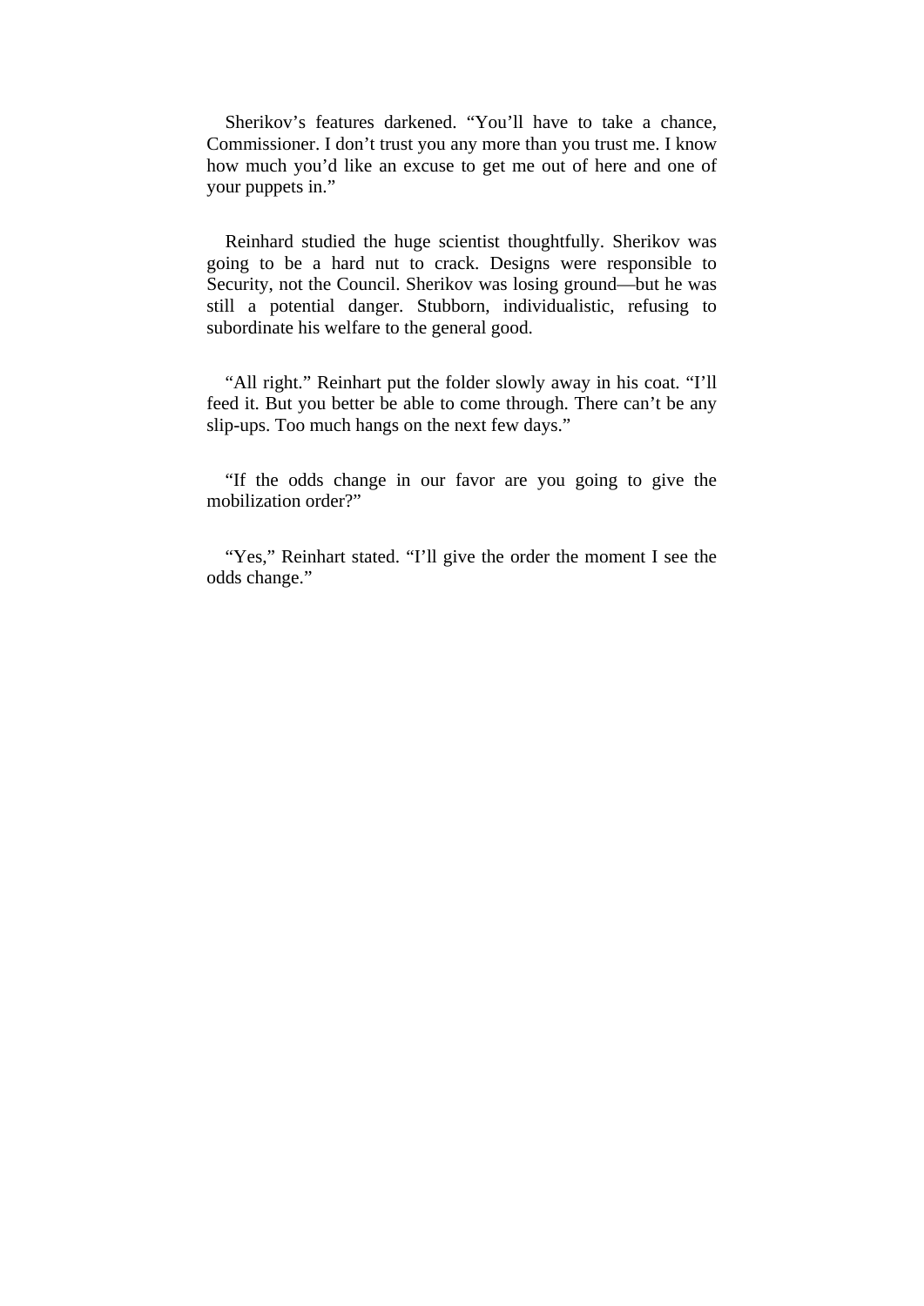Sherikov's features darkened. "You'll have to take a chance, Commissioner. I don't trust you any more than you trust me. I know how much you'd like an excuse to get me out of here and one of your puppets in."

Reinhard studied the huge scientist thoughtfully. Sherikov was going to be a hard nut to crack. Designs were responsible to Security, not the Council. Sherikov was losing ground—but he was still a potential danger. Stubborn, individualistic, refusing to subordinate his welfare to the general good.

"All right." Reinhart put the folder slowly away in his coat. "I'll feed it. But you better be able to come through. There can't be any slip-ups. Too much hangs on the next few days."

"If the odds change in our favor are you going to give the mobilization order?"

"Yes," Reinhart stated. "I'll give the order the moment I see the odds change."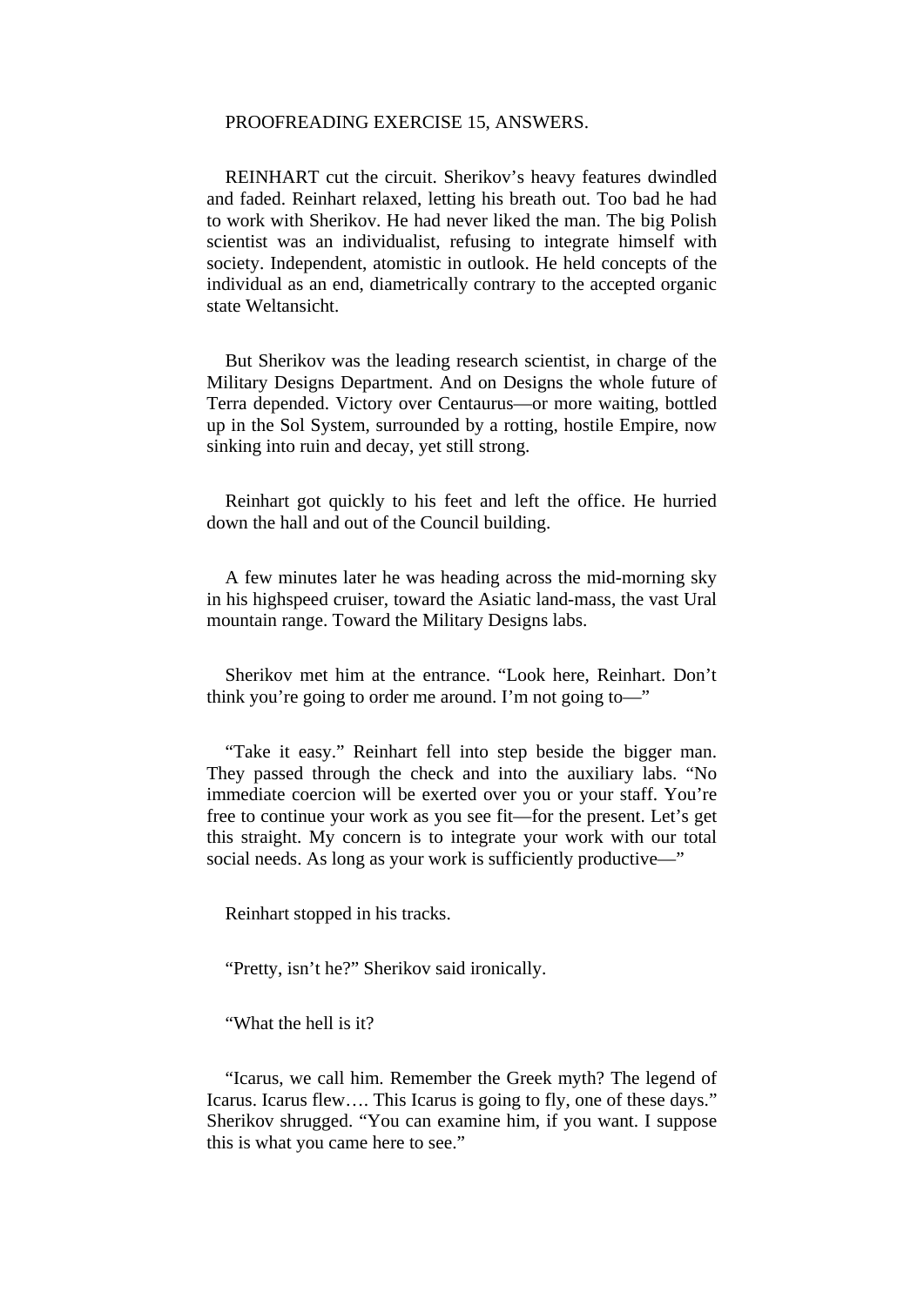PROOFREADING EXERCISE 15, ANSWERS.

REINHART cut the circuit. Sherikov's heavy features dwindled and faded. Reinhart relaxed, letting his breath out. Too bad he had to work with Sherikov. He had never liked the man. The big Polish scientist was an individualist, refusing to integrate himself with society. Independent, atomistic in outlook. He held concepts of the individual as an end, diametrically contrary to the accepted organic state Weltansicht.

But Sherikov was the leading research scientist, in charge of the Military Designs Department. And on Designs the whole future of Terra depended. Victory over Centaurus—or more waiting, bottled up in the Sol System, surrounded by a rotting, hostile Empire, now sinking into ruin and decay, yet still strong.

Reinhart got quickly to his feet and left the office. He hurried down the hall and out of the Council building.

A few minutes later he was heading across the mid-morning sky in his highspeed cruiser, toward the Asiatic land-mass, the vast Ural mountain range. Toward the Military Designs labs.

Sherikov met him at the entrance. "Look here, Reinhart. Don't think you're going to order me around. I'm not going to—"

"Take it easy." Reinhart fell into step beside the bigger man. They passed through the check and into the auxiliary labs. "No immediate coercion will be exerted over you or your staff. You're free to continue your work as you see fit—for the present. Let's get this straight. My concern is to integrate your work with our total social needs. As long as your work is sufficiently productive—"

Reinhart stopped in his tracks.

"Pretty, isn't he?" Sherikov said ironically.

"What the hell is it?

"Icarus, we call him. Remember the Greek myth? The legend of Icarus. Icarus flew…. This Icarus is going to fly, one of these days." Sherikov shrugged. "You can examine him, if you want. I suppose this is what you came here to see."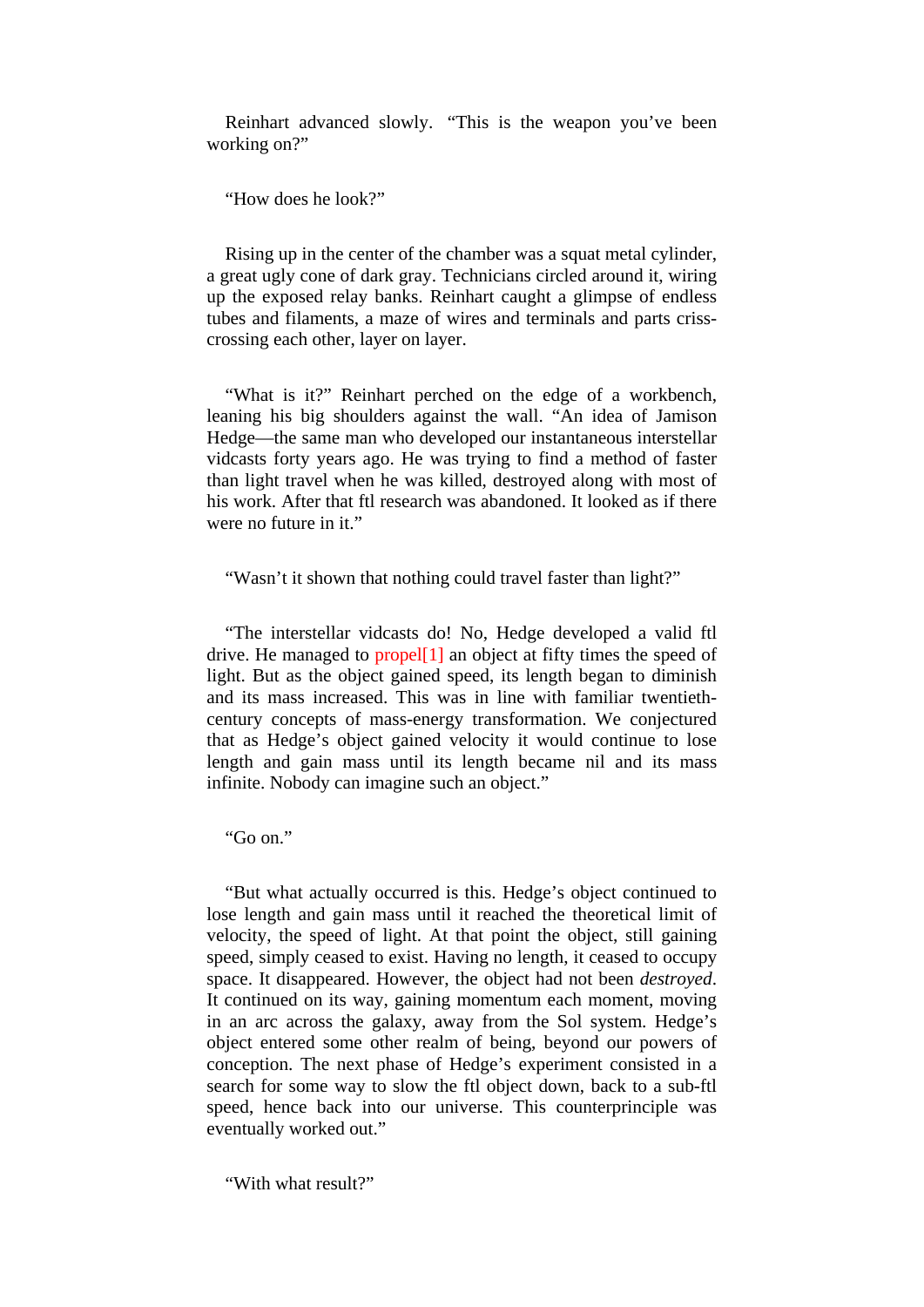Reinhart advanced slowly. "This is the weapon you've been working on?"

"How does he look?"

Rising up in the center of the chamber was a squat metal cylinder, a great ugly cone of dark gray. Technicians circled around it, wiring up the exposed relay banks. Reinhart caught a glimpse of endless tubes and filaments, a maze of wires and terminals and parts criss-crossing each other, layer on layer.

"What is it?" Reinhart perched on the edge of a workbench, leaning his big shoulders against the wall. "An idea of Jamison Hedge—the same man who developed our instantaneous interstellar vidcasts forty years ago. He was trying to find a method of faster than light travel when he was killed, destroyed along with most of his work. After that ftl research was abandoned. It looked as if there were no future in it."

"Wasn't it shown that nothing could travel faster than light?"

"The interstellar vidcasts do! No, Hedge developed a valid ftl drive. He managed to propel[1] an object at fifty times the speed of light. But as the object gained speed, its length began to diminish and its mass increased. This was in line with familiar twentieth-century concepts of mass-energy transformation. We conjectured that as Hedge's object gained velocity it would continue to lose length and gain mass until its length became nil and its mass infinite. Nobody can imagine such an object."

"Go on."

"But what actually occurred is this. Hedge's object continued to lose length and gain mass until it reached the theoretical limit of velocity, the speed of light. At that point the object, still gaining speed, simply ceased to exist. Having no length, it ceased to occupy space. It disappeared. However, the object had not been *destroyed*. It continued on its way, gaining momentum each moment, moving in an arc across the galaxy, away from the Sol system. Hedge's object entered some other realm of being, beyond our powers of conception. The next phase of Hedge's experiment consisted in a search for some way to slow the ftl object down, back to a sub-ftl speed, hence back into our universe. This counterprinciple was eventually worked out."

"With what result?"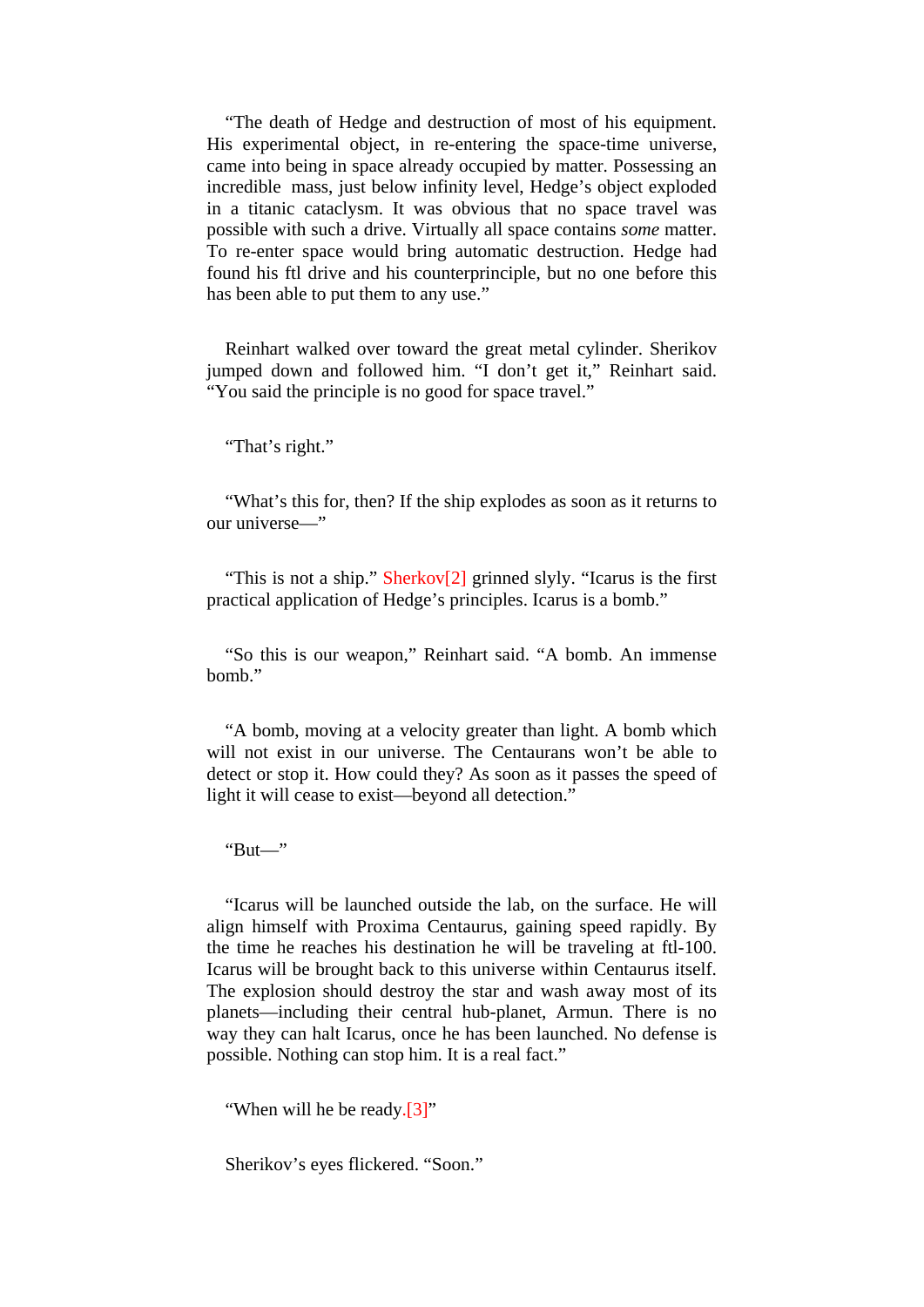"The death of Hedge and destruction of most of his equipment. His experimental object, in re-entering the space-time universe, came into being in space already occupied by matter. Possessing an incredible mass, just below infinity level, Hedge's object exploded in a titanic cataclysm. It was obvious that no space travel was possible with such a drive. Virtually all space contains *some* matter. To re-enter space would bring automatic destruction. Hedge had found his ftl drive and his counterprinciple, but no one before this has been able to put them to any use."

Reinhart walked over toward the great metal cylinder. Sherikov jumped down and followed him. "I don't get it," Reinhart said. "You said the principle is no good for space travel."

"That's right."

"What's this for, then? If the ship explodes as soon as it returns to our universe—"

"This is not a ship." Sherkov[2] grinned slyly. "Icarus is the first practical application of Hedge's principles. Icarus is a bomb."

"So this is our weapon," Reinhart said. "A bomb. An immense bomb."

"A bomb, moving at a velocity greater than light. A bomb which will not exist in our universe. The Centaurans won't be able to detect or stop it. How could they? As soon as it passes the speed of light it will cease to exist—beyond all detection."

"But—"

"Icarus will be launched outside the lab, on the surface. He will align himself with Proxima Centaurus, gaining speed rapidly. By the time he reaches his destination he will be traveling at ftl-100. Icarus will be brought back to this universe within Centaurus itself. The explosion should destroy the star and wash away most of its planets—including their central hub-planet, Armun. There is no way they can halt Icarus, once he has been launched. No defense is possible. Nothing can stop him. It is a real fact."

"When will he be ready.[3]"

Sherikov's eyes flickered. "Soon."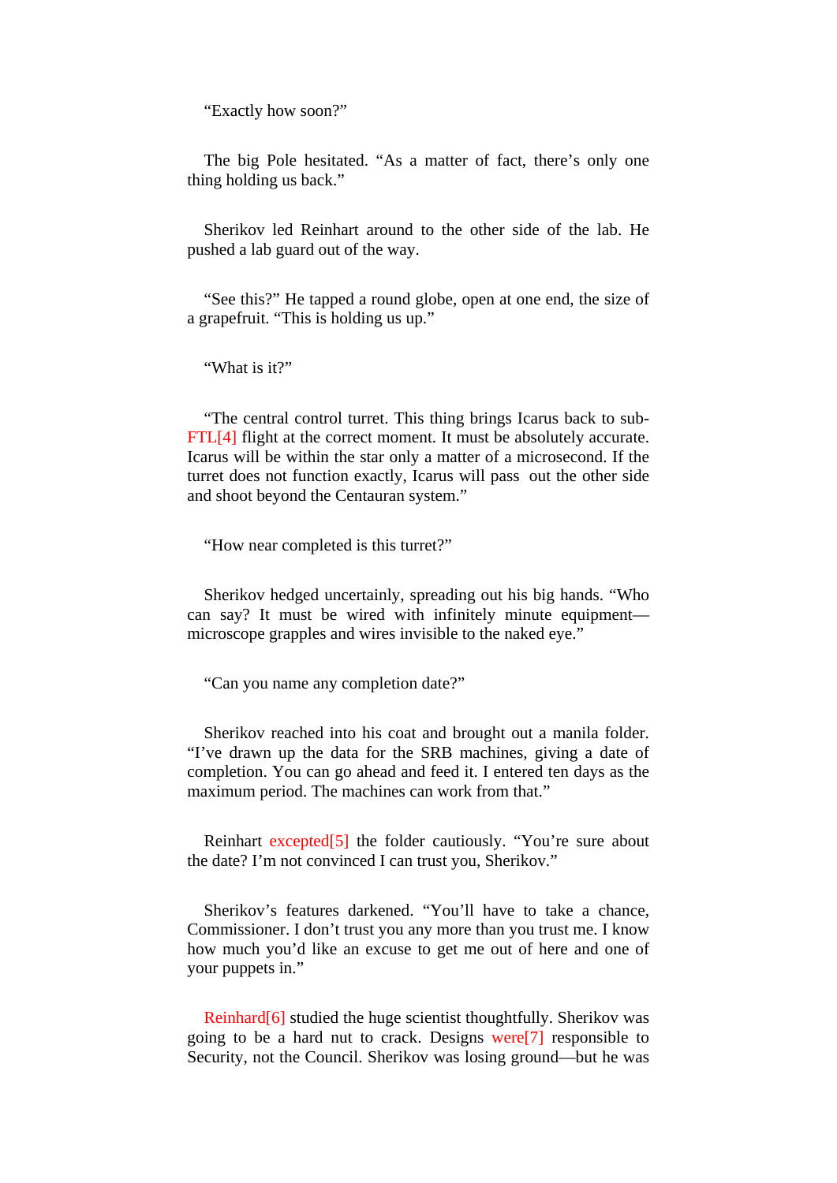“Exactly how soon?”

The big Pole hesitated. “As a matter of fact, there’s only one thing holding us back.”

Sherikov led Reinhart around to the other side of the lab. He pushed a lab guard out of the way.

“See this?” He tapped a round globe, open at one end, the size of a grapefruit. “This is holding us up.”

“What is it?”

“The central control turret. This thing brings Icarus back to sub-FTL[4] flight at the correct moment. It must be absolutely accurate. Icarus will be within the star only a matter of a microsecond. If the turret does not function exactly, Icarus will pass out the other side and shoot beyond the Centauran system.”

“How near completed is this turret?”

Sherikov hedged uncertainly, spreading out his big hands. “Who can say? It must be wired with infinitely minute equipment—microscope grapples and wires invisible to the naked eye.”

“Can you name any completion date?”

Sherikov reached into his coat and brought out a manila folder. “I’ve drawn up the data for the SRB machines, giving a date of completion. You can go ahead and feed it. I entered ten days as the maximum period. The machines can work from that.”

Reinhart excepted[5] the folder cautiously. “You’re sure about the date? I’m not convinced I can trust you, Sherikov.”

Sherikov’s features darkened. “You’ll have to take a chance, Commissioner. I don’t trust you any more than you trust me. I know how much you’d like an excuse to get me out of here and one of your puppets in.”

Reinhard[6] studied the huge scientist thoughtfully. Sherikov was going to be a hard nut to crack. Designs were[7] responsible to Security, not the Council. Sherikov was losing ground—but he was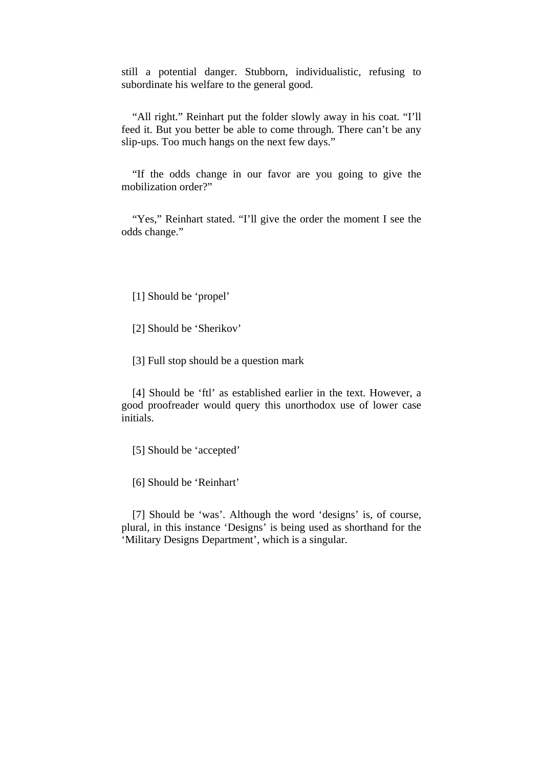still a potential danger. Stubborn, individualistic, refusing to subordinate his welfare to the general good.

"All right." Reinhart put the folder slowly away in his coat. "I'll feed it. But you better be able to come through. There can't be any slip-ups. Too much hangs on the next few days."

"If the odds change in our favor are you going to give the mobilization order?"

"Yes," Reinhart stated. "I'll give the order the moment I see the odds change."

[1] Should be 'propel'

[2] Should be 'Sherikov'

[3] Full stop should be a question mark

[4] Should be 'ftl' as established earlier in the text. However, a good proofreader would query this unorthodox use of lower case initials.

[5] Should be 'accepted'

[6] Should be 'Reinhart'

[7] Should be 'was'. Although the word 'designs' is, of course, plural, in this instance 'Designs' is being used as shorthand for the 'Military Designs Department', which is a singular.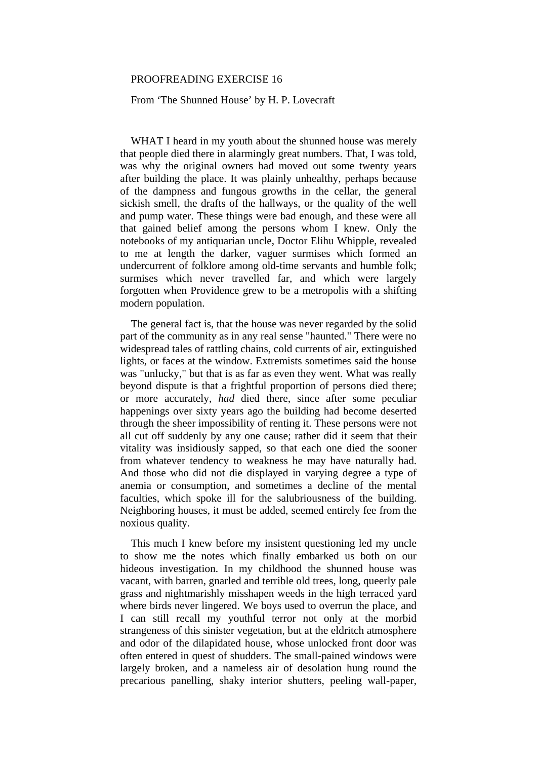PROOFREADING EXERCISE 16

From ‘The Shunned House’ by H. P. Lovecraft

WHAT I heard in my youth about the shunned house was merely that people died there in alarmingly great numbers. That, I was told, was why the original owners had moved out some twenty years after building the place. It was plainly unhealthy, perhaps because of the dampness and fungous growths in the cellar, the general sickish smell, the drafts of the hallways, or the quality of the well and pump water. These things were bad enough, and these were all that gained belief among the persons whom I knew. Only the notebooks of my antiquarian uncle, Doctor Elihu Whipple, revealed to me at length the darker, vaguer surmises which formed an undercurrent of folklore among old-time servants and humble folk; surmises which never travelled far, and which were largely forgotten when Providence grew to be a metropolis with a shifting modern population.

The general fact is, that the house was never regarded by the solid part of the community as in any real sense "haunted." There were no widespread tales of rattling chains, cold currents of air, extinguished lights, or faces at the window. Extremists sometimes said the house was "unlucky," but that is as far as even they went. What was really beyond dispute is that a frightful proportion of persons died there; or more accurately, *had* died there, since after some peculiar happenings over sixty years ago the building had become deserted through the sheer impossibility of renting it. These persons were not all cut off suddenly by any one cause; rather did it seem that their vitality was insidiously sapped, so that each one died the sooner from whatever tendency to weakness he may have naturally had. And those who did not die displayed in varying degree a type of anemia or consumption, and sometimes a decline of the mental faculties, which spoke ill for the salubriousness of the building. Neighboring houses, it must be added, seemed entirely fee from the noxious quality.

This much I knew before my insistent questioning led my uncle to show me the notes which finally embarked us both on our hideous investigation. In my childhood the shunned house was vacant, with barren, gnarled and terrible old trees, long, queerly pale grass and nightmarishly misshapen weeds in the high terraced yard where birds never lingered. We boys used to overrun the place, and I can still recall my youthful terror not only at the morbid strangeness of this sinister vegetation, but at the eldritch atmosphere and odor of the dilapidated house, whose unlocked front door was often entered in quest of shudders. The small-pained windows were largely broken, and a nameless air of desolation hung round the precarious panelling, shaky interior shutters, peeling wall-paper,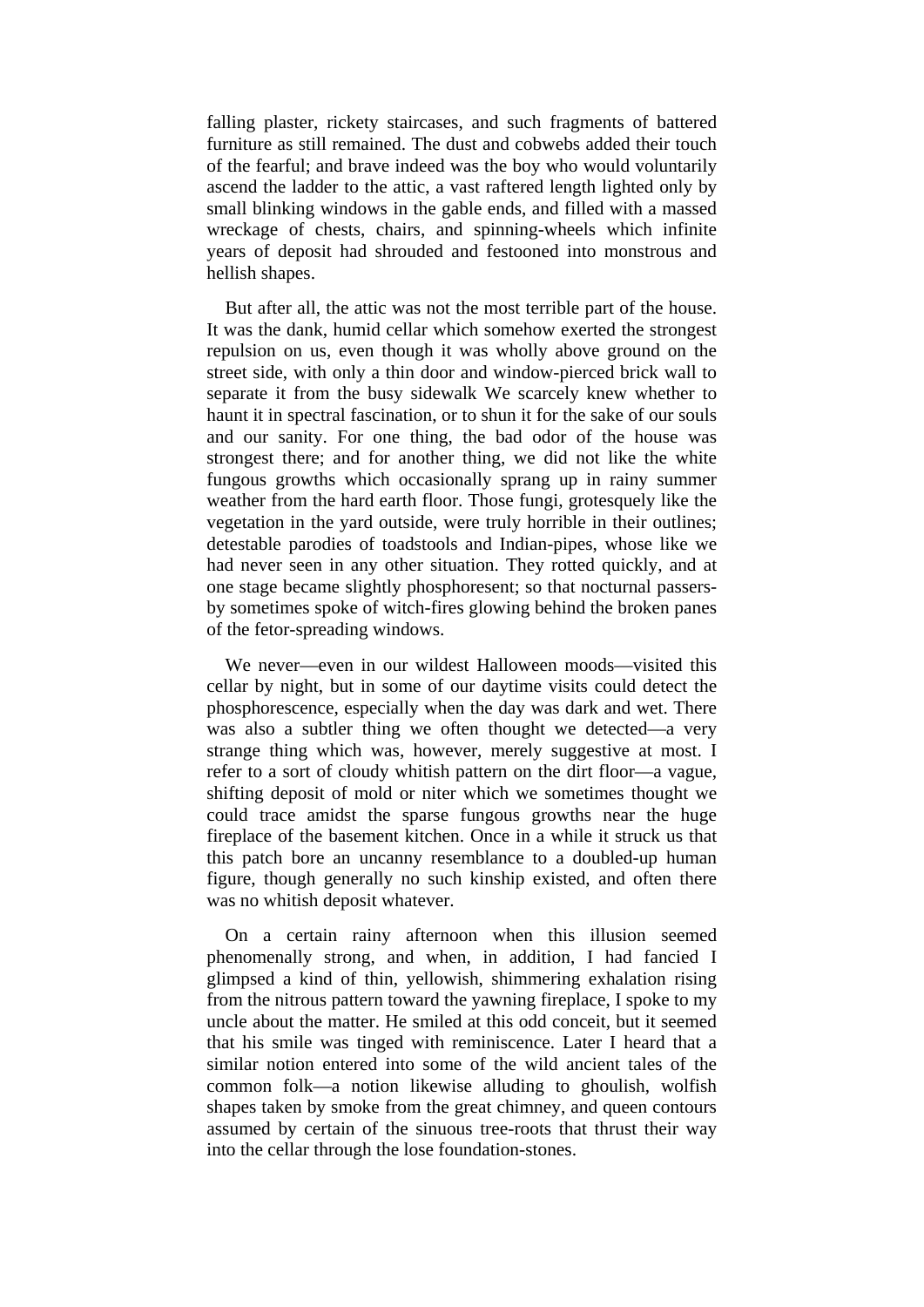falling plaster, rickety staircases, and such fragments of battered furniture as still remained. The dust and cobwebs added their touch of the fearful; and brave indeed was the boy who would voluntarily ascend the ladder to the attic, a vast raftered length lighted only by small blinking windows in the gable ends, and filled with a massed wreckage of chests, chairs, and spinning-wheels which infinite years of deposit had shrouded and festooned into monstrous and hellish shapes.

But after all, the attic was not the most terrible part of the house. It was the dank, humid cellar which somehow exerted the strongest repulsion on us, even though it was wholly above ground on the street side, with only a thin door and window-pierced brick wall to separate it from the busy sidewalk We scarcely knew whether to haunt it in spectral fascination, or to shun it for the sake of our souls and our sanity. For one thing, the bad odor of the house was strongest there; and for another thing, we did not like the white fungous growths which occasionally sprang up in rainy summer weather from the hard earth floor. Those fungi, grotesquely like the vegetation in the yard outside, were truly horrible in their outlines; detestable parodies of toadstools and Indian-pipes, whose like we had never seen in any other situation. They rotted quickly, and at one stage became slightly phosphoresent; so that nocturnal passers-by sometimes spoke of witch-fires glowing behind the broken panes of the fetor-spreading windows.

We never—even in our wildest Halloween moods—visited this cellar by night, but in some of our daytime visits could detect the phosphorescence, especially when the day was dark and wet. There was also a subtler thing we often thought we detected—a very strange thing which was, however, merely suggestive at most. I refer to a sort of cloudy whitish pattern on the dirt floor—a vague, shifting deposit of mold or niter which we sometimes thought we could trace amidst the sparse fungous growths near the huge fireplace of the basement kitchen. Once in a while it struck us that this patch bore an uncanny resemblance to a doubled-up human figure, though generally no such kinship existed, and often there was no whitish deposit whatever.

On a certain rainy afternoon when this illusion seemed phenomenally strong, and when, in addition, I had fancied I glimpsed a kind of thin, yellowish, shimmering exhalation rising from the nitrous pattern toward the yawning fireplace, I spoke to my uncle about the matter. He smiled at this odd conceit, but it seemed that his smile was tinged with reminiscence. Later I heard that a similar notion entered into some of the wild ancient tales of the common folk—a notion likewise alluding to ghoulish, wolfish shapes taken by smoke from the great chimney, and queen contours assumed by certain of the sinuous tree-roots that thrust their way into the cellar through the lose foundation-stones.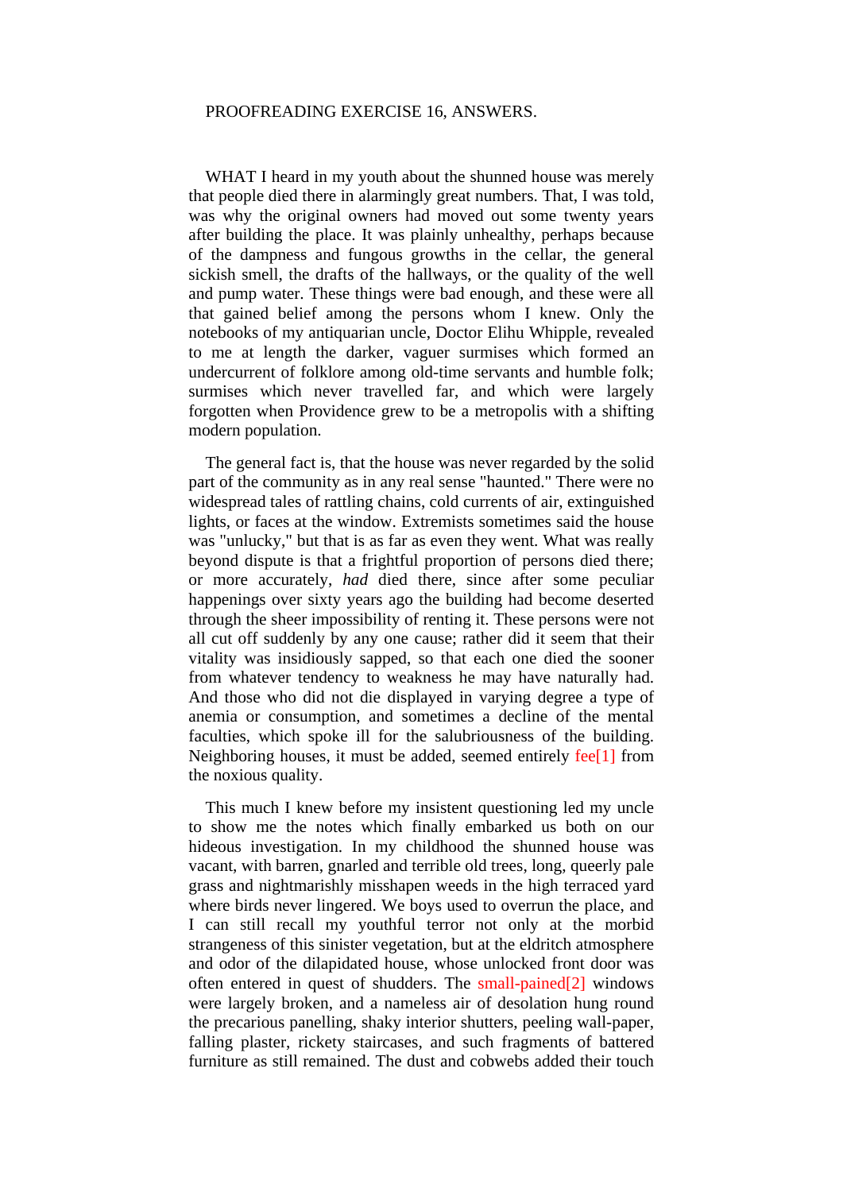PROOFREADING EXERCISE 16, ANSWERS.

WHAT I heard in my youth about the shunned house was merely that people died there in alarmingly great numbers. That, I was told, was why the original owners had moved out some twenty years after building the place. It was plainly unhealthy, perhaps because of the dampness and fungous growths in the cellar, the general sickish smell, the drafts of the hallways, or the quality of the well and pump water. These things were bad enough, and these were all that gained belief among the persons whom I knew. Only the notebooks of my antiquarian uncle, Doctor Elihu Whipple, revealed to me at length the darker, vaguer surmises which formed an undercurrent of folklore among old-time servants and humble folk; surmises which never travelled far, and which were largely forgotten when Providence grew to be a metropolis with a shifting modern population.

The general fact is, that the house was never regarded by the solid part of the community as in any real sense "haunted." There were no widespread tales of rattling chains, cold currents of air, extinguished lights, or faces at the window. Extremists sometimes said the house was "unlucky," but that is as far as even they went. What was really beyond dispute is that a frightful proportion of persons died there; or more accurately, *had* died there, since after some peculiar happenings over sixty years ago the building had become deserted through the sheer impossibility of renting it. These persons were not all cut off suddenly by any one cause; rather did it seem that their vitality was insidiously sapped, so that each one died the sooner from whatever tendency to weakness he may have naturally had. And those who did not die displayed in varying degree a type of anemia or consumption, and sometimes a decline of the mental faculties, which spoke ill for the salubriousness of the building. Neighboring houses, it must be added, seemed entirely fee[1] from the noxious quality.

This much I knew before my insistent questioning led my uncle to show me the notes which finally embarked us both on our hideous investigation. In my childhood the shunned house was vacant, with barren, gnarled and terrible old trees, long, queerly pale grass and nightmarishly misshapen weeds in the high terraced yard where birds never lingered. We boys used to overrun the place, and I can still recall my youthful terror not only at the morbid strangeness of this sinister vegetation, but at the eldritch atmosphere and odor of the dilapidated house, whose unlocked front door was often entered in quest of shudders. The small-pained[2] windows were largely broken, and a nameless air of desolation hung round the precarious panelling, shaky interior shutters, peeling wall-paper, falling plaster, rickety staircases, and such fragments of battered furniture as still remained. The dust and cobwebs added their touch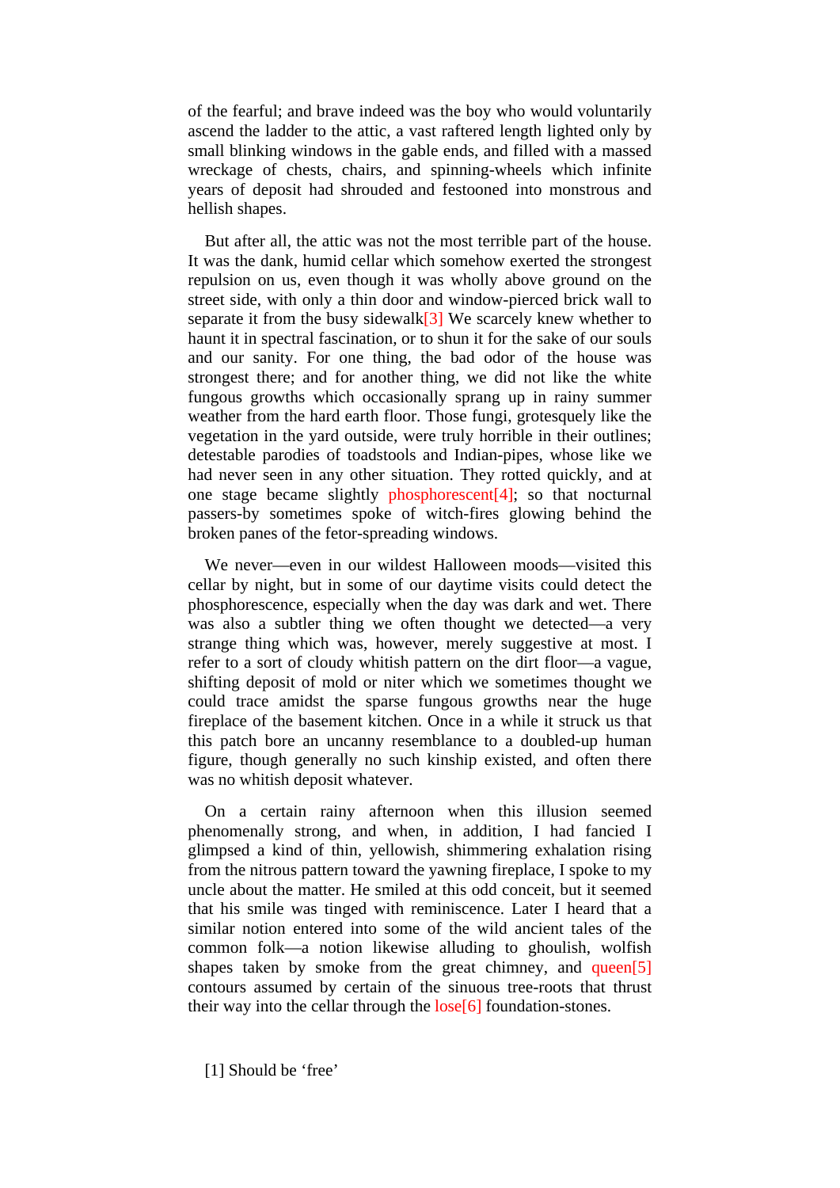of the fearful; and brave indeed was the boy who would voluntarily ascend the ladder to the attic, a vast raftered length lighted only by small blinking windows in the gable ends, and filled with a massed wreckage of chests, chairs, and spinning-wheels which infinite years of deposit had shrouded and festooned into monstrous and hellish shapes.

But after all, the attic was not the most terrible part of the house. It was the dank, humid cellar which somehow exerted the strongest repulsion on us, even though it was wholly above ground on the street side, with only a thin door and window-pierced brick wall to separate it from the busy sidewalk[3] We scarcely knew whether to haunt it in spectral fascination, or to shun it for the sake of our souls and our sanity. For one thing, the bad odor of the house was strongest there; and for another thing, we did not like the white fungous growths which occasionally sprang up in rainy summer weather from the hard earth floor. Those fungi, grotesquely like the vegetation in the yard outside, were truly horrible in their outlines; detestable parodies of toadstools and Indian-pipes, whose like we had never seen in any other situation. They rotted quickly, and at one stage became slightly phosphorescent[4]; so that nocturnal passers-by sometimes spoke of witch-fires glowing behind the broken panes of the fetor-spreading windows.

We never—even in our wildest Halloween moods—visited this cellar by night, but in some of our daytime visits could detect the phosphorescence, especially when the day was dark and wet. There was also a subtler thing we often thought we detected—a very strange thing which was, however, merely suggestive at most. I refer to a sort of cloudy whitish pattern on the dirt floor—a vague, shifting deposit of mold or niter which we sometimes thought we could trace amidst the sparse fungous growths near the huge fireplace of the basement kitchen. Once in a while it struck us that this patch bore an uncanny resemblance to a doubled-up human figure, though generally no such kinship existed, and often there was no whitish deposit whatever.

On a certain rainy afternoon when this illusion seemed phenomenally strong, and when, in addition, I had fancied I glimpsed a kind of thin, yellowish, shimmering exhalation rising from the nitrous pattern toward the yawning fireplace, I spoke to my uncle about the matter. He smiled at this odd conceit, but it seemed that his smile was tinged with reminiscence. Later I heard that a similar notion entered into some of the wild ancient tales of the common folk—a notion likewise alluding to ghoulish, wolfish shapes taken by smoke from the great chimney, and queen[5] contours assumed by certain of the sinuous tree-roots that thrust their way into the cellar through the lose[6] foundation-stones.

[1] Should be ‘free’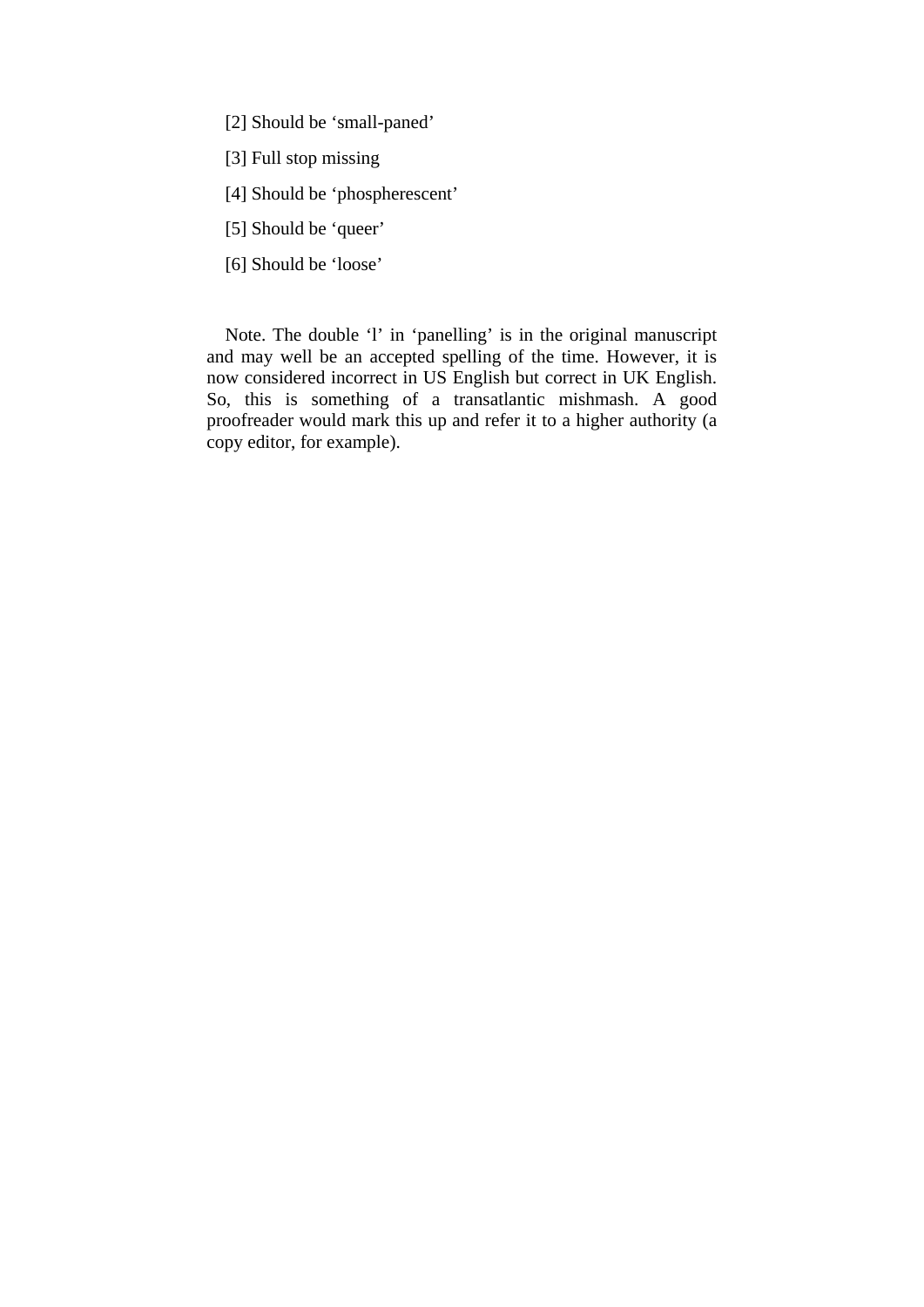[2] Should be ‘small-paned’

[3] Full stop missing

[4] Should be ‘phospherescent’

[5] Should be ‘queer’

[6] Should be ‘loose’

Note. The double ‘l’ in ‘panelling’ is in the original manuscript and may well be an accepted spelling of the time. However, it is now considered incorrect in US English but correct in UK English. So, this is something of a transatlantic mishmash. A good proofreader would mark this up and refer it to a higher authority (a copy editor, for example).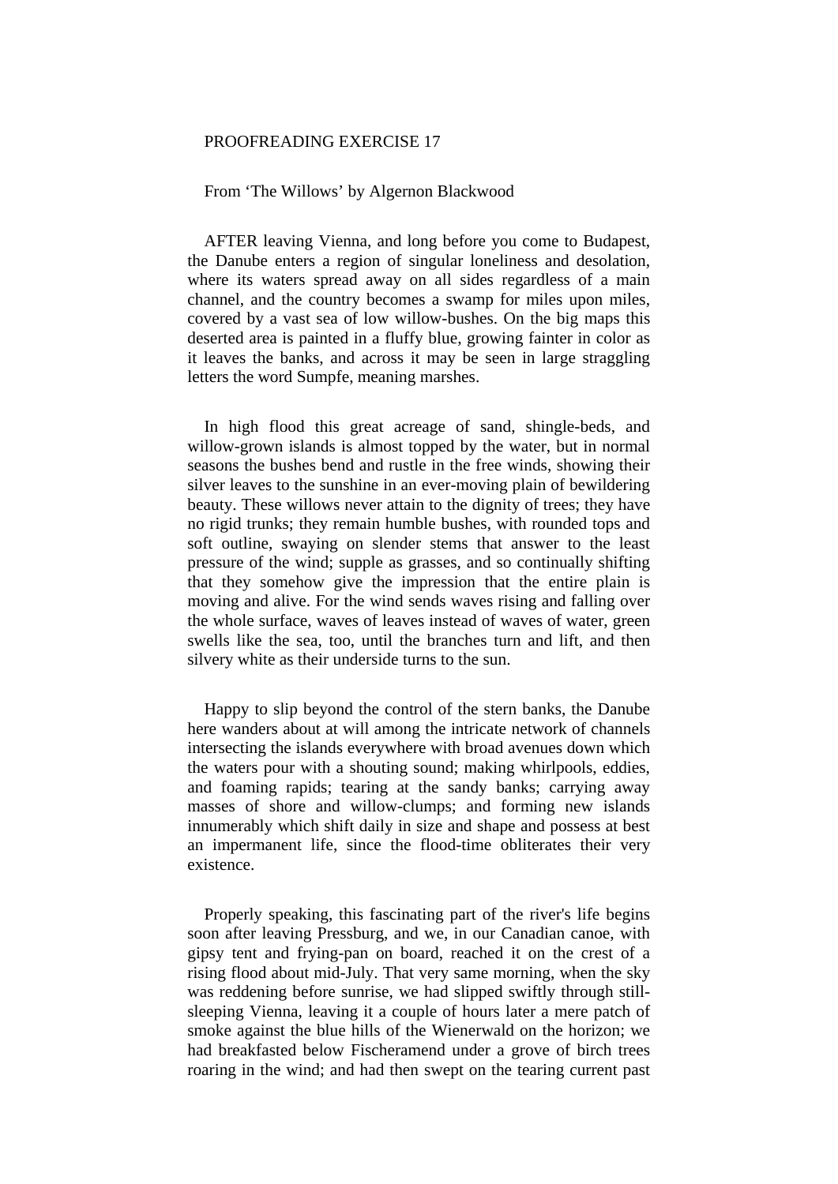PROOFREADING EXERCISE 17

From ‘The Willows’ by Algernon Blackwood

AFTER leaving Vienna, and long before you come to Budapest, the Danube enters a region of singular loneliness and desolation, where its waters spread away on all sides regardless of a main channel, and the country becomes a swamp for miles upon miles, covered by a vast sea of low willow-bushes. On the big maps this deserted area is painted in a fluffy blue, growing fainter in color as it leaves the banks, and across it may be seen in large straggling letters the word Sumpfe, meaning marshes.

In high flood this great acreage of sand, shingle-beds, and willow-grown islands is almost topped by the water, but in normal seasons the bushes bend and rustle in the free winds, showing their silver leaves to the sunshine in an ever-moving plain of bewildering beauty. These willows never attain to the dignity of trees; they have no rigid trunks; they remain humble bushes, with rounded tops and soft outline, swaying on slender stems that answer to the least pressure of the wind; supple as grasses, and so continually shifting that they somehow give the impression that the entire plain is moving and alive. For the wind sends waves rising and falling over the whole surface, waves of leaves instead of waves of water, green swells like the sea, too, until the branches turn and lift, and then silvery white as their underside turns to the sun.

Happy to slip beyond the control of the stern banks, the Danube here wanders about at will among the intricate network of channels intersecting the islands everywhere with broad avenues down which the waters pour with a shouting sound; making whirlpools, eddies, and foaming rapids; tearing at the sandy banks; carrying away masses of shore and willow-clumps; and forming new islands innumerably which shift daily in size and shape and possess at best an impermanent life, since the flood-time obliterates their very existence.

Properly speaking, this fascinating part of the river's life begins soon after leaving Pressburg, and we, in our Canadian canoe, with gipsy tent and frying-pan on board, reached it on the crest of a rising flood about mid-July. That very same morning, when the sky was reddening before sunrise, we had slipped swiftly through still-sleeping Vienna, leaving it a couple of hours later a mere patch of smoke against the blue hills of the Wienerwald on the horizon; we had breakfasted below Fischeramend under a grove of birch trees roaring in the wind; and had then swept on the tearing current past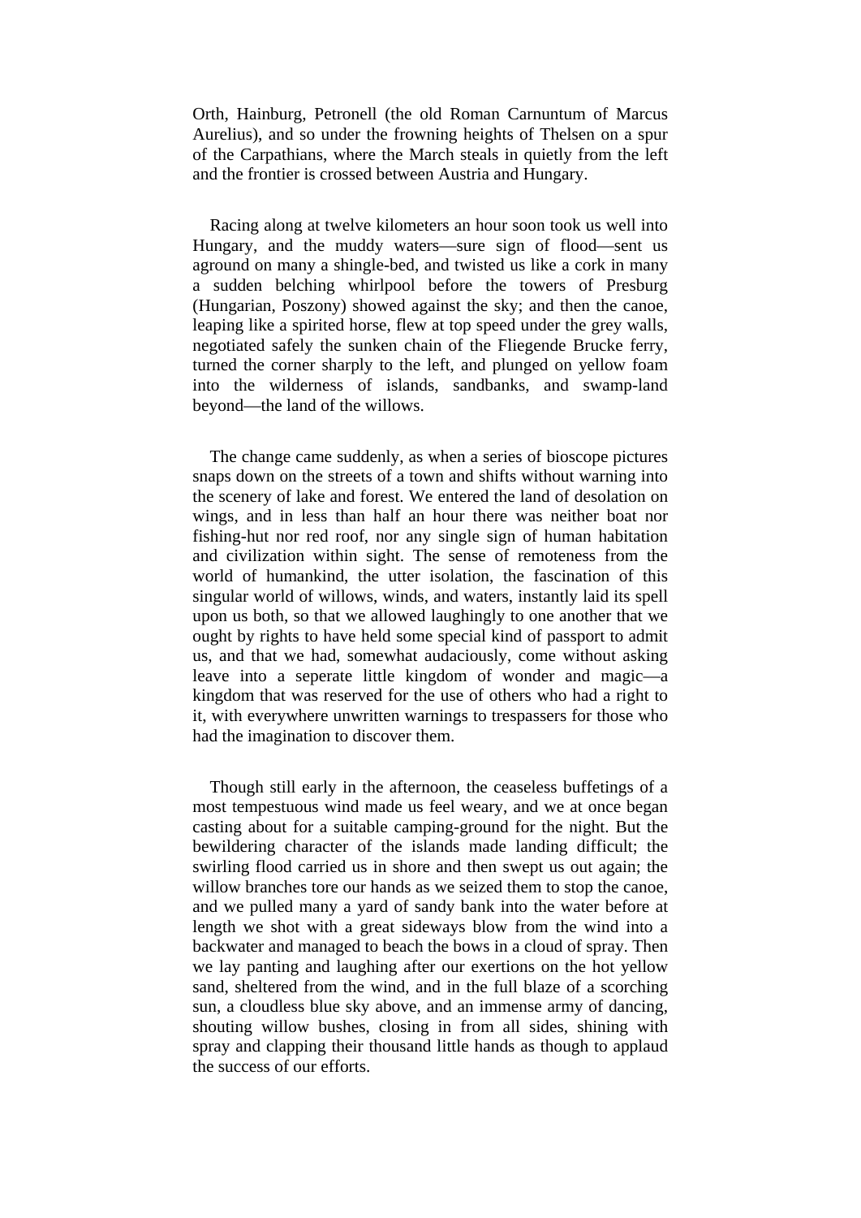Orth, Hainburg, Petronell (the old Roman Carnuntum of Marcus Aurelius), and so under the frowning heights of Thelsen on a spur of the Carpathians, where the March steals in quietly from the left and the frontier is crossed between Austria and Hungary.

Racing along at twelve kilometers an hour soon took us well into Hungary, and the muddy waters—sure sign of flood—sent us aground on many a shingle-bed, and twisted us like a cork in many a sudden belching whirlpool before the towers of Presburg (Hungarian, Poszony) showed against the sky; and then the canoe, leaping like a spirited horse, flew at top speed under the grey walls, negotiated safely the sunken chain of the Fliegende Brucke ferry, turned the corner sharply to the left, and plunged on yellow foam into the wilderness of islands, sandbanks, and swamp-land beyond—the land of the willows.

The change came suddenly, as when a series of bioscope pictures snaps down on the streets of a town and shifts without warning into the scenery of lake and forest. We entered the land of desolation on wings, and in less than half an hour there was neither boat nor fishing-hut nor red roof, nor any single sign of human habitation and civilization within sight. The sense of remoteness from the world of humankind, the utter isolation, the fascination of this singular world of willows, winds, and waters, instantly laid its spell upon us both, so that we allowed laughingly to one another that we ought by rights to have held some special kind of passport to admit us, and that we had, somewhat audaciously, come without asking leave into a seperate little kingdom of wonder and magic—a kingdom that was reserved for the use of others who had a right to it, with everywhere unwritten warnings to trespassers for those who had the imagination to discover them.

Though still early in the afternoon, the ceaseless buffetings of a most tempestuous wind made us feel weary, and we at once began casting about for a suitable camping-ground for the night. But the bewildering character of the islands made landing difficult; the swirling flood carried us in shore and then swept us out again; the willow branches tore our hands as we seized them to stop the canoe, and we pulled many a yard of sandy bank into the water before at length we shot with a great sideways blow from the wind into a backwater and managed to beach the bows in a cloud of spray. Then we lay panting and laughing after our exertions on the hot yellow sand, sheltered from the wind, and in the full blaze of a scorching sun, a cloudless blue sky above, and an immense army of dancing, shouting willow bushes, closing in from all sides, shining with spray and clapping their thousand little hands as though to applaud the success of our efforts.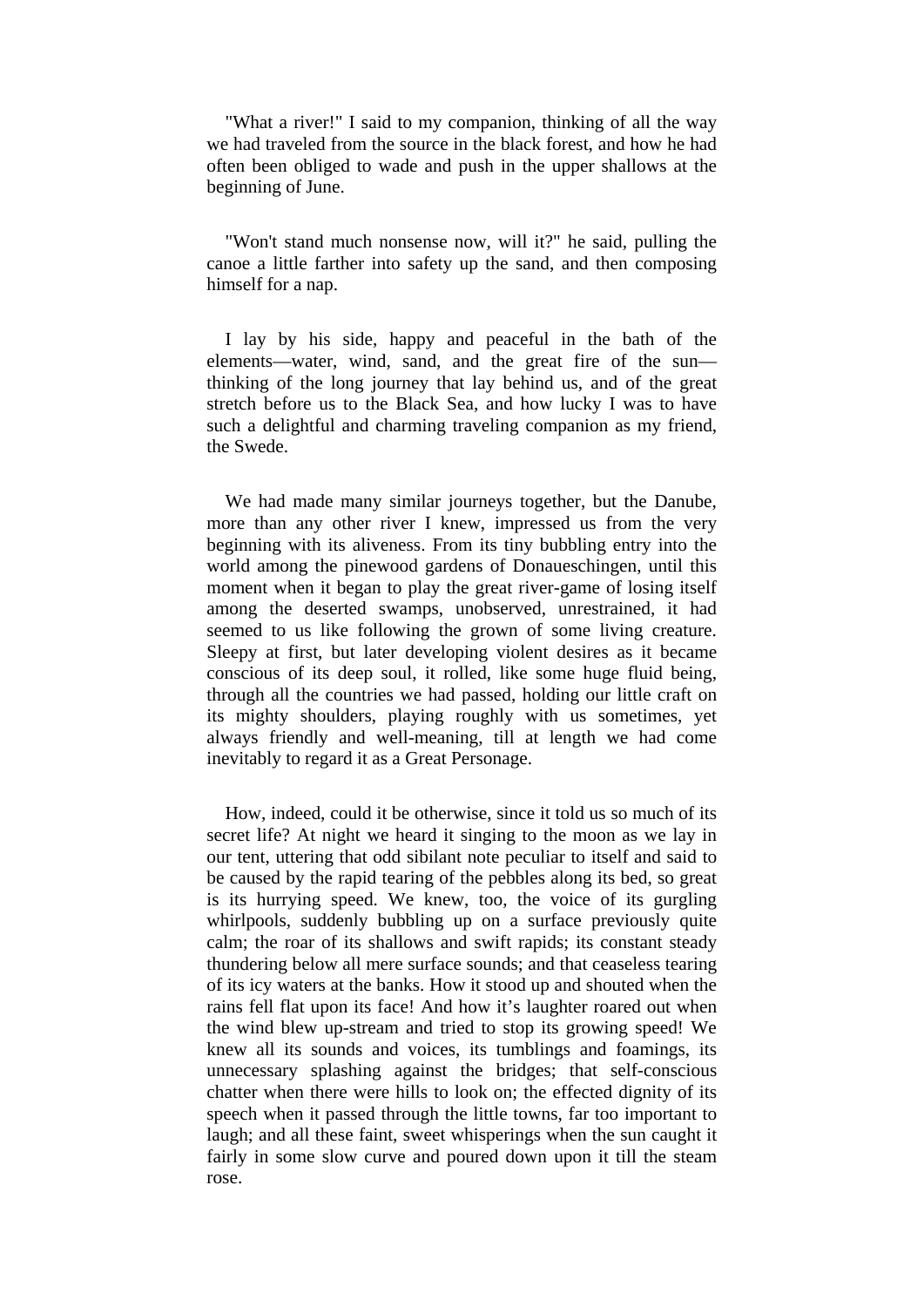"What a river!" I said to my companion, thinking of all the way we had traveled from the source in the black forest, and how he had often been obliged to wade and push in the upper shallows at the beginning of June.

"Won't stand much nonsense now, will it?" he said, pulling the canoe a little farther into safety up the sand, and then composing himself for a nap.

I lay by his side, happy and peaceful in the bath of the elements—water, wind, sand, and the great fire of the sun—thinking of the long journey that lay behind us, and of the great stretch before us to the Black Sea, and how lucky I was to have such a delightful and charming traveling companion as my friend, the Swede.

We had made many similar journeys together, but the Danube, more than any other river I knew, impressed us from the very beginning with its aliveness. From its tiny bubbling entry into the world among the pinewood gardens of Donaueschingen, until this moment when it began to play the great river-game of losing itself among the deserted swamps, unobserved, unrestrained, it had seemed to us like following the grown of some living creature. Sleepy at first, but later developing violent desires as it became conscious of its deep soul, it rolled, like some huge fluid being, through all the countries we had passed, holding our little craft on its mighty shoulders, playing roughly with us sometimes, yet always friendly and well-meaning, till at length we had come inevitably to regard it as a Great Personage.

How, indeed, could it be otherwise, since it told us so much of its secret life? At night we heard it singing to the moon as we lay in our tent, uttering that odd sibilant note peculiar to itself and said to be caused by the rapid tearing of the pebbles along its bed, so great is its hurrying speed. We knew, too, the voice of its gurgling whirlpools, suddenly bubbling up on a surface previously quite calm; the roar of its shallows and swift rapids; its constant steady thundering below all mere surface sounds; and that ceaseless tearing of its icy waters at the banks. How it stood up and shouted when the rains fell flat upon its face! And how it's laughter roared out when the wind blew up-stream and tried to stop its growing speed! We knew all its sounds and voices, its tumblings and foamings, its unnecessary splashing against the bridges; that self-conscious chatter when there were hills to look on; the effected dignity of its speech when it passed through the little towns, far too important to laugh; and all these faint, sweet whisperings when the sun caught it fairly in some slow curve and poured down upon it till the steam rose.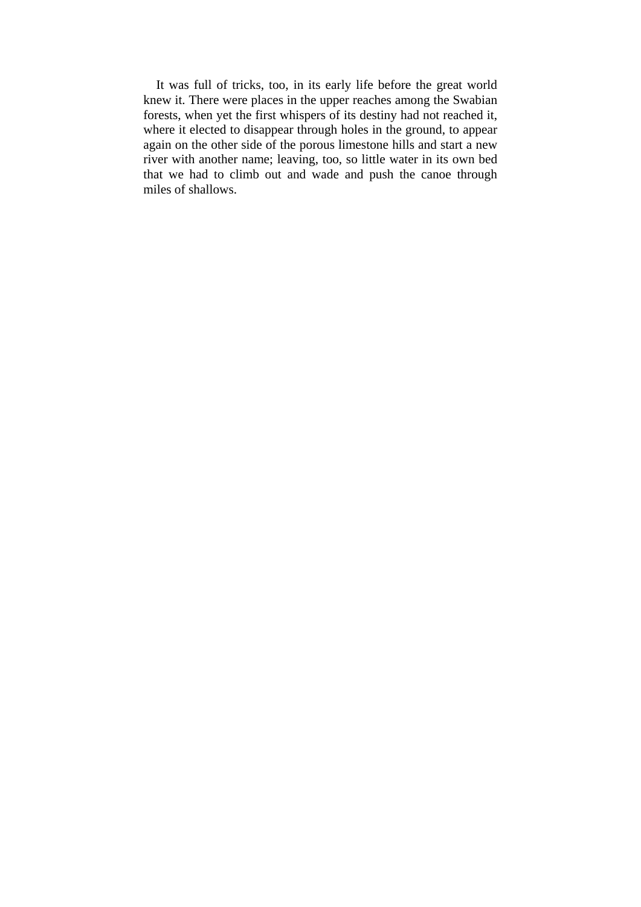It was full of tricks, too, in its early life before the great world knew it. There were places in the upper reaches among the Swabian forests, when yet the first whispers of its destiny had not reached it, where it elected to disappear through holes in the ground, to appear again on the other side of the porous limestone hills and start a new river with another name; leaving, too, so little water in its own bed that we had to climb out and wade and push the canoe through miles of shallows.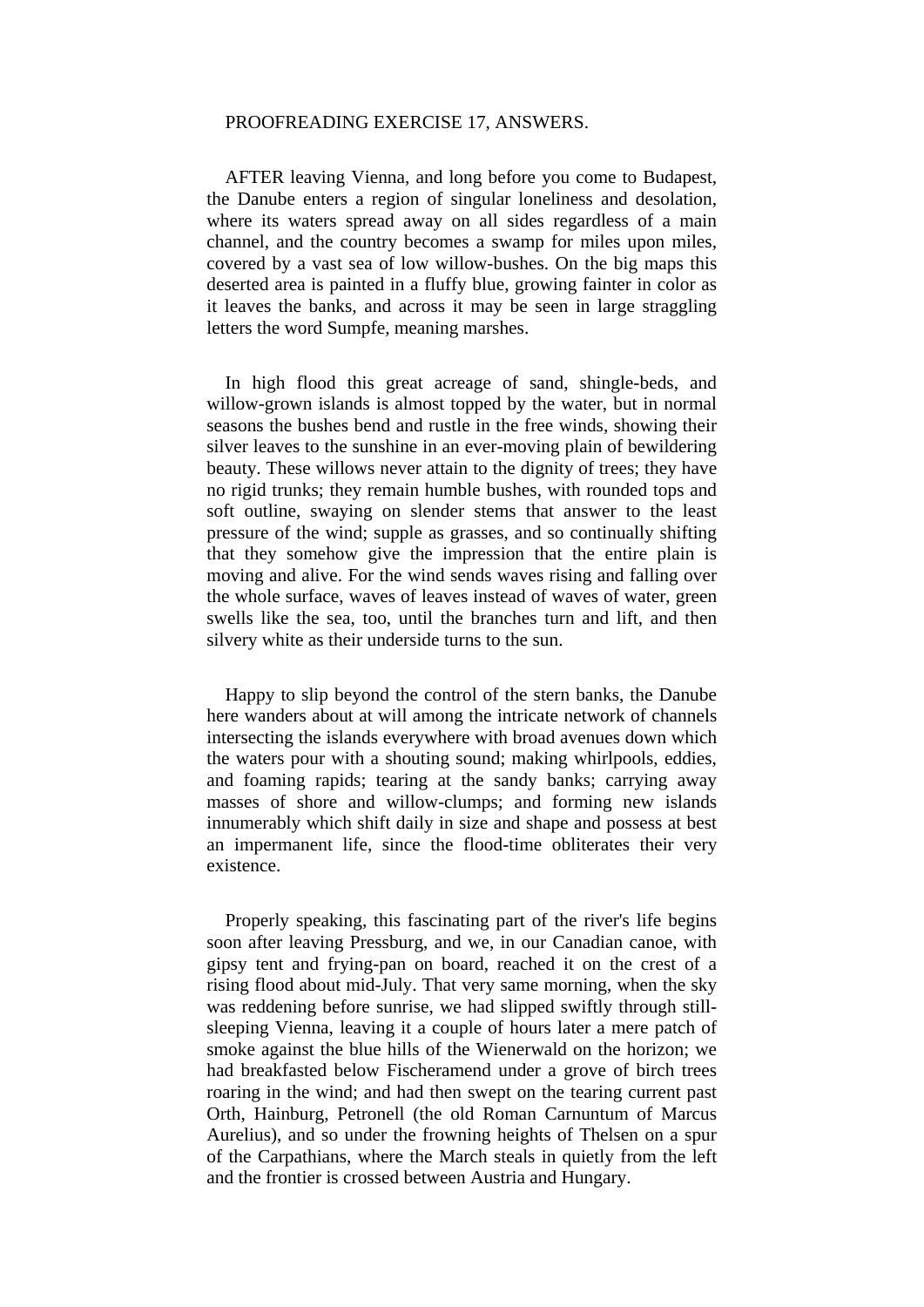PROOFREADING EXERCISE 17, ANSWERS.

AFTER leaving Vienna, and long before you come to Budapest, the Danube enters a region of singular loneliness and desolation, where its waters spread away on all sides regardless of a main channel, and the country becomes a swamp for miles upon miles, covered by a vast sea of low willow-bushes. On the big maps this deserted area is painted in a fluffy blue, growing fainter in color as it leaves the banks, and across it may be seen in large straggling letters the word Sumpfe, meaning marshes.

In high flood this great acreage of sand, shingle-beds, and willow-grown islands is almost topped by the water, but in normal seasons the bushes bend and rustle in the free winds, showing their silver leaves to the sunshine in an ever-moving plain of bewildering beauty. These willows never attain to the dignity of trees; they have no rigid trunks; they remain humble bushes, with rounded tops and soft outline, swaying on slender stems that answer to the least pressure of the wind; supple as grasses, and so continually shifting that they somehow give the impression that the entire plain is moving and alive. For the wind sends waves rising and falling over the whole surface, waves of leaves instead of waves of water, green swells like the sea, too, until the branches turn and lift, and then silvery white as their underside turns to the sun.

Happy to slip beyond the control of the stern banks, the Danube here wanders about at will among the intricate network of channels intersecting the islands everywhere with broad avenues down which the waters pour with a shouting sound; making whirlpools, eddies, and foaming rapids; tearing at the sandy banks; carrying away masses of shore and willow-clumps; and forming new islands innumerably which shift daily in size and shape and possess at best an impermanent life, since the flood-time obliterates their very existence.

Properly speaking, this fascinating part of the river's life begins soon after leaving Pressburg, and we, in our Canadian canoe, with gipsy tent and frying-pan on board, reached it on the crest of a rising flood about mid-July. That very same morning, when the sky was reddening before sunrise, we had slipped swiftly through still-sleeping Vienna, leaving it a couple of hours later a mere patch of smoke against the blue hills of the Wienerwald on the horizon; we had breakfasted below Fischeramend under a grove of birch trees roaring in the wind; and had then swept on the tearing current past Orth, Hainburg, Petronell (the old Roman Carnuntum of Marcus Aurelius), and so under the frowning heights of Thelsen on a spur of the Carpathians, where the March steals in quietly from the left and the frontier is crossed between Austria and Hungary.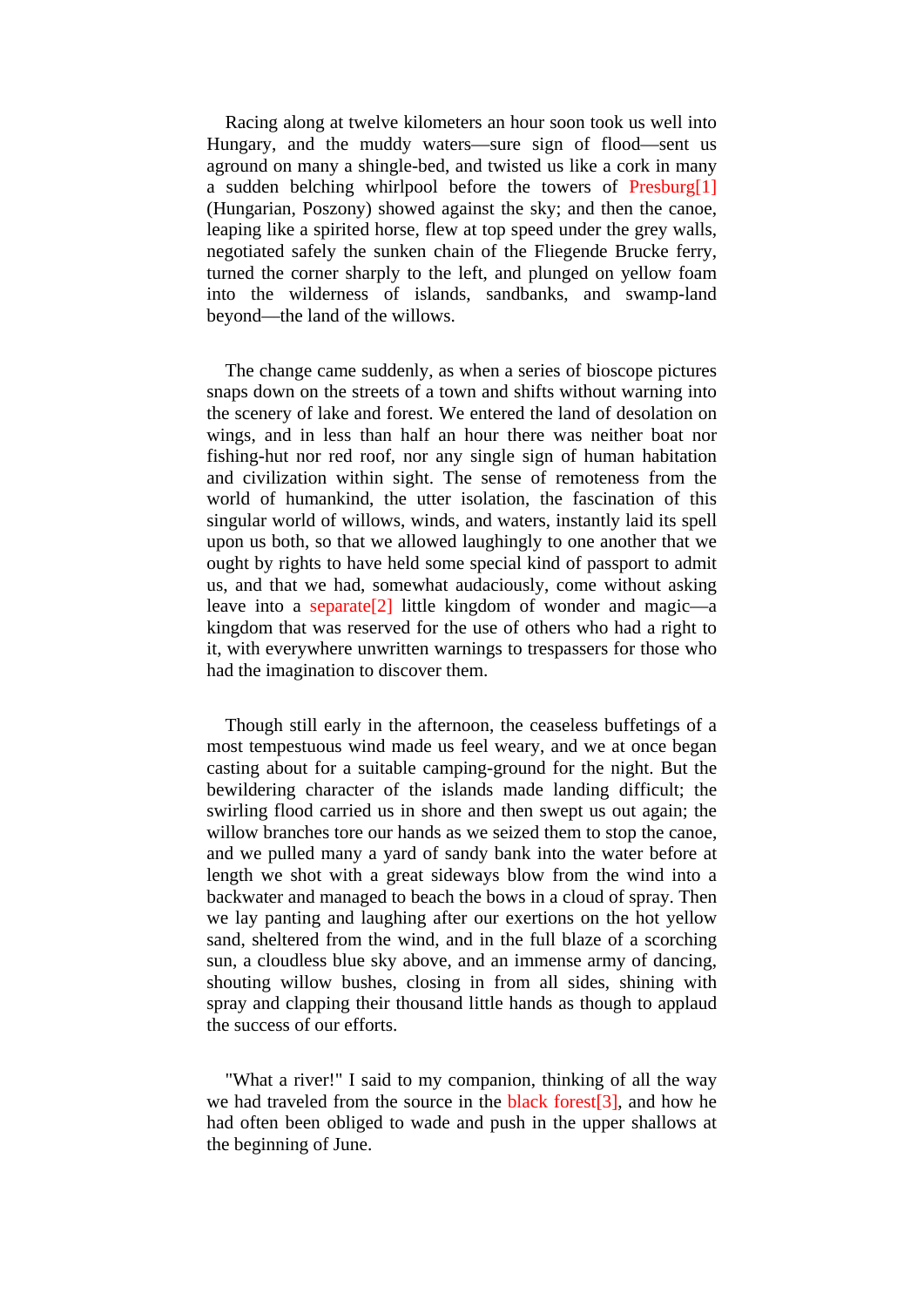Racing along at twelve kilometers an hour soon took us well into Hungary, and the muddy waters—sure sign of flood—sent us aground on many a shingle-bed, and twisted us like a cork in many a sudden belching whirlpool before the towers of Presburg[1] (Hungarian, Poszony) showed against the sky; and then the canoe, leaping like a spirited horse, flew at top speed under the grey walls, negotiated safely the sunken chain of the Fliegende Brucke ferry, turned the corner sharply to the left, and plunged on yellow foam into the wilderness of islands, sandbanks, and swamp-land beyond—the land of the willows.

The change came suddenly, as when a series of bioscope pictures snaps down on the streets of a town and shifts without warning into the scenery of lake and forest. We entered the land of desolation on wings, and in less than half an hour there was neither boat nor fishing-hut nor red roof, nor any single sign of human habitation and civilization within sight. The sense of remoteness from the world of humankind, the utter isolation, the fascination of this singular world of willows, winds, and waters, instantly laid its spell upon us both, so that we allowed laughingly to one another that we ought by rights to have held some special kind of passport to admit us, and that we had, somewhat audaciously, come without asking leave into a separate[2] little kingdom of wonder and magic—a kingdom that was reserved for the use of others who had a right to it, with everywhere unwritten warnings to trespassers for those who had the imagination to discover them.

Though still early in the afternoon, the ceaseless buffetings of a most tempestuous wind made us feel weary, and we at once began casting about for a suitable camping-ground for the night. But the bewildering character of the islands made landing difficult; the swirling flood carried us in shore and then swept us out again; the willow branches tore our hands as we seized them to stop the canoe, and we pulled many a yard of sandy bank into the water before at length we shot with a great sideways blow from the wind into a backwater and managed to beach the bows in a cloud of spray. Then we lay panting and laughing after our exertions on the hot yellow sand, sheltered from the wind, and in the full blaze of a scorching sun, a cloudless blue sky above, and an immense army of dancing, shouting willow bushes, closing in from all sides, shining with spray and clapping their thousand little hands as though to applaud the success of our efforts.

"What a river!" I said to my companion, thinking of all the way we had traveled from the source in the black forest[3], and how he had often been obliged to wade and push in the upper shallows at the beginning of June.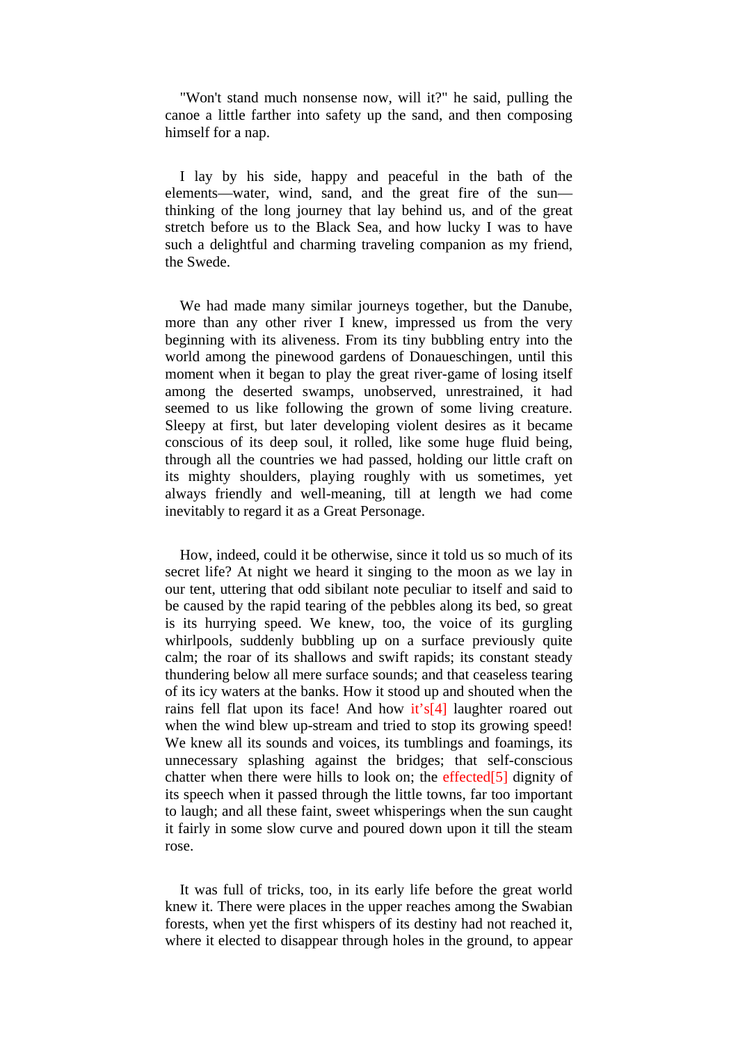"Won't stand much nonsense now, will it?" he said, pulling the canoe a little farther into safety up the sand, and then composing himself for a nap.

I lay by his side, happy and peaceful in the bath of the elements—water, wind, sand, and the great fire of the sun—thinking of the long journey that lay behind us, and of the great stretch before us to the Black Sea, and how lucky I was to have such a delightful and charming traveling companion as my friend, the Swede.

We had made many similar journeys together, but the Danube, more than any other river I knew, impressed us from the very beginning with its aliveness. From its tiny bubbling entry into the world among the pinewood gardens of Donaueschingen, until this moment when it began to play the great river-game of losing itself among the deserted swamps, unobserved, unrestrained, it had seemed to us like following the grown of some living creature. Sleepy at first, but later developing violent desires as it became conscious of its deep soul, it rolled, like some huge fluid being, through all the countries we had passed, holding our little craft on its mighty shoulders, playing roughly with us sometimes, yet always friendly and well-meaning, till at length we had come inevitably to regard it as a Great Personage.

How, indeed, could it be otherwise, since it told us so much of its secret life? At night we heard it singing to the moon as we lay in our tent, uttering that odd sibilant note peculiar to itself and said to be caused by the rapid tearing of the pebbles along its bed, so great is its hurrying speed. We knew, too, the voice of its gurgling whirlpools, suddenly bubbling up on a surface previously quite calm; the roar of its shallows and swift rapids; its constant steady thundering below all mere surface sounds; and that ceaseless tearing of its icy waters at the banks. How it stood up and shouted when the rains fell flat upon its face! And how it's[4] laughter roared out when the wind blew up-stream and tried to stop its growing speed! We knew all its sounds and voices, its tumblings and foamings, its unnecessary splashing against the bridges; that self-conscious chatter when there were hills to look on; the effected[5] dignity of its speech when it passed through the little towns, far too important to laugh; and all these faint, sweet whisperings when the sun caught it fairly in some slow curve and poured down upon it till the steam rose.

It was full of tricks, too, in its early life before the great world knew it. There were places in the upper reaches among the Swabian forests, when yet the first whispers of its destiny had not reached it, where it elected to disappear through holes in the ground, to appear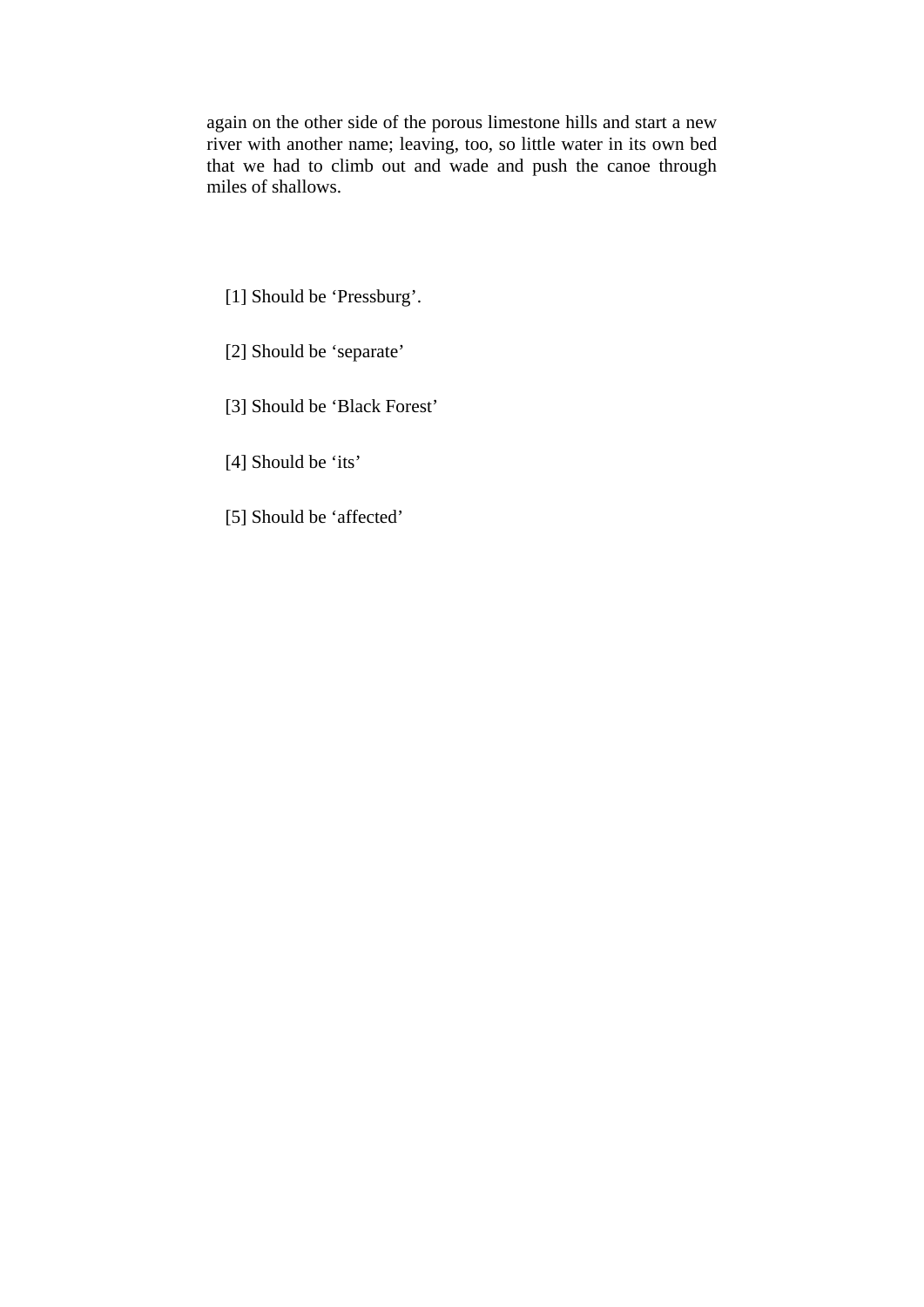again on the other side of the porous limestone hills and start a new river with another name; leaving, too, so little water in its own bed that we had to climb out and wade and push the canoe through miles of shallows.

[1] Should be ‘Pressburg’.

[2] Should be ‘separate’

[3] Should be ‘Black Forest’

[4] Should be ‘its’

[5] Should be ‘affected’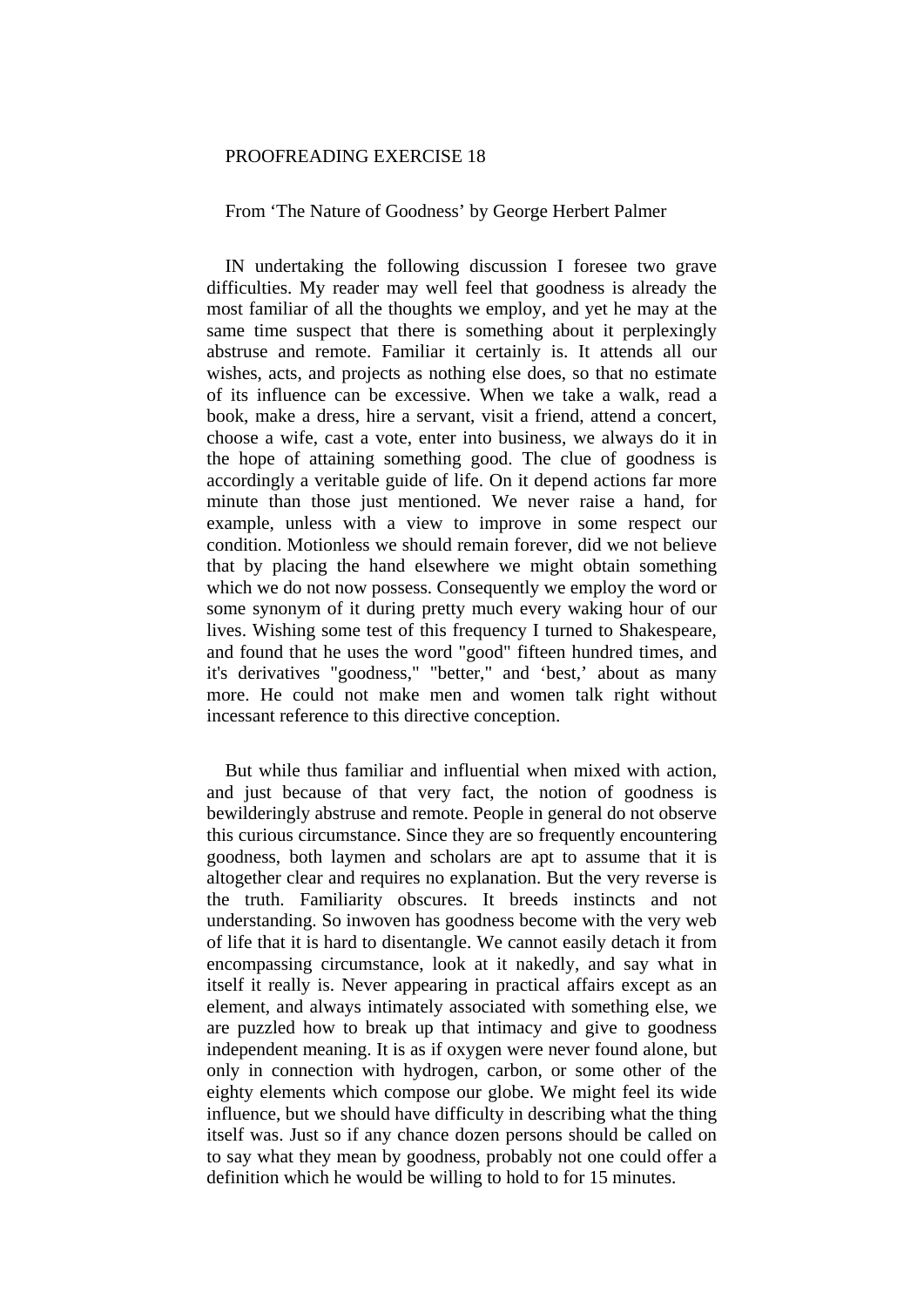PROOFREADING EXERCISE 18

From 'The Nature of Goodness' by George Herbert Palmer

IN undertaking the following discussion I foresee two grave difficulties. My reader may well feel that goodness is already the most familiar of all the thoughts we employ, and yet he may at the same time suspect that there is something about it perplexingly abstruse and remote. Familiar it certainly is. It attends all our wishes, acts, and projects as nothing else does, so that no estimate of its influence can be excessive. When we take a walk, read a book, make a dress, hire a servant, visit a friend, attend a concert, choose a wife, cast a vote, enter into business, we always do it in the hope of attaining something good. The clue of goodness is accordingly a veritable guide of life. On it depend actions far more minute than those just mentioned. We never raise a hand, for example, unless with a view to improve in some respect our condition. Motionless we should remain forever, did we not believe that by placing the hand elsewhere we might obtain something which we do not now possess. Consequently we employ the word or some synonym of it during pretty much every waking hour of our lives. Wishing some test of this frequency I turned to Shakespeare, and found that he uses the word "good" fifteen hundred times, and it's derivatives "goodness," "better," and 'best,' about as many more. He could not make men and women talk right without incessant reference to this directive conception.

But while thus familiar and influential when mixed with action, and just because of that very fact, the notion of goodness is bewilderingly abstruse and remote. People in general do not observe this curious circumstance. Since they are so frequently encountering goodness, both laymen and scholars are apt to assume that it is altogether clear and requires no explanation. But the very reverse is the truth. Familiarity obscures. It breeds instincts and not understanding. So inwoven has goodness become with the very web of life that it is hard to disentangle. We cannot easily detach it from encompassing circumstance, look at it nakedly, and say what in itself it really is. Never appearing in practical affairs except as an element, and always intimately associated with something else, we are puzzled how to break up that intimacy and give to goodness independent meaning. It is as if oxygen were never found alone, but only in connection with hydrogen, carbon, or some other of the eighty elements which compose our globe. We might feel its wide influence, but we should have difficulty in describing what the thing itself was. Just so if any chance dozen persons should be called on to say what they mean by goodness, probably not one could offer a definition which he would be willing to hold to for 15 minutes.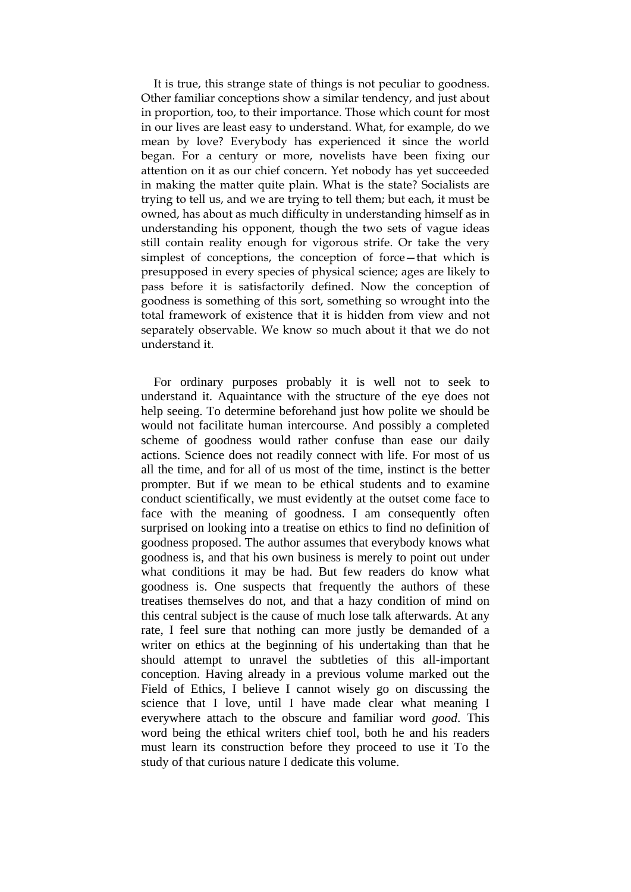It is true, this strange state of things is not peculiar to goodness. Other familiar conceptions show a similar tendency, and just about in proportion, too, to their importance. Those which count for most in our lives are least easy to understand. What, for example, do we mean by love? Everybody has experienced it since the world began. For a century or more, novelists have been fixing our attention on it as our chief concern. Yet nobody has yet succeeded in making the matter quite plain. What is the state? Socialists are trying to tell us, and we are trying to tell them; but each, it must be owned, has about as much difficulty in understanding himself as in understanding his opponent, though the two sets of vague ideas still contain reality enough for vigorous strife. Or take the very simplest of conceptions, the conception of force—that which is presupposed in every species of physical science; ages are likely to pass before it is satisfactorily defined. Now the conception of goodness is something of this sort, something so wrought into the total framework of existence that it is hidden from view and not separately observable. We know so much about it that we do not understand it.

For ordinary purposes probably it is well not to seek to understand it. Aquaintance with the structure of the eye does not help seeing. To determine beforehand just how polite we should be would not facilitate human intercourse. And possibly a completed scheme of goodness would rather confuse than ease our daily actions. Science does not readily connect with life. For most of us all the time, and for all of us most of the time, instinct is the better prompter. But if we mean to be ethical students and to examine conduct scientifically, we must evidently at the outset come face to face with the meaning of goodness. I am consequently often surprised on looking into a treatise on ethics to find no definition of goodness proposed. The author assumes that everybody knows what goodness is, and that his own business is merely to point out under what conditions it may be had. But few readers do know what goodness is. One suspects that frequently the authors of these treatises themselves do not, and that a hazy condition of mind on this central subject is the cause of much lose talk afterwards. At any rate, I feel sure that nothing can more justly be demanded of a writer on ethics at the beginning of his undertaking than that he should attempt to unravel the subtleties of this all-important conception. Having already in a previous volume marked out the Field of Ethics, I believe I cannot wisely go on discussing the science that I love, until I have made clear what meaning I everywhere attach to the obscure and familiar word *good*. This word being the ethical writers chief tool, both he and his readers must learn its construction before they proceed to use it To the study of that curious nature I dedicate this volume.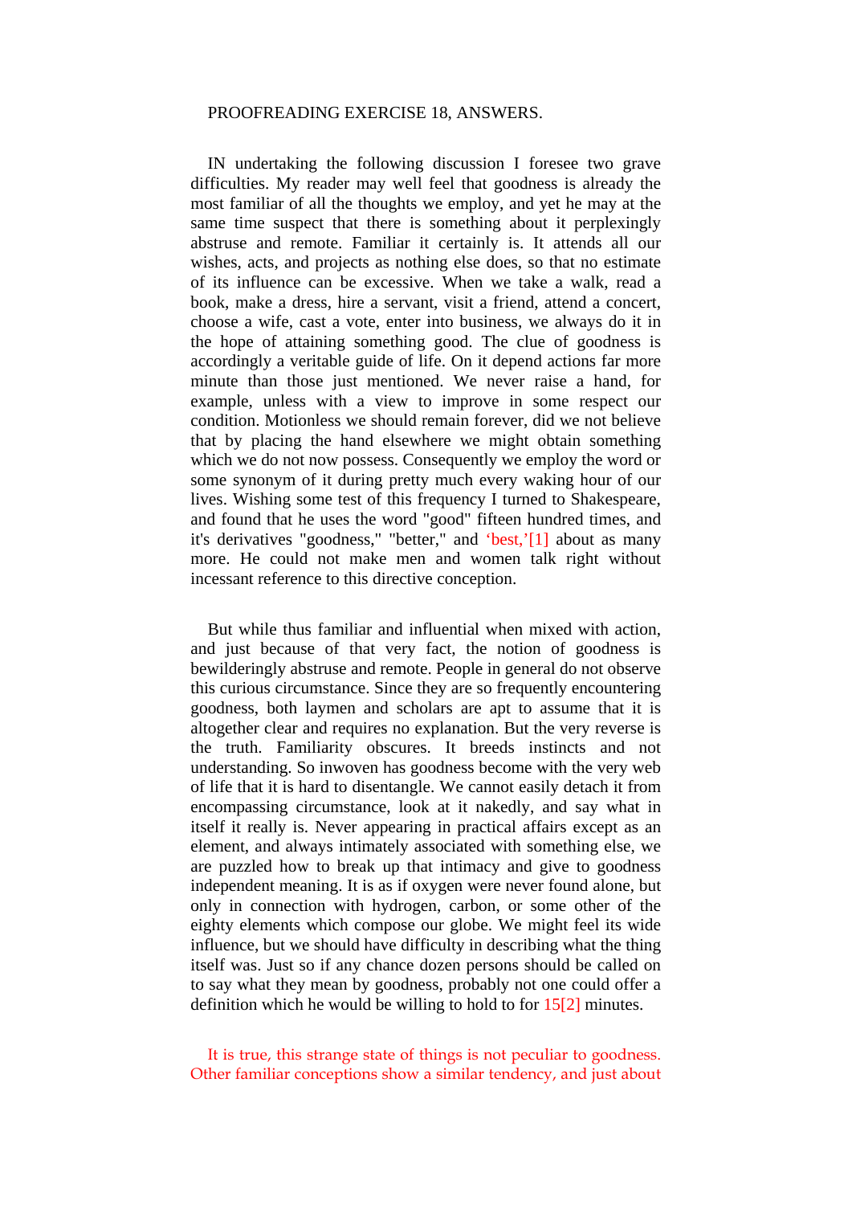PROOFREADING EXERCISE 18, ANSWERS.

IN undertaking the following discussion I foresee two grave difficulties. My reader may well feel that goodness is already the most familiar of all the thoughts we employ, and yet he may at the same time suspect that there is something about it perplexingly abstruse and remote. Familiar it certainly is. It attends all our wishes, acts, and projects as nothing else does, so that no estimate of its influence can be excessive. When we take a walk, read a book, make a dress, hire a servant, visit a friend, attend a concert, choose a wife, cast a vote, enter into business, we always do it in the hope of attaining something good. The clue of goodness is accordingly a veritable guide of life. On it depend actions far more minute than those just mentioned. We never raise a hand, for example, unless with a view to improve in some respect our condition. Motionless we should remain forever, did we not believe that by placing the hand elsewhere we might obtain something which we do not now possess. Consequently we employ the word or some synonym of it during pretty much every waking hour of our lives. Wishing some test of this frequency I turned to Shakespeare, and found that he uses the word "good" fifteen hundred times, and it's derivatives "goodness," "better," and 'best,'[1] about as many more. He could not make men and women talk right without incessant reference to this directive conception.

But while thus familiar and influential when mixed with action, and just because of that very fact, the notion of goodness is bewilderingly abstruse and remote. People in general do not observe this curious circumstance. Since they are so frequently encountering goodness, both laymen and scholars are apt to assume that it is altogether clear and requires no explanation. But the very reverse is the truth. Familiarity obscures. It breeds instincts and not understanding. So inwoven has goodness become with the very web of life that it is hard to disentangle. We cannot easily detach it from encompassing circumstance, look at it nakedly, and say what in itself it really is. Never appearing in practical affairs except as an element, and always intimately associated with something else, we are puzzled how to break up that intimacy and give to goodness independent meaning. It is as if oxygen were never found alone, but only in connection with hydrogen, carbon, or some other of the eighty elements which compose our globe. We might feel its wide influence, but we should have difficulty in describing what the thing itself was. Just so if any chance dozen persons should be called on to say what they mean by goodness, probably not one could offer a definition which he would be willing to hold to for 15[2] minutes.

It is true, this strange state of things is not peculiar to goodness. Other familiar conceptions show a similar tendency, and just about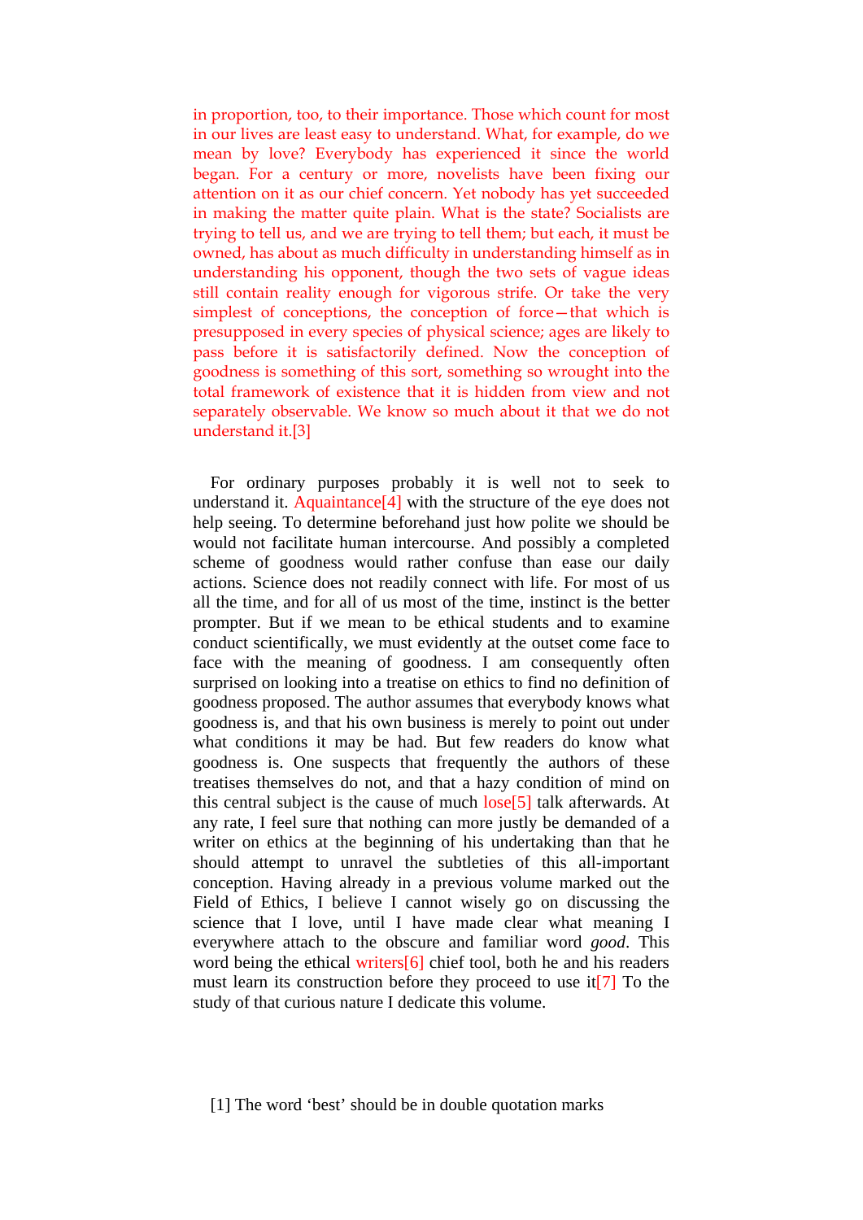in proportion, too, to their importance. Those which count for most in our lives are least easy to understand. What, for example, do we mean by love? Everybody has experienced it since the world began. For a century or more, novelists have been fixing our attention on it as our chief concern. Yet nobody has yet succeeded in making the matter quite plain. What is the state? Socialists are trying to tell us, and we are trying to tell them; but each, it must be owned, has about as much difficulty in understanding himself as in understanding his opponent, though the two sets of vague ideas still contain reality enough for vigorous strife. Or take the very simplest of conceptions, the conception of force—that which is presupposed in every species of physical science; ages are likely to pass before it is satisfactorily defined. Now the conception of goodness is something of this sort, something so wrought into the total framework of existence that it is hidden from view and not separately observable. We know so much about it that we do not understand it.[3]

For ordinary purposes probably it is well not to seek to understand it. Aquaintance[4] with the structure of the eye does not help seeing. To determine beforehand just how polite we should be would not facilitate human intercourse. And possibly a completed scheme of goodness would rather confuse than ease our daily actions. Science does not readily connect with life. For most of us all the time, and for all of us most of the time, instinct is the better prompter. But if we mean to be ethical students and to examine conduct scientifically, we must evidently at the outset come face to face with the meaning of goodness. I am consequently often surprised on looking into a treatise on ethics to find no definition of goodness proposed. The author assumes that everybody knows what goodness is, and that his own business is merely to point out under what conditions it may be had. But few readers do know what goodness is. One suspects that frequently the authors of these treatises themselves do not, and that a hazy condition of mind on this central subject is the cause of much lose[5] talk afterwards. At any rate, I feel sure that nothing can more justly be demanded of a writer on ethics at the beginning of his undertaking than that he should attempt to unravel the subtleties of this all-important conception. Having already in a previous volume marked out the Field of Ethics, I believe I cannot wisely go on discussing the science that I love, until I have made clear what meaning I everywhere attach to the obscure and familiar word *good*. This word being the ethical writers[6] chief tool, both he and his readers must learn its construction before they proceed to use it[7] To the study of that curious nature I dedicate this volume.

[1] The word 'best' should be in double quotation marks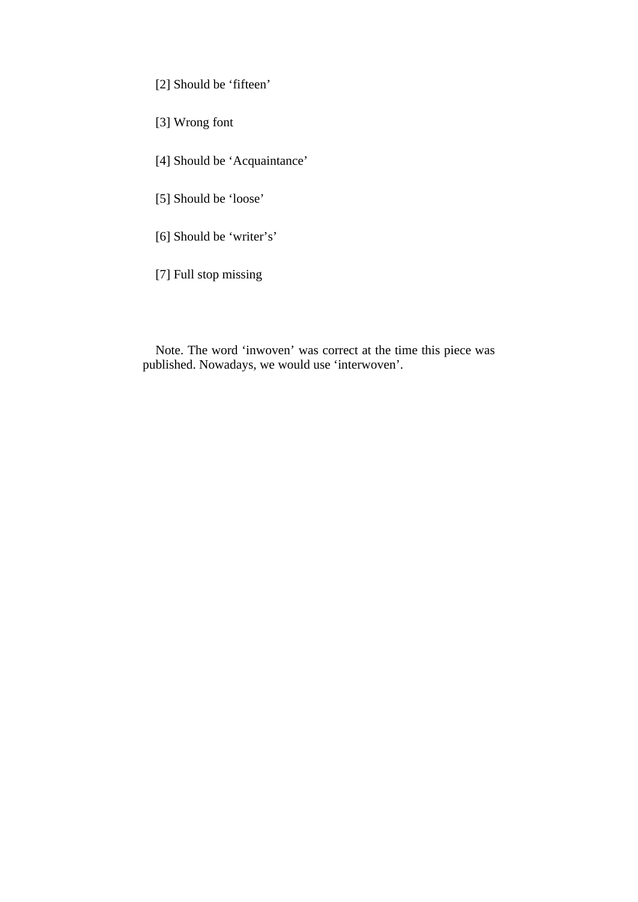[2] Should be ‘fifteen’

[3] Wrong font

[4] Should be ‘Acquaintance’

[5] Should be ‘loose’

[6] Should be ‘writer’s’

[7] Full stop missing

Note. The word ‘inwoven’ was correct at the time this piece was published. Nowadays, we would use ‘interwoven’.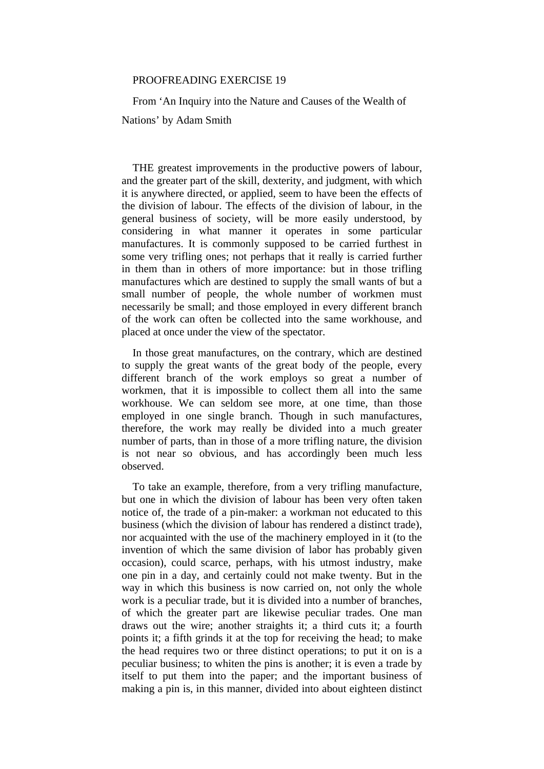PROOFREADING EXERCISE 19

From ‘An Inquiry into the Nature and Causes of the Wealth of Nations’ by Adam Smith

THE greatest improvements in the productive powers of labour, and the greater part of the skill, dexterity, and judgment, with which it is anywhere directed, or applied, seem to have been the effects of the division of labour. The effects of the division of labour, in the general business of society, will be more easily understood, by considering in what manner it operates in some particular manufactures. It is commonly supposed to be carried furthest in some very trifling ones; not perhaps that it really is carried further in them than in others of more importance: but in those trifling manufactures which are destined to supply the small wants of but a small number of people, the whole number of workmen must necessarily be small; and those employed in every different branch of the work can often be collected into the same workhouse, and placed at once under the view of the spectator.

In those great manufactures, on the contrary, which are destined to supply the great wants of the great body of the people, every different branch of the work employs so great a number of workmen, that it is impossible to collect them all into the same workhouse. We can seldom see more, at one time, than those employed in one single branch. Though in such manufactures, therefore, the work may really be divided into a much greater number of parts, than in those of a more trifling nature, the division is not near so obvious, and has accordingly been much less observed.

To take an example, therefore, from a very trifling manufacture, but one in which the division of labour has been very often taken notice of, the trade of a pin-maker: a workman not educated to this business (which the division of labour has rendered a distinct trade), nor acquainted with the use of the machinery employed in it (to the invention of which the same division of labor has probably given occasion), could scarce, perhaps, with his utmost industry, make one pin in a day, and certainly could not make twenty. But in the way in which this business is now carried on, not only the whole work is a peculiar trade, but it is divided into a number of branches, of which the greater part are likewise peculiar trades. One man draws out the wire; another straights it; a third cuts it; a fourth points it; a fifth grinds it at the top for receiving the head; to make the head requires two or three distinct operations; to put it on is a peculiar business; to whiten the pins is another; it is even a trade by itself to put them into the paper; and the important business of making a pin is, in this manner, divided into about eighteen distinct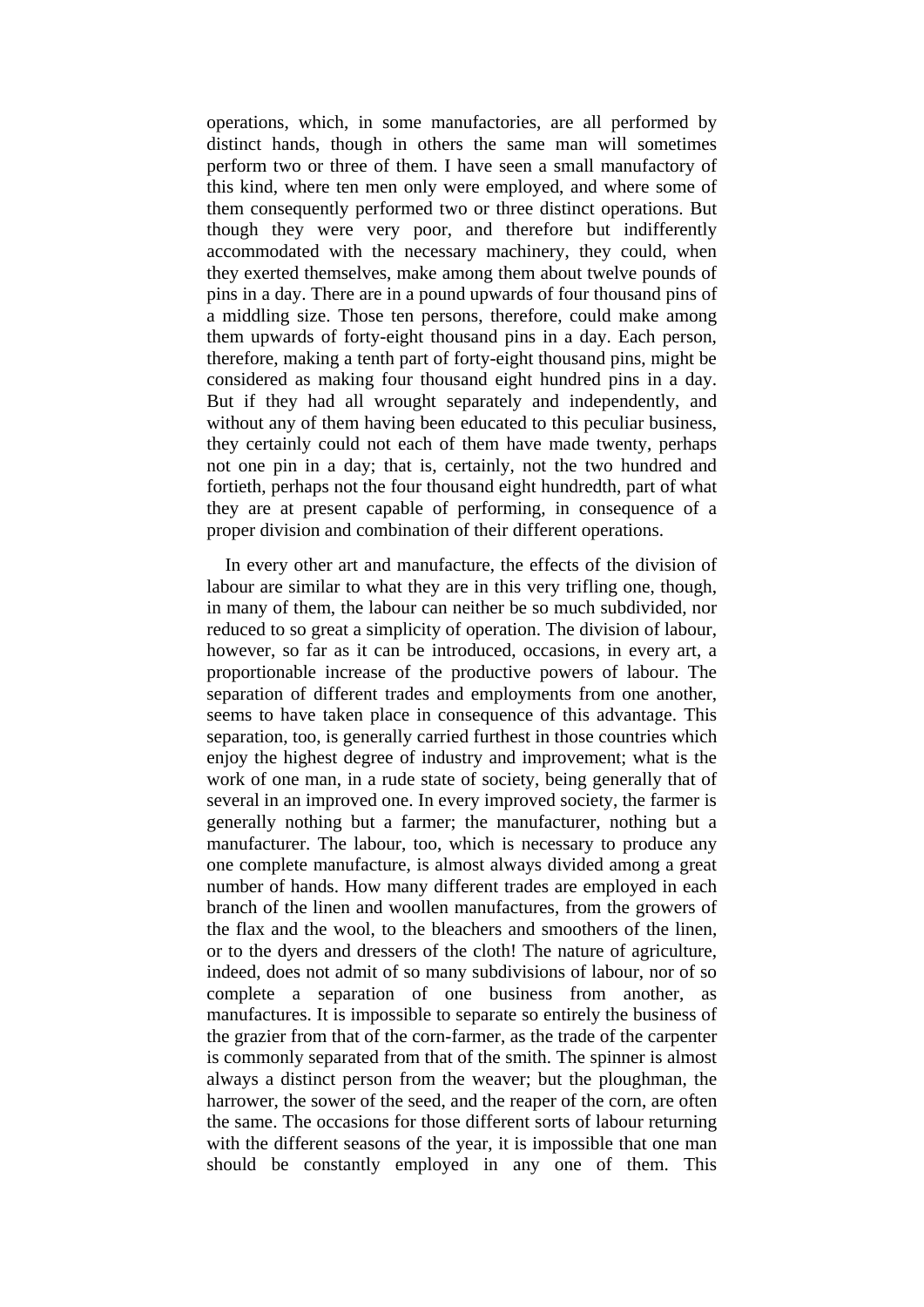operations, which, in some manufactories, are all performed by distinct hands, though in others the same man will sometimes perform two or three of them. I have seen a small manufactory of this kind, where ten men only were employed, and where some of them consequently performed two or three distinct operations. But though they were very poor, and therefore but indifferently accommodated with the necessary machinery, they could, when they exerted themselves, make among them about twelve pounds of pins in a day. There are in a pound upwards of four thousand pins of a middling size. Those ten persons, therefore, could make among them upwards of forty-eight thousand pins in a day. Each person, therefore, making a tenth part of forty-eight thousand pins, might be considered as making four thousand eight hundred pins in a day. But if they had all wrought separately and independently, and without any of them having been educated to this peculiar business, they certainly could not each of them have made twenty, perhaps not one pin in a day; that is, certainly, not the two hundred and fortieth, perhaps not the four thousand eight hundredth, part of what they are at present capable of performing, in consequence of a proper division and combination of their different operations.

In every other art and manufacture, the effects of the division of labour are similar to what they are in this very trifling one, though, in many of them, the labour can neither be so much subdivided, nor reduced to so great a simplicity of operation. The division of labour, however, so far as it can be introduced, occasions, in every art, a proportionable increase of the productive powers of labour. The separation of different trades and employments from one another, seems to have taken place in consequence of this advantage. This separation, too, is generally carried furthest in those countries which enjoy the highest degree of industry and improvement; what is the work of one man, in a rude state of society, being generally that of several in an improved one. In every improved society, the farmer is generally nothing but a farmer; the manufacturer, nothing but a manufacturer. The labour, too, which is necessary to produce any one complete manufacture, is almost always divided among a great number of hands. How many different trades are employed in each branch of the linen and woollen manufactures, from the growers of the flax and the wool, to the bleachers and smoothers of the linen, or to the dyers and dressers of the cloth! The nature of agriculture, indeed, does not admit of so many subdivisions of labour, nor of so complete a separation of one business from another, as manufactures. It is impossible to separate so entirely the business of the grazier from that of the corn-farmer, as the trade of the carpenter is commonly separated from that of the smith. The spinner is almost always a distinct person from the weaver; but the ploughman, the harrower, the sower of the seed, and the reaper of the corn, are often the same. The occasions for those different sorts of labour returning with the different seasons of the year, it is impossible that one man should be constantly employed in any one of them. This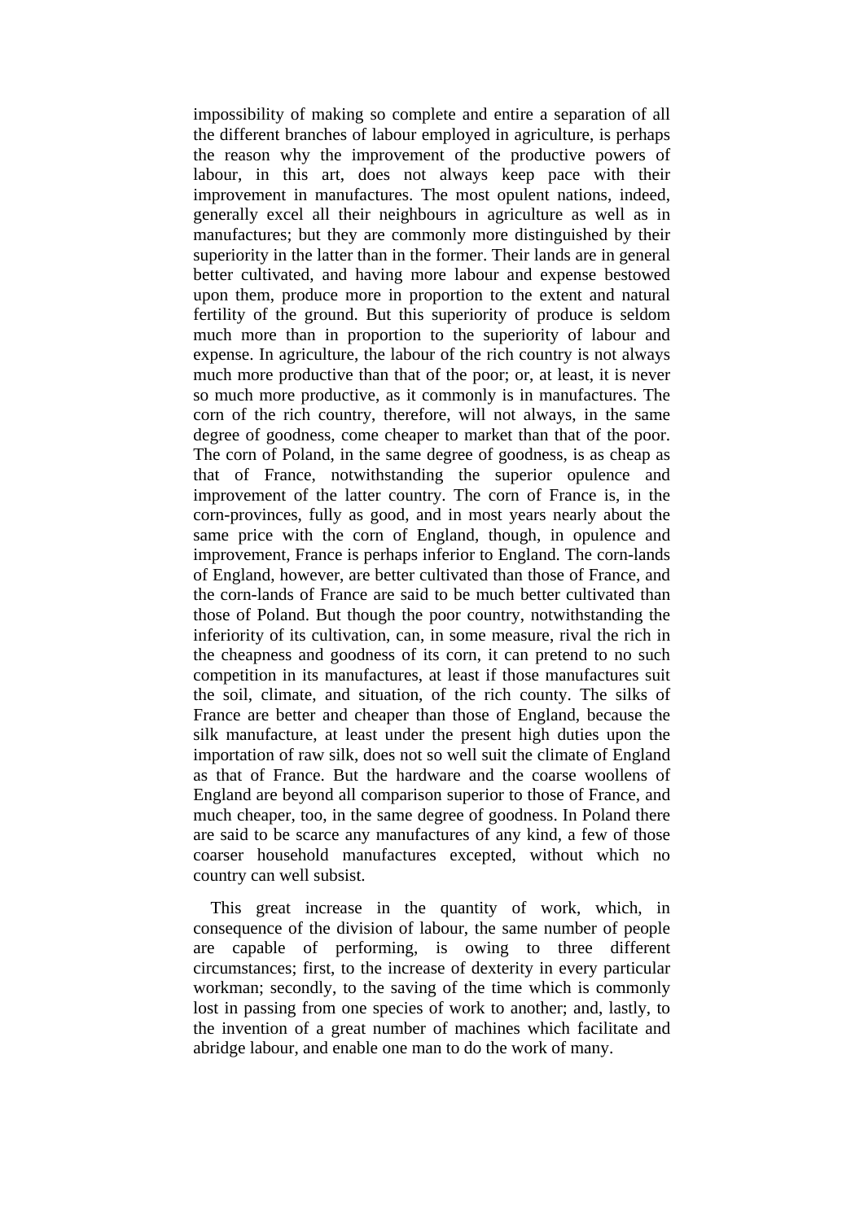impossibility of making so complete and entire a separation of all the different branches of labour employed in agriculture, is perhaps the reason why the improvement of the productive powers of labour, in this art, does not always keep pace with their improvement in manufactures. The most opulent nations, indeed, generally excel all their neighbours in agriculture as well as in manufactures; but they are commonly more distinguished by their superiority in the latter than in the former. Their lands are in general better cultivated, and having more labour and expense bestowed upon them, produce more in proportion to the extent and natural fertility of the ground. But this superiority of produce is seldom much more than in proportion to the superiority of labour and expense. In agriculture, the labour of the rich country is not always much more productive than that of the poor; or, at least, it is never so much more productive, as it commonly is in manufactures. The corn of the rich country, therefore, will not always, in the same degree of goodness, come cheaper to market than that of the poor. The corn of Poland, in the same degree of goodness, is as cheap as that of France, notwithstanding the superior opulence and improvement of the latter country. The corn of France is, in the corn-provinces, fully as good, and in most years nearly about the same price with the corn of England, though, in opulence and improvement, France is perhaps inferior to England. The corn-lands of England, however, are better cultivated than those of France, and the corn-lands of France are said to be much better cultivated than those of Poland. But though the poor country, notwithstanding the inferiority of its cultivation, can, in some measure, rival the rich in the cheapness and goodness of its corn, it can pretend to no such competition in its manufactures, at least if those manufactures suit the soil, climate, and situation, of the rich county. The silks of France are better and cheaper than those of England, because the silk manufacture, at least under the present high duties upon the importation of raw silk, does not so well suit the climate of England as that of France. But the hardware and the coarse woollens of England are beyond all comparison superior to those of France, and much cheaper, too, in the same degree of goodness. In Poland there are said to be scarce any manufactures of any kind, a few of those coarser household manufactures excepted, without which no country can well subsist.

This great increase in the quantity of work, which, in consequence of the division of labour, the same number of people are capable of performing, is owing to three different circumstances; first, to the increase of dexterity in every particular workman; secondly, to the saving of the time which is commonly lost in passing from one species of work to another; and, lastly, to the invention of a great number of machines which facilitate and abridge labour, and enable one man to do the work of many.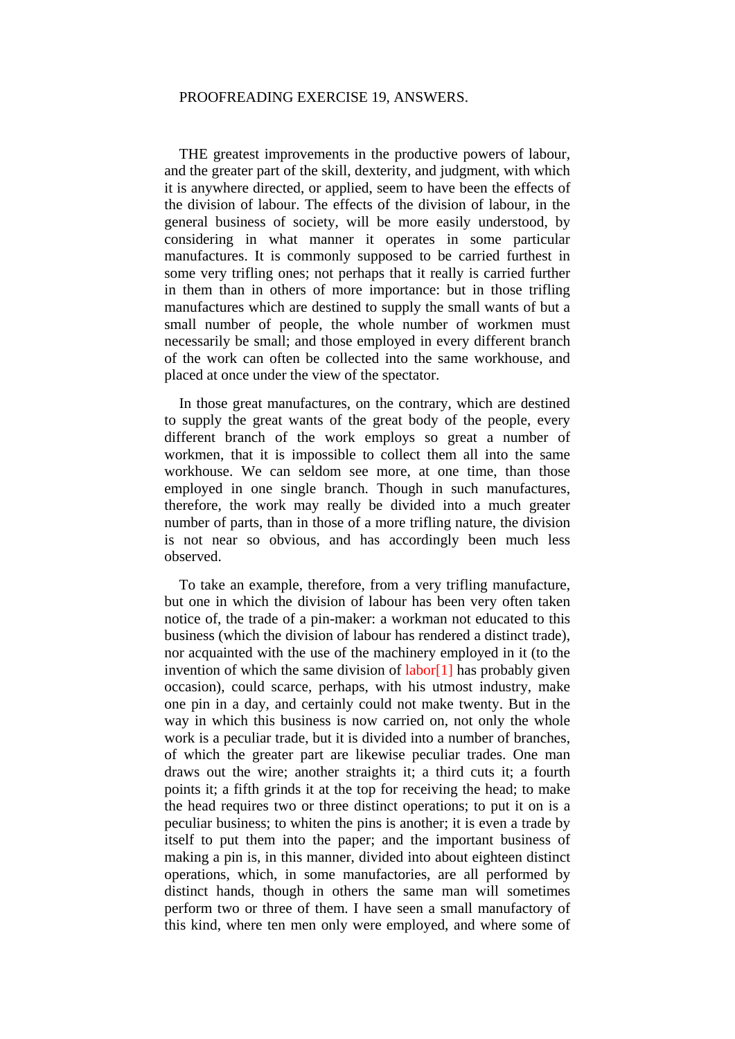PROOFREADING EXERCISE 19, ANSWERS.

THE greatest improvements in the productive powers of labour, and the greater part of the skill, dexterity, and judgment, with which it is anywhere directed, or applied, seem to have been the effects of the division of labour. The effects of the division of labour, in the general business of society, will be more easily understood, by considering in what manner it operates in some particular manufactures. It is commonly supposed to be carried furthest in some very trifling ones; not perhaps that it really is carried further in them than in others of more importance: but in those trifling manufactures which are destined to supply the small wants of but a small number of people, the whole number of workmen must necessarily be small; and those employed in every different branch of the work can often be collected into the same workhouse, and placed at once under the view of the spectator.

In those great manufactures, on the contrary, which are destined to supply the great wants of the great body of the people, every different branch of the work employs so great a number of workmen, that it is impossible to collect them all into the same workhouse. We can seldom see more, at one time, than those employed in one single branch. Though in such manufactures, therefore, the work may really be divided into a much greater number of parts, than in those of a more trifling nature, the division is not near so obvious, and has accordingly been much less observed.

To take an example, therefore, from a very trifling manufacture, but one in which the division of labour has been very often taken notice of, the trade of a pin-maker: a workman not educated to this business (which the division of labour has rendered a distinct trade), nor acquainted with the use of the machinery employed in it (to the invention of which the same division of labor[1] has probably given occasion), could scarce, perhaps, with his utmost industry, make one pin in a day, and certainly could not make twenty. But in the way in which this business is now carried on, not only the whole work is a peculiar trade, but it is divided into a number of branches, of which the greater part are likewise peculiar trades. One man draws out the wire; another straights it; a third cuts it; a fourth points it; a fifth grinds it at the top for receiving the head; to make the head requires two or three distinct operations; to put it on is a peculiar business; to whiten the pins is another; it is even a trade by itself to put them into the paper; and the important business of making a pin is, in this manner, divided into about eighteen distinct operations, which, in some manufactories, are all performed by distinct hands, though in others the same man will sometimes perform two or three of them. I have seen a small manufactory of this kind, where ten men only were employed, and where some of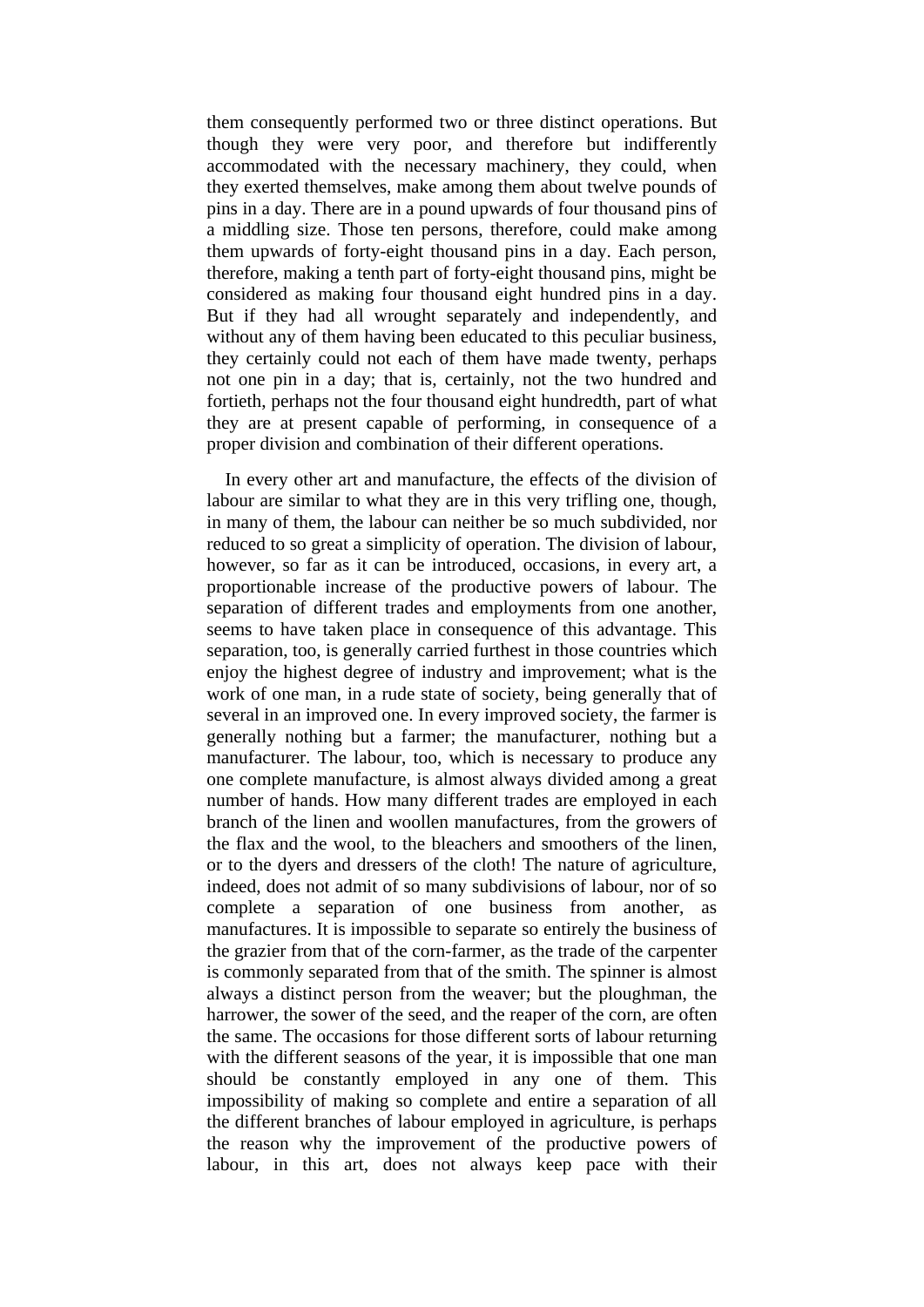them consequently performed two or three distinct operations. But though they were very poor, and therefore but indifferently accommodated with the necessary machinery, they could, when they exerted themselves, make among them about twelve pounds of pins in a day. There are in a pound upwards of four thousand pins of a middling size. Those ten persons, therefore, could make among them upwards of forty-eight thousand pins in a day. Each person, therefore, making a tenth part of forty-eight thousand pins, might be considered as making four thousand eight hundred pins in a day. But if they had all wrought separately and independently, and without any of them having been educated to this peculiar business, they certainly could not each of them have made twenty, perhaps not one pin in a day; that is, certainly, not the two hundred and fortieth, perhaps not the four thousand eight hundredth, part of what they are at present capable of performing, in consequence of a proper division and combination of their different operations.

In every other art and manufacture, the effects of the division of labour are similar to what they are in this very trifling one, though, in many of them, the labour can neither be so much subdivided, nor reduced to so great a simplicity of operation. The division of labour, however, so far as it can be introduced, occasions, in every art, a proportionable increase of the productive powers of labour. The separation of different trades and employments from one another, seems to have taken place in consequence of this advantage. This separation, too, is generally carried furthest in those countries which enjoy the highest degree of industry and improvement; what is the work of one man, in a rude state of society, being generally that of several in an improved one. In every improved society, the farmer is generally nothing but a farmer; the manufacturer, nothing but a manufacturer. The labour, too, which is necessary to produce any one complete manufacture, is almost always divided among a great number of hands. How many different trades are employed in each branch of the linen and woollen manufactures, from the growers of the flax and the wool, to the bleachers and smoothers of the linen, or to the dyers and dressers of the cloth! The nature of agriculture, indeed, does not admit of so many subdivisions of labour, nor of so complete a separation of one business from another, as manufactures. It is impossible to separate so entirely the business of the grazier from that of the corn-farmer, as the trade of the carpenter is commonly separated from that of the smith. The spinner is almost always a distinct person from the weaver; but the ploughman, the harrower, the sower of the seed, and the reaper of the corn, are often the same. The occasions for those different sorts of labour returning with the different seasons of the year, it is impossible that one man should be constantly employed in any one of them. This impossibility of making so complete and entire a separation of all the different branches of labour employed in agriculture, is perhaps the reason why the improvement of the productive powers of labour, in this art, does not always keep pace with their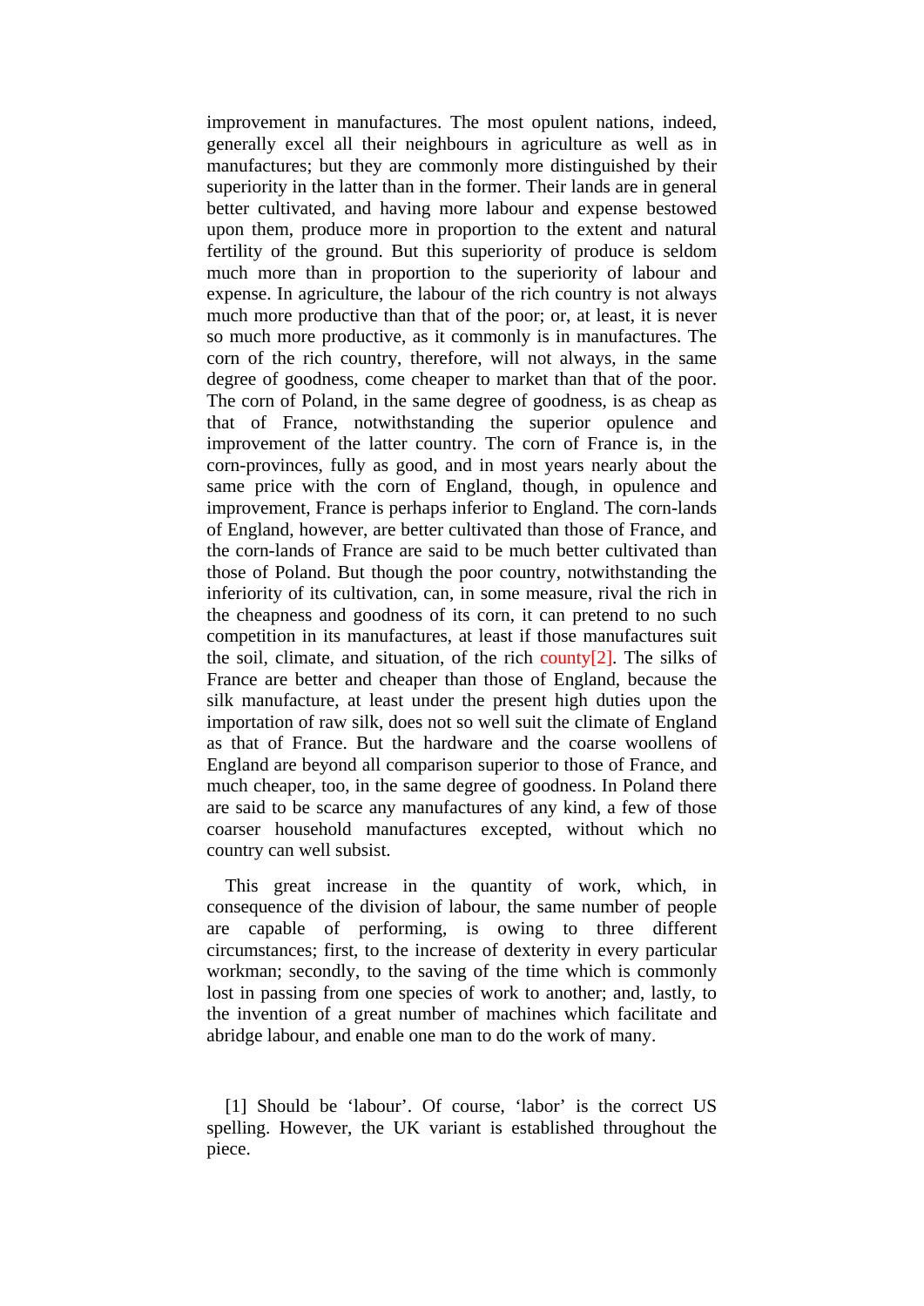improvement in manufactures. The most opulent nations, indeed, generally excel all their neighbours in agriculture as well as in manufactures; but they are commonly more distinguished by their superiority in the latter than in the former. Their lands are in general better cultivated, and having more labour and expense bestowed upon them, produce more in proportion to the extent and natural fertility of the ground. But this superiority of produce is seldom much more than in proportion to the superiority of labour and expense. In agriculture, the labour of the rich country is not always much more productive than that of the poor; or, at least, it is never so much more productive, as it commonly is in manufactures. The corn of the rich country, therefore, will not always, in the same degree of goodness, come cheaper to market than that of the poor. The corn of Poland, in the same degree of goodness, is as cheap as that of France, notwithstanding the superior opulence and improvement of the latter country. The corn of France is, in the corn-provinces, fully as good, and in most years nearly about the same price with the corn of England, though, in opulence and improvement, France is perhaps inferior to England. The corn-lands of England, however, are better cultivated than those of France, and the corn-lands of France are said to be much better cultivated than those of Poland. But though the poor country, notwithstanding the inferiority of its cultivation, can, in some measure, rival the rich in the cheapness and goodness of its corn, it can pretend to no such competition in its manufactures, at least if those manufactures suit the soil, climate, and situation, of the rich county[2]. The silks of France are better and cheaper than those of England, because the silk manufacture, at least under the present high duties upon the importation of raw silk, does not so well suit the climate of England as that of France. But the hardware and the coarse woollens of England are beyond all comparison superior to those of France, and much cheaper, too, in the same degree of goodness. In Poland there are said to be scarce any manufactures of any kind, a few of those coarser household manufactures excepted, without which no country can well subsist.

This great increase in the quantity of work, which, in consequence of the division of labour, the same number of people are capable of performing, is owing to three different circumstances; first, to the increase of dexterity in every particular workman; secondly, to the saving of the time which is commonly lost in passing from one species of work to another; and, lastly, to the invention of a great number of machines which facilitate and abridge labour, and enable one man to do the work of many.

[1] Should be 'labour'. Of course, 'labor' is the correct US spelling. However, the UK variant is established throughout the piece.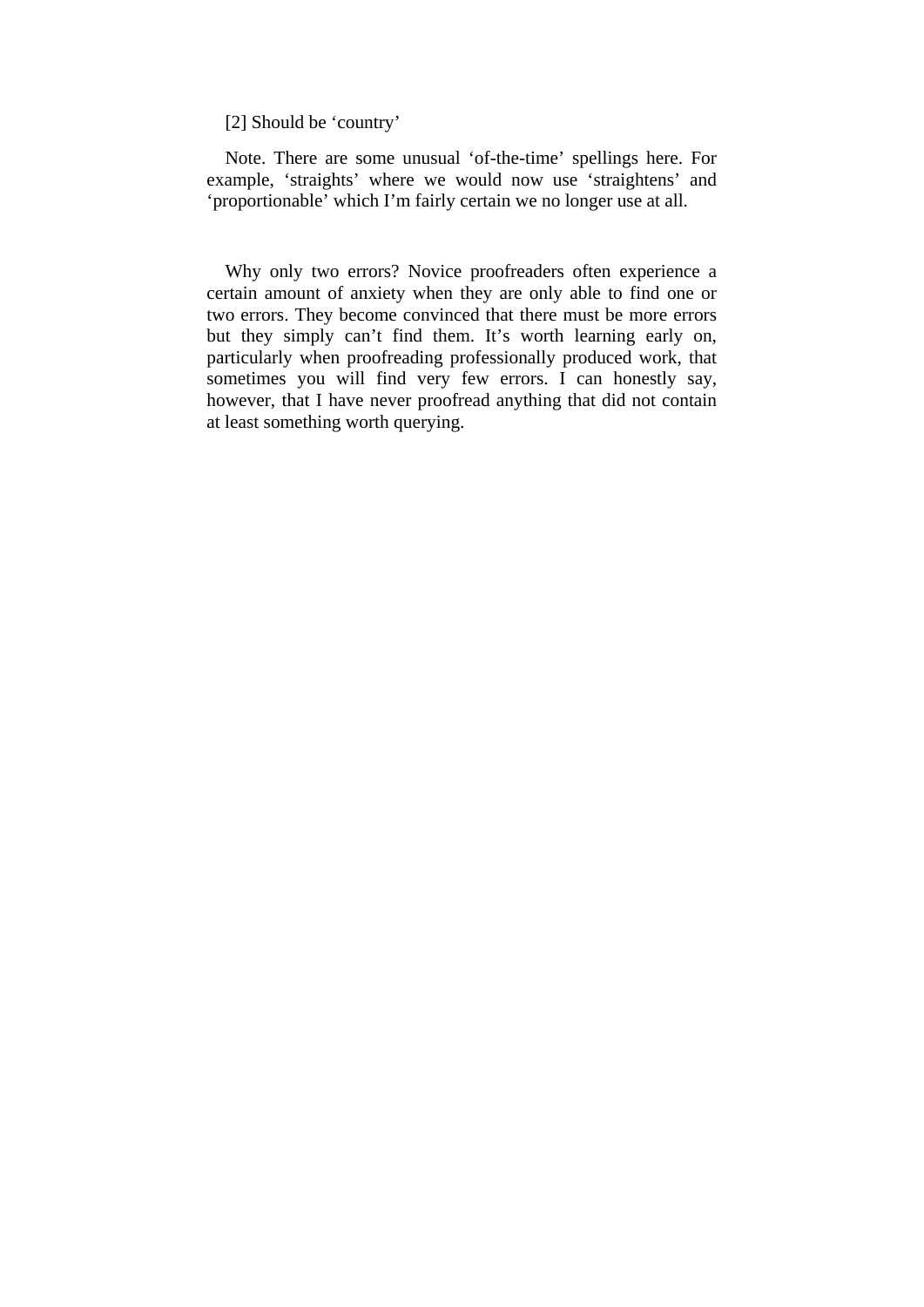[2] Should be ‘country’

Note. There are some unusual ‘of-the-time’ spellings here. For example, ‘straights’ where we would now use ‘straightens’ and ‘proportionable’ which I’m fairly certain we no longer use at all.

Why only two errors? Novice proofreaders often experience a certain amount of anxiety when they are only able to find one or two errors. They become convinced that there must be more errors but they simply can’t find them. It’s worth learning early on, particularly when proofreading professionally produced work, that sometimes you will find very few errors. I can honestly say, however, that I have never proofread anything that did not contain at least something worth querying.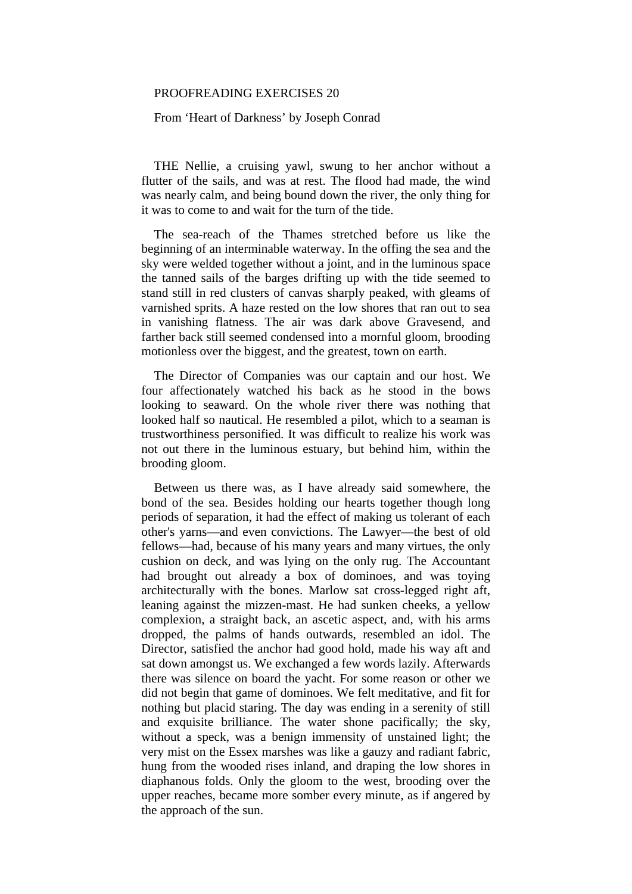PROOFREADING EXERCISES 20

From ‘Heart of Darkness’ by Joseph Conrad

THE Nellie, a cruising yawl, swung to her anchor without a flutter of the sails, and was at rest. The flood had made, the wind was nearly calm, and being bound down the river, the only thing for it was to come to and wait for the turn of the tide.

The sea-reach of the Thames stretched before us like the beginning of an interminable waterway. In the offing the sea and the sky were welded together without a joint, and in the luminous space the tanned sails of the barges drifting up with the tide seemed to stand still in red clusters of canvas sharply peaked, with gleams of varnished sprits. A haze rested on the low shores that ran out to sea in vanishing flatness. The air was dark above Gravesend, and farther back still seemed condensed into a mornful gloom, brooding motionless over the biggest, and the greatest, town on earth.

The Director of Companies was our captain and our host. We four affectionately watched his back as he stood in the bows looking to seaward. On the whole river there was nothing that looked half so nautical. He resembled a pilot, which to a seaman is trustworthiness personified. It was difficult to realize his work was not out there in the luminous estuary, but behind him, within the brooding gloom.

Between us there was, as I have already said somewhere, the bond of the sea. Besides holding our hearts together though long periods of separation, it had the effect of making us tolerant of each other's yarns—and even convictions. The Lawyer—the best of old fellows—had, because of his many years and many virtues, the only cushion on deck, and was lying on the only rug. The Accountant had brought out already a box of dominoes, and was toying architecturally with the bones. Marlow sat cross-legged right aft, leaning against the mizzen-mast. He had sunken cheeks, a yellow complexion, a straight back, an ascetic aspect, and, with his arms dropped, the palms of hands outwards, resembled an idol. The Director, satisfied the anchor had good hold, made his way aft and sat down amongst us. We exchanged a few words lazily. Afterwards there was silence on board the yacht. For some reason or other we did not begin that game of dominoes. We felt meditative, and fit for nothing but placid staring. The day was ending in a serenity of still and exquisite brilliance. The water shone pacifically; the sky, without a speck, was a benign immensity of unstained light; the very mist on the Essex marshes was like a gauzy and radiant fabric, hung from the wooded rises inland, and draping the low shores in diaphanous folds. Only the gloom to the west, brooding over the upper reaches, became more somber every minute, as if angered by the approach of the sun.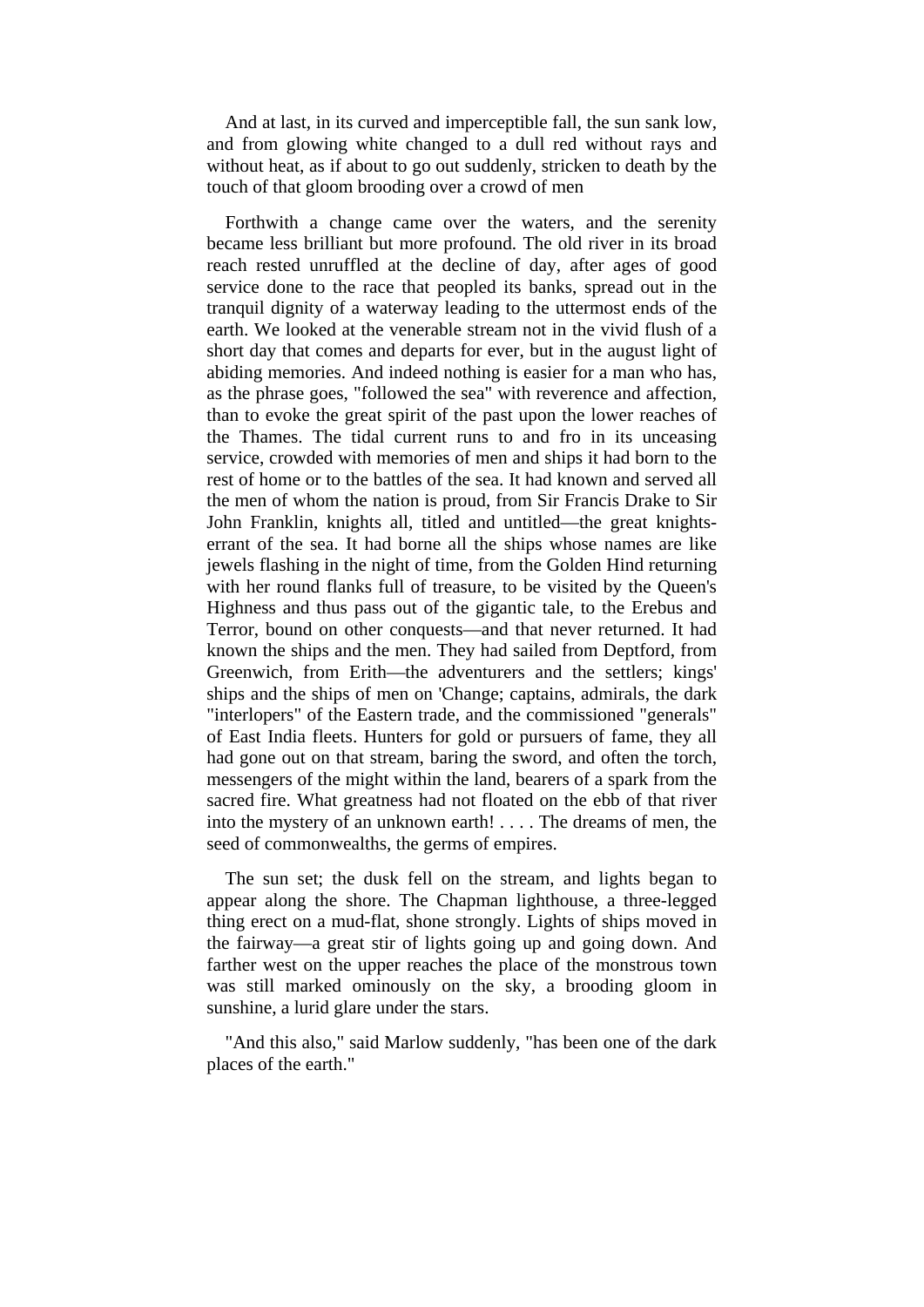And at last, in its curved and imperceptible fall, the sun sank low, and from glowing white changed to a dull red without rays and without heat, as if about to go out suddenly, stricken to death by the touch of that gloom brooding over a crowd of men

Forthwith a change came over the waters, and the serenity became less brilliant but more profound. The old river in its broad reach rested unruffled at the decline of day, after ages of good service done to the race that peopled its banks, spread out in the tranquil dignity of a waterway leading to the uttermost ends of the earth. We looked at the venerable stream not in the vivid flush of a short day that comes and departs for ever, but in the august light of abiding memories. And indeed nothing is easier for a man who has, as the phrase goes, "followed the sea" with reverence and affection, than to evoke the great spirit of the past upon the lower reaches of the Thames. The tidal current runs to and fro in its unceasing service, crowded with memories of men and ships it had born to the rest of home or to the battles of the sea. It had known and served all the men of whom the nation is proud, from Sir Francis Drake to Sir John Franklin, knights all, titled and untitled—the great knights-errant of the sea. It had borne all the ships whose names are like jewels flashing in the night of time, from the Golden Hind returning with her round flanks full of treasure, to be visited by the Queen's Highness and thus pass out of the gigantic tale, to the Erebus and Terror, bound on other conquests—and that never returned. It had known the ships and the men. They had sailed from Deptford, from Greenwich, from Erith—the adventurers and the settlers; kings' ships and the ships of men on 'Change; captains, admirals, the dark "interlopers" of the Eastern trade, and the commissioned "generals" of East India fleets. Hunters for gold or pursuers of fame, they all had gone out on that stream, baring the sword, and often the torch, messengers of the might within the land, bearers of a spark from the sacred fire. What greatness had not floated on the ebb of that river into the mystery of an unknown earth! . . . . The dreams of men, the seed of commonwealths, the germs of empires.

The sun set; the dusk fell on the stream, and lights began to appear along the shore. The Chapman lighthouse, a three-legged thing erect on a mud-flat, shone strongly. Lights of ships moved in the fairway—a great stir of lights going up and going down. And farther west on the upper reaches the place of the monstrous town was still marked ominously on the sky, a brooding gloom in sunshine, a lurid glare under the stars.

"And this also," said Marlow suddenly, "has been one of the dark places of the earth."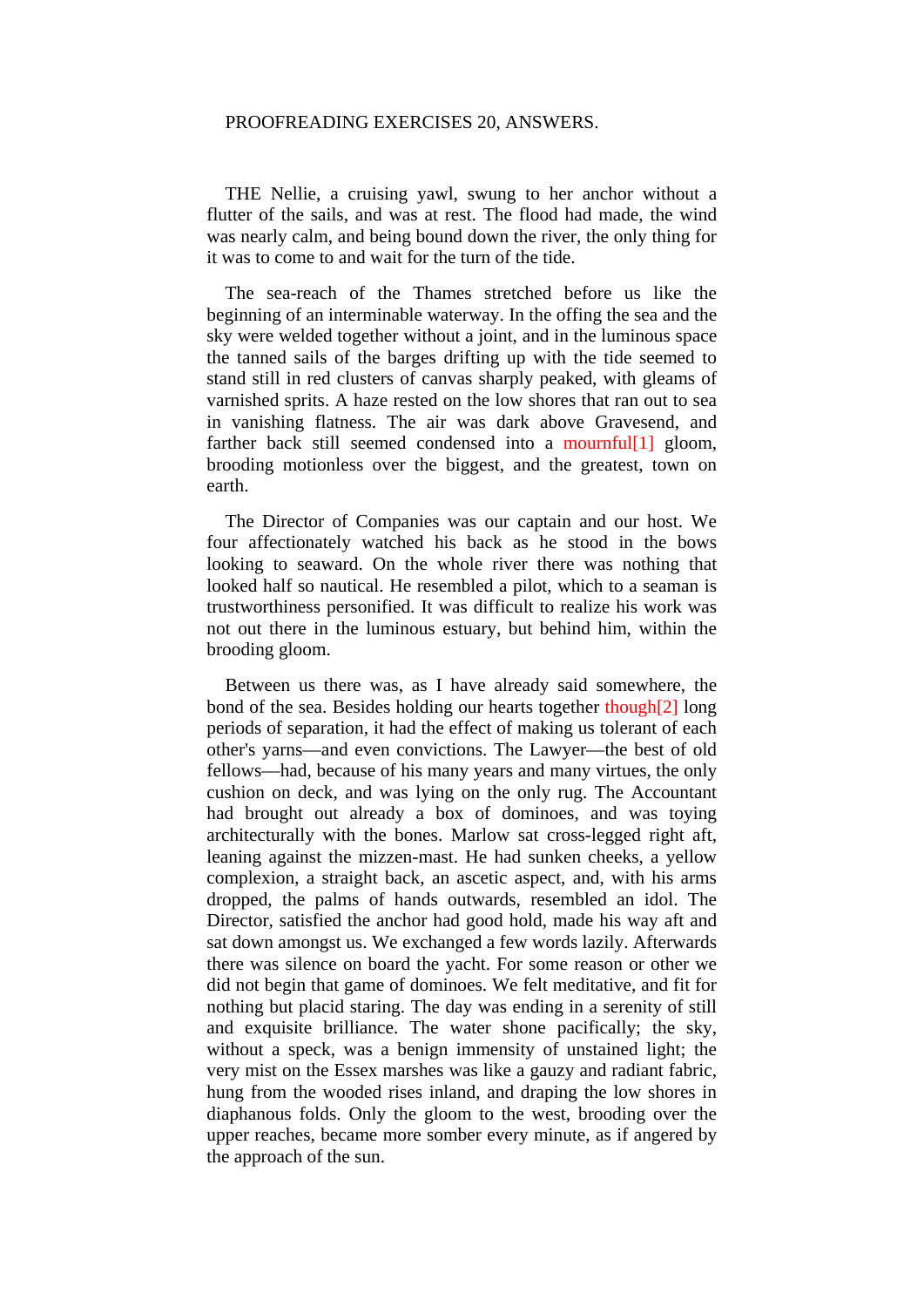PROOFREADING EXERCISES 20, ANSWERS.

THE Nellie, a cruising yawl, swung to her anchor without a flutter of the sails, and was at rest. The flood had made, the wind was nearly calm, and being bound down the river, the only thing for it was to come to and wait for the turn of the tide.

The sea-reach of the Thames stretched before us like the beginning of an interminable waterway. In the offing the sea and the sky were welded together without a joint, and in the luminous space the tanned sails of the barges drifting up with the tide seemed to stand still in red clusters of canvas sharply peaked, with gleams of varnished sprits. A haze rested on the low shores that ran out to sea in vanishing flatness. The air was dark above Gravesend, and farther back still seemed condensed into a mournful[1] gloom, brooding motionless over the biggest, and the greatest, town on earth.

The Director of Companies was our captain and our host. We four affectionately watched his back as he stood in the bows looking to seaward. On the whole river there was nothing that looked half so nautical. He resembled a pilot, which to a seaman is trustworthiness personified. It was difficult to realize his work was not out there in the luminous estuary, but behind him, within the brooding gloom.

Between us there was, as I have already said somewhere, the bond of the sea. Besides holding our hearts together though[2] long periods of separation, it had the effect of making us tolerant of each other's yarns—and even convictions. The Lawyer—the best of old fellows—had, because of his many years and many virtues, the only cushion on deck, and was lying on the only rug. The Accountant had brought out already a box of dominoes, and was toying architecturally with the bones. Marlow sat cross-legged right aft, leaning against the mizzen-mast. He had sunken cheeks, a yellow complexion, a straight back, an ascetic aspect, and, with his arms dropped, the palms of hands outwards, resembled an idol. The Director, satisfied the anchor had good hold, made his way aft and sat down amongst us. We exchanged a few words lazily. Afterwards there was silence on board the yacht. For some reason or other we did not begin that game of dominoes. We felt meditative, and fit for nothing but placid staring. The day was ending in a serenity of still and exquisite brilliance. The water shone pacifically; the sky, without a speck, was a benign immensity of unstained light; the very mist on the Essex marshes was like a gauzy and radiant fabric, hung from the wooded rises inland, and draping the low shores in diaphanous folds. Only the gloom to the west, brooding over the upper reaches, became more somber every minute, as if angered by the approach of the sun.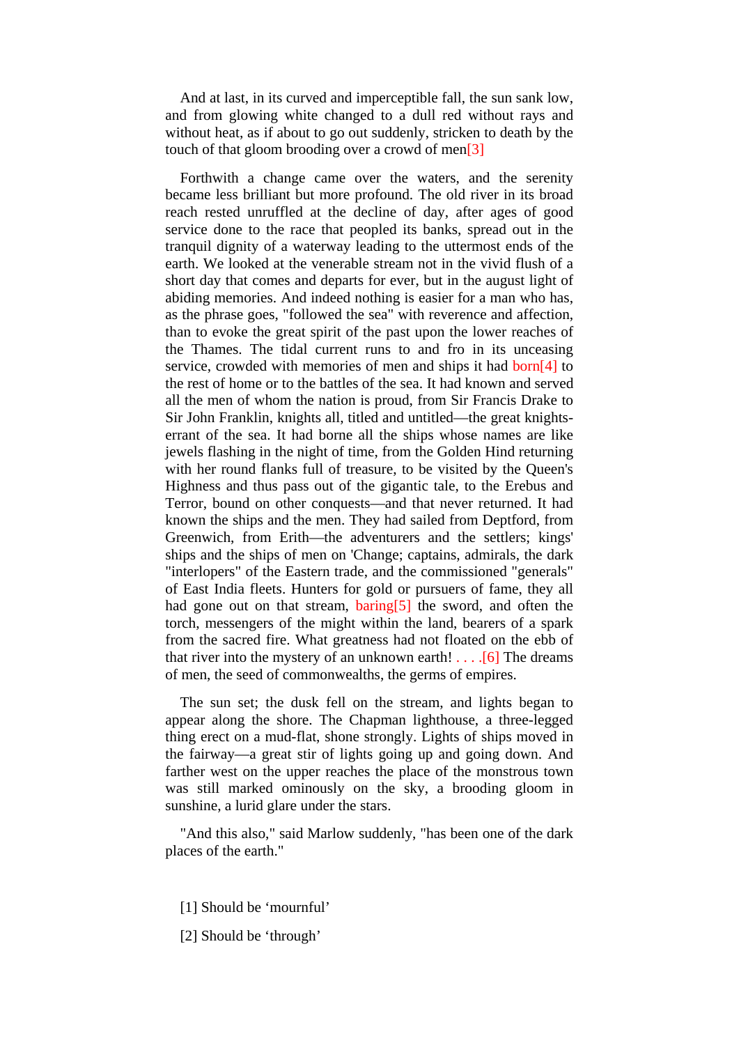And at last, in its curved and imperceptible fall, the sun sank low, and from glowing white changed to a dull red without rays and without heat, as if about to go out suddenly, stricken to death by the touch of that gloom brooding over a crowd of men[3]

Forthwith a change came over the waters, and the serenity became less brilliant but more profound. The old river in its broad reach rested unruffled at the decline of day, after ages of good service done to the race that peopled its banks, spread out in the tranquil dignity of a waterway leading to the uttermost ends of the earth. We looked at the venerable stream not in the vivid flush of a short day that comes and departs for ever, but in the august light of abiding memories. And indeed nothing is easier for a man who has, as the phrase goes, "followed the sea" with reverence and affection, than to evoke the great spirit of the past upon the lower reaches of the Thames. The tidal current runs to and fro in its unceasing service, crowded with memories of men and ships it had born[4] to the rest of home or to the battles of the sea. It had known and served all the men of whom the nation is proud, from Sir Francis Drake to Sir John Franklin, knights all, titled and untitled—the great knights-errant of the sea. It had borne all the ships whose names are like jewels flashing in the night of time, from the Golden Hind returning with her round flanks full of treasure, to be visited by the Queen's Highness and thus pass out of the gigantic tale, to the Erebus and Terror, bound on other conquests—and that never returned. It had known the ships and the men. They had sailed from Deptford, from Greenwich, from Erith—the adventurers and the settlers; kings' ships and the ships of men on 'Change; captains, admirals, the dark "interlopers" of the Eastern trade, and the commissioned "generals" of East India fleets. Hunters for gold or pursuers of fame, they all had gone out on that stream, baring[5] the sword, and often the torch, messengers of the might within the land, bearers of a spark from the sacred fire. What greatness had not floated on the ebb of that river into the mystery of an unknown earth! . . . .[6] The dreams of men, the seed of commonwealths, the germs of empires.

The sun set; the dusk fell on the stream, and lights began to appear along the shore. The Chapman lighthouse, a three-legged thing erect on a mud-flat, shone strongly. Lights of ships moved in the fairway—a great stir of lights going up and going down. And farther west on the upper reaches the place of the monstrous town was still marked ominously on the sky, a brooding gloom in sunshine, a lurid glare under the stars.

"And this also," said Marlow suddenly, "has been one of the dark places of the earth."

[1] Should be ‘mournful’

[2] Should be ‘through’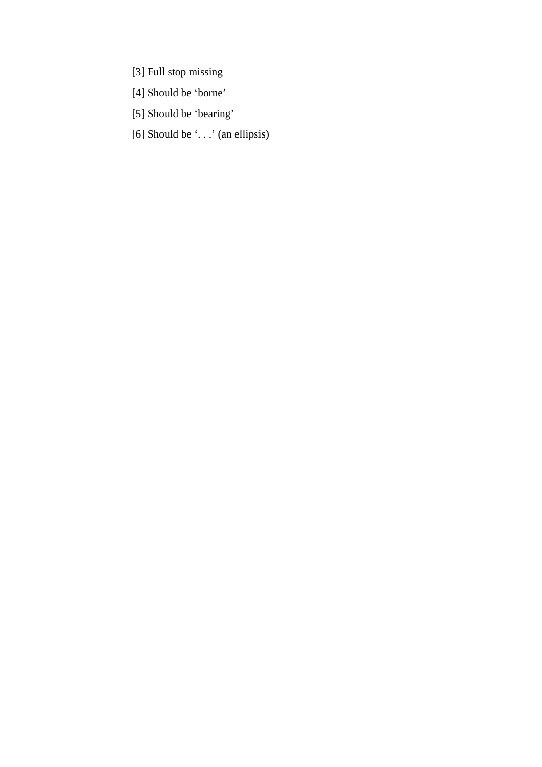[3] Full stop missing

[4] Should be ‘borne’

[5] Should be ‘bearing’

[6] Should be ‘. . .’ (an ellipsis)